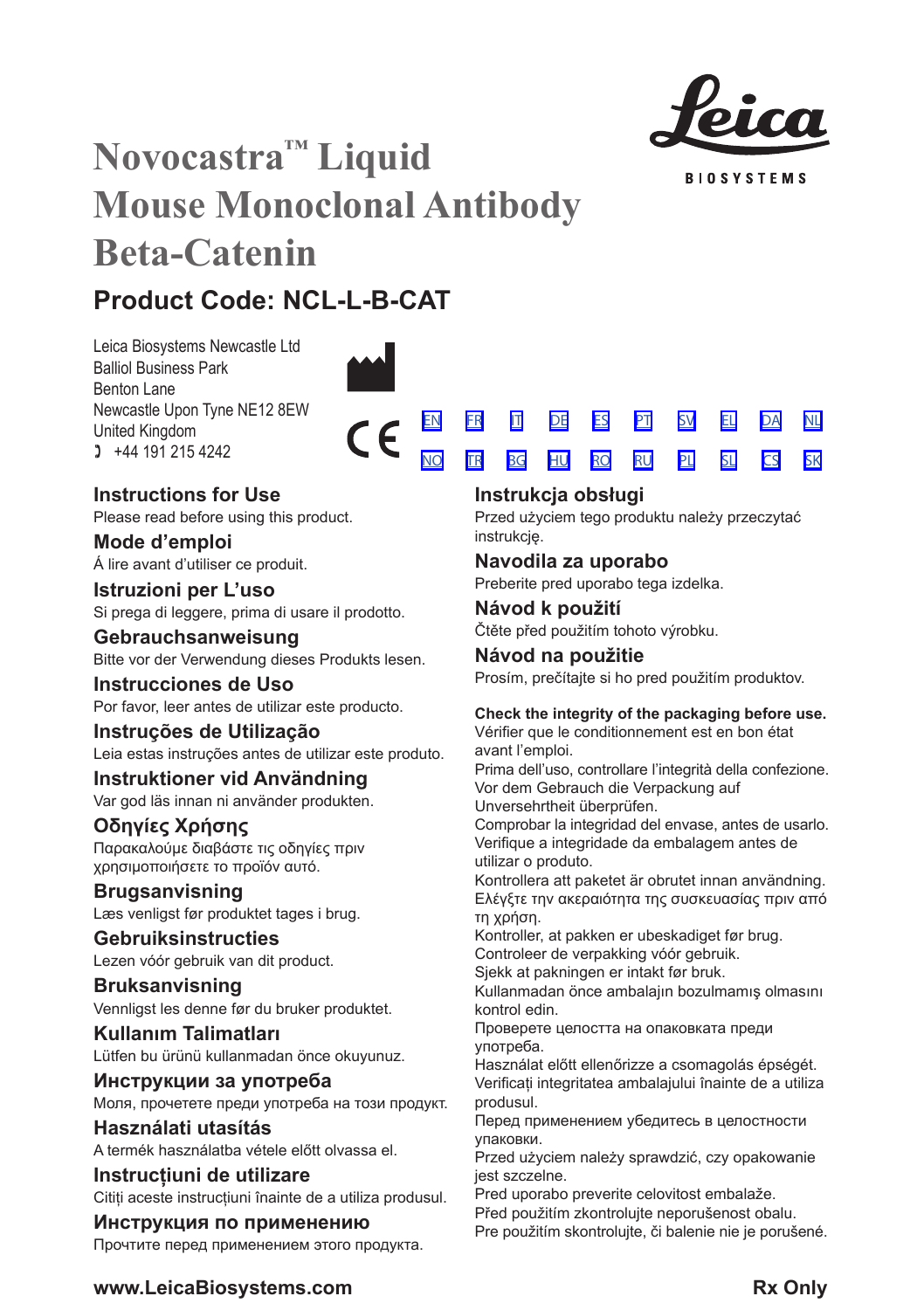# Novocastra™ Liquid Mouse Monoclonal Antibody Beta-Catenin

## Product Code: NCL-L-B-CAT

Leica Biosystems Newcastle Ltd
Balliol Business Park
Benton Lane
Newcastle Upon Tyne NE12 8EW
United Kingdom
+44 191 215 4242

EN FR IT DE ES PT SV EL DA NL
NO TR BG HU RO RU PL SL CS SK

### Instructions for Use
Please read before using this product.

### Mode d'emploi
À lire avant d'utiliser ce produit.

### Istruzioni per L'uso
Si prega di leggere, prima di usare il prodotto.

### Gebrauchsanweisung
Bitte vor der Verwendung dieses Produkts lesen.

### Instrucciones de Uso
Por favor, leer antes de utilizar este producto.

### Instruções de Utilização
Leia estas instruções antes de utilizar este produto.

### Instruktioner vid Användning
Var god läs innan ni använder produkten.

### Οδηγίες Χρήσης
Παρακαλούμε διαβάστε τις οδηγίες πριν χρησιμοποιήσετε το προϊόν αυτό.

### Brugsanvisning
Læs venligst før produktet tages i brug.

### Gebruiksinstructies
Lezen vóór gebruik van dit product.

### Bruksanvisning
Vennligst les denne før du bruker produktet.

### Kullanım Talimatları
Lütfen bu ürünü kullanmadan önce okuyunuz.

### Инструкции за употреба
Моля, прочетете преди употреба на този продукт.

### Használati utasítás
A termék használatba vétele előtt olvassa el.

### Instrucțiuni de utilizare
Citiți aceste instrucțiuni înainte de a utiliza produsul.

### Инструкция по применению
Прочтите перед применением этого продукта.

### Instrukcja obsługi
Przed użyciem tego produktu należy przeczytać instrukcję.

### Navodila za uporabo
Preberite pred uporabo tega izdelka.

### Návod k použití
Čtěte před použitím tohoto výrobku.

### Návod na použitie
Prosím, prečítajte si ho pred použitím produktov.

**Check the integrity of the packaging before use.**
Vérifier que le conditionnement est en bon état avant l'emploi.
Prima dell'uso, controllare l'integrità della confezione.
Vor dem Gebrauch die Verpackung auf Unversehrtheit überprüfen.
Comprobar la integridad del envase, antes de usarlo.
Verifique a integridade da embalagem antes de utilizar o produto.
Kontrollera att paketet är obrutet innan användning.
Ελέγξτε την ακεραιότητα της συσκευασίας πριν από τη χρήση.
Kontroller, at pakken er ubeskadiget før brug.
Controleer de verpakking vóór gebruik.
Sjekk at pakningen er intakt før bruk.
Kullanmadan önce ambalajın bozulmamış olmasını kontrol edin.
Проверете целостта на опаковката преди употреба.
Használat előtt ellenőrizze a csomagolás épségét.
Verificați integritatea ambalajului înainte de a utiliza produsul.
Перед применением убедитесь в целостности упаковки.
Przed użyciem należy sprawdzić, czy opakowanie jest szczelne.
Pred uporabo preverite celovitost embalaže.
Před použitím zkontrolujte neporušenost obalu.
Pre použitím skontrolujte, či balenie nie je porušené.

**www.LeicaBiosystems.com** **Rx Only**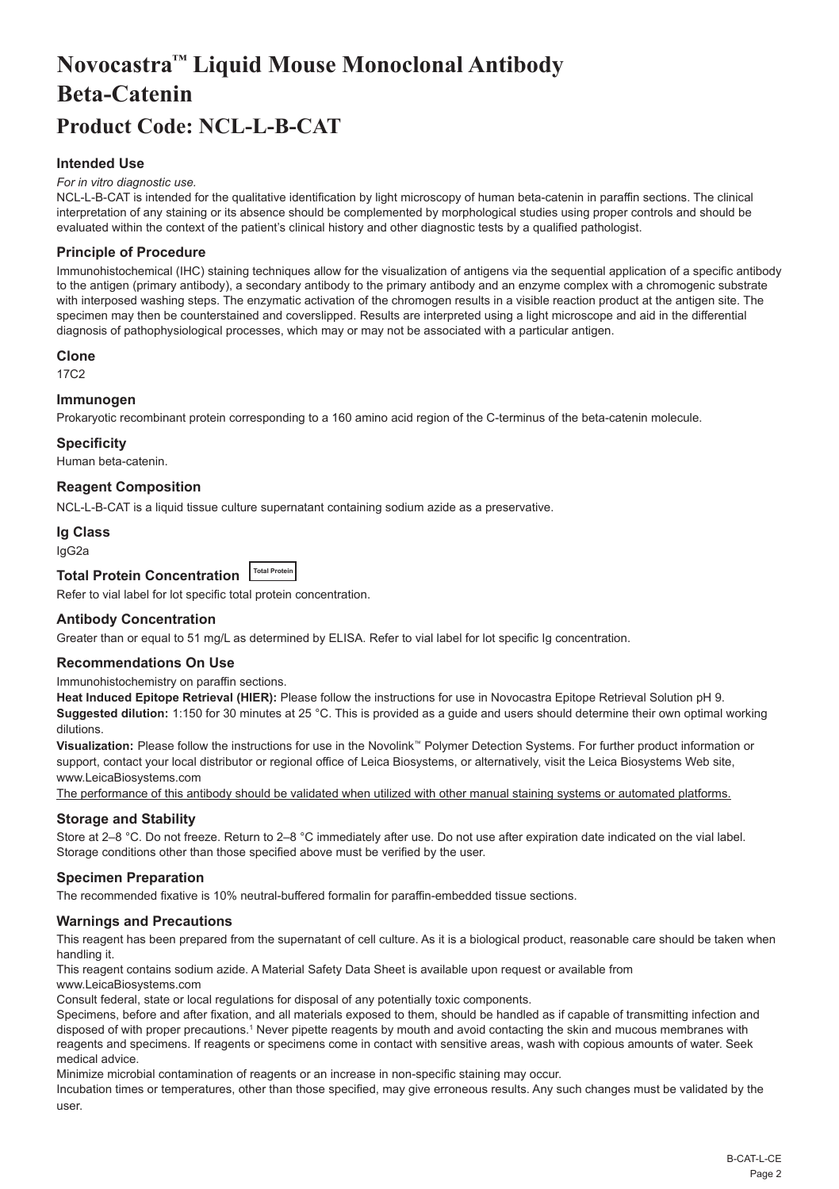# Novocastra™ Liquid Mouse Monoclonal Antibody Beta-Catenin

## Product Code: NCL-L-B-CAT

### Intended Use

*For in vitro diagnostic use.*

NCL-L-B-CAT is intended for the qualitative identification by light microscopy of human beta-catenin in paraffin sections. The clinical interpretation of any staining or its absence should be complemented by morphological studies using proper controls and should be evaluated within the context of the patient's clinical history and other diagnostic tests by a qualified pathologist.

### Principle of Procedure

Immunohistochemical (IHC) staining techniques allow for the visualization of antigens via the sequential application of a specific antibody to the antigen (primary antibody), a secondary antibody to the primary antibody and an enzyme complex with a chromogenic substrate with interposed washing steps. The enzymatic activation of the chromogen results in a visible reaction product at the antigen site. The specimen may then be counterstained and coverslipped. Results are interpreted using a light microscope and aid in the differential diagnosis of pathophysiological processes, which may or may not be associated with a particular antigen.

### Clone

17C2

### Immunogen

Prokaryotic recombinant protein corresponding to a 160 amino acid region of the C-terminus of the beta-catenin molecule.

### Specificity

Human beta-catenin.

### Reagent Composition

NCL-L-B-CAT is a liquid tissue culture supernatant containing sodium azide as a preservative.

### Ig Class

IgG2a

### Total Protein Concentration Total Protein

Refer to vial label for lot specific total protein concentration.

### Antibody Concentration

Greater than or equal to 51 mg/L as determined by ELISA. Refer to vial label for lot specific Ig concentration.

### Recommendations On Use

Immunohistochemistry on paraffin sections.

**Heat Induced Epitope Retrieval (HIER):** Please follow the instructions for use in Novocastra Epitope Retrieval Solution pH 9.

**Suggested dilution:** 1:150 for 30 minutes at 25 °C. This is provided as a guide and users should determine their own optimal working dilutions.

**Visualization:** Please follow the instructions for use in the Novolink™ Polymer Detection Systems. For further product information or support, contact your local distributor or regional office of Leica Biosystems, or alternatively, visit the Leica Biosystems Web site, www.LeicaBiosystems.com

The performance of this antibody should be validated when utilized with other manual staining systems or automated platforms.

### Storage and Stability

Store at 2–8 °C. Do not freeze. Return to 2–8 °C immediately after use. Do not use after expiration date indicated on the vial label. Storage conditions other than those specified above must be verified by the user.

### Specimen Preparation

The recommended fixative is 10% neutral-buffered formalin for paraffin-embedded tissue sections.

### Warnings and Precautions

This reagent has been prepared from the supernatant of cell culture. As it is a biological product, reasonable care should be taken when handling it.

This reagent contains sodium azide. A Material Safety Data Sheet is available upon request or available from www.LeicaBiosystems.com

Consult federal, state or local regulations for disposal of any potentially toxic components.

Specimens, before and after fixation, and all materials exposed to them, should be handled as if capable of transmitting infection and disposed of with proper precautions.[1] Never pipette reagents by mouth and avoid contacting the skin and mucous membranes with reagents and specimens. If reagents or specimens come in contact with sensitive areas, wash with copious amounts of water. Seek medical advice.

Minimize microbial contamination of reagents or an increase in non-specific staining may occur.

Incubation times or temperatures, other than those specified, may give erroneous results. Any such changes must be validated by the user.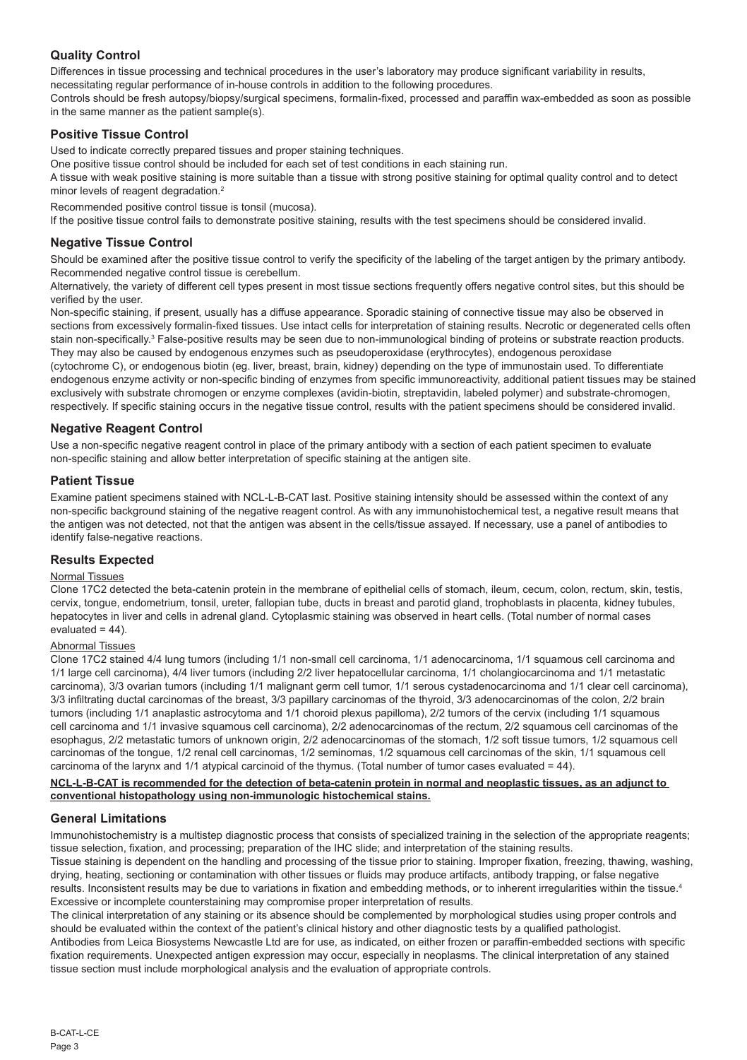## Quality Control

Differences in tissue processing and technical procedures in the user's laboratory may produce significant variability in results, necessitating regular performance of in-house controls in addition to the following procedures.

Controls should be fresh autopsy/biopsy/surgical specimens, formalin-fixed, processed and paraffin wax-embedded as soon as possible in the same manner as the patient sample(s).

## Positive Tissue Control

Used to indicate correctly prepared tissues and proper staining techniques.

One positive tissue control should be included for each set of test conditions in each staining run.

A tissue with weak positive staining is more suitable than a tissue with strong positive staining for optimal quality control and to detect minor levels of reagent degradation.[2]

Recommended positive control tissue is tonsil (mucosa).

If the positive tissue control fails to demonstrate positive staining, results with the test specimens should be considered invalid.

## Negative Tissue Control

Should be examined after the positive tissue control to verify the specificity of the labeling of the target antigen by the primary antibody.

Recommended negative control tissue is cerebellum.

Alternatively, the variety of different cell types present in most tissue sections frequently offers negative control sites, but this should be verified by the user.

Non-specific staining, if present, usually has a diffuse appearance. Sporadic staining of connective tissue may also be observed in sections from excessively formalin-fixed tissues. Use intact cells for interpretation of staining results. Necrotic or degenerated cells often stain non-specifically.[3] False-positive results may be seen due to non-immunological binding of proteins or substrate reaction products. They may also be caused by endogenous enzymes such as pseudoperoxidase (erythrocytes), endogenous peroxidase (cytochrome C), or endogenous biotin (eg. liver, breast, brain, kidney) depending on the type of immunostain used. To differentiate endogenous enzyme activity or non-specific binding of enzymes from specific immunoreactivity, additional patient tissues may be stained exclusively with substrate chromogen or enzyme complexes (avidin-biotin, streptavidin, labeled polymer) and substrate-chromogen, respectively. If specific staining occurs in the negative tissue control, results with the patient specimens should be considered invalid.

## Negative Reagent Control

Use a non-specific negative reagent control in place of the primary antibody with a section of each patient specimen to evaluate non-specific staining and allow better interpretation of specific staining at the antigen site.

## Patient Tissue

Examine patient specimens stained with NCL-L-B-CAT last. Positive staining intensity should be assessed within the context of any non-specific background staining of the negative reagent control. As with any immunohistochemical test, a negative result means that the antigen was not detected, not that the antigen was absent in the cells/tissue assayed. If necessary, use a panel of antibodies to identify false-negative reactions.

## Results Expected

Normal Tissues

Clone 17C2 detected the beta-catenin protein in the membrane of epithelial cells of stomach, ileum, cecum, colon, rectum, skin, testis, cervix, tongue, endometrium, tonsil, ureter, fallopian tube, ducts in breast and parotid gland, trophoblasts in placenta, kidney tubules, hepatocytes in liver and cells in adrenal gland. Cytoplasmic staining was observed in heart cells. (Total number of normal cases evaluated = 44).

Abnormal Tissues

Clone 17C2 stained 4/4 lung tumors (including 1/1 non-small cell carcinoma, 1/1 adenocarcinoma, 1/1 squamous cell carcinoma and 1/1 large cell carcinoma), 4/4 liver tumors (including 2/2 liver hepatocellular carcinoma, 1/1 cholangiocarcinoma and 1/1 metastatic carcinoma), 3/3 ovarian tumors (including 1/1 malignant germ cell tumor, 1/1 serous cystadenocarcinoma and 1/1 clear cell carcinoma), 3/3 infiltrating ductal carcinomas of the breast, 3/3 papillary carcinomas of the thyroid, 3/3 adenocarcinomas of the colon, 2/2 brain tumors (including 1/1 anaplastic astrocytoma and 1/1 choroid plexus papilloma), 2/2 tumors of the cervix (including 1/1 squamous cell carcinoma and 1/1 invasive squamous cell carcinoma), 2/2 adenocarcinomas of the rectum, 2/2 squamous cell carcinomas of the esophagus, 2/2 metastatic tumors of unknown origin, 2/2 adenocarcinomas of the stomach, 1/2 soft tissue tumors, 1/2 squamous cell carcinomas of the tongue, 1/2 renal cell carcinomas, 1/2 seminomas, 1/2 squamous cell carcinomas of the skin, 1/1 squamous cell carcinoma of the larynx and 1/1 atypical carcinoid of the thymus. (Total number of tumor cases evaluated = 44).

**NCL-L-B-CAT is recommended for the detection of beta-catenin protein in normal and neoplastic tissues, as an adjunct to conventional histopathology using non-immunologic histochemical stains.**

## General Limitations

Immunohistochemistry is a multistep diagnostic process that consists of specialized training in the selection of the appropriate reagents; tissue selection, fixation, and processing; preparation of the IHC slide; and interpretation of the staining results.

Tissue staining is dependent on the handling and processing of the tissue prior to staining. Improper fixation, freezing, thawing, washing, drying, heating, sectioning or contamination with other tissues or fluids may produce artifacts, antibody trapping, or false negative results. Inconsistent results may be due to variations in fixation and embedding methods, or to inherent irregularities within the tissue.[4]

Excessive or incomplete counterstaining may compromise proper interpretation of results.

The clinical interpretation of any staining or its absence should be complemented by morphological studies using proper controls and should be evaluated within the context of the patient's clinical history and other diagnostic tests by a qualified pathologist.

Antibodies from Leica Biosystems Newcastle Ltd are for use, as indicated, on either frozen or paraffin-embedded sections with specific fixation requirements. Unexpected antigen expression may occur, especially in neoplasms. The clinical interpretation of any stained tissue section must include morphological analysis and the evaluation of appropriate controls.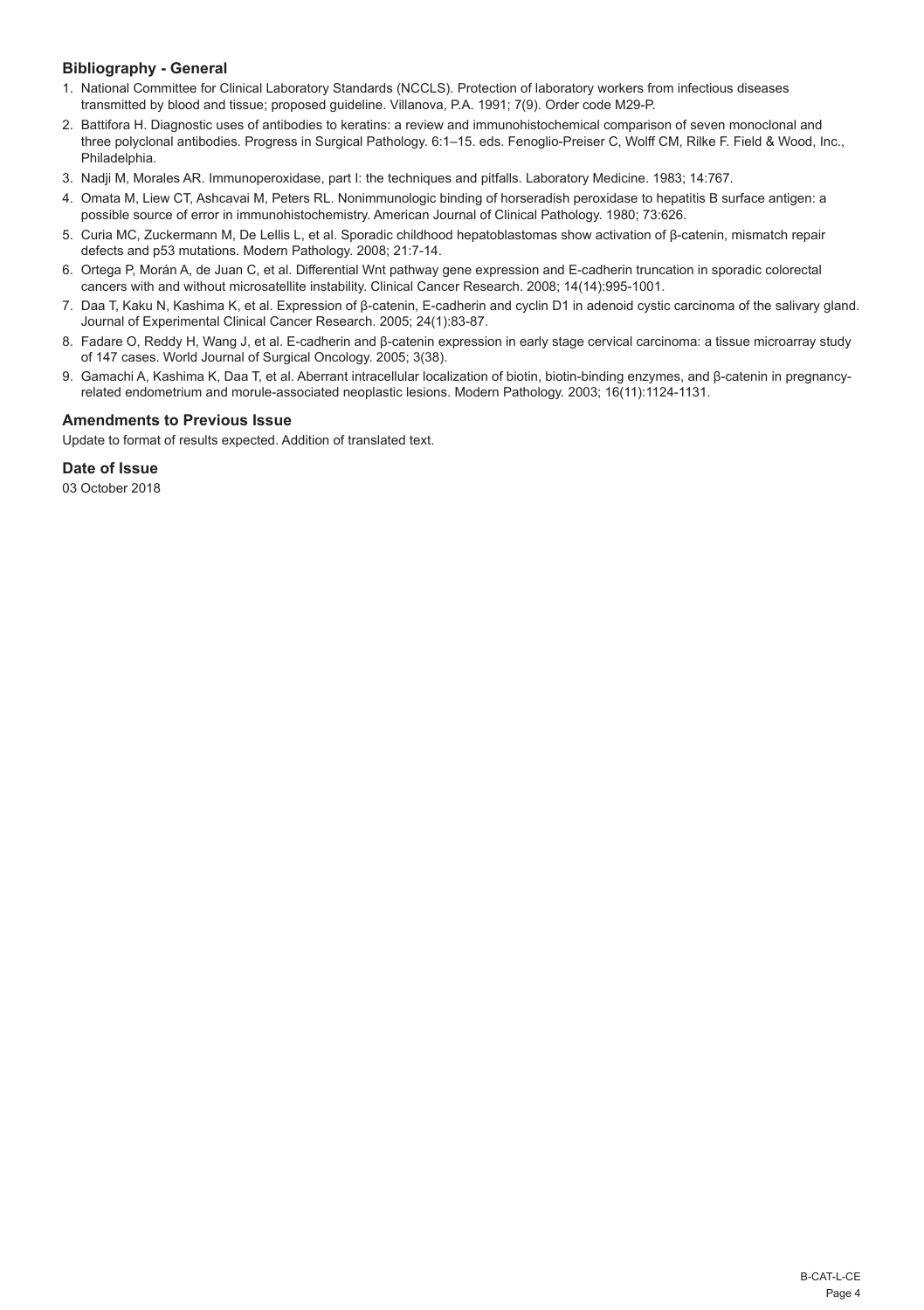### Bibliography - General

1. National Committee for Clinical Laboratory Standards (NCCLS). Protection of laboratory workers from infectious diseases transmitted by blood and tissue; proposed guideline. Villanova, P.A. 1991; 7(9). Order code M29-P.
2. Battifora H. Diagnostic uses of antibodies to keratins: a review and immunohistochemical comparison of seven monoclonal and three polyclonal antibodies. Progress in Surgical Pathology. 6:1–15. eds. Fenoglio-Preiser C, Wolff CM, Rilke F. Field & Wood, Inc., Philadelphia.
3. Nadji M, Morales AR. Immunoperoxidase, part I: the techniques and pitfalls. Laboratory Medicine. 1983; 14:767.
4. Omata M, Liew CT, Ashcavai M, Peters RL. Nonimmunologic binding of horseradish peroxidase to hepatitis B surface antigen: a possible source of error in immunohistochemistry. American Journal of Clinical Pathology. 1980; 73:626.
5. Curia MC, Zuckermann M, De Lellis L, et al. Sporadic childhood hepatoblastomas show activation of β-catenin, mismatch repair defects and p53 mutations. Modern Pathology. 2008; 21:7-14.
6. Ortega P, Morán A, de Juan C, et al. Differential Wnt pathway gene expression and E-cadherin truncation in sporadic colorectal cancers with and without microsatellite instability. Clinical Cancer Research. 2008; 14(14):995-1001.
7. Daa T, Kaku N, Kashima K, et al. Expression of β-catenin, E-cadherin and cyclin D1 in adenoid cystic carcinoma of the salivary gland. Journal of Experimental Clinical Cancer Research. 2005; 24(1):83-87.
8. Fadare O, Reddy H, Wang J, et al. E-cadherin and β-catenin expression in early stage cervical carcinoma: a tissue microarray study of 147 cases. World Journal of Surgical Oncology. 2005; 3(38).
9. Gamachi A, Kashima K, Daa T, et al. Aberrant intracellular localization of biotin, biotin-binding enzymes, and β-catenin in pregnancy-related endometrium and morule-associated neoplastic lesions. Modern Pathology. 2003; 16(11):1124-1131.

### Amendments to Previous Issue

Update to format of results expected. Addition of translated text.

### Date of Issue

03 October 2018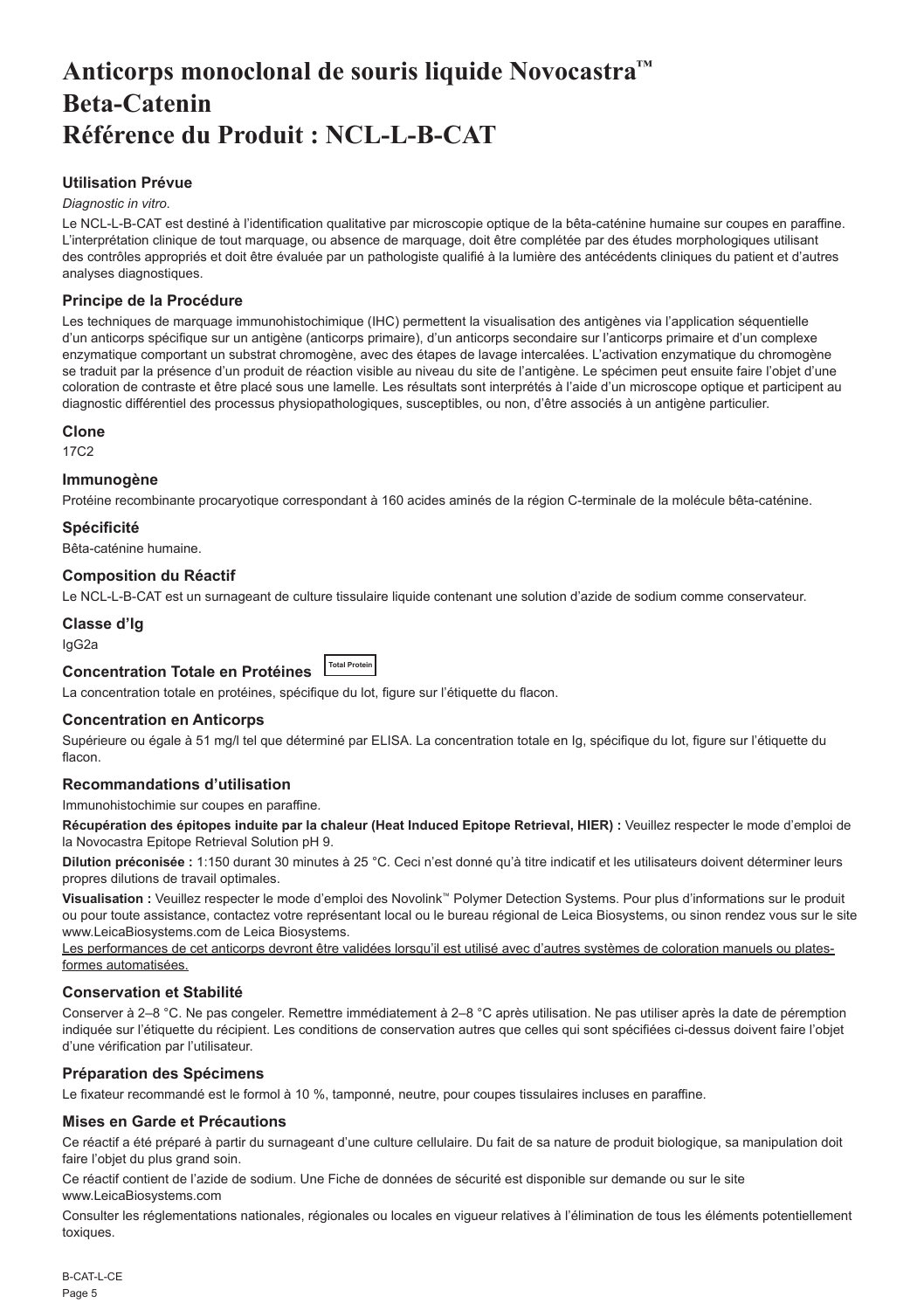# Anticorps monoclonal de souris liquide Novocastra™ Beta-Catenin Référence du Produit : NCL-L-B-CAT

## Utilisation Prévue

*Diagnostic in vitro*.

Le NCL-L-B-CAT est destiné à l'identification qualitative par microscopie optique de la bêta-caténine humaine sur coupes en paraffine. L'interprétation clinique de tout marquage, ou absence de marquage, doit être complétée par des études morphologiques utilisant des contrôles appropriés et doit être évaluée par un pathologiste qualifié à la lumière des antécédents cliniques du patient et d'autres analyses diagnostiques.

## Principe de la Procédure

Les techniques de marquage immunohistochimique (IHC) permettent la visualisation des antigènes via l'application séquentielle d'un anticorps spécifique sur un antigène (anticorps primaire), d'un anticorps secondaire sur l'anticorps primaire et d'un complexe enzymatique comportant un substrat chromogène, avec des étapes de lavage intercalées. L'activation enzymatique du chromogène se traduit par la présence d'un produit de réaction visible au niveau du site de l'antigène. Le spécimen peut ensuite faire l'objet d'une coloration de contraste et être placé sous une lamelle. Les résultats sont interprétés à l'aide d'un microscope optique et participent au diagnostic différentiel des processus physiopathologiques, susceptibles, ou non, d'être associés à un antigène particulier.

## Clone

17C2

## Immunogène

Protéine recombinante procaryotique correspondant à 160 acides aminés de la région C-terminale de la molécule bêta-caténine.

## Spécificité

Bêta-caténine humaine.

## Composition du Réactif

Le NCL-L-B-CAT est un surnageant de culture tissulaire liquide contenant une solution d'azide de sodium comme conservateur.

## Classe d'Ig

IgG2a

## Concentration Totale en Protéines Total Protein

La concentration totale en protéines, spécifique du lot, figure sur l'étiquette du flacon.

## Concentration en Anticorps

Supérieure ou égale à 51 mg/l tel que déterminé par ELISA. La concentration totale en Ig, spécifique du lot, figure sur l'étiquette du flacon.

## Recommandations d'utilisation

Immunohistochimie sur coupes en paraffine.

**Récupération des épitopes induite par la chaleur (Heat Induced Epitope Retrieval, HIER) :** Veuillez respecter le mode d'emploi de la Novocastra Epitope Retrieval Solution pH 9.

**Dilution préconisée :** 1:150 durant 30 minutes à 25 °C. Ceci n'est donné qu'à titre indicatif et les utilisateurs doivent déterminer leurs propres dilutions de travail optimales.

**Visualisation :** Veuillez respecter le mode d'emploi des Novolink™ Polymer Detection Systems. Pour plus d'informations sur le produit ou pour toute assistance, contactez votre représentant local ou le bureau régional de Leica Biosystems, ou sinon rendez vous sur le site www.LeicaBiosystems.com de Leica Biosystems.

<u>Les performances de cet anticorps devront être validées lorsqu'il est utilisé avec d'autres systèmes de coloration manuels ou plates-formes automatisées.</u>

## Conservation et Stabilité

Conserver à 2–8 °C. Ne pas congeler. Remettre immédiatement à 2–8 °C après utilisation. Ne pas utiliser après la date de péremption indiquée sur l'étiquette du récipient. Les conditions de conservation autres que celles qui sont spécifiées ci-dessus doivent faire l'objet d'une vérification par l'utilisateur.

## Préparation des Spécimens

Le fixateur recommandé est le formol à 10 %, tamponné, neutre, pour coupes tissulaires incluses en paraffine.

## Mises en Garde et Précautions

Ce réactif a été préparé à partir du surnageant d'une culture cellulaire. Du fait de sa nature de produit biologique, sa manipulation doit faire l'objet du plus grand soin.

Ce réactif contient de l'azide de sodium. Une Fiche de données de sécurité est disponible sur demande ou sur le site www.LeicaBiosystems.com

Consulter les réglementations nationales, régionales ou locales en vigueur relatives à l'élimination de tous les éléments potentiellement toxiques.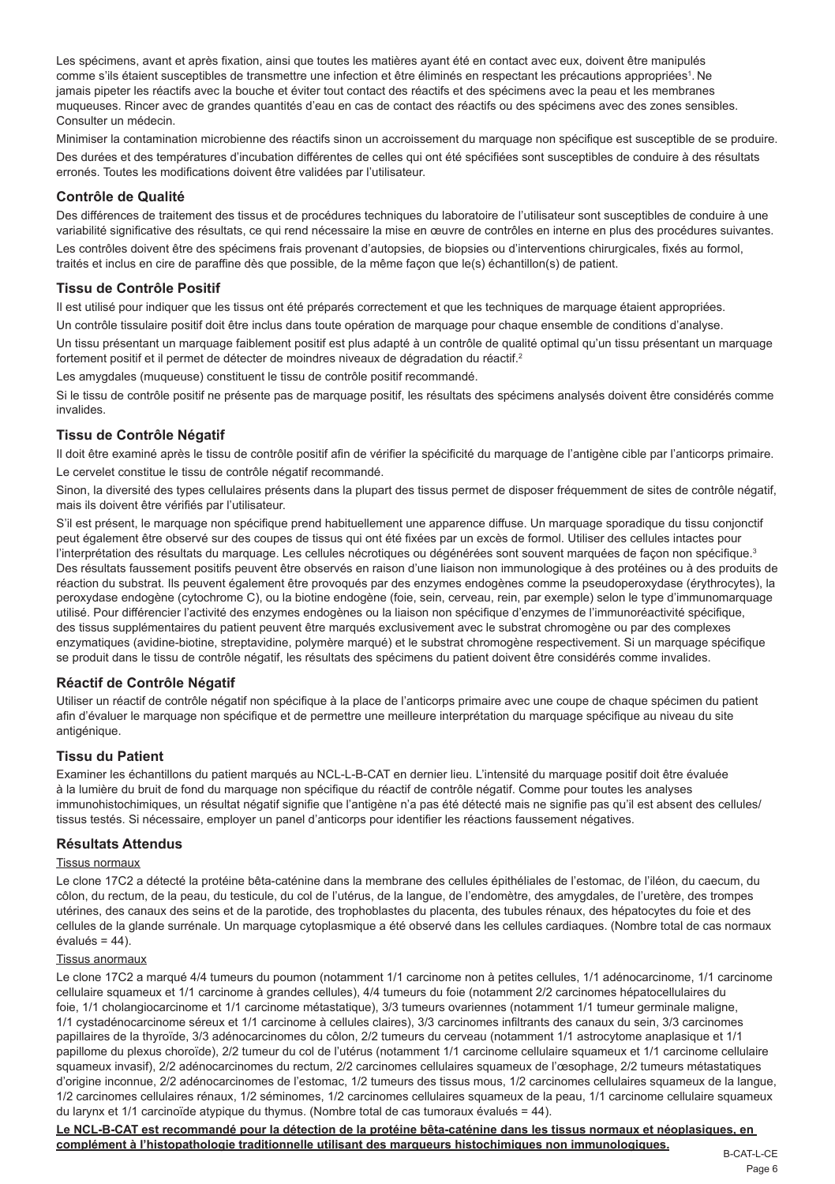Les spécimens, avant et après fixation, ainsi que toutes les matières ayant été en contact avec eux, doivent être manipulés comme s'ils étaient susceptibles de transmettre une infection et être éliminés en respectant les précautions appropriées[1]. Ne jamais pipeter les réactifs avec la bouche et éviter tout contact des réactifs et des spécimens avec la peau et les membranes muqueuses. Rincer avec de grandes quantités d'eau en cas de contact des réactifs ou des spécimens avec des zones sensibles. Consulter un médecin.

Minimiser la contamination microbienne des réactifs sinon un accroissement du marquage non spécifique est susceptible de se produire.

Des durées et des températures d'incubation différentes de celles qui ont été spécifiées sont susceptibles de conduire à des résultats erronés. Toutes les modifications doivent être validées par l'utilisateur.

## Contrôle de Qualité

Des différences de traitement des tissus et de procédures techniques du laboratoire de l'utilisateur sont susceptibles de conduire à une variabilité significative des résultats, ce qui rend nécessaire la mise en œuvre de contrôles en interne en plus des procédures suivantes.

Les contrôles doivent être des spécimens frais provenant d'autopsies, de biopsies ou d'interventions chirurgicales, fixés au formol, traités et inclus en cire de paraffine dès que possible, de la même façon que le(s) échantillon(s) de patient.

## Tissu de Contrôle Positif

Il est utilisé pour indiquer que les tissus ont été préparés correctement et que les techniques de marquage étaient appropriées.

Un contrôle tissulaire positif doit être inclus dans toute opération de marquage pour chaque ensemble de conditions d'analyse.

Un tissu présentant un marquage faiblement positif est plus adapté à un contrôle de qualité optimal qu'un tissu présentant un marquage fortement positif et il permet de détecter de moindres niveaux de dégradation du réactif.[2]

Les amygdales (muqueuse) constituent le tissu de contrôle positif recommandé.

Si le tissu de contrôle positif ne présente pas de marquage positif, les résultats des spécimens analysés doivent être considérés comme invalides.

## Tissu de Contrôle Négatif

Il doit être examiné après le tissu de contrôle positif afin de vérifier la spécificité du marquage de l'antigène cible par l'anticorps primaire.

Le cervelet constitue le tissu de contrôle négatif recommandé.

Sinon, la diversité des types cellulaires présents dans la plupart des tissus permet de disposer fréquemment de sites de contrôle négatif, mais ils doivent être vérifiés par l'utilisateur.

S'il est présent, le marquage non spécifique prend habituellement une apparence diffuse. Un marquage sporadique du tissu conjonctif peut également être observé sur des coupes de tissus qui ont été fixées par un excès de formol. Utiliser des cellules intactes pour l'interprétation des résultats du marquage. Les cellules nécrotiques ou dégénérées sont souvent marquées de façon non spécifique.[3] Des résultats faussement positifs peuvent être observés en raison d'une liaison non immunologique à des protéines ou à des produits de réaction du substrat. Ils peuvent également être provoqués par des enzymes endogènes comme la pseudoperoxydase (érythrocytes), la peroxydase endogène (cytochrome C), ou la biotine endogène (foie, sein, cerveau, rein, par exemple) selon le type d'immunomarquage utilisé. Pour différencier l'activité des enzymes endogènes ou la liaison non spécifique d'enzymes de l'immunoréactivité spécifique, des tissus supplémentaires du patient peuvent être marqués exclusivement avec le substrat chromogène ou par des complexes enzymatiques (avidine-biotine, streptavidine, polymère marqué) et le substrat chromogène respectivement. Si un marquage spécifique se produit dans le tissu de contrôle négatif, les résultats des spécimens du patient doivent être considérés comme invalides.

## Réactif de Contrôle Négatif

Utiliser un réactif de contrôle négatif non spécifique à la place de l'anticorps primaire avec une coupe de chaque spécimen du patient afin d'évaluer le marquage non spécifique et de permettre une meilleure interprétation du marquage spécifique au niveau du site antigénique.

## Tissu du Patient

Examiner les échantillons du patient marqués au NCL-L-B-CAT en dernier lieu. L'intensité du marquage positif doit être évaluée à la lumière du bruit de fond du marquage non spécifique du réactif de contrôle négatif. Comme pour toutes les analyses immunohistochimiques, un résultat négatif signifie que l'antigène n'a pas été détecté mais ne signifie pas qu'il est absent des cellules/tissus testés. Si nécessaire, employer un panel d'anticorps pour identifier les réactions faussement négatives.

## Résultats Attendus

### Tissus normaux

Le clone 17C2 a détecté la protéine bêta-caténine dans la membrane des cellules épithéliales de l'estomac, de l'iléon, du caecum, du côlon, du rectum, de la peau, du testicule, du col de l'utérus, de la langue, de l'endomètre, des amygdales, de l'uretère, des trompes utérines, des canaux des seins et de la parotide, des trophoblastes du placenta, des tubules rénaux, des hépatocytes du foie et des cellules de la glande surrénale. Un marquage cytoplasmique a été observé dans les cellules cardiaques. (Nombre total de cas normaux évalués = 44).

### Tissus anormaux

Le clone 17C2 a marqué 4/4 tumeurs du poumon (notamment 1/1 carcinome non à petites cellules, 1/1 adénocarcinome, 1/1 carcinome cellulaire squameux et 1/1 carcinome à grandes cellules), 4/4 tumeurs du foie (notamment 2/2 carcinomes hépatocellulaires du foie, 1/1 cholangiocarcinome et 1/1 carcinome métastatique), 3/3 tumeurs ovariennes (notamment 1/1 tumeur germinale maligne, 1/1 cystadénocarcinome séreux et 1/1 carcinome à cellules claires), 3/3 carcinomes infiltrants des canaux du sein, 3/3 carcinomes papillaires de la thyroïde, 3/3 adénocarcinomes du côlon, 2/2 tumeurs du cerveau (notamment 1/1 astrocytome anaplasique et 1/1 papillome du plexus choroïde), 2/2 tumeur du col de l'utérus (notamment 1/1 carcinome cellulaire squameux et 1/1 carcinome cellulaire squameux invasif), 2/2 adénocarcinomes du rectum, 2/2 carcinomes cellulaires squameux de l'œsophage, 2/2 tumeurs métastatiques d'origine inconnue, 2/2 adénocarcinomes de l'estomac, 1/2 tumeurs des tissus mous, 1/2 carcinomes cellulaires squameux de la langue, 1/2 carcinomes cellulaires rénaux, 1/2 séminomes, 1/2 carcinomes cellulaires squameux de la peau, 1/1 carcinome cellulaire squameux du larynx et 1/1 carcinoïde atypique du thymus. (Nombre total de cas tumoraux évalués = 44).

**Le NCL-B-CAT est recommandé pour la détection de la protéine bêta-caténine dans les tissus normaux et néoplasiques, en complément à l'histopathologie traditionnelle utilisant des marqueurs histochimiques non immunologiques.**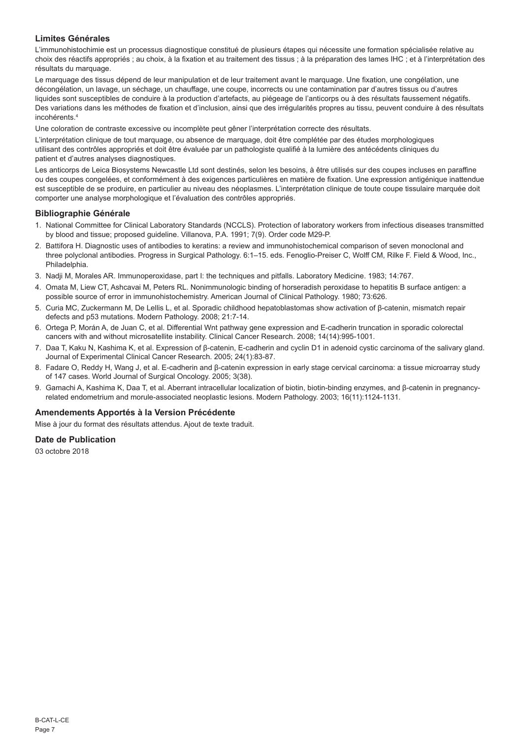### Limites Générales

L'immunohistochimie est un processus diagnostique constitué de plusieurs étapes qui nécessite une formation spécialisée relative au choix des réactifs appropriés ; au choix, à la fixation et au traitement des tissus ; à la préparation des lames IHC ; et à l'interprétation des résultats du marquage.

Le marquage des tissus dépend de leur manipulation et de leur traitement avant le marquage. Une fixation, une congélation, une décongélation, un lavage, un séchage, un chauffage, une coupe, incorrects ou une contamination par d'autres tissus ou d'autres liquides sont susceptibles de conduire à la production d'artefacts, au piégeage de l'anticorps ou à des résultats faussement négatifs. Des variations dans les méthodes de fixation et d'inclusion, ainsi que des irrégularités propres au tissu, peuvent conduire à des résultats incohérents.[4]

Une coloration de contraste excessive ou incomplète peut gêner l'interprétation correcte des résultats.

L'interprétation clinique de tout marquage, ou absence de marquage, doit être complétée par des études morphologiques utilisant des contrôles appropriés et doit être évaluée par un pathologiste qualifié à la lumière des antécédents cliniques du patient et d'autres analyses diagnostiques.

Les anticorps de Leica Biosystems Newcastle Ltd sont destinés, selon les besoins, à être utilisés sur des coupes incluses en paraffine ou des coupes congelées, et conformément à des exigences particulières en matière de fixation. Une expression antigénique inattendue est susceptible de se produire, en particulier au niveau des néoplasmes. L'interprétation clinique de toute coupe tissulaire marquée doit comporter une analyse morphologique et l'évaluation des contrôles appropriés.

### Bibliographie Générale

1. National Committee for Clinical Laboratory Standards (NCCLS). Protection of laboratory workers from infectious diseases transmitted by blood and tissue; proposed guideline. Villanova, P.A. 1991; 7(9). Order code M29-P.
2. Battifora H. Diagnostic uses of antibodies to keratins: a review and immunohistochemical comparison of seven monoclonal and three polyclonal antibodies. Progress in Surgical Pathology. 6:1–15. eds. Fenoglio-Preiser C, Wolff CM, Rilke F. Field & Wood, Inc., Philadelphia.
3. Nadji M, Morales AR. Immunoperoxidase, part I: the techniques and pitfalls. Laboratory Medicine. 1983; 14:767.
4. Omata M, Liew CT, Ashcavai M, Peters RL. Nonimmunologic binding of horseradish peroxidase to hepatitis B surface antigen: a possible source of error in immunohistochemistry. American Journal of Clinical Pathology. 1980; 73:626.
5. Curia MC, Zuckermann M, De Lellis L, et al. Sporadic childhood hepatoblastomas show activation of β-catenin, mismatch repair defects and p53 mutations. Modern Pathology. 2008; 21:7-14.
6. Ortega P, Morán A, de Juan C, et al. Differential Wnt pathway gene expression and E-cadherin truncation in sporadic colorectal cancers with and without microsatellite instability. Clinical Cancer Research. 2008; 14(14):995-1001.
7. Daa T, Kaku N, Kashima K, et al. Expression of β-catenin, E-cadherin and cyclin D1 in adenoid cystic carcinoma of the salivary gland. Journal of Experimental Clinical Cancer Research. 2005; 24(1):83-87.
8. Fadare O, Reddy H, Wang J, et al. E-cadherin and β-catenin expression in early stage cervical carcinoma: a tissue microarray study of 147 cases. World Journal of Surgical Oncology. 2005; 3(38).
9. Gamachi A, Kashima K, Daa T, et al. Aberrant intracellular localization of biotin, biotin-binding enzymes, and β-catenin in pregnancy-related endometrium and morule-associated neoplastic lesions. Modern Pathology. 2003; 16(11):1124-1131.

### Amendements Apportés à la Version Précédente

Mise à jour du format des résultats attendus. Ajout de texte traduit.

### Date de Publication

03 octobre 2018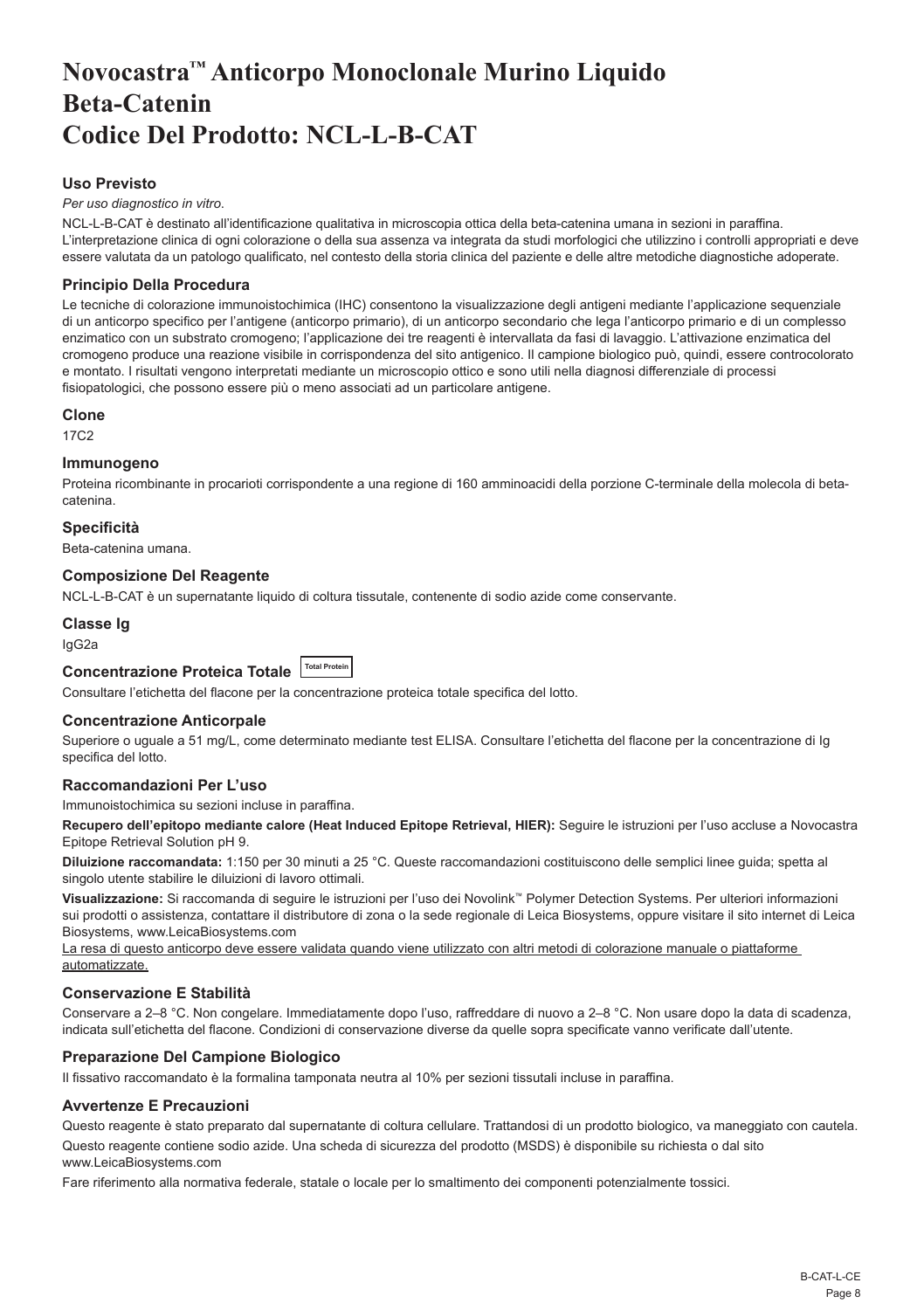# Novocastra™ Anticorpo Monoclonale Murino Liquido Beta-Catenin Codice Del Prodotto: NCL-L-B-CAT

## Uso Previsto

*Per uso diagnostico in vitro.*

NCL-L-B-CAT è destinato all'identificazione qualitativa in microscopia ottica della beta-catenina umana in sezioni in paraffina. L'interpretazione clinica di ogni colorazione o della sua assenza va integrata da studi morfologici che utilizzino i controlli appropriati e deve essere valutata da un patologo qualificato, nel contesto della storia clinica del paziente e delle altre metodiche diagnostiche adoperate.

## Principio Della Procedura

Le tecniche di colorazione immunoistochimica (IHC) consentono la visualizzazione degli antigeni mediante l'applicazione sequenziale di un anticorpo specifico per l'antigene (anticorpo primario), di un anticorpo secondario che lega l'anticorpo primario e di un complesso enzimatico con un substrato cromogeno; l'applicazione dei tre reagenti è intervallata da fasi di lavaggio. L'attivazione enzimatica del cromogeno produce una reazione visibile in corrispondenza del sito antigenico. Il campione biologico può, quindi, essere controcolorato e montato. I risultati vengono interpretati mediante un microscopio ottico e sono utili nella diagnosi differenziale di processi fisiopatologici, che possono essere più o meno associati ad un particolare antigene.

## Clone

17C2

## Immunogeno

Proteina ricombinante in procarioti corrispondente a una regione di 160 amminoacidi della porzione C-terminale della molecola di beta-catenina.

## Specificità

Beta-catenina umana.

## Composizione Del Reagente

NCL-L-B-CAT è un supernatante liquido di coltura tissutale, contenente di sodio azide come conservante.

## Classe Ig

IgG2a

## Concentrazione Proteica Totale Total Protein

Consultare l'etichetta del flacone per la concentrazione proteica totale specifica del lotto.

## Concentrazione Anticorpale

Superiore o uguale a 51 mg/L, come determinato mediante test ELISA. Consultare l'etichetta del flacone per la concentrazione di Ig specifica del lotto.

## Raccomandazioni Per L'uso

Immunoistochimica su sezioni incluse in paraffina.

**Recupero dell'epitopo mediante calore (Heat Induced Epitope Retrieval, HIER):** Seguire le istruzioni per l'uso accluse a Novocastra Epitope Retrieval Solution pH 9.

**Diluizione raccomandata:** 1:150 per 30 minuti a 25 °C. Queste raccomandazioni costituiscono delle semplici linee guida; spetta al singolo utente stabilire le diluizioni di lavoro ottimali.

**Visualizzazione:** Si raccomanda di seguire le istruzioni per l'uso dei Novolink™ Polymer Detection Systems. Per ulteriori informazioni sui prodotti o assistenza, contattare il distributore di zona o la sede regionale di Leica Biosystems, oppure visitare il sito internet di Leica Biosystems, www.LeicaBiosystems.com

<u>La resa di questo anticorpo deve essere validata quando viene utilizzato con altri metodi di colorazione manuale o piattaforme automatizzate.</u>

## Conservazione E Stabilità

Conservare a 2–8 °C. Non congelare. Immediatamente dopo l'uso, raffreddare di nuovo a 2–8 °C. Non usare dopo la data di scadenza, indicata sull'etichetta del flacone. Condizioni di conservazione diverse da quelle sopra specificate vanno verificate dall'utente.

## Preparazione Del Campione Biologico

Il fissativo raccomandato è la formalina tamponata neutra al 10% per sezioni tissutali incluse in paraffina.

## Avvertenze E Precauzioni

Questo reagente è stato preparato dal supernatante di coltura cellulare. Trattandosi di un prodotto biologico, va maneggiato con cautela.

Questo reagente contiene sodio azide. Una scheda di sicurezza del prodotto (MSDS) è disponibile su richiesta o dal sito www.LeicaBiosystems.com

Fare riferimento alla normativa federale, statale o locale per lo smaltimento dei componenti potenzialmente tossici.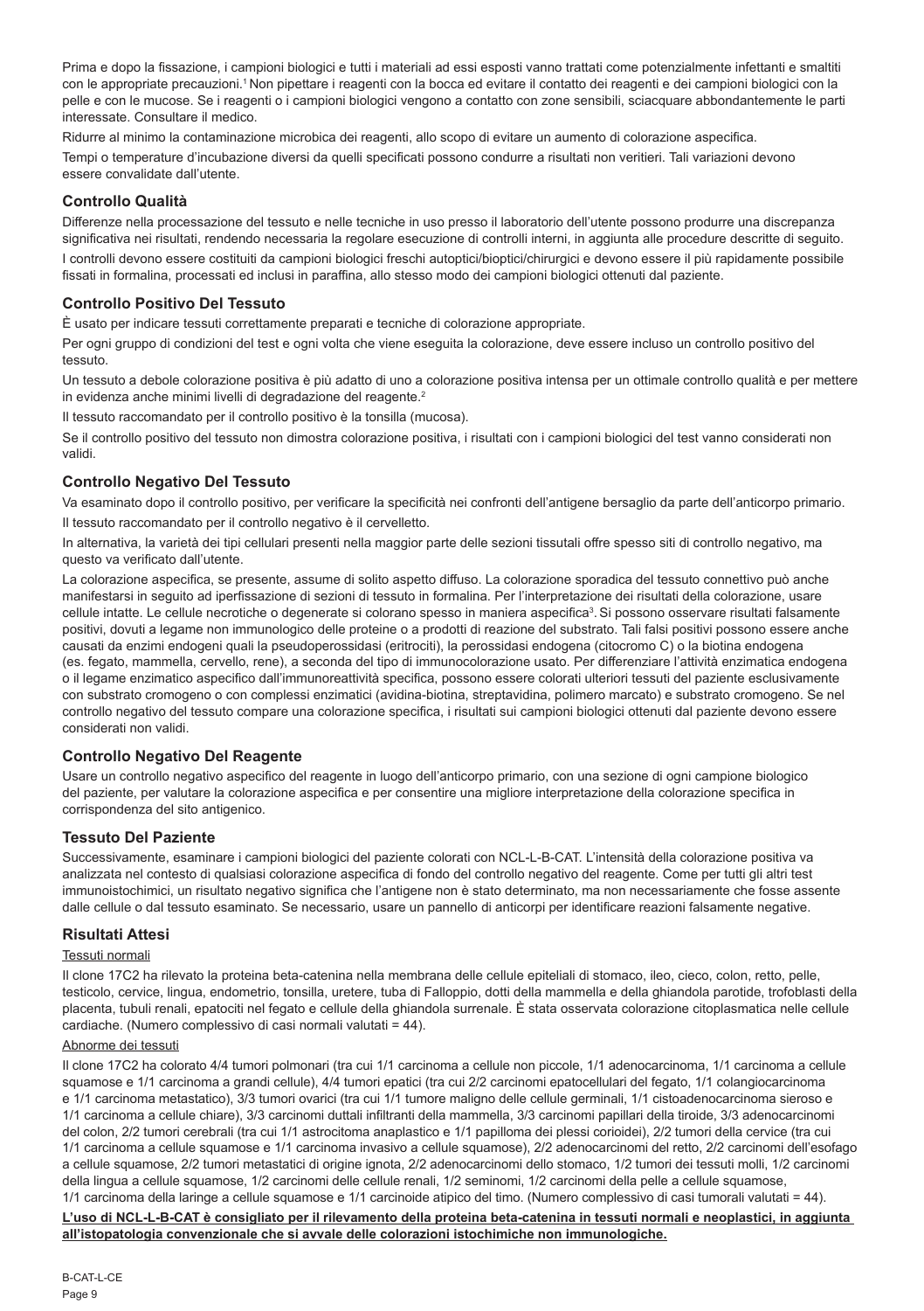Prima e dopo la fissazione, i campioni biologici e tutti i materiali ad essi esposti vanno trattati come potenzialmente infettanti e smaltiti con le appropriate precauzioni.[1] Non pipettare i reagenti con la bocca ed evitare il contatto dei reagenti e dei campioni biologici con la pelle e con le mucose. Se i reagenti o i campioni biologici vengono a contatto con zone sensibili, sciacquare abbondantemente le parti interessate. Consultare il medico.

Ridurre al minimo la contaminazione microbica dei reagenti, allo scopo di evitare un aumento di colorazione aspecifica.

Tempi o temperature d'incubazione diversi da quelli specificati possono condurre a risultati non veritieri. Tali variazioni devono essere convalidate dall'utente.

## Controllo Qualità

Differenze nella processazione del tessuto e nelle tecniche in uso presso il laboratorio dell'utente possono produrre una discrepanza significativa nei risultati, rendendo necessaria la regolare esecuzione di controlli interni, in aggiunta alle procedure descritte di seguito.

I controlli devono essere costituiti da campioni biologici freschi autoptici/bioptici/chirurgici e devono essere il più rapidamente possibile fissati in formalina, processati ed inclusi in paraffina, allo stesso modo dei campioni biologici ottenuti dal paziente.

## Controllo Positivo Del Tessuto

È usato per indicare tessuti correttamente preparati e tecniche di colorazione appropriate.

Per ogni gruppo di condizioni del test e ogni volta che viene eseguita la colorazione, deve essere incluso un controllo positivo del tessuto.

Un tessuto a debole colorazione positiva è più adatto di uno a colorazione positiva intensa per un ottimale controllo qualità e per mettere in evidenza anche minimi livelli di degradazione del reagente.[2]

Il tessuto raccomandato per il controllo positivo è la tonsilla (mucosa).

Se il controllo positivo del tessuto non dimostra colorazione positiva, i risultati con i campioni biologici del test vanno considerati non validi.

## Controllo Negativo Del Tessuto

Va esaminato dopo il controllo positivo, per verificare la specificità nei confronti dell'antigene bersaglio da parte dell'anticorpo primario.

Il tessuto raccomandato per il controllo negativo è il cervelletto.

In alternativa, la varietà dei tipi cellulari presenti nella maggior parte delle sezioni tissutali offre spesso siti di controllo negativo, ma questo va verificato dall'utente.

La colorazione aspecifica, se presente, assume di solito aspetto diffuso. La colorazione sporadica del tessuto connettivo può anche manifestarsi in seguito ad iperfissazione di sezioni di tessuto in formalina. Per l'interpretazione dei risultati della colorazione, usare cellule intatte. Le cellule necrotiche o degenerate si colorano spesso in maniera aspecifica[3]. Si possono osservare risultati falsamente positivi, dovuti a legame non immunologico delle proteine o a prodotti di reazione del substrato. Tali falsi positivi possono essere anche causati da enzimi endogeni quali la pseudoperossidasi (eritrociti), la perossidasi endogena (citocromo C) o la biotina endogena (es. fegato, mammella, cervello, rene), a seconda del tipo di immunocolorazione usato. Per differenziare l'attività enzimatica endogena o il legame enzimatico aspecifico dall'immunoreattività specifica, possono essere colorati ulteriori tessuti del paziente esclusivamente con substrato cromogeno o con complessi enzimatici (avidina-biotina, streptavidina, polimero marcato) e substrato cromogeno. Se nel controllo negativo del tessuto compare una colorazione specifica, i risultati sui campioni biologici ottenuti dal paziente devono essere considerati non validi.

## Controllo Negativo Del Reagente

Usare un controllo negativo aspecifico del reagente in luogo dell'anticorpo primario, con una sezione di ogni campione biologico del paziente, per valutare la colorazione aspecifica e per consentire una migliore interpretazione della colorazione specifica in corrispondenza del sito antigenico.

## Tessuto Del Paziente

Successivamente, esaminare i campioni biologici del paziente colorati con NCL-L-B-CAT. L'intensità della colorazione positiva va analizzata nel contesto di qualsiasi colorazione aspecifica di fondo del controllo negativo del reagente. Come per tutti gli altri test immunoistochimici, un risultato negativo significa che l'antigene non è stato determinato, ma non necessariamente che fosse assente dalle cellule o dal tessuto esaminato. Se necessario, usare un pannello di anticorpi per identificare reazioni falsamente negative.

## Risultati Attesi

### Tessuti normali

Il clone 17C2 ha rilevato la proteina beta-catenina nella membrana delle cellule epiteliali di stomaco, ileo, cieco, colon, retto, pelle, testicolo, cervice, lingua, endometrio, tonsilla, uretere, tuba di Falloppio, dotti della mammella e della ghiandola parotide, trofoblasti della placenta, tubuli renali, epatociti nel fegato e cellule della ghiandola surrenale. È stata osservata colorazione citoplasmatica nelle cellule cardiache. (Numero complessivo di casi normali valutati = 44).

### Abnorme dei tessuti

Il clone 17C2 ha colorato 4/4 tumori polmonari (tra cui 1/1 carcinoma a cellule non piccole, 1/1 adenocarcinoma, 1/1 carcinoma a cellule squamose e 1/1 carcinoma a grandi cellule), 4/4 tumori epatici (tra cui 2/2 carcinomi epatocellulari del fegato, 1/1 colangiocarcinoma e 1/1 carcinoma metastatico), 3/3 tumori ovarici (tra cui 1/1 tumore maligno delle cellule germinali, 1/1 cistoadenocarcinoma sieroso e 1/1 carcinoma a cellule chiare), 3/3 carcinomi duttali infiltranti della mammella, 3/3 carcinomi papillari della tiroide, 3/3 adenocarcinomi del colon, 2/2 tumori cerebrali (tra cui 1/1 astrocitoma anaplastico e 1/1 papilloma dei plessi corioidei), 2/2 tumori della cervice (tra cui 1/1 carcinoma a cellule squamose e 1/1 carcinoma invasivo a cellule squamose), 2/2 adenocarcinomi del retto, 2/2 carcinomi dell'esofago a cellule squamose, 2/2 tumori metastatici di origine ignota, 2/2 adenocarcinomi dello stomaco, 1/2 tumori dei tessuti molli, 1/2 carcinomi della lingua a cellule squamose, 1/2 carcinomi delle cellule renali, 1/2 seminomi, 1/2 carcinomi della pelle a cellule squamose, 1/1 carcinoma della laringe a cellule squamose e 1/1 carcinoide atipico del timo. (Numero complessivo di casi tumorali valutati = 44).

**L'uso di NCL-L-B-CAT è consigliato per il rilevamento della proteina beta-catenina in tessuti normali e neoplastici, in aggiunta all'istopatologia convenzionale che si avvale delle colorazioni istochimiche non immunologiche.**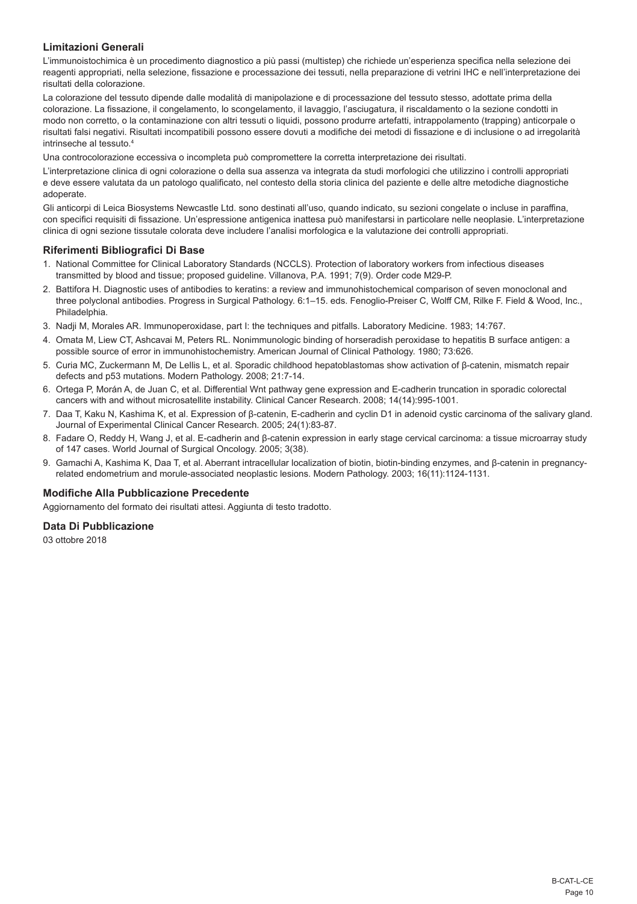## Limitazioni Generali

L'immunoistochimica è un procedimento diagnostico a più passi (multistep) che richiede un'esperienza specifica nella selezione dei reagenti appropriati, nella selezione, fissazione e processazione dei tessuti, nella preparazione di vetrini IHC e nell'interpretazione dei risultati della colorazione.

La colorazione del tessuto dipende dalle modalità di manipolazione e di processazione del tessuto stesso, adottate prima della colorazione. La fissazione, il congelamento, lo scongelamento, il lavaggio, l'asciugatura, il riscaldamento o la sezione condotti in modo non corretto, o la contaminazione con altri tessuti o liquidi, possono produrre artefatti, intrappolamento (trapping) anticorpale o risultati falsi negativi. Risultati incompatibili possono essere dovuti a modifiche dei metodi di fissazione e di inclusione o ad irregolarità intrinseche al tessuto.[4]

Una controcolorazione eccessiva o incompleta può compromettere la corretta interpretazione dei risultati.

L'interpretazione clinica di ogni colorazione o della sua assenza va integrata da studi morfologici che utilizzino i controlli appropriati e deve essere valutata da un patologo qualificato, nel contesto della storia clinica del paziente e delle altre metodiche diagnostiche adoperate.

Gli anticorpi di Leica Biosystems Newcastle Ltd. sono destinati all'uso, quando indicato, su sezioni congelate o incluse in paraffina, con specifici requisiti di fissazione. Un'espressione antigenica inattesa può manifestarsi in particolare nelle neoplasie. L'interpretazione clinica di ogni sezione tissutale colorata deve includere l'analisi morfologica e la valutazione dei controlli appropriati.

## Riferimenti Bibliografici Di Base

1. National Committee for Clinical Laboratory Standards (NCCLS). Protection of laboratory workers from infectious diseases transmitted by blood and tissue; proposed guideline. Villanova, P.A. 1991; 7(9). Order code M29-P.
2. Battifora H. Diagnostic uses of antibodies to keratins: a review and immunohistochemical comparison of seven monoclonal and three polyclonal antibodies. Progress in Surgical Pathology. 6:1–15. eds. Fenoglio-Preiser C, Wolff CM, Rilke F. Field & Wood, Inc., Philadelphia.
3. Nadji M, Morales AR. Immunoperoxidase, part I: the techniques and pitfalls. Laboratory Medicine. 1983; 14:767.
4. Omata M, Liew CT, Ashcavai M, Peters RL. Nonimmunologic binding of horseradish peroxidase to hepatitis B surface antigen: a possible source of error in immunohistochemistry. American Journal of Clinical Pathology. 1980; 73:626.
5. Curia MC, Zuckermann M, De Lellis L, et al. Sporadic childhood hepatoblastomas show activation of β-catenin, mismatch repair defects and p53 mutations. Modern Pathology. 2008; 21:7-14.
6. Ortega P, Morán A, de Juan C, et al. Differential Wnt pathway gene expression and E-cadherin truncation in sporadic colorectal cancers with and without microsatellite instability. Clinical Cancer Research. 2008; 14(14):995-1001.
7. Daa T, Kaku N, Kashima K, et al. Expression of β-catenin, E-cadherin and cyclin D1 in adenoid cystic carcinoma of the salivary gland. Journal of Experimental Clinical Cancer Research. 2005; 24(1):83-87.
8. Fadare O, Reddy H, Wang J, et al. E-cadherin and β-catenin expression in early stage cervical carcinoma: a tissue microarray study of 147 cases. World Journal of Surgical Oncology. 2005; 3(38).
9. Gamachi A, Kashima K, Daa T, et al. Aberrant intracellular localization of biotin, biotin-binding enzymes, and β-catenin in pregnancy-related endometrium and morule-associated neoplastic lesions. Modern Pathology. 2003; 16(11):1124-1131.

## Modifiche Alla Pubblicazione Precedente

Aggiornamento del formato dei risultati attesi. Aggiunta di testo tradotto.

## Data Di Pubblicazione

03 ottobre 2018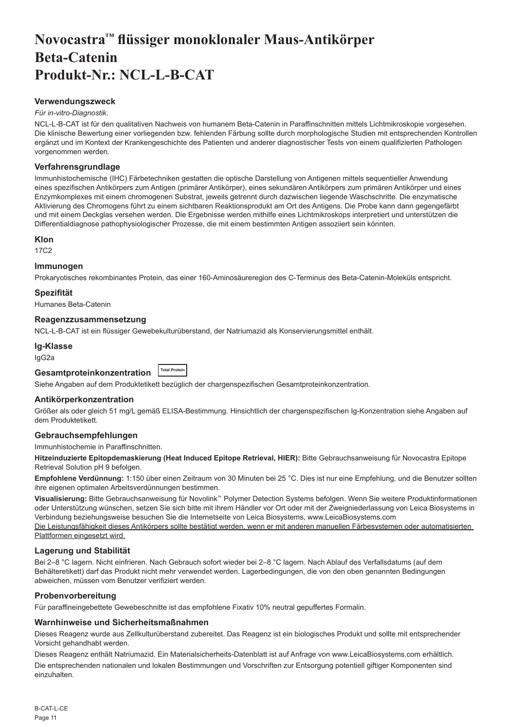# Novocastra™ flüssiger monoklonaler Maus-Antikörper Beta-Catenin Produkt-Nr.: NCL-L-B-CAT

## Verwendungszweck

*Für in-vitro-Diagnostik*.

NCL-L-B-CAT ist für den qualitativen Nachweis von humanem Beta-Catenin in Paraffinschnitten mittels Lichtmikroskopie vorgesehen. Die klinische Bewertung einer vorliegenden bzw. fehlenden Färbung sollte durch morphologische Studien mit entsprechenden Kontrollen ergänzt und im Kontext der Krankengeschichte des Patienten und anderer diagnostischer Tests von einem qualifizierten Pathologen vorgenommen werden.

## Verfahrensgrundlage

Immunhistochemische (IHC) Färbetechniken gestatten die optische Darstellung von Antigenen mittels sequentieller Anwendung eines spezifischen Antikörpers zum Antigen (primärer Antikörper), eines sekundären Antikörpers zum primären Antikörper und eines Enzymkomplexes mit einem chromogenen Substrat, jeweils getrennt durch dazwischen liegende Waschschritte. Die enzymatische Aktivierung des Chromogens führt zu einem sichtbaren Reaktionsprodukt am Ort des Antigens. Die Probe kann dann gegengefärbt und mit einem Deckglas versehen werden. Die Ergebnisse werden mithilfe eines Lichtmikroskops interpretiert und unterstützen die Differentialdiagnose pathophysiologischer Prozesse, die mit einem bestimmten Antigen assoziiert sein könnten.

## Klon

17C2

## Immunogen

Prokaryotisches rekombinantes Protein, das einer 160-Aminosäureregion des C-Terminus des Beta-Catenin-Moleküls entspricht.

## Spezifität

Humanes Beta-Catenin

## Reagenzzusammensetzung

NCL-L-B-CAT ist ein flüssiger Gewebekulturüberstand, der Natriumazid als Konservierungsmittel enthält.

## Ig-Klasse

IgG2a

## Gesamtproteinkonzentration Total Protein

Siehe Angaben auf dem Produktetikett bezüglich der chargenspezifischen Gesamtproteinkonzentration.

## Antikörperkonzentration

Größer als oder gleich 51 mg/L gemäß ELISA-Bestimmung. Hinsichtlich der chargenspezifischen Ig-Konzentration siehe Angaben auf dem Produktetikett.

## Gebrauchsempfehlungen

Immunhistochemie in Paraffinschnitten.

**Hitzeinduzierte Epitopdemaskierung (Heat Induced Epitope Retrieval, HIER):** Bitte Gebrauchsanweisung für Novocastra Epitope Retrieval Solution pH 9 befolgen.

**Empfohlene Verdünnung:** 1:150 über einen Zeitraum von 30 Minuten bei 25 °C. Dies ist nur eine Empfehlung, und die Benutzer sollten ihre eigenen optimalen Arbeitsverdünnungen bestimmen.

**Visualisierung:** Bitte Gebrauchsanweisung für Novolink™ Polymer Detection Systems befolgen. Wenn Sie weitere Produktinformationen oder Unterstützung wünschen, setzen Sie sich bitte mit ihrem Händler vor Ort oder mit der Zweigniederlassung von Leica Biosystems in Verbindung beziehungsweise besuchen Sie die Internetseite von Leica Biosystems, www.LeicaBiosystems.com

Die Leistungsfähigkeit dieses Antikörpers sollte bestätigt werden, wenn er mit anderen manuellen Färbesystemen oder automatisierten Plattformen eingesetzt wird.

## Lagerung und Stabilität

Bei 2–8 °C lagern. Nicht einfrieren. Nach Gebrauch sofort wieder bei 2–8 °C lagern. Nach Ablauf des Verfallsdatums (auf dem Behälteretikett) darf das Produkt nicht mehr verwendet werden. Lagerbedingungen, die von den oben genannten Bedingungen abweichen, müssen vom Benutzer verifiziert werden.

## Probenvorbereitung

Für paraffineingebettete Gewebeschnitte ist das empfohlene Fixativ 10% neutral gepuffertes Formalin.

## Warnhinweise und Sicherheitsmaßnahmen

Dieses Reagenz wurde aus Zellkulturüberstand zubereitet. Das Reagenz ist ein biologisches Produkt und sollte mit entsprechender Vorsicht gehandhabt werden.

Dieses Reagenz enthält Natriumazid. Ein Materialsicherheits-Datenblatt ist auf Anfrage von www.LeicaBiosystems.com erhältlich.

Die entsprechenden nationalen und lokalen Bestimmungen und Vorschriften zur Entsorgung potentiell giftiger Komponenten sind einzuhalten.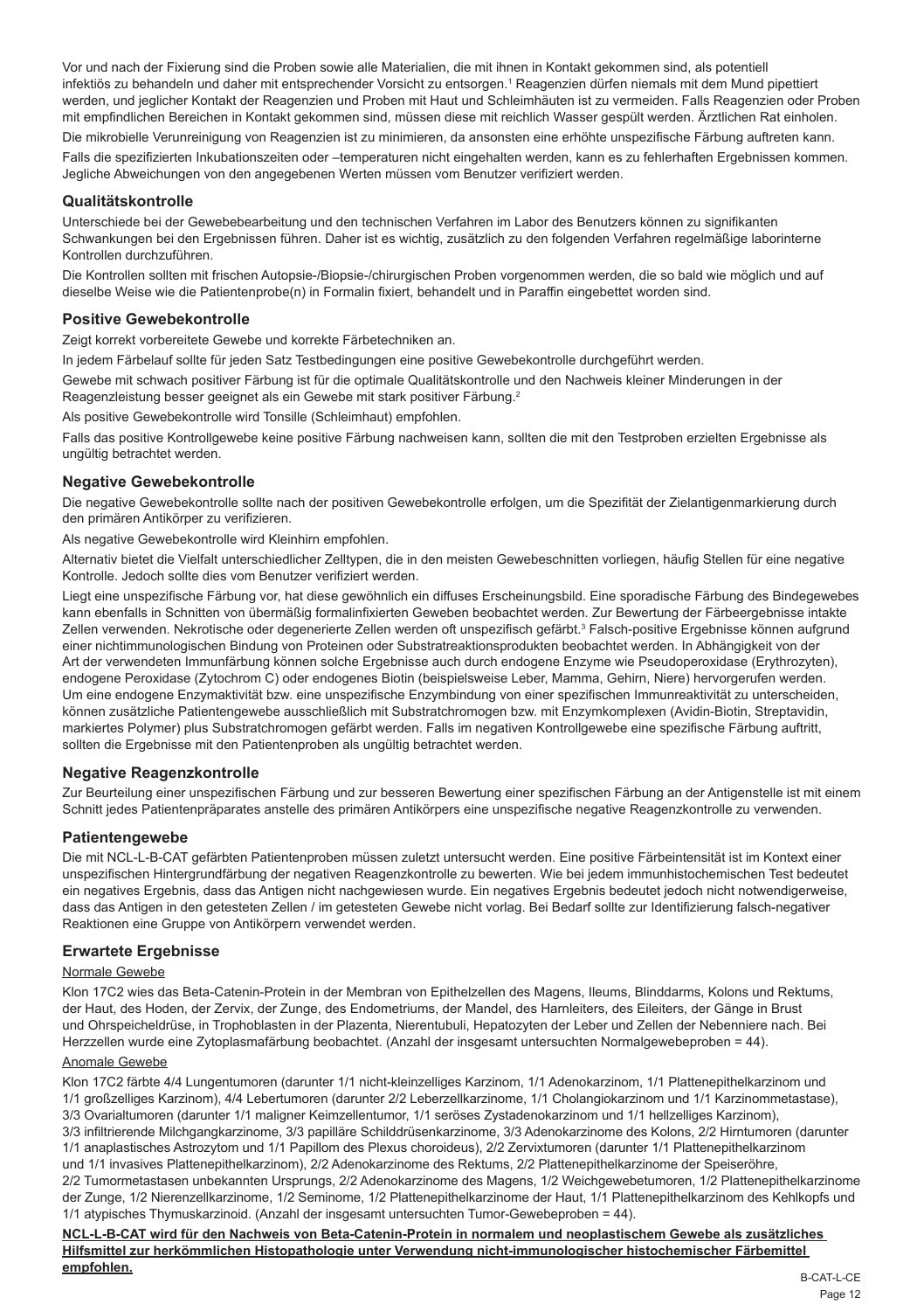Vor und nach der Fixierung sind die Proben sowie alle Materialien, die mit ihnen in Kontakt gekommen sind, als potentiell infektiös zu behandeln und daher mit entsprechender Vorsicht zu entsorgen.[1] Reagenzien dürfen niemals mit dem Mund pipettiert werden, und jeglicher Kontakt der Reagenzien und Proben mit Haut und Schleimhäuten ist zu vermeiden. Falls Reagenzien oder Proben mit empfindlichen Bereichen in Kontakt gekommen sind, müssen diese mit reichlich Wasser gespült werden. Ärztlichen Rat einholen.

Die mikrobielle Verunreinigung von Reagenzien ist zu minimieren, da ansonsten eine erhöhte unspezifische Färbung auftreten kann.

Falls die spezifizierten Inkubationszeiten oder –temperaturen nicht eingehalten werden, kann es zu fehlerhaften Ergebnissen kommen. Jegliche Abweichungen von den angegebenen Werten müssen vom Benutzer verifiziert werden.

## Qualitätskontrolle

Unterschiede bei der Gewebebearbeitung und den technischen Verfahren im Labor des Benutzers können zu signifikanten Schwankungen bei den Ergebnissen führen. Daher ist es wichtig, zusätzlich zu den folgenden Verfahren regelmäßige laborinterne Kontrollen durchzuführen.

Die Kontrollen sollten mit frischen Autopsie-/Biopsie-/chirurgischen Proben vorgenommen werden, die so bald wie möglich und auf dieselbe Weise wie die Patientenprobe(n) in Formalin fixiert, behandelt und in Paraffin eingebettet worden sind.

## Positive Gewebekontrolle

Zeigt korrekt vorbereitete Gewebe und korrekte Färbetechniken an.

In jedem Färbelauf sollte für jeden Satz Testbedingungen eine positive Gewebekontrolle durchgeführt werden.

Gewebe mit schwach positiver Färbung ist für die optimale Qualitätskontrolle und den Nachweis kleiner Minderungen in der Reagenzleistung besser geeignet als ein Gewebe mit stark positiver Färbung.[2]

Als positive Gewebekontrolle wird Tonsille (Schleimhaut) empfohlen.

Falls das positive Kontrollgewebe keine positive Färbung nachweisen kann, sollten die mit den Testproben erzielten Ergebnisse als ungültig betrachtet werden.

## Negative Gewebekontrolle

Die negative Gewebekontrolle sollte nach der positiven Gewebekontrolle erfolgen, um die Spezifität der Zielantigenmarkierung durch den primären Antikörper zu verifizieren.

Als negative Gewebekontrolle wird Kleinhirn empfohlen.

Alternativ bietet die Vielfalt unterschiedlicher Zelltypen, die in den meisten Gewebeschnitten vorliegen, häufig Stellen für eine negative Kontrolle. Jedoch sollte dies vom Benutzer verifiziert werden.

Liegt eine unspezifische Färbung vor, hat diese gewöhnlich ein diffuses Erscheinungsbild. Eine sporadische Färbung des Bindegewebes kann ebenfalls in Schnitten von übermäßig formalinfixierten Geweben beobachtet werden. Zur Bewertung der Färbeergebnisse intakte Zellen verwenden. Nekrotische oder degenerierte Zellen werden oft unspezifisch gefärbt.[3] Falsch-positive Ergebnisse können aufgrund einer nichtimmunologischen Bindung von Proteinen oder Substratreaktionsprodukten beobachtet werden. In Abhängigkeit von der Art der verwendeten Immunfärbung können solche Ergebnisse auch durch endogene Enzyme wie Pseudoperoxidase (Erythrozyten), endogene Peroxidase (Zytochrom C) oder endogenes Biotin (beispielsweise Leber, Mamma, Gehirn, Niere) hervorgerufen werden. Um eine endogene Enzymaktivität bzw. eine unspezifische Enzymbindung von einer spezifischen Immunreaktivität zu unterscheiden, können zusätzliche Patientengewebe ausschließlich mit Substratchromogen bzw. mit Enzymkomplexen (Avidin-Biotin, Streptavidin, markiertes Polymer) plus Substratchromogen gefärbt werden. Falls im negativen Kontrollgewebe eine spezifische Färbung auftritt, sollten die Ergebnisse mit den Patientenproben als ungültig betrachtet werden.

## Negative Reagenzkontrolle

Zur Beurteilung einer unspezifischen Färbung und zur besseren Bewertung einer spezifischen Färbung an der Antigenstelle ist mit einem Schnitt jedes Patientenpräparates anstelle des primären Antikörpers eine unspezifische negative Reagenzkontrolle zu verwenden.

## Patientengewebe

Die mit NCL-L-B-CAT gefärbten Patientenproben müssen zuletzt untersucht werden. Eine positive Färbeintensität ist im Kontext einer unspezifischen Hintergrundfärbung der negativen Reagenzkontrolle zu bewerten. Wie bei jedem immunhistochemischen Test bedeutet ein negatives Ergebnis, dass das Antigen nicht nachgewiesen wurde. Ein negatives Ergebnis bedeutet jedoch nicht notwendigerweise, dass das Antigen in den getesteten Zellen / im getesteten Gewebe nicht vorlag. Bei Bedarf sollte zur Identifizierung falsch-negativer Reaktionen eine Gruppe von Antikörpern verwendet werden.

## Erwartete Ergebnisse

Normale Gewebe

Klon 17C2 wies das Beta-Catenin-Protein in der Membran von Epithelzellen des Magens, Ileums, Blinddarms, Kolons und Rektums, der Haut, des Hoden, der Zervix, der Zunge, des Endometriums, der Mandel, des Harnleiters, des Eileiters, der Gänge in Brust und Ohrspeicheldrüse, in Trophoblasten in der Plazenta, Nierentubuli, Hepatozyten der Leber und Zellen der Nebenniere nach. Bei Herzzellen wurde eine Zytoplasmafärbung beobachtet. (Anzahl der insgesamt untersuchten Normalgewebeproben = 44).

Anomale Gewebe

Klon 17C2 färbte 4/4 Lungentumoren (darunter 1/1 nicht-kleinzelliges Karzinom, 1/1 Adenokarzinom, 1/1 Plattenepithelkarzinom und 1/1 großzelliges Karzinom), 4/4 Lebertumoren (darunter 2/2 Leberzellkarzinome, 1/1 Cholangiokarzinom und 1/1 Karzinommetastase), 3/3 Ovarialtumoren (darunter 1/1 maligner Keimzellentumor, 1/1 seröses Zystadenokarzinom und 1/1 hellzelliges Karzinom), 3/3 infiltrierende Milchgangkarzinome, 3/3 papilläre Schilddrüsenkarzinome, 3/3 Adenokarzinome des Kolons, 2/2 Hirntumoren (darunter 1/1 anaplastisches Astrozytom und 1/1 Papillom des Plexus choroideus), 2/2 Zervixtumoren (darunter 1/1 Plattenepithelkarzinom und 1/1 invasives Plattenepithelkarzinom), 2/2 Adenokarzinome des Rektums, 2/2 Plattenepithelkarzinome der Speiseröhre, 2/2 Tumormetastasen unbekannten Ursprungs, 2/2 Adenokarzinome des Magens, 1/2 Weichgewebetumoren, 1/2 Plattenepithelkarzinome der Zunge, 1/2 Nierenzellkarzinome, 1/2 Seminome, 1/2 Plattenepithelkarzinome der Haut, 1/1 Plattenepithelkarzinom des Kehlkopfs und 1/1 atypisches Thymuskarzinoid. (Anzahl der insgesamt untersuchten Tumor-Gewebeproben = 44).

**NCL-L-B-CAT wird für den Nachweis von Beta-Catenin-Protein in normalem und neoplastischem Gewebe als zusätzliches Hilfsmittel zur herkömmlichen Histopathologie unter Verwendung nicht-immunologischer histochemischer Färbemittel empfohlen.**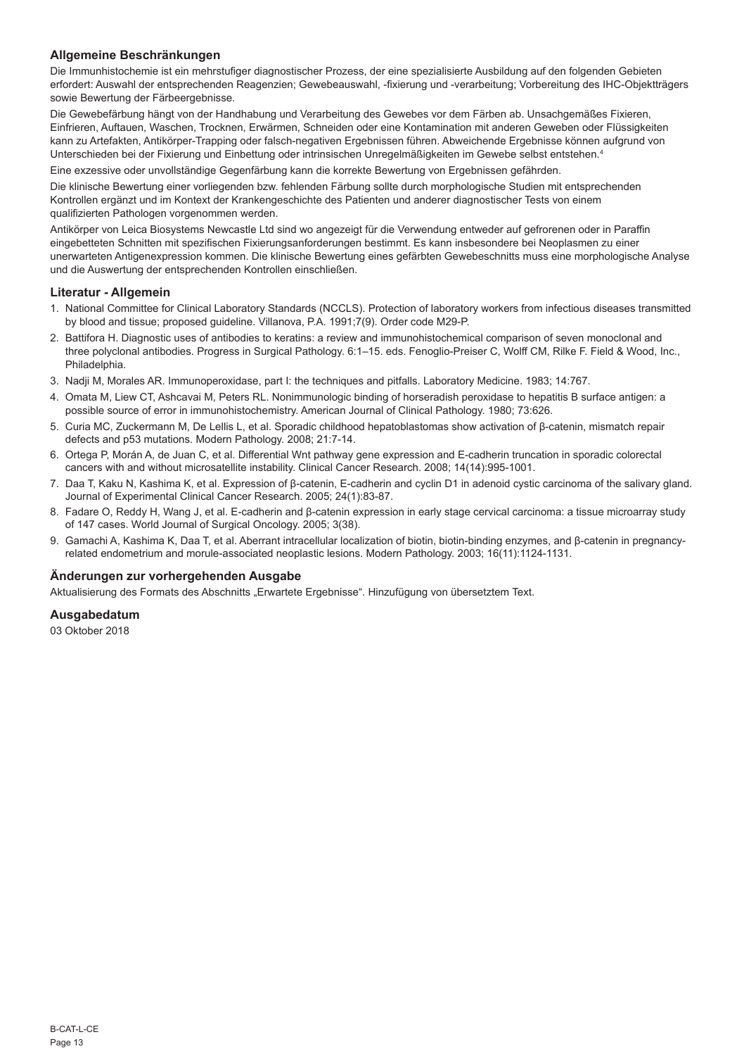## Allgemeine Beschränkungen

Die Immunhistochemie ist ein mehrstufiger diagnostischer Prozess, der eine spezialisierte Ausbildung auf den folgenden Gebieten erfordert: Auswahl der entsprechenden Reagenzien; Gewebeauswahl, -fixierung und -verarbeitung; Vorbereitung des IHC-Objektträgers sowie Bewertung der Färbeergebnisse.

Die Gewebefärbung hängt von der Handhabung und Verarbeitung des Gewebes vor dem Färben ab. Unsachgemäßes Fixieren, Einfrieren, Auftauen, Waschen, Trocknen, Erwärmen, Schneiden oder eine Kontamination mit anderen Geweben oder Flüssigkeiten kann zu Artefakten, Antikörper-Trapping oder falsch-negativen Ergebnissen führen. Abweichende Ergebnisse können aufgrund von Unterschieden bei der Fixierung und Einbettung oder intrinsischen Unregelmäßigkeiten im Gewebe selbst entstehen.[4]

Eine exzessive oder unvollständige Gegenfärbung kann die korrekte Bewertung von Ergebnissen gefährden.

Die klinische Bewertung einer vorliegenden bzw. fehlenden Färbung sollte durch morphologische Studien mit entsprechenden Kontrollen ergänzt und im Kontext der Krankengeschichte des Patienten und anderer diagnostischer Tests von einem qualifizierten Pathologen vorgenommen werden.

Antikörper von Leica Biosystems Newcastle Ltd sind wo angezeigt für die Verwendung entweder auf gefrorenen oder in Paraffin eingebetteten Schnitten mit spezifischen Fixierungsanforderungen bestimmt. Es kann insbesondere bei Neoplasmen zu einer unerwarteten Antigenexpression kommen. Die klinische Bewertung eines gefärbten Gewebeschnitts muss eine morphologische Analyse und die Auswertung der entsprechenden Kontrollen einschließen.

## Literatur - Allgemein

1. National Committee for Clinical Laboratory Standards (NCCLS). Protection of laboratory workers from infectious diseases transmitted by blood and tissue; proposed guideline. Villanova, P.A. 1991;7(9). Order code M29-P.
2. Battifora H. Diagnostic uses of antibodies to keratins: a review and immunohistochemical comparison of seven monoclonal and three polyclonal antibodies. Progress in Surgical Pathology. 6:1–15. eds. Fenoglio-Preiser C, Wolff CM, Rilke F. Field & Wood, Inc., Philadelphia.
3. Nadji M, Morales AR. Immunoperoxidase, part I: the techniques and pitfalls. Laboratory Medicine. 1983; 14:767.
4. Omata M, Liew CT, Ashcavai M, Peters RL. Nonimmunologic binding of horseradish peroxidase to hepatitis B surface antigen: a possible source of error in immunohistochemistry. American Journal of Clinical Pathology. 1980; 73:626.
5. Curia MC, Zuckermann M, De Lellis L, et al. Sporadic childhood hepatoblastomas show activation of β-catenin, mismatch repair defects and p53 mutations. Modern Pathology. 2008; 21:7-14.
6. Ortega P, Morán A, de Juan C, et al. Differential Wnt pathway gene expression and E-cadherin truncation in sporadic colorectal cancers with and without microsatellite instability. Clinical Cancer Research. 2008; 14(14):995-1001.
7. Daa T, Kaku N, Kashima K, et al. Expression of β-catenin, E-cadherin and cyclin D1 in adenoid cystic carcinoma of the salivary gland. Journal of Experimental Clinical Cancer Research. 2005; 24(1):83-87.
8. Fadare O, Reddy H, Wang J, et al. E-cadherin and β-catenin expression in early stage cervical carcinoma: a tissue microarray study of 147 cases. World Journal of Surgical Oncology. 2005; 3(38).
9. Gamachi A, Kashima K, Daa T, et al. Aberrant intracellular localization of biotin, biotin-binding enzymes, and β-catenin in pregnancy-related endometrium and morule-associated neoplastic lesions. Modern Pathology. 2003; 16(11):1124-1131.

## Änderungen zur vorhergehenden Ausgabe

Aktualisierung des Formats des Abschnitts „Erwartete Ergebnisse". Hinzufügung von übersetztem Text.

## Ausgabedatum

03 Oktober 2018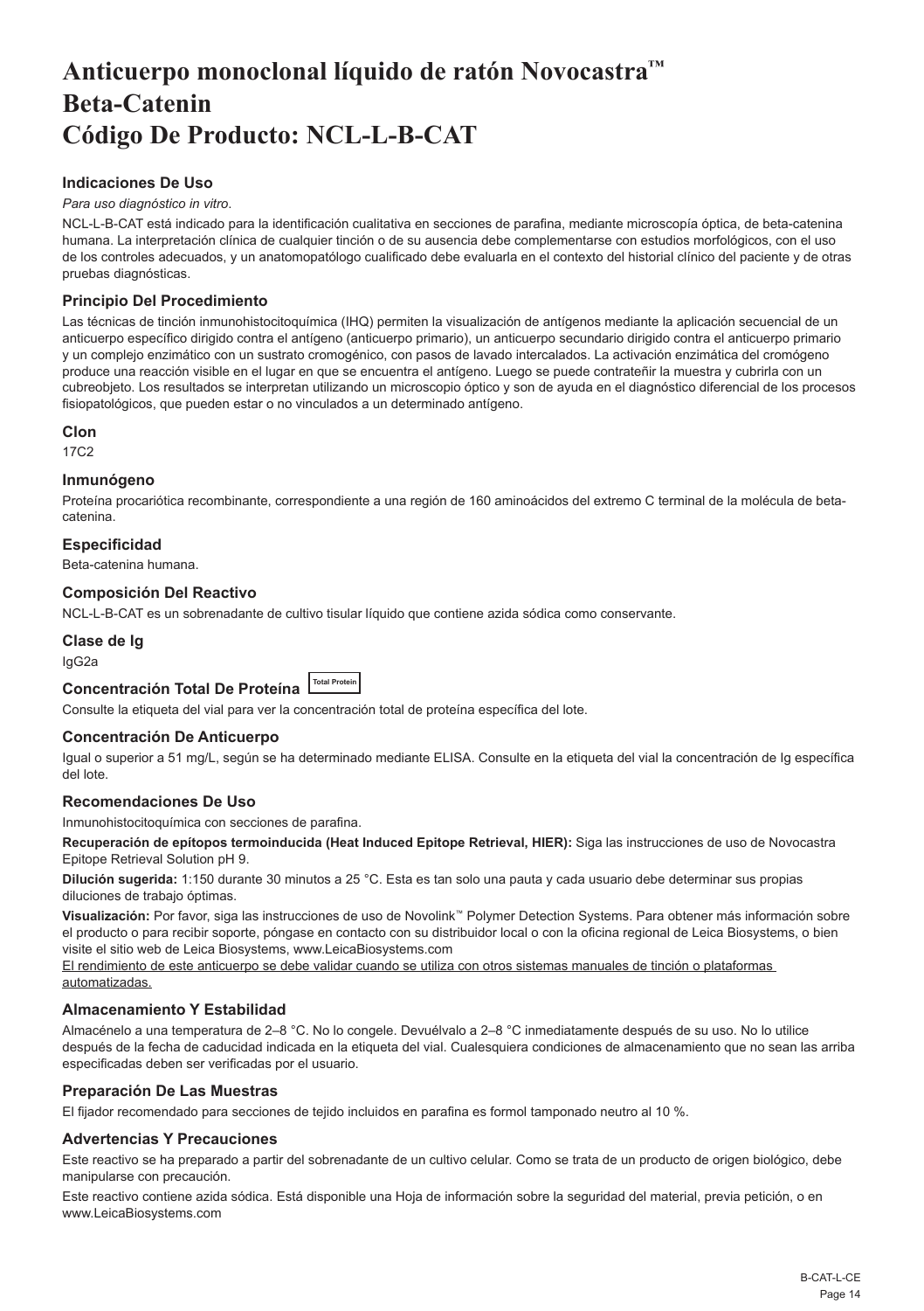# Anticuerpo monoclonal líquido de ratón Novocastra™ Beta-Catenin Código De Producto: NCL-L-B-CAT

### Indicaciones De Uso

*Para uso diagnóstico in vitro*.

NCL-L-B-CAT está indicado para la identificación cualitativa en secciones de parafina, mediante microscopía óptica, de beta-catenina humana. La interpretación clínica de cualquier tinción o de su ausencia debe complementarse con estudios morfológicos, con el uso de los controles adecuados, y un anatomopatólogo cualificado debe evaluarla en el contexto del historial clínico del paciente y de otras pruebas diagnósticas.

### Principio Del Procedimiento

Las técnicas de tinción inmunohistocitoquímica (IHQ) permiten la visualización de antígenos mediante la aplicación secuencial de un anticuerpo específico dirigido contra el antígeno (anticuerpo primario), un anticuerpo secundario dirigido contra el anticuerpo primario y un complejo enzimático con un sustrato cromogénico, con pasos de lavado intercalados. La activación enzimática del cromógeno produce una reacción visible en el lugar en que se encuentra el antígeno. Luego se puede contrateñir la muestra y cubrirla con un cubreobjeto. Los resultados se interpretan utilizando un microscopio óptico y son de ayuda en el diagnóstico diferencial de los procesos fisiopatológicos, que pueden estar o no vinculados a un determinado antígeno.

### Clon

17C2

### Inmunógeno

Proteína procariótica recombinante, correspondiente a una región de 160 aminoácidos del extremo C terminal de la molécula de beta-catenina.

### Especificidad

Beta-catenina humana.

### Composición Del Reactivo

NCL-L-B-CAT es un sobrenadante de cultivo tisular líquido que contiene azida sódica como conservante.

### Clase de Ig

IgG2a

### Concentración Total De Proteína Total Protein

Consulte la etiqueta del vial para ver la concentración total de proteína específica del lote.

### Concentración De Anticuerpo

Igual o superior a 51 mg/L, según se ha determinado mediante ELISA. Consulte en la etiqueta del vial la concentración de Ig específica del lote.

### Recomendaciones De Uso

Inmunohistocitoquímica con secciones de parafina.

**Recuperación de epítopos termoinducida (Heat Induced Epitope Retrieval, HIER):** Siga las instrucciones de uso de Novocastra Epitope Retrieval Solution pH 9.

**Dilución sugerida:** 1:150 durante 30 minutos a 25 °C. Esta es tan solo una pauta y cada usuario debe determinar sus propias diluciones de trabajo óptimas.

**Visualización:** Por favor, siga las instrucciones de uso de Novolink™ Polymer Detection Systems. Para obtener más información sobre el producto o para recibir soporte, póngase en contacto con su distribuidor local o con la oficina regional de Leica Biosystems, o bien visite el sitio web de Leica Biosystems, www.LeicaBiosystems.com

El rendimiento de este anticuerpo se debe validar cuando se utiliza con otros sistemas manuales de tinción o plataformas automatizadas.

### Almacenamiento Y Estabilidad

Almacénelo a una temperatura de 2–8 °C. No lo congele. Devuélvalo a 2–8 °C inmediatamente después de su uso. No lo utilice después de la fecha de caducidad indicada en la etiqueta del vial. Cualesquiera condiciones de almacenamiento que no sean las arriba especificadas deben ser verificadas por el usuario.

### Preparación De Las Muestras

El fijador recomendado para secciones de tejido incluidos en parafina es formol tamponado neutro al 10 %.

### Advertencias Y Precauciones

Este reactivo se ha preparado a partir del sobrenadante de un cultivo celular. Como se trata de un producto de origen biológico, debe manipularse con precaución.

Este reactivo contiene azida sódica. Está disponible una Hoja de información sobre la seguridad del material, previa petición, o en www.LeicaBiosystems.com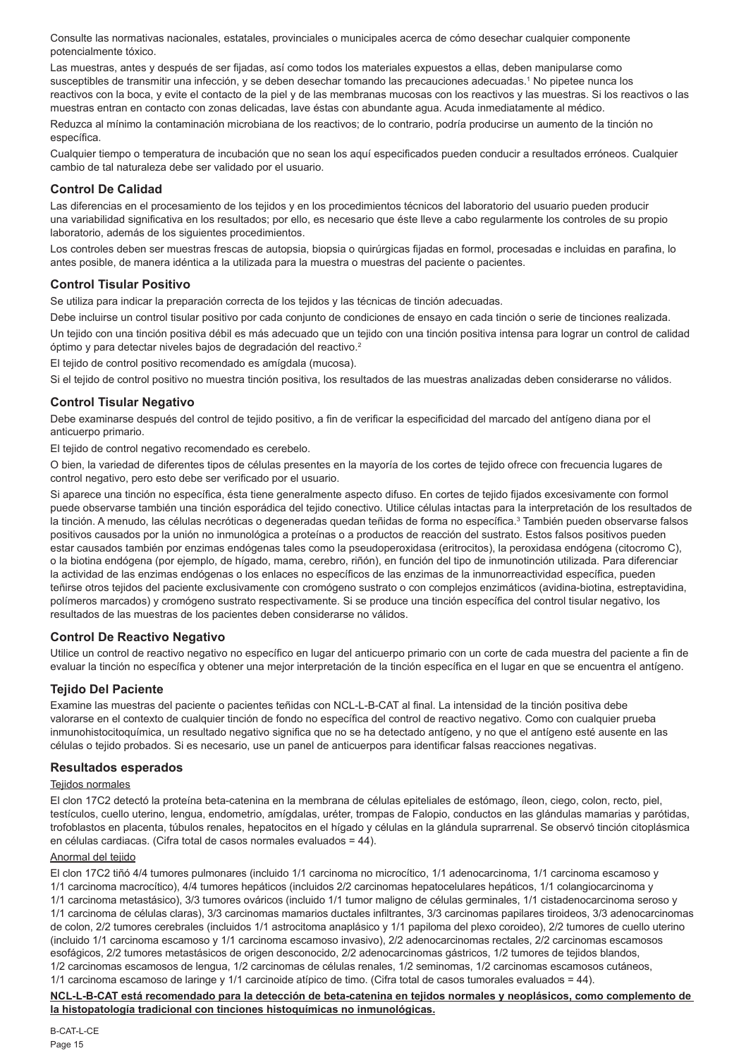Consulte las normativas nacionales, estatales, provinciales o municipales acerca de cómo desechar cualquier componente potencialmente tóxico.

Las muestras, antes y después de ser fijadas, así como todos los materiales expuestos a ellas, deben manipularse como susceptibles de transmitir una infección, y se deben desechar tomando las precauciones adecuadas.[1] No pipetee nunca los reactivos con la boca, y evite el contacto de la piel y de las membranas mucosas con los reactivos y las muestras. Si los reactivos o las muestras entran en contacto con zonas delicadas, lave éstas con abundante agua. Acuda inmediatamente al médico.

Reduzca al mínimo la contaminación microbiana de los reactivos; de lo contrario, podría producirse un aumento de la tinción no específica.

Cualquier tiempo o temperatura de incubación que no sean los aquí especificados pueden conducir a resultados erróneos. Cualquier cambio de tal naturaleza debe ser validado por el usuario.

## Control De Calidad

Las diferencias en el procesamiento de los tejidos y en los procedimientos técnicos del laboratorio del usuario pueden producir una variabilidad significativa en los resultados; por ello, es necesario que éste lleve a cabo regularmente los controles de su propio laboratorio, además de los siguientes procedimientos.

Los controles deben ser muestras frescas de autopsia, biopsia o quirúrgicas fijadas en formol, procesadas e incluidas en parafina, lo antes posible, de manera idéntica a la utilizada para la muestra o muestras del paciente o pacientes.

## Control Tisular Positivo

Se utiliza para indicar la preparación correcta de los tejidos y las técnicas de tinción adecuadas.

Debe incluirse un control tisular positivo por cada conjunto de condiciones de ensayo en cada tinción o serie de tinciones realizada.

Un tejido con una tinción positiva débil es más adecuado que un tejido con una tinción positiva intensa para lograr un control de calidad óptimo y para detectar niveles bajos de degradación del reactivo.[2]

El tejido de control positivo recomendado es amígdala (mucosa).

Si el tejido de control positivo no muestra tinción positiva, los resultados de las muestras analizadas deben considerarse no válidos.

## Control Tisular Negativo

Debe examinarse después del control de tejido positivo, a fin de verificar la especificidad del marcado del antígeno diana por el anticuerpo primario.

El tejido de control negativo recomendado es cerebelo.

O bien, la variedad de diferentes tipos de células presentes en la mayoría de los cortes de tejido ofrece con frecuencia lugares de control negativo, pero esto debe ser verificado por el usuario.

Si aparece una tinción no específica, ésta tiene generalmente aspecto difuso. En cortes de tejido fijados excesivamente con formol puede observarse también una tinción esporádica del tejido conectivo. Utilice células intactas para la interpretación de los resultados de la tinción. A menudo, las células necróticas o degeneradas quedan teñidas de forma no específica.[3] También pueden observarse falsos positivos causados por la unión no inmunológica a proteínas o a productos de reacción del sustrato. Estos falsos positivos pueden estar causados también por enzimas endógenas tales como la pseudoperoxidasa (eritrocitos), la peroxidasa endógena (citocromo C), o la biotina endógena (por ejemplo, de hígado, mama, cerebro, riñón), en función del tipo de inmunotinción utilizada. Para diferenciar la actividad de las enzimas endógenas o los enlaces no específicos de las enzimas de la inmunorreactividad específica, pueden teñirse otros tejidos del paciente exclusivamente con cromógeno sustrato o con complejos enzimáticos (avidina-biotina, estreptavidina, polímeros marcados) y cromógeno sustrato respectivamente. Si se produce una tinción específica del control tisular negativo, los resultados de las muestras de los pacientes deben considerarse no válidos.

## Control De Reactivo Negativo

Utilice un control de reactivo negativo no específico en lugar del anticuerpo primario con un corte de cada muestra del paciente a fin de evaluar la tinción no específica y obtener una mejor interpretación de la tinción específica en el lugar en que se encuentra el antígeno.

## Tejido Del Paciente

Examine las muestras del paciente o pacientes teñidas con NCL-L-B-CAT al final. La intensidad de la tinción positiva debe valorarse en el contexto de cualquier tinción de fondo no específica del control de reactivo negativo. Como con cualquier prueba inmunohistocitoquímica, un resultado negativo significa que no se ha detectado antígeno, y no que el antígeno esté ausente en las células o tejido probados. Si es necesario, use un panel de anticuerpos para identificar falsas reacciones negativas.

## Resultados esperados

Tejidos normales

El clon 17C2 detectó la proteína beta-catenina en la membrana de células epiteliales de estómago, íleon, ciego, colon, recto, piel, testículos, cuello uterino, lengua, endometrio, amígdalas, uréter, trompas de Falopio, conductos en las glándulas mamarias y parótidas, trofoblastos en placenta, túbulos renales, hepatocitos en el hígado y células en la glándula suprarrenal. Se observó tinción citoplásmica en células cardiacas. (Cifra total de casos normales evaluados = 44).

Anormal del tejido

El clon 17C2 tiñó 4/4 tumores pulmonares (incluido 1/1 carcinoma no microcítico, 1/1 adenocarcinoma, 1/1 carcinoma escamoso y 1/1 carcinoma macrocítico), 4/4 tumores hepáticos (incluidos 2/2 carcinomas hepatocelulares hepáticos, 1/1 colangiocarcinoma y 1/1 carcinoma metastásico), 3/3 tumores ováricos (incluido 1/1 tumor maligno de células germinales, 1/1 cistadenocarcinoma seroso y 1/1 carcinoma de células claras), 3/3 carcinomas mamarios ductales infiltrantes, 3/3 carcinomas papilares tiroideos, 3/3 adenocarcinomas de colon, 2/2 tumores cerebrales (incluidos 1/1 astrocitoma anaplásico y 1/1 papiloma del plexo coroideo), 2/2 tumores de cuello uterino (incluido 1/1 carcinoma escamoso y 1/1 carcinoma escamoso invasivo), 2/2 adenocarcinomas rectales, 2/2 carcinomas escamosos esofágicos, 2/2 tumores metastásicos de origen desconocido, 2/2 adenocarcinomas gástricos, 1/2 tumores de tejidos blandos, 1/2 carcinomas escamosos de lengua, 1/2 carcinomas de células renales, 1/2 seminomas, 1/2 carcinomas escamosos cutáneos, 1/1 carcinoma escamoso de laringe y 1/1 carcinoide atípico de timo. (Cifra total de casos tumorales evaluados = 44).

**NCL-L-B-CAT está recomendado para la detección de beta-catenina en tejidos normales y neoplásicos, como complemento de la histopatología tradicional con tinciones histoquímicas no inmunológicas.**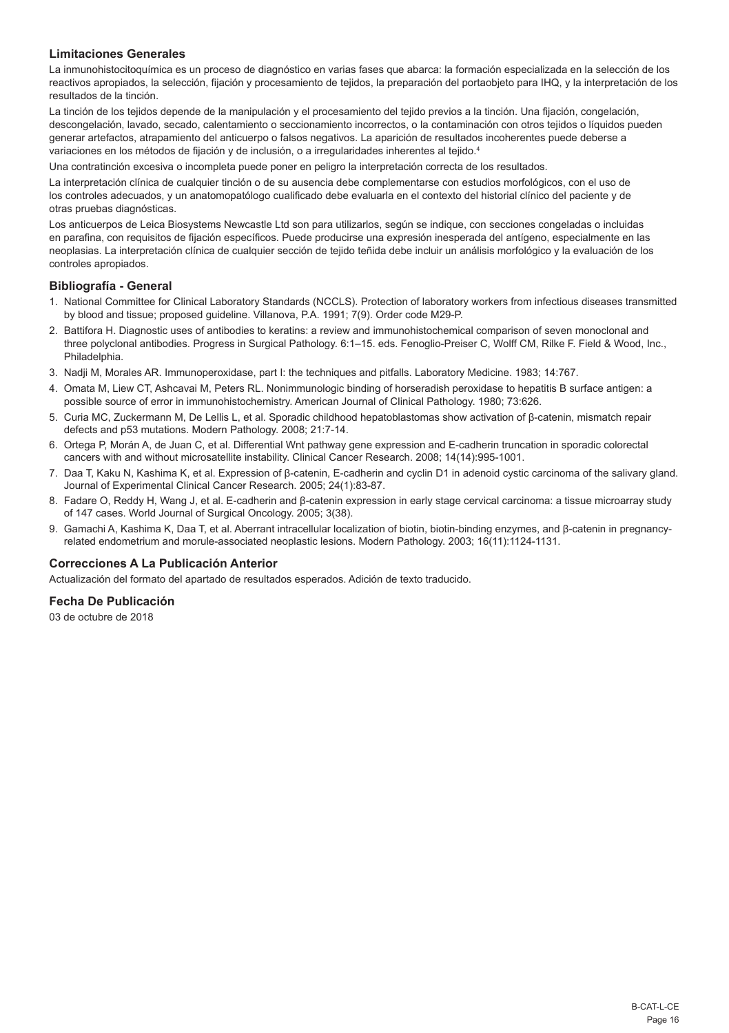### Limitaciones Generales

La inmunohistocitoquímica es un proceso de diagnóstico en varias fases que abarca: la formación especializada en la selección de los reactivos apropiados, la selección, fijación y procesamiento de tejidos, la preparación del portaobjeto para IHQ, y la interpretación de los resultados de la tinción.

La tinción de los tejidos depende de la manipulación y el procesamiento del tejido previos a la tinción. Una fijación, congelación, descongelación, lavado, secado, calentamiento o seccionamiento incorrectos, o la contaminación con otros tejidos o líquidos pueden generar artefactos, atrapamiento del anticuerpo o falsos negativos. La aparición de resultados incoherentes puede deberse a variaciones en los métodos de fijación y de inclusión, o a irregularidades inherentes al tejido.[4]

Una contratinción excesiva o incompleta puede poner en peligro la interpretación correcta de los resultados.

La interpretación clínica de cualquier tinción o de su ausencia debe complementarse con estudios morfológicos, con el uso de los controles adecuados, y un anatomopatólogo cualificado debe evaluarla en el contexto del historial clínico del paciente y de otras pruebas diagnósticas.

Los anticuerpos de Leica Biosystems Newcastle Ltd son para utilizarlos, según se indique, con secciones congeladas o incluidas en parafina, con requisitos de fijación específicos. Puede producirse una expresión inesperada del antígeno, especialmente en las neoplasias. La interpretación clínica de cualquier sección de tejido teñida debe incluir un análisis morfológico y la evaluación de los controles apropiados.

### Bibliografía - General

1. National Committee for Clinical Laboratory Standards (NCCLS). Protection of laboratory workers from infectious diseases transmitted by blood and tissue; proposed guideline. Villanova, P.A. 1991; 7(9). Order code M29-P.
2. Battifora H. Diagnostic uses of antibodies to keratins: a review and immunohistochemical comparison of seven monoclonal and three polyclonal antibodies. Progress in Surgical Pathology. 6:1–15. eds. Fenoglio-Preiser C, Wolff CM, Rilke F. Field & Wood, Inc., Philadelphia.
3. Nadji M, Morales AR. Immunoperoxidase, part I: the techniques and pitfalls. Laboratory Medicine. 1983; 14:767.
4. Omata M, Liew CT, Ashcavai M, Peters RL. Nonimmunologic binding of horseradish peroxidase to hepatitis B surface antigen: a possible source of error in immunohistochemistry. American Journal of Clinical Pathology. 1980; 73:626.
5. Curia MC, Zuckermann M, De Lellis L, et al. Sporadic childhood hepatoblastomas show activation of β-catenin, mismatch repair defects and p53 mutations. Modern Pathology. 2008; 21:7-14.
6. Ortega P, Morán A, de Juan C, et al. Differential Wnt pathway gene expression and E-cadherin truncation in sporadic colorectal cancers with and without microsatellite instability. Clinical Cancer Research. 2008; 14(14):995-1001.
7. Daa T, Kaku N, Kashima K, et al. Expression of β-catenin, E-cadherin and cyclin D1 in adenoid cystic carcinoma of the salivary gland. Journal of Experimental Clinical Cancer Research. 2005; 24(1):83-87.
8. Fadare O, Reddy H, Wang J, et al. E-cadherin and β-catenin expression in early stage cervical carcinoma: a tissue microarray study of 147 cases. World Journal of Surgical Oncology. 2005; 3(38).
9. Gamachi A, Kashima K, Daa T, et al. Aberrant intracellular localization of biotin, biotin-binding enzymes, and β-catenin in pregnancy-related endometrium and morule-associated neoplastic lesions. Modern Pathology. 2003; 16(11):1124-1131.

### Correcciones A La Publicación Anterior

Actualización del formato del apartado de resultados esperados. Adición de texto traducido.

### Fecha De Publicación

03 de octubre de 2018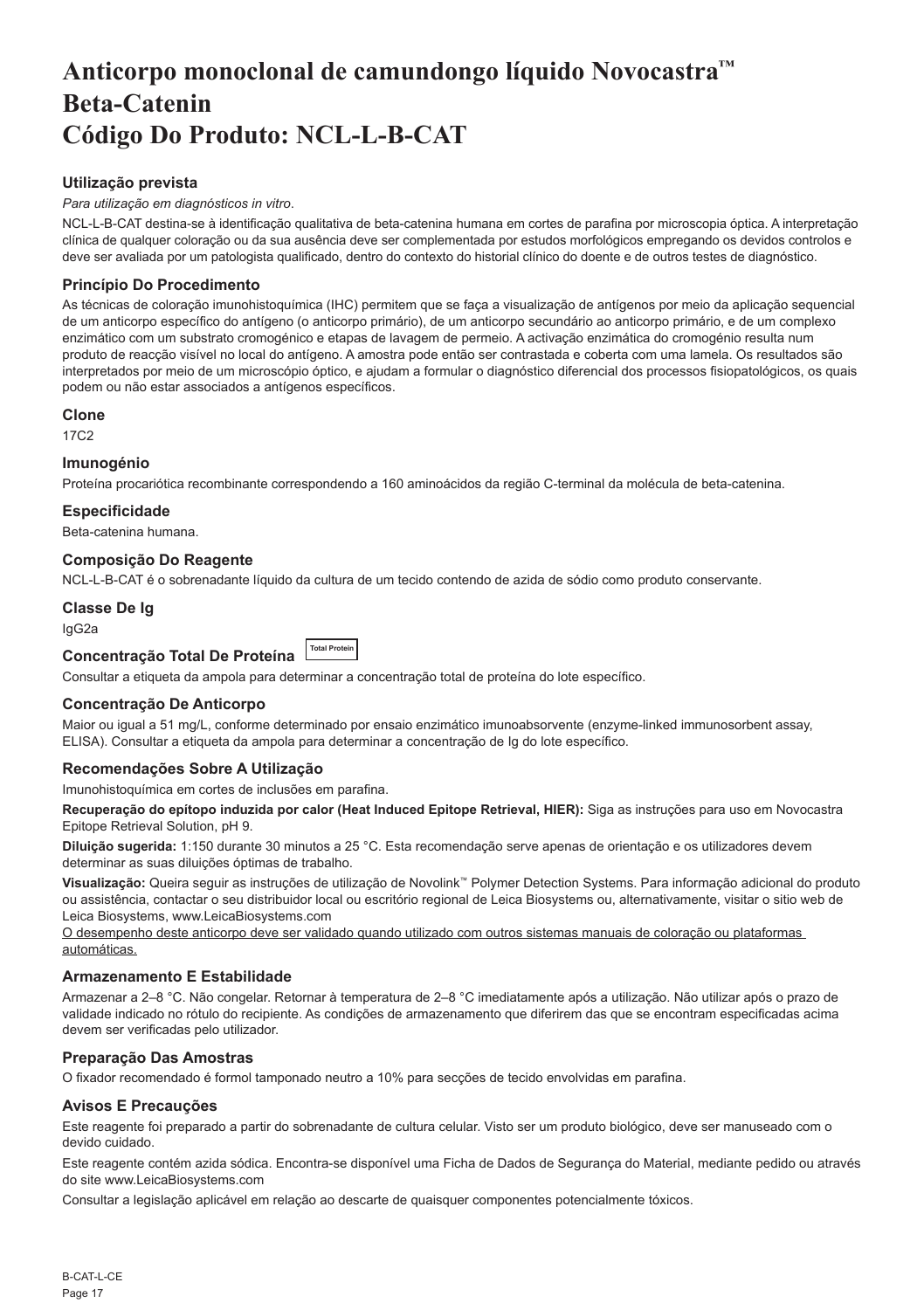# Anticorpo monoclonal de camundongo líquido Novocastra™ Beta-Catenin Código Do Produto: NCL-L-B-CAT

### Utilização prevista

*Para utilização em diagnósticos in vitro*.

NCL-L-B-CAT destina-se à identificação qualitativa de beta-catenina humana em cortes de parafina por microscopia óptica. A interpretação clínica de qualquer coloração ou da sua ausência deve ser complementada por estudos morfológicos empregando os devidos controlos e deve ser avaliada por um patologista qualificado, dentro do contexto do historial clínico do doente e de outros testes de diagnóstico.

### Princípio Do Procedimento

As técnicas de coloração imunohistoquímica (IHC) permitem que se faça a visualização de antígenos por meio da aplicação sequencial de um anticorpo específico do antígeno (o anticorpo primário), de um anticorpo secundário ao anticorpo primário, e de um complexo enzimático com um substrato cromogénico e etapas de lavagem de permeio. A activação enzimática do cromogénio resulta num produto de reacção visível no local do antígeno. A amostra pode então ser contrastada e coberta com uma lamela. Os resultados são interpretados por meio de um microscópio óptico, e ajudam a formular o diagnóstico diferencial dos processos fisiopatológicos, os quais podem ou não estar associados a antígenos específicos.

### Clone

17C2

### Imunogénio

Proteína procariótica recombinante correspondendo a 160 aminoácidos da região C-terminal da molécula de beta-catenina.

### Especificidade

Beta-catenina humana.

### Composição Do Reagente

NCL-L-B-CAT é o sobrenadante líquido da cultura de um tecido contendo de azida de sódio como produto conservante.

### Classe De Ig

IgG2a

### Concentração Total De Proteína Total Protein

Consultar a etiqueta da ampola para determinar a concentração total de proteína do lote específico.

### Concentração De Anticorpo

Maior ou igual a 51 mg/L, conforme determinado por ensaio enzimático imunoabsorvente (enzyme-linked immunosorbent assay, ELISA). Consultar a etiqueta da ampola para determinar a concentração de Ig do lote específico.

### Recomendações Sobre A Utilização

Imunohistoquímica em cortes de inclusões em parafina.

**Recuperação do epítopo induzida por calor (Heat Induced Epitope Retrieval, HIER):** Siga as instruções para uso em Novocastra Epitope Retrieval Solution, pH 9.

**Diluição sugerida:** 1:150 durante 30 minutos a 25 °C. Esta recomendação serve apenas de orientação e os utilizadores devem determinar as suas diluições óptimas de trabalho.

**Visualização:** Queira seguir as instruções de utilização de Novolink™ Polymer Detection Systems. Para informação adicional do produto ou assistência, contactar o seu distribuidor local ou escritório regional de Leica Biosystems ou, alternativamente, visitar o sitio web de Leica Biosystems, www.LeicaBiosystems.com

O desempenho deste anticorpo deve ser validado quando utilizado com outros sistemas manuais de coloração ou plataformas automáticas.

### Armazenamento E Estabilidade

Armazenar a 2–8 °C. Não congelar. Retornar à temperatura de 2–8 °C imediatamente após a utilização. Não utilizar após o prazo de validade indicado no rótulo do recipiente. As condições de armazenamento que diferirem das que se encontram especificadas acima devem ser verificadas pelo utilizador.

### Preparação Das Amostras

O fixador recomendado é formol tamponado neutro a 10% para secções de tecido envolvidas em parafina.

### Avisos E Precauções

Este reagente foi preparado a partir do sobrenadante de cultura celular. Visto ser um produto biológico, deve ser manuseado com o devido cuidado.

Este reagente contém azida sódica. Encontra-se disponível uma Ficha de Dados de Segurança do Material, mediante pedido ou através do site www.LeicaBiosystems.com

Consultar a legislação aplicável em relação ao descarte de quaisquer componentes potencialmente tóxicos.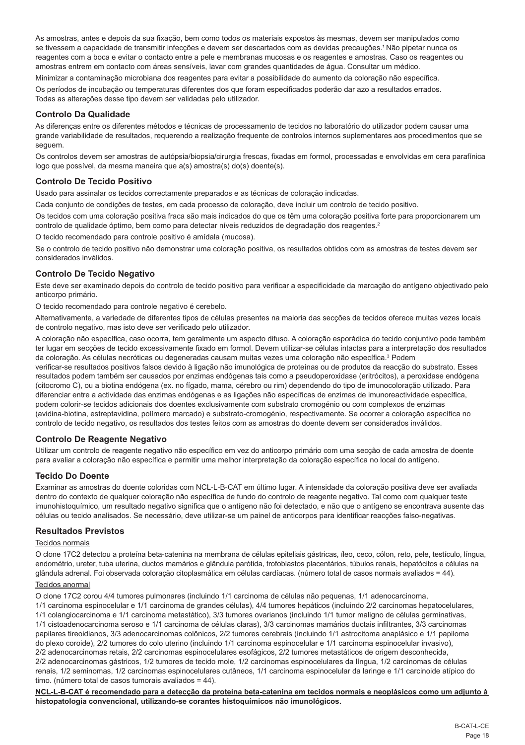As amostras, antes e depois da sua fixação, bem como todos os materiais expostos às mesmas, devem ser manipulados como se tivessem a capacidade de transmitir infecções e devem ser descartados com as devidas precauções.[1] Não pipetar nunca os reagentes com a boca e evitar o contacto entre a pele e membranas mucosas e os reagentes e amostras. Caso os reagentes ou amostras entrem em contacto com áreas sensíveis, lavar com grandes quantidades de água. Consultar um médico.

Minimizar a contaminação microbiana dos reagentes para evitar a possibilidade do aumento da coloração não específica.

Os períodos de incubação ou temperaturas diferentes dos que foram especificados poderão dar azo a resultados errados. Todas as alterações desse tipo devem ser validadas pelo utilizador.

## Controlo Da Qualidade

As diferenças entre os diferentes métodos e técnicas de processamento de tecidos no laboratório do utilizador podem causar uma grande variabilidade de resultados, requerendo a realização frequente de controlos internos suplementares aos procedimentos que se seguem.

Os controlos devem ser amostras de autópsia/biopsia/cirurgia frescas, fixadas em formol, processadas e envolvidas em cera parafínica logo que possível, da mesma maneira que a(s) amostra(s) do(s) doente(s).

## Controlo De Tecido Positivo

Usado para assinalar os tecidos correctamente preparados e as técnicas de coloração indicadas.

Cada conjunto de condições de testes, em cada processo de coloração, deve incluir um controlo de tecido positivo.

Os tecidos com uma coloração positiva fraca são mais indicados do que os têm uma coloração positiva forte para proporcionarem um controlo de qualidade óptimo, bem como para detectar níveis reduzidos de degradação dos reagentes.[2]

O tecido recomendado para controle positivo é amídala (mucosa).

Se o controlo de tecido positivo não demonstrar uma coloração positiva, os resultados obtidos com as amostras de testes devem ser considerados inválidos.

## Controlo De Tecido Negativo

Este deve ser examinado depois do controlo de tecido positivo para verificar a especificidade da marcação do antígeno objectivado pelo anticorpo primário.

O tecido recomendado para controle negativo é cerebelo.

Alternativamente, a variedade de diferentes tipos de células presentes na maioria das secções de tecidos oferece muitas vezes locais de controlo negativo, mas isto deve ser verificado pelo utilizador.

A coloração não específica, caso ocorra, tem geralmente um aspecto difuso. A coloração esporádica do tecido conjuntivo pode também ter lugar em secções de tecido excessivamente fixado em formol. Devem utilizar-se células intactas para a interpretação dos resultados da coloração. As células necróticas ou degeneradas causam muitas vezes uma coloração não específica.[3] Podem verificar-se resultados positivos falsos devido à ligação não imunológica de proteínas ou de produtos da reacção do substrato. Esses resultados podem também ser causados por enzimas endógenas tais como a pseudoperoxidase (eritrócitos), a peroxidase endógena (citocromo C), ou a biotina endógena (ex. no fígado, mama, cérebro ou rim) dependendo do tipo de imunocoloração utilizado. Para diferenciar entre a actividade das enzimas endógenas e as ligações não específicas de enzimas de imunoreactividade específica, podem colorir-se tecidos adicionais dos doentes exclusivamente com substrato cromogénio ou com complexos de enzimas (avidina-biotina, estreptavidina, polímero marcado) e substrato-cromogénio, respectivamente. Se ocorrer a coloração específica no controlo de tecido negativo, os resultados dos testes feitos com as amostras do doente devem ser considerados inválidos.

## Controlo De Reagente Negativo

Utilizar um controlo de reagente negativo não específico em vez do anticorpo primário com uma secção de cada amostra de doente para avaliar a coloração não específica e permitir uma melhor interpretação da coloração específica no local do antígeno.

## Tecido Do Doente

Examinar as amostras do doente coloridas com NCL-L-B-CAT em último lugar. A intensidade da coloração positiva deve ser avaliada dentro do contexto de qualquer coloração não específica de fundo do controlo de reagente negativo. Tal como com qualquer teste imunohistoquímico, um resultado negativo significa que o antígeno não foi detectado, e não que o antígeno se encontrava ausente das células ou tecido analisados. Se necessário, deve utilizar-se um painel de anticorpos para identificar reacções falso-negativas.

## Resultados Previstos

Tecidos normais

O clone 17C2 detectou a proteína beta-catenina na membrana de células epiteliais gástricas, íleo, ceco, cólon, reto, pele, testículo, língua, endométrio, ureter, tuba uterina, ductos mamários e glândula parótida, trofoblastos placentários, túbulos renais, hepatócitos e células na glândula adrenal. Foi observada coloração citoplasmática em células cardíacas. (número total de casos normais avaliados = 44).

Tecidos anormal

O clone 17C2 corou 4/4 tumores pulmonares (incluindo 1/1 carcinoma de células não pequenas, 1/1 adenocarcinoma, 1/1 carcinoma espinocelular e 1/1 carcinoma de grandes células), 4/4 tumores hepáticos (incluindo 2/2 carcinomas hepatocelulares, 1/1 colangiocarcinoma e 1/1 carcinoma metastático), 3/3 tumores ovarianos (incluindo 1/1 tumor maligno de células germinativas, 1/1 cistoadenocarcinoma seroso e 1/1 carcinoma de células claras), 3/3 carcinomas mamários ductais infiltrantes, 3/3 carcinomas papilares tireoidianos, 3/3 adenocarcinomas colônicos, 2/2 tumores cerebrais (incluindo 1/1 astrocitoma anaplásico e 1/1 papiloma do plexo coroide), 2/2 tumores do colo uterino (incluindo 1/1 carcinoma espinocelular e 1/1 carcinoma espinocelular invasivo), 2/2 adenocarcinomas retais, 2/2 carcinomas espinocelulares esofágicos, 2/2 tumores metastáticos de origem desconhecida, 2/2 adenocarcinomas gástricos, 1/2 tumores de tecido mole, 1/2 carcinomas espinocelulares da língua, 1/2 carcinomas de células renais, 1/2 seminomas, 1/2 carcinomas espinocelulares cutâneos, 1/1 carcinoma espinocelular da laringe e 1/1 carcinoide atípico do timo. (número total de casos tumorais avaliados = 44).

**NCL-L-B-CAT é recomendado para a detecção da proteína beta-catenina em tecidos normais e neoplásicos como um adjunto à histopatologia convencional, utilizando-se corantes histoquímicos não imunológicos.**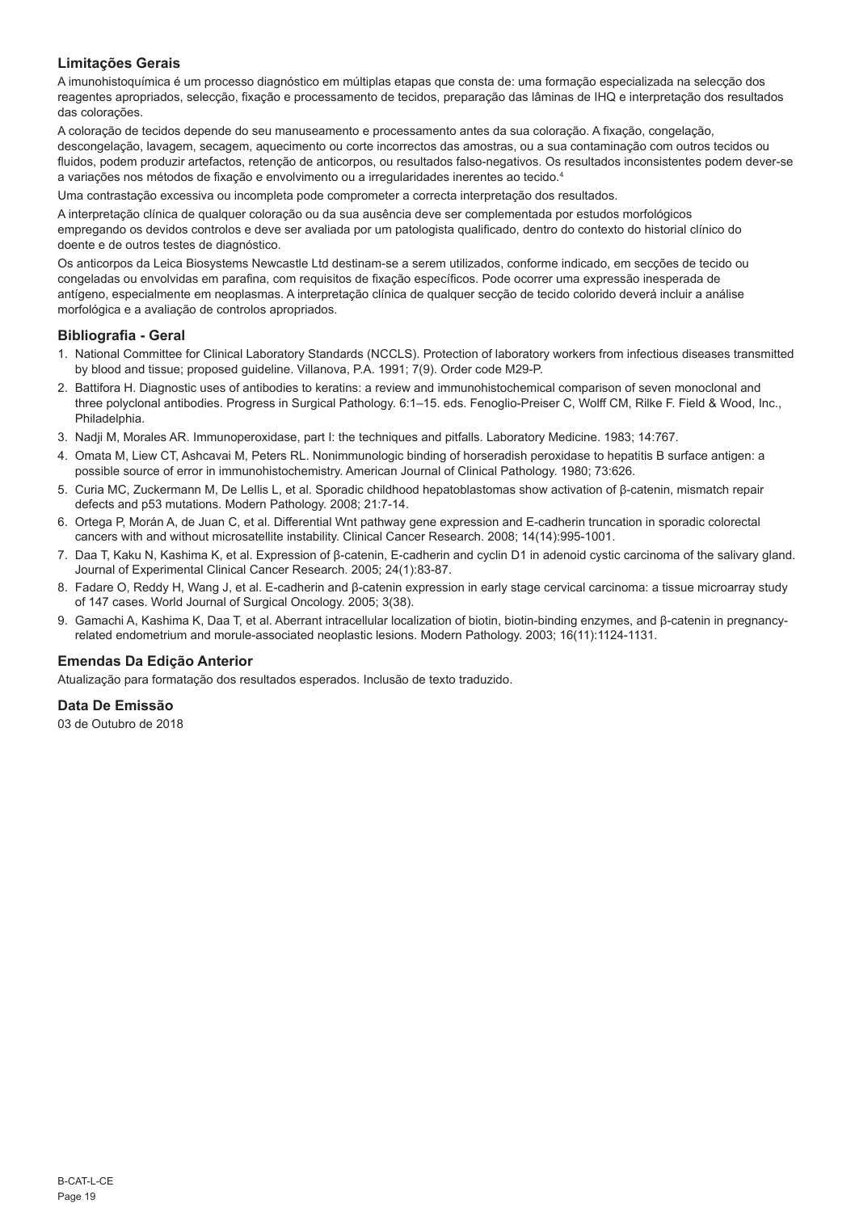### Limitações Gerais

A imunohistoquímica é um processo diagnóstico em múltiplas etapas que consta de: uma formação especializada na selecção dos reagentes apropriados, selecção, fixação e processamento de tecidos, preparação das lâminas de IHQ e interpretação dos resultados das colorações.

A coloração de tecidos depende do seu manuseamento e processamento antes da sua coloração. A fixação, congelação, descongelação, lavagem, secagem, aquecimento ou corte incorrectos das amostras, ou a sua contaminação com outros tecidos ou fluidos, podem produzir artefactos, retenção de anticorpos, ou resultados falso-negativos. Os resultados inconsistentes podem dever-se a variações nos métodos de fixação e envolvimento ou a irregularidades inerentes ao tecido.[4]

Uma contrastação excessiva ou incompleta pode comprometer a correcta interpretação dos resultados.

A interpretação clínica de qualquer coloração ou da sua ausência deve ser complementada por estudos morfológicos empregando os devidos controlos e deve ser avaliada por um patologista qualificado, dentro do contexto do historial clínico do doente e de outros testes de diagnóstico.

Os anticorpos da Leica Biosystems Newcastle Ltd destinam-se a serem utilizados, conforme indicado, em secções de tecido ou congeladas ou envolvidas em parafina, com requisitos de fixação específicos. Pode ocorrer uma expressão inesperada de antígeno, especialmente em neoplasmas. A interpretação clínica de qualquer secção de tecido colorido deverá incluir a análise morfológica e a avaliação de controlos apropriados.

### Bibliografia - Geral

1. National Committee for Clinical Laboratory Standards (NCCLS). Protection of laboratory workers from infectious diseases transmitted by blood and tissue; proposed guideline. Villanova, P.A. 1991; 7(9). Order code M29-P.
2. Battifora H. Diagnostic uses of antibodies to keratins: a review and immunohistochemical comparison of seven monoclonal and three polyclonal antibodies. Progress in Surgical Pathology. 6:1–15. eds. Fenoglio-Preiser C, Wolff CM, Rilke F. Field & Wood, Inc., Philadelphia.
3. Nadji M, Morales AR. Immunoperoxidase, part I: the techniques and pitfalls. Laboratory Medicine. 1983; 14:767.
4. Omata M, Liew CT, Ashcavai M, Peters RL. Nonimmunologic binding of horseradish peroxidase to hepatitis B surface antigen: a possible source of error in immunohistochemistry. American Journal of Clinical Pathology. 1980; 73:626.
5. Curia MC, Zuckermann M, De Lellis L, et al. Sporadic childhood hepatoblastomas show activation of β-catenin, mismatch repair defects and p53 mutations. Modern Pathology. 2008; 21:7-14.
6. Ortega P, Morán A, de Juan C, et al. Differential Wnt pathway gene expression and E-cadherin truncation in sporadic colorectal cancers with and without microsatellite instability. Clinical Cancer Research. 2008; 14(14):995-1001.
7. Daa T, Kaku N, Kashima K, et al. Expression of β-catenin, E-cadherin and cyclin D1 in adenoid cystic carcinoma of the salivary gland. Journal of Experimental Clinical Cancer Research. 2005; 24(1):83-87.
8. Fadare O, Reddy H, Wang J, et al. E-cadherin and β-catenin expression in early stage cervical carcinoma: a tissue microarray study of 147 cases. World Journal of Surgical Oncology. 2005; 3(38).
9. Gamachi A, Kashima K, Daa T, et al. Aberrant intracellular localization of biotin, biotin-binding enzymes, and β-catenin in pregnancy-related endometrium and morule-associated neoplastic lesions. Modern Pathology. 2003; 16(11):1124-1131.

### Emendas Da Edição Anterior

Atualização para formatação dos resultados esperados. Inclusão de texto traduzido.

### Data De Emissão

03 de Outubro de 2018

B-CAT-L-CE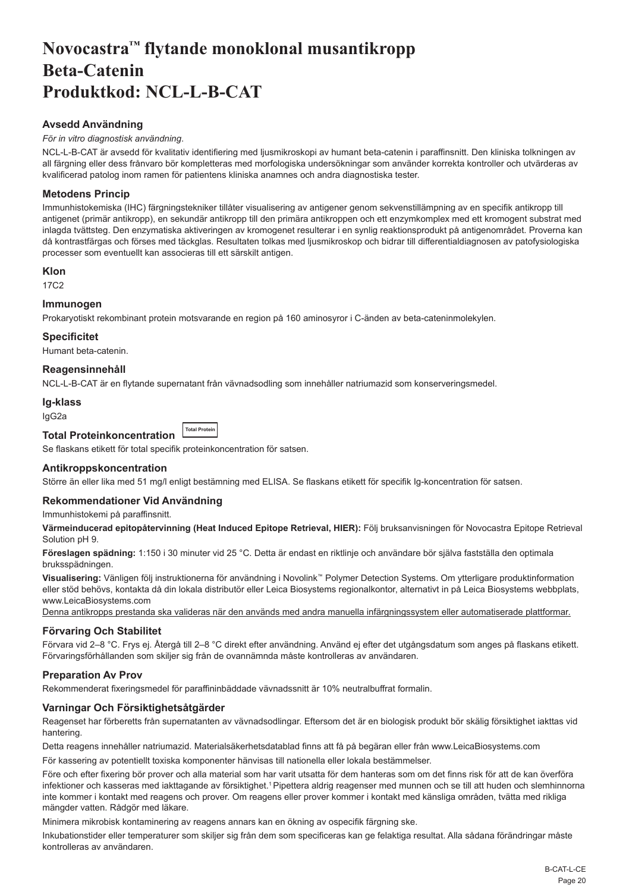# Novocastra™ flytande monoklonal musantikropp Beta-Catenin Produktkod: NCL-L-B-CAT

### Avsedd Användning

*För in vitro diagnostisk användning*.

NCL-L-B-CAT är avsedd för kvalitativ identifiering med ljusmikroskopi av humant beta-catenin i paraffinsnitt. Den kliniska tolkningen av all färgning eller dess frånvaro bör kompletteras med morfologiska undersökningar som använder korrekta kontroller och utvärderas av kvalificerad patolog inom ramen för patientens kliniska anamnes och andra diagnostiska tester.

### Metodens Princip

Immunhistokemiska (IHC) färgningstekniker tillåter visualisering av antigener genom sekvenstillämpning av en specifik antikropp till antigenet (primär antikropp), en sekundär antikropp till den primära antikroppen och ett enzymkomplex med ett kromogent substrat med inlagda tvättsteg. Den enzymatiska aktiveringen av kromogenet resulterar i en synlig reaktionsprodukt på antigenområdet. Proverna kan då kontrastfärgas och förses med täckglas. Resultaten tolkas med ljusmikroskop och bidrar till differentialdiagnosen av patofysiologiska processer som eventuellt kan associeras till ett särskilt antigen.

### Klon

17C2

### Immunogen

Prokaryotiskt rekombinant protein motsvarande en region på 160 aminosyror i C-änden av beta-cateninmolekylen.

### Specificitet

Humant beta-catenin.

### Reagensinnehåll

NCL-L-B-CAT är en flytande supernatant från vävnadsodling som innehåller natriumazid som konserveringsmedel.

### Ig-klass

IgG2a

### Total Proteinkoncentration

Total Protein

Se flaskans etikett för total specifik proteinkoncentration för satsen.

### Antikroppskoncentration

Större än eller lika med 51 mg/l enligt bestämning med ELISA. Se flaskans etikett för specifik Ig-koncentration för satsen.

### Rekommendationer Vid Användning

Immunhistokemi på paraffinsnitt.

**Värmeinducerad epitopåtervinning (Heat Induced Epitope Retrieval, HIER):** Följ bruksanvisningen för Novocastra Epitope Retrieval Solution pH 9.

**Föreslagen spädning:** 1:150 i 30 minuter vid 25 °C. Detta är endast en riktlinje och användare bör själva fastställa den optimala bruksspädningen.

**Visualisering:** Vänligen följ instruktionerna för användning i Novolink™ Polymer Detection Systems. Om ytterligare produktinformation eller stöd behövs, kontakta då din lokala distributör eller Leica Biosystems regionalkontor, alternativt in på Leica Biosystems webbplats, www.LeicaBiosystems.com

Denna antikropps prestanda ska valideras när den används med andra manuella infärgningssystem eller automatiserade plattformar.

### Förvaring Och Stabilitet

Förvara vid 2–8 °C. Frys ej. Återgå till 2–8 °C direkt efter användning. Använd ej efter det utgångsdatum som anges på flaskans etikett. Förvaringsförhållanden som skiljer sig från de ovannämnda måste kontrolleras av användaren.

### Preparation Av Prov

Rekommenderat fixeringsmedel för paraffininbäddade vävnadssnitt är 10% neutralbuffrat formalin.

### Varningar Och Försiktighetsåtgärder

Reagenset har förberetts från supernatanten av vävnadsodlingar. Eftersom det är en biologisk produkt bör skälig försiktighet iakttas vid hantering.

Detta reagens innehåller natriumazid. Materialsäkerhetsdatablad finns att få på begäran eller från www.LeicaBiosystems.com

För kassering av potentiellt toxiska komponenter hänvisas till nationella eller lokala bestämmelser.

Före och efter fixering bör prover och alla material som har varit utsatta för dem hanteras som om det finns risk för att de kan överföra infektioner och kasseras med iakttagande av försiktighet.[1] Pipettera aldrig reagenser med munnen och se till att huden och slemhinnorna inte kommer i kontakt med reagens och prover. Om reagens eller prover kommer i kontakt med känsliga områden, tvätta med rikliga mängder vatten. Rådgör med läkare.

Minimera mikrobisk kontaminering av reagens annars kan en ökning av ospecifik färgning ske.

Inkubationstider eller temperaturer som skiljer sig från dem som specificeras kan ge felaktiga resultat. Alla sådana förändringar måste kontrolleras av användaren.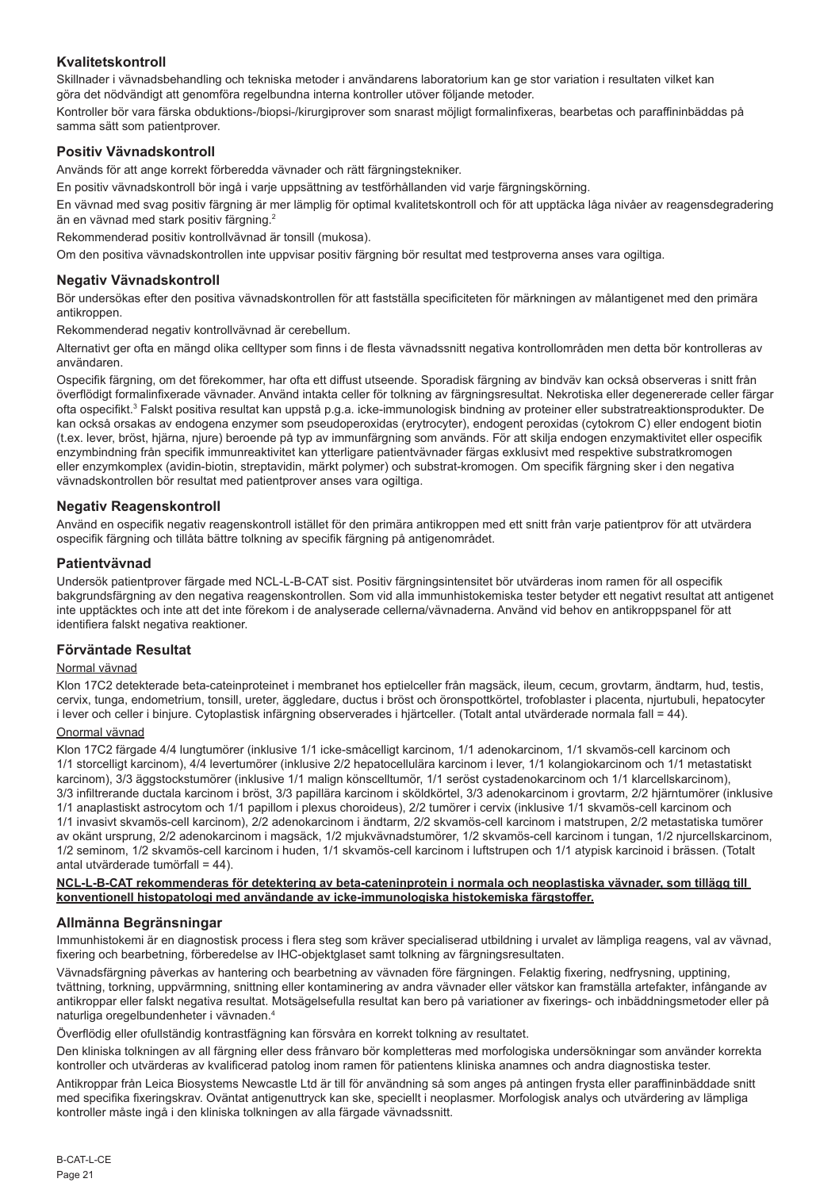## Kvalitetskontroll

Skillnader i vävnadsbehandling och tekniska metoder i användarens laboratorium kan ge stor variation i resultaten vilket kan göra det nödvändigt att genomföra regelbundna interna kontroller utöver följande metoder.

Kontroller bör vara färska obduktions-/biopsi-/kirurgiprover som snarast möjligt formalinfixeras, bearbetas och paraffininbäddas på samma sätt som patientprover.

## Positiv Vävnadskontroll

Används för att ange korrekt förberedda vävnader och rätt färgningstekniker.

En positiv vävnadskontroll bör ingå i varje uppsättning av testförhållanden vid varje färgningskörning.

En vävnad med svag positiv färgning är mer lämplig för optimal kvalitetskontroll och för att upptäcka låga nivåer av reagensdegradering än en vävnad med stark positiv färgning.[2]

Rekommenderad positiv kontrollvävnad är tonsill (mukosa).

Om den positiva vävnadskontrollen inte uppvisar positiv färgning bör resultat med testproverna anses vara ogiltiga.

## Negativ Vävnadskontroll

Bör undersökas efter den positiva vävnadskontrollen för att fastställa specificiteten för märkningen av målantigenet med den primära antikroppen.

Rekommenderad negativ kontrollvävnad är cerebellum.

Alternativt ger ofta en mängd olika celltyper som finns i de flesta vävnadssnitt negativa kontrollområden men detta bör kontrolleras av användaren.

Ospecifik färgning, om det förekommer, har ofta ett diffust utseende. Sporadisk färgning av bindväv kan också observeras i snitt från överflödigt formalinfixerade vävnader. Använd intakta celler för tolkning av färgningsresultat. Nekrotiska eller degenererade celler färgar ofta ospecifikt.[3] Falskt positiva resultat kan uppstå p.g.a. icke-immunologisk bindning av proteiner eller substratreaktionsprodukter. De kan också orsakas av endogena enzymer som pseudoperoxidas (erytrocyter), endogent peroxidas (cytokrom C) eller endogent biotin (t.ex. lever, bröst, hjärna, njure) beroende på typ av immunfärgning som används. För att skilja endogen enzymaktivitet eller ospecifik enzymbindning från specifik immunreaktivitet kan ytterligare patientvävnader färgas exklusivt med respektive substratkromogen eller enzymkomplex (avidin-biotin, streptavidin, märkt polymer) och substrat-kromogen. Om specifik färgning sker i den negativa vävnadskontrollen bör resultat med patientprover anses vara ogiltiga.

## Negativ Reagenskontroll

Använd en ospecifik negativ reagenskontroll istället för den primära antikroppen med ett snitt från varje patientprov för att utvärdera ospecifik färgning och tillåta bättre tolkning av specifik färgning på antigenområdet.

## Patientvävnad

Undersök patientprover färgade med NCL-L-B-CAT sist. Positiv färgningsintensitet bör utvärderas inom ramen för all ospecifik bakgrundsfärgning av den negativa reagenskontrollen. Som vid alla immunhistokemiska tester betyder ett negativt resultat att antigenet inte upptäcktes och inte att det inte förekom i de analyserade cellerna/vävnaderna. Använd vid behov en antikroppspanel för att identifiera falskt negativa reaktioner.

## Förväntade Resultat

<u>Normal vävnad</u>

Klon 17C2 detekterade beta-cateinproteinet i membranet hos eptielceller från magsäck, ileum, cecum, grovtarm, ändtarm, hud, testis, cervix, tunga, endometrium, tonsill, ureter, äggledare, ductus i bröst och öronspottkörtel, trofoblaster i placenta, njurtubuli, hepatocyter i lever och celler i binjure. Cytoplastisk infärgning observerades i hjärtceller. (Totalt antal utvärderade normala fall = 44).

<u>Onormal vävnad</u>

Klon 17C2 färgade 4/4 lungtumörer (inklusive 1/1 icke-småcelligt karcinom, 1/1 adenokarcinom, 1/1 skvamös-cell karcinom och 1/1 storcelligt karcinom), 4/4 levertumörer (inklusive 2/2 hepatocellulära karcinom i lever, 1/1 kolangiokarcinom och 1/1 metastatiskt karcinom), 3/3 äggstockstumörer (inklusive 1/1 malign könscelltumör, 1/1 seröst cystadenokarcinom och 1/1 klarcellskarcinom), 3/3 infiltrerande ductala karcinom i bröst, 3/3 papillära karcinom i sköldkörtel, 3/3 adenokarcinom i grovtarm, 2/2 hjärntumörer (inklusive 1/1 anaplastiskt astrocytom och 1/1 papillom i plexus choroideus), 2/2 tumörer i cervix (inklusive 1/1 skvamös-cell karcinom och 1/1 invasivt skvamös-cell karcinom), 2/2 adenokarcinom i ändtarm, 2/2 skvamös-cell karcinom i matstrupen, 2/2 metastatiska tumörer av okänt ursprung, 2/2 adenokarcinom i magsäck, 1/2 mjukvävnadstumörer, 1/2 skvamös-cell karcinom i tungan, 1/2 njurcellskarcinom, 1/2 seminom, 1/2 skvamös-cell karcinom i huden, 1/1 skvamös-cell karcinom i luftstrupen och 1/1 atypisk karcinoid i brässen. (Totalt antal utvärderade tumörfall = 44).

**<u>NCL-L-B-CAT rekommenderas för detektering av beta-cateninprotein i normala och neoplastiska vävnader, som tillägg till konventionell histopatologi med användande av icke-immunologiska histokemiska färgstoffer.</u>**

## Allmänna Begränsningar

Immunhistokemi är en diagnostisk process i flera steg som kräver specialiserad utbildning i urvalet av lämpliga reagens, val av vävnad, fixering och bearbetning, förberedelse av IHC-objektglaset samt tolkning av färgningsresultaten.

Vävnadsfärgning påverkas av hantering och bearbetning av vävnaden före färgningen. Felaktig fixering, nedfrysning, upptining, tvättning, torkning, uppvärmning, snittning eller kontaminering av andra vävnader eller vätskor kan framställa artefakter, infångande av antikroppar eller falskt negativa resultat. Motsägelsefulla resultat kan bero på variationer av fixerings- och inbäddningsmetoder eller på naturliga oregelbundenheter i vävnaden.[4]

Överflödig eller ofullständig kontrastfägning kan försvåra en korrekt tolkning av resultatet.

Den kliniska tolkningen av all färgning eller dess frånvaro bör kompletteras med morfologiska undersökningar som använder korrekta kontroller och utvärderas av kvalificerad patolog inom ramen för patientens kliniska anamnes och andra diagnostiska tester.

Antikroppar från Leica Biosystems Newcastle Ltd är till för användning så som anges på antingen frysta eller paraffininbäddade snitt med specifika fixeringskrav. Oväntat antigenuttryck kan ske, speciellt i neoplasmer. Morfologisk analys och utvärdering av lämpliga kontroller måste ingå i den kliniska tolkningen av alla färgade vävnadssnitt.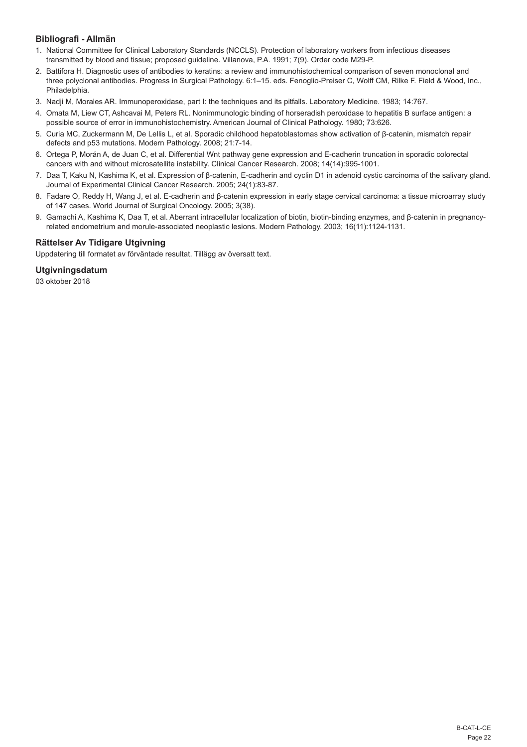### Bibliografi - Allmän

1. National Committee for Clinical Laboratory Standards (NCCLS). Protection of laboratory workers from infectious diseases transmitted by blood and tissue; proposed guideline. Villanova, P.A. 1991; 7(9). Order code M29-P.
2. Battifora H. Diagnostic uses of antibodies to keratins: a review and immunohistochemical comparison of seven monoclonal and three polyclonal antibodies. Progress in Surgical Pathology. 6:1–15. eds. Fenoglio-Preiser C, Wolff CM, Rilke F. Field & Wood, Inc., Philadelphia.
3. Nadji M, Morales AR. Immunoperoxidase, part I: the techniques and its pitfalls. Laboratory Medicine. 1983; 14:767.
4. Omata M, Liew CT, Ashcavai M, Peters RL. Nonimmunologic binding of horseradish peroxidase to hepatitis B surface antigen: a possible source of error in immunohistochemistry. American Journal of Clinical Pathology. 1980; 73:626.
5. Curia MC, Zuckermann M, De Lellis L, et al. Sporadic childhood hepatoblastomas show activation of β-catenin, mismatch repair defects and p53 mutations. Modern Pathology. 2008; 21:7-14.
6. Ortega P, Morán A, de Juan C, et al. Differential Wnt pathway gene expression and E-cadherin truncation in sporadic colorectal cancers with and without microsatellite instability. Clinical Cancer Research. 2008; 14(14):995-1001.
7. Daa T, Kaku N, Kashima K, et al. Expression of β-catenin, E-cadherin and cyclin D1 in adenoid cystic carcinoma of the salivary gland. Journal of Experimental Clinical Cancer Research. 2005; 24(1):83-87.
8. Fadare O, Reddy H, Wang J, et al. E-cadherin and β-catenin expression in early stage cervical carcinoma: a tissue microarray study of 147 cases. World Journal of Surgical Oncology. 2005; 3(38).
9. Gamachi A, Kashima K, Daa T, et al. Aberrant intracellular localization of biotin, biotin-binding enzymes, and β-catenin in pregnancy-related endometrium and morule-associated neoplastic lesions. Modern Pathology. 2003; 16(11):1124-1131.

### Rättelser Av Tidigare Utgivning

Uppdatering till formatet av förväntade resultat. Tillägg av översatt text.

### Utgivningsdatum

03 oktober 2018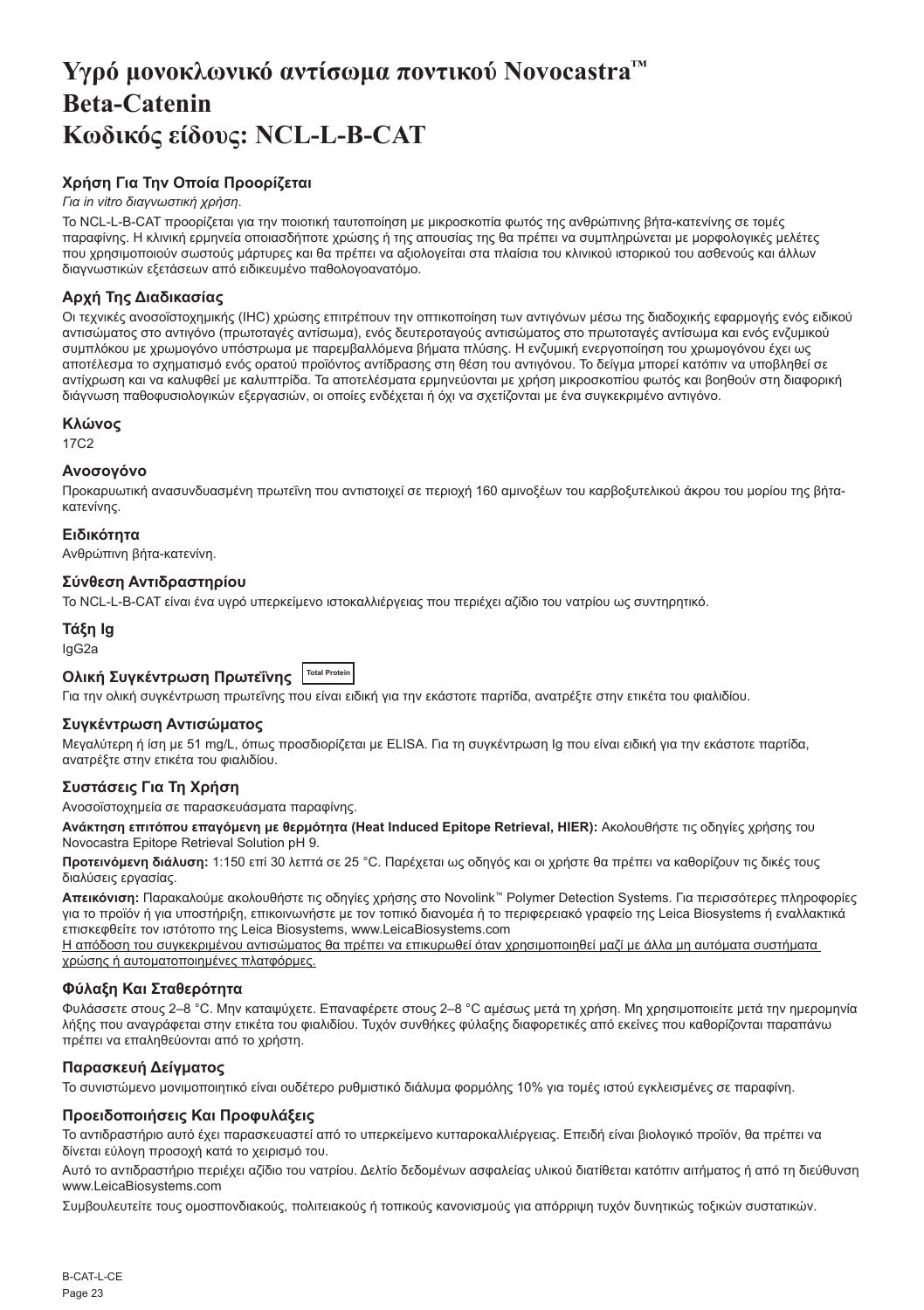# Υγρό μονοκλωνικό αντίσωμα ποντικού Novocastra™ Beta-Catenin Κωδικός είδους: NCL-L-B-CAT

### Χρήση Για Την Οποία Προορίζεται

*Για in vitro διαγνωστική χρήση.*

Το NCL-L-B-CAT προορίζεται για την ποιοτική ταυτοποίηση με μικροσκοπία φωτός της ανθρώπινης βήτα-κατενίνης σε τομές παραφίνης. Η κλινική ερμηνεία οποιασδήποτε χρώσης ή της απουσίας της θα πρέπει να συμπληρώνεται με μορφολογικές μελέτες που χρησιμοποιούν σωστούς μάρτυρες και θα πρέπει να αξιολογείται στα πλαίσια του κλινικού ιστορικού του ασθενούς και άλλων διαγνωστικών εξετάσεων από ειδικευμένο παθολογοανατόμο.

### Αρχή Της Διαδικασίας

Οι τεχνικές ανοσοϊστοχημικής (IHC) χρώσης επιτρέπουν την οπτικοποίηση των αντιγόνων μέσω της διαδοχικής εφαρμογής ενός ειδικού αντισώματος στο αντιγόνο (πρωτοταγές αντίσωμα), ενός δευτεροταγούς αντισώματος στο πρωτοταγές αντίσωμα και ενός ενζυμικού συμπλόκου με χρωμογόνο υπόστρωμα με παρεμβαλλόμενα βήματα πλύσης. Η ενζυμική ενεργοποίηση του χρωμογόνου έχει ως αποτέλεσμα το σχηματισμό ενός ορατού προϊόντος αντίδρασης στη θέση του αντιγόνου. Το δείγμα μπορεί κατόπιν να υποβληθεί σε αντίχρωση και να καλυφθεί με καλυπτρίδα. Τα αποτελέσματα ερμηνεύονται με χρήση μικροσκοπίου φωτός και βοηθούν στη διαφορική διάγνωση παθοφυσιολογικών εξεργασιών, οι οποίες ενδέχεται ή όχι να σχετίζονται με ένα συγκεκριμένο αντιγόνο.

### Κλώνος

17C2

### Ανοσογόνο

Προκαρυωτική ανασυνδυασμένη πρωτεΐνη που αντιστοιχεί σε περιοχή 160 αμινοξέων του καρβοξυτελικού άκρου του μορίου της βήτα-κατενίνης.

### Ειδικότητα

Ανθρώπινη βήτα-κατενίνη.

### Σύνθεση Αντιδραστηρίου

Το NCL-L-B-CAT είναι ένα υγρό υπερκείμενο ιστοκαλλιέργειας που περιέχει αζίδιο του νατρίου ως συντηρητικό.

### Τάξη Ig

IgG2a

### Ολική Συγκέντρωση Πρωτεΐνης Total Protein

Για την ολική συγκέντρωση πρωτεΐνης που είναι ειδική για την εκάστοτε παρτίδα, ανατρέξτε στην ετικέτα του φιαλιδίου.

### Συγκέντρωση Αντισώματος

Μεγαλύτερη ή ίση με 51 mg/L, όπως προσδιορίζεται με ELISA. Για τη συγκέντρωση Ig που είναι ειδική για την εκάστοτε παρτίδα, ανατρέξτε στην ετικέτα του φιαλιδίου.

### Συστάσεις Για Τη Χρήση

Ανοσοϊστοχημεία σε παρασκευάσματα παραφίνης.

**Ανάκτηση επιτόπου επαγόμενη με θερμότητα (Heat Induced Epitope Retrieval, HIER):** Ακολουθήστε τις οδηγίες χρήσης του Novocastra Epitope Retrieval Solution pH 9.

**Προτεινόμενη διάλυση:** 1:150 επί 30 λεπτά σε 25 °C. Παρέχεται ως οδηγός και οι χρήστε θα πρέπει να καθορίζουν τις δικές τους διαλύσεις εργασίας.

**Απεικόνιση:** Παρακαλούμε ακολουθήστε τις οδηγίες χρήσης στο Novolink™ Polymer Detection Systems. Για περισσότερες πληροφορίες για το προϊόν ή για υποστήριξη, επικοινωνήστε με τον τοπικό διανομέα ή το περιφερειακό γραφείο της Leica Biosystems ή εναλλακτικά επισκεφθείτε τον ιστότοπο της Leica Biosystems, www.LeicaBiosystems.com

Η απόδοση του συγκεκριμένου αντισώματος θα πρέπει να επικυρωθεί όταν χρησιμοποιηθεί μαζί με άλλα μη αυτόματα συστήματα χρώσης ή αυτοματοποιημένες πλατφόρμες.

### Φύλαξη Και Σταθερότητα

Φυλάσσετε στους 2–8 °C. Μην καταψύχετε. Επαναφέρετε στους 2–8 °C αμέσως μετά τη χρήση. Μη χρησιμοποιείτε μετά την ημερομηνία λήξης που αναγράφεται στην ετικέτα του φιαλιδίου. Τυχόν συνθήκες φύλαξης διαφορετικές από εκείνες που καθορίζονται παραπάνω πρέπει να επαληθεύονται από το χρήστη.

### Παρασκευή Δείγματος

Το συνιστώμενο μονιμοποιητικό είναι ουδέτερο ρυθμιστικό διάλυμα φορμόλης 10% για τομές ιστού εγκλεισμένες σε παραφίνη.

### Προειδοποιήσεις Και Προφυλάξεις

Το αντιδραστήριο αυτό έχει παρασκευαστεί από το υπερκείμενο κυτταροκαλλιέργειας. Επειδή είναι βιολογικό προϊόν, θα πρέπει να δίνεται εύλογη προσοχή κατά το χειρισμό του.

Αυτό το αντιδραστήριο περιέχει αζίδιο του νατρίου. Δελτίο δεδομένων ασφαλείας υλικού διατίθεται κατόπιν αιτήματος ή από τη διεύθυνση www.LeicaBiosystems.com

Συμβουλευτείτε τους ομοσπονδιακούς, πολιτειακούς ή τοπικούς κανονισμούς για απόρριψη τυχόν δυνητικώς τοξικών συστατικών.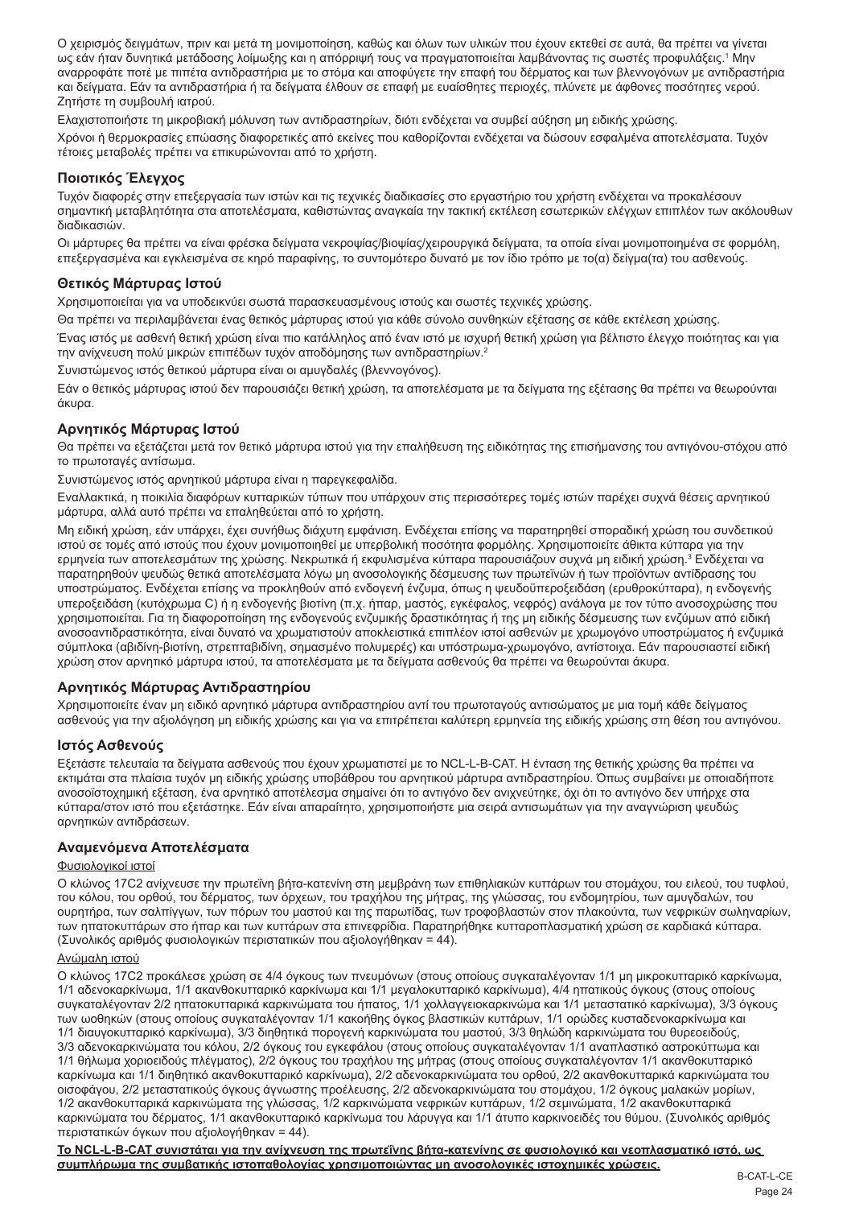Ο χειρισμός δειγμάτων, πριν και μετά τη μονιμοποίηση, καθώς και όλων των υλικών που έχουν εκτεθεί σε αυτά, θα πρέπει να γίνεται ως εάν ήταν δυνητικά μετάδοσης λοίμωξης και η απόρριψή τους να πραγματοποιείται λαμβάνοντας τις σωστές προφυλάξεις.[1] Μην αναρροφάτε ποτέ με πιπέτα αντιδραστήρια με το στόμα και αποφύγετε την επαφή του δέρματος και των βλεννογόνων με αντιδραστήρια και δείγματα. Εάν τα αντιδραστήρια ή τα δείγματα έλθουν σε επαφή με ευαίσθητες περιοχές, πλύνετε με άφθονες ποσότητες νερού. Ζητήστε τη συμβουλή ιατρού.

Ελαχιστοποιήστε τη μικροβιακή μόλυνση των αντιδραστηρίων, διότι ενδέχεται να συμβεί αύξηση μη ειδικής χρώσης.

Χρόνοι ή θερμοκρασίες επώασης διαφορετικές από εκείνες που καθορίζονται ενδέχεται να δώσουν εσφαλμένα αποτελέσματα. Τυχόν τέτοιες μεταβολές πρέπει να επικυρώνονται από το χρήστη.

## Ποιοτικός Έλεγχος

Τυχόν διαφορές στην επεξεργασία των ιστών και τις τεχνικές διαδικασίες στο εργαστήριο του χρήστη ενδέχεται να προκαλέσουν σημαντική μεταβλητότητα στα αποτελέσματα, καθιστώντας αναγκαία την τακτική εκτέλεση εσωτερικών ελέγχων επιπλέον των ακόλουθων διαδικασιών.

Οι μάρτυρες θα πρέπει να είναι φρέσκα δείγματα νεκροψίας/βιοψίας/χειρουργικά δείγματα, τα οποία είναι μονιμοποιημένα σε φορμόλη, επεξεργασμένα και εγκλεισμένα σε κηρό παραφίνης, το συντομότερο δυνατό με τον ίδιο τρόπο με το(α) δείγμα(τα) του ασθενούς.

## Θετικός Μάρτυρας Ιστού

Χρησιμοποιείται για να υποδεικνύει σωστά παρασκευασμένους ιστούς και σωστές τεχνικές χρώσης.

Θα πρέπει να περιλαμβάνεται ένας θετικός μάρτυρας ιστού για κάθε σύνολο συνθηκών εξέτασης σε κάθε εκτέλεση χρώσης.

Ένας ιστός με ασθενή θετική χρώση είναι πιο κατάλληλος από έναν ιστό με ισχυρή θετική χρώση για βέλτιστο έλεγχο ποιότητας και για την ανίχνευση πολύ μικρών επιπέδων τυχόν αποδόμησης των αντιδραστηρίων.[2]

Συνιστώμενος ιστός θετικού μάρτυρα είναι οι αμυγδαλές (βλεννογόνος).

Εάν ο θετικός μάρτυρας ιστού δεν παρουσιάζει θετική χρώση, τα αποτελέσματα με τα δείγματα της εξέτασης θα πρέπει να θεωρούνται άκυρα.

## Αρνητικός Μάρτυρας Ιστού

Θα πρέπει να εξετάζεται μετά τον θετικό μάρτυρα ιστού για την επαλήθευση της ειδικότητας της επισήμανσης του αντιγόνου-στόχου από το πρωτοταγές αντίσωμα.

Συνιστώμενος ιστός αρνητικού μάρτυρα είναι η παρεγκεφαλίδα.

Εναλλακτικά, η ποικιλία διαφόρων κυτταρικών τύπων που υπάρχουν στις περισσότερες τομές ιστών παρέχει συχνά θέσεις αρνητικού μάρτυρα, αλλά αυτό πρέπει να επαληθεύεται από το χρήστη.

Μη ειδική χρώση, εάν υπάρχει, έχει συνήθως διάχυτη εμφάνιση. Ενδέχεται επίσης να παρατηρηθεί σποραδική χρώση του συνδετικού ιστού σε τομές από ιστούς που έχουν μονιμοποιηθεί με υπερβολική ποσότητα φορμόλης. Χρησιμοποιείτε άθικτα κύτταρα για την ερμηνεία των αποτελεσμάτων της χρώσης. Νεκρωτικά ή εκφυλισμένα κύτταρα παρουσιάζουν συχνά μη ειδική χρώση.[3] Ενδέχεται να παρατηρηθούν ψευδώς θετικά αποτελέσματα λόγω μη ανοσολογικής δέσμευσης των πρωτεϊνών ή των προϊόντων αντίδρασης του υποστρώματος. Ενδέχεται επίσης να προκληθούν από ενδογενή ένζυμα, όπως η ψευδοϋπεροξειδάση (ερυθροκύτταρα), η ενδογενής υπεροξειδάση (κυτόχρωμα C) ή η ενδογενής βιοτίνη (π.χ. ήπαρ, μαστός, εγκέφαλος, νεφρός) ανάλογα με τον τύπο ανοσοχρώσης που χρησιμοποιείται. Για τη διαφοροποίηση της ενδογενούς ενζυμικής δραστικότητας ή της μη ειδικής δέσμευσης των ενζύμων από ειδική ανοσοαντιδραστικότητα, είναι δυνατό να χρωματιστούν αποκλειστικά επιπλέον ιστοί ασθενών με χρωμογόνο υποστρώματος ή ενζυμικά σύμπλοκα (αβιδίνη-βιοτίνη, στρεπταβιδίνη, σημασμένο πολυμερές) και υπόστρωμα-χρωμογόνο, αντίστοιχα. Εάν παρουσιαστεί ειδική χρώση στον αρνητικό μάρτυρα ιστού, τα αποτελέσματα με τα δείγματα ασθενούς θα πρέπει να θεωρούνται άκυρα.

## Αρνητικός Μάρτυρας Αντιδραστηρίου

Χρησιμοποιείτε έναν μη ειδικό αρνητικό μάρτυρα αντιδραστηρίου αντί του πρωτοταγούς αντισώματος με μια τομή κάθε δείγματος ασθενούς για την αξιολόγηση μη ειδικής χρώσης και για να επιτρέπεται καλύτερη ερμηνεία της ειδικής χρώσης στη θέση του αντιγόνου.

## Ιστός Ασθενούς

Εξετάστε τελευταία τα δείγματα ασθενούς που έχουν χρωματιστεί με το NCL-L-B-CAT. Η ένταση της θετικής χρώσης θα πρέπει να εκτιμάται στα πλαίσια τυχόν μη ειδικής χρώσης υποβάθρου του αρνητικού μάρτυρα αντιδραστηρίου. Όπως συμβαίνει με οποιαδήποτε ανοσοϊστοχημική εξέταση, ένα αρνητικό αποτέλεσμα σημαίνει ότι το αντιγόνο δεν ανιχνεύτηκε, όχι ότι το αντιγόνο δεν υπήρχε στα κύτταρα/στον ιστό που εξετάστηκε. Εάν είναι απαραίτητο, χρησιμοποιήστε μια σειρά αντισωμάτων για την αναγνώριση ψευδώς αρνητικών αντιδράσεων.

## Αναμενόμενα Αποτελέσματα

Φυσιολογικοί ιστοί

Ο κλώνος 17C2 ανίχνευσε την πρωτεΐνη βήτα-κατενίνη στη μεμβράνη των επιθηλιακών κυττάρων του στομάχου, του ειλεού, του τυφλού, του κόλου, του ορθού, του δέρματος, των όρχεων, του τραχήλου της μήτρας, της γλώσσας, του ενδομητρίου, των αμυγδαλών, του ουρητήρα, των σαλπίγγων, των πόρων του μαστού και της παρωτίδας, των τροφοβλαστών στον πλακούντα, των νεφρικών σωληναρίων, των ηπατοκυττάρων στο ήπαρ και των κυττάρων στα επινεφρίδια. Παρατηρήθηκε κυτταροπλασματική χρώση σε καρδιακά κύτταρα. (Συνολικός αριθμός φυσιολογικών περιστατικών που αξιολογήθηκαν = 44).

Ανώμαλη ιστού

Ο κλώνος 17C2 προκάλεσε χρώση σε 4/4 όγκους των πνευμόνων (στους οποίους συγκαταλέγονταν 1/1 μη μικροκυτταρικό καρκίνωμα, 1/1 αδενοκαρκίνωμα, 1/1 ακανθοκυτταρικό καρκίνωμα και 1/1 μεγαλοκυτταρικό καρκίνωμα), 4/4 ηπατικούς όγκους (στους οποίους συγκαταλέγονταν 2/2 ηπατοκυτταρικά καρκινώματα του ήπατος, 1/1 χολλαγγειοκαρκινώμα και 1/1 μεταστατικό καρκίνωμα), 3/3 όγκους των ωοθηκών (στους οποίους συγκαταλέγονταν 1/1 κακοήθης όγκος βλαστικών κυττάρων, 1/1 ορώδες κυσταδενοκαρκίνωμα και 1/1 διαυγοκυτταρικό καρκίνωμα), 3/3 διηθητικά πορογενή καρκινώματα του μαστού, 3/3 θηλώδη καρκινώματα του θυρεοειδούς, 3/3 αδενοκαρκινώματα του κόλου, 2/2 όγκους του εγκεφάλου (στους οποίους συγκαταλέγονταν 1/1 αναπλαστικό αστροκύττωμα και 1/1 θήλωμα χοριοειδούς πλέγματος), 2/2 όγκους του τραχήλου της μήτρας (στους οποίους συγκαταλέγονταν 1/1 ακανθοκυτταρικό καρκίνωμα και 1/1 διηθητικό ακανθοκυτταρικό καρκίνωμα), 2/2 αδενοκαρκινώματα του ορθού, 2/2 ακανθοκυτταρικά καρκινώματα του οισοφάγου, 2/2 μεταστατικούς όγκους άγνωστης προέλευσης, 2/2 αδενοκαρκινώματα του στομάχου, 1/2 όγκους μαλακών μορίων, 1/2 ακανθοκυτταρικά καρκινώματα της γλώσσας, 1/2 καρκινώματα νεφρικών κυττάρων, 1/2 σεμινώματα, 1/2 ακανθοκυτταρικά καρκινώματα του δέρματος, 1/1 ακανθοκυτταρικό καρκίνωμα του λάρυγγα και 1/1 άτυπο καρκινοειδές του θύμου. (Συνολικός αριθμός περιστατικών όγκων που αξιολογήθηκαν = 44).

**Το NCL-L-B-CAT συνιστάται για την ανίχνευση της πρωτεΐνης βήτα-κατενίνης σε φυσιολογικό και νεοπλασματικό ιστό, ως συμπλήρωμα της συμβατικής ιστοπαθολογίας χρησιμοποιώντας μη ανοσολογικές ιστοχημικές χρώσεις.**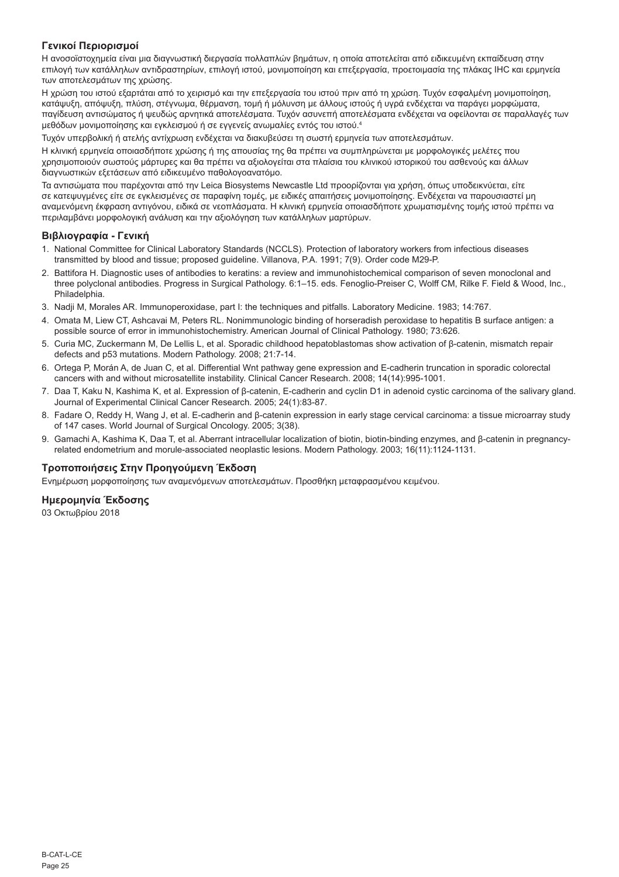## Γενικοί Περιορισμοί

Η ανοσοϊστοχημεία είναι μια διαγνωστική διεργασία πολλαπλών βημάτων, η οποία αποτελείται από ειδικευμένη εκπαίδευση στην επιλογή των κατάλληλων αντιδραστηρίων, επιλογή ιστού, μονιμοποίηση και επεξεργασία, προετοιμασία της πλάκας IHC και ερμηνεία των αποτελεσμάτων της χρώσης.

Η χρώση του ιστού εξαρτάται από το χειρισμό και την επεξεργασία του ιστού πριν από τη χρώση. Τυχόν εσφαλμένη μονιμοποίηση, κατάψυξη, απόψυξη, πλύση, στέγνωμα, θέρμανση, τομή ή μόλυνση με άλλους ιστούς ή υγρά ενδέχεται να παράγει μορφώματα, παγίδευση αντισώματος ή ψευδώς αρνητικά αποτελέσματα. Τυχόν ασυνεπή αποτελέσματα ενδέχεται να οφείλονται σε παραλλαγές των μεθόδων μονιμοποίησης και εγκλεισμού ή σε εγγενείς ανωμαλίες εντός του ιστού.[4]

Τυχόν υπερβολική ή ατελής αντίχρωση ενδέχεται να διακυβεύσει τη σωστή ερμηνεία των αποτελεσμάτων.

Η κλινική ερμηνεία οποιασδήποτε χρώσης ή της απουσίας της θα πρέπει να συμπληρώνεται με μορφολογικές μελέτες που χρησιμοποιούν σωστούς μάρτυρες και θα πρέπει να αξιολογείται στα πλαίσια του κλινικού ιστορικού του ασθενούς και άλλων διαγνωστικών εξετάσεων από ειδικευμένο παθολογοανατόμο.

Τα αντισώματα που παρέχονται από την Leica Biosystems Newcastle Ltd προορίζονται για χρήση, όπως υποδεικνύεται, είτε σε κατεψυγμένες είτε σε εγκλεισμένες σε παραφίνη τομές, με ειδικές απαιτήσεις μονιμοποίησης. Ενδέχεται να παρουσιαστεί μη αναμενόμενη έκφραση αντιγόνου, ειδικά σε νεοπλάσματα. Η κλινική ερμηνεία οποιασδήποτε χρωματισμένης τομής ιστού πρέπει να περιλαμβάνει μορφολογική ανάλυση και την αξιολόγηση των κατάλληλων μαρτύρων.

## Βιβλιογραφία - Γενική

1. National Committee for Clinical Laboratory Standards (NCCLS). Protection of laboratory workers from infectious diseases transmitted by blood and tissue; proposed guideline. Villanova, P.A. 1991; 7(9). Order code M29-P.
2. Battifora H. Diagnostic uses of antibodies to keratins: a review and immunohistochemical comparison of seven monoclonal and three polyclonal antibodies. Progress in Surgical Pathology. 6:1–15. eds. Fenoglio-Preiser C, Wolff CM, Rilke F. Field & Wood, Inc., Philadelphia.
3. Nadji M, Morales AR. Immunoperoxidase, part I: the techniques and pitfalls. Laboratory Medicine. 1983; 14:767.
4. Omata M, Liew CT, Ashcavai M, Peters RL. Nonimmunologic binding of horseradish peroxidase to hepatitis B surface antigen: a possible source of error in immunohistochemistry. American Journal of Clinical Pathology. 1980; 73:626.
5. Curia MC, Zuckermann M, De Lellis L, et al. Sporadic childhood hepatoblastomas show activation of β-catenin, mismatch repair defects and p53 mutations. Modern Pathology. 2008; 21:7-14.
6. Ortega P, Morán A, de Juan C, et al. Differential Wnt pathway gene expression and E-cadherin truncation in sporadic colorectal cancers with and without microsatellite instability. Clinical Cancer Research. 2008; 14(14):995-1001.
7. Daa T, Kaku N, Kashima K, et al. Expression of β-catenin, E-cadherin and cyclin D1 in adenoid cystic carcinoma of the salivary gland. Journal of Experimental Clinical Cancer Research. 2005; 24(1):83-87.
8. Fadare O, Reddy H, Wang J, et al. E-cadherin and β-catenin expression in early stage cervical carcinoma: a tissue microarray study of 147 cases. World Journal of Surgical Oncology. 2005; 3(38).
9. Gamachi A, Kashima K, Daa T, et al. Aberrant intracellular localization of biotin, biotin-binding enzymes, and β-catenin in pregnancy-related endometrium and morule-associated neoplastic lesions. Modern Pathology. 2003; 16(11):1124-1131.

## Τροποποιήσεις Στην Προηγούμενη Έκδοση

Ενημέρωση μορφοποίησης των αναμενόμενων αποτελεσμάτων. Προσθήκη μεταφρασμένου κειμένου.

## Ημερομηνία Έκδοσης

03 Οκτωβρίου 2018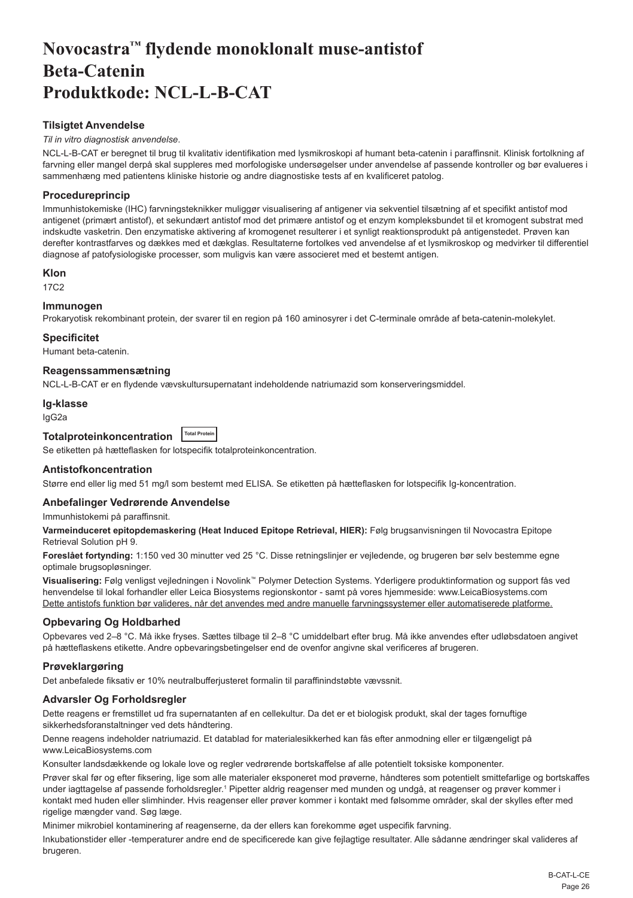# Novocastra™ flydende monoklonalt muse-antistof Beta-Catenin Produktkode: NCL-L-B-CAT

## Tilsigtet Anvendelse

*Til in vitro diagnostisk anvendelse*.

NCL-L-B-CAT er beregnet til brug til kvalitativ identifikation med lysmikroskopi af humant beta-catenin i paraffinsnit. Klinisk fortolkning af farvning eller mangel derpå skal suppleres med morfologiske undersøgelser under anvendelse af passende kontroller og bør evalueres i sammenhæng med patientens kliniske historie og andre diagnostiske tests af en kvalificeret patolog.

## Procedureprincip

Immunhistokemiske (IHC) farvningsteknikker muliggør visualisering af antigener via sekventiel tilsætning af et specifikt antistof mod antigenet (primært antistof), et sekundært antistof mod det primære antistof og et enzym kompleksbundet til et kromogent substrat med indskudte vasketrin. Den enzymatiske aktivering af kromogenet resulterer i et synligt reaktionsprodukt på antigenstedet. Prøven kan derefter kontrastfarves og dækkes med et dækglas. Resultaterne fortolkes ved anvendelse af et lysmikroskop og medvirker til differentiel diagnose af patofysiologiske processer, som muligvis kan være associeret med et bestemt antigen.

## Klon

17C2

## Immunogen

Prokaryotisk rekombinant protein, der svarer til en region på 160 aminosyrer i det C-terminale område af beta-catenin-molekylet.

## Specificitet

Humant beta-catenin.

## Reagenssammensætning

NCL-L-B-CAT er en flydende vævskultursupernatant indeholdende natriumazid som konserveringsmiddel.

## Ig-klasse

IgG2a

## Totalproteinkoncentration Total Protein

Se etiketten på hætteflasken for lotspecifik totalproteinkoncentration.

## Antistofkoncentration

Større end eller lig med 51 mg/l som bestemt med ELISA. Se etiketten på hætteflasken for lotspecifik Ig-koncentration.

## Anbefalinger Vedrørende Anvendelse

Immunhistokemi på paraffinsnit.

**Varmeinduceret epitopdemaskering (Heat Induced Epitope Retrieval, HIER):** Følg brugsanvisningen til Novocastra Epitope Retrieval Solution pH 9.

**Foreslået fortynding:** 1:150 ved 30 minutter ved 25 °C. Disse retningslinjer er vejledende, og brugeren bør selv bestemme egne optimale brugsopløsninger.

**Visualisering:** Følg venligst vejledningen i Novolink™ Polymer Detection Systems. Yderligere produktinformation og support fås ved henvendelse til lokal forhandler eller Leica Biosystems regionskontor - samt på vores hjemmeside: www.LeicaBiosystems.com

Dette antistofs funktion bør valideres, når det anvendes med andre manuelle farvningssystemer eller automatiserede platforme.

## Opbevaring Og Holdbarhed

Opbevares ved 2–8 °C. Må ikke fryses. Sættes tilbage til 2–8 °C umiddelbart efter brug. Må ikke anvendes efter udløbsdatoen angivet på hætteflaskens etikette. Andre opbevaringsbetingelser end de ovenfor angivne skal verificeres af brugeren.

## Prøveklargøring

Det anbefalede fiksativ er 10% neutralbufferjusteret formalin til paraffinindstøbte vævssnit.

## Advarsler Og Forholdsregler

Dette reagens er fremstillet ud fra supernatanten af en cellekultur. Da det er et biologisk produkt, skal der tages fornuftige sikkerhedsforanstaltninger ved dets håndtering.

Denne reagens indeholder natriumazid. Et datablad for materialesikkerhed kan fås efter anmodning eller er tilgængeligt på www.LeicaBiosystems.com

Konsulter landsdækkende og lokale love og regler vedrørende bortskaffelse af alle potentielt toksiske komponenter.

Prøver skal før og efter fiksering, lige som alle materialer eksponeret mod prøverne, håndteres som potentielt smittefarlige og bortskaffes under iagttagelse af passende forholdsregler.[1] Pipetter aldrig reagenser med munden og undgå, at reagenser og prøver kommer i kontakt med huden eller slimhinder. Hvis reagenser eller prøver kommer i kontakt med følsomme områder, skal der skylles efter med rigelige mængder vand. Søg læge.

Minimer mikrobiel kontaminering af reagenserne, da der ellers kan forekomme øget uspecifik farvning.

Inkubationstider eller -temperaturer andre end de specificerede kan give fejlagtige resultater. Alle sådanne ændringer skal valideres af brugeren.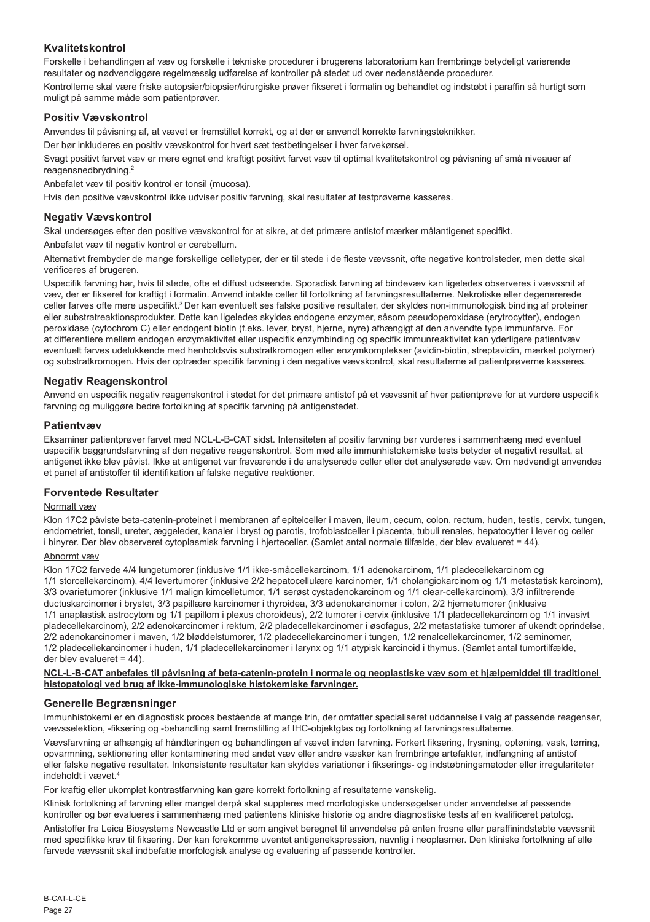## Kvalitetskontrol

Forskelle i behandlingen af væv og forskelle i tekniske procedurer i brugerens laboratorium kan frembringe betydeligt varierende resultater og nødvendiggøre regelmæssig udførelse af kontroller på stedet ud over nedenstående procedurer.

Kontrollerne skal være friske autopsier/biopsier/kirurgiske prøver fikseret i formalin og behandlet og indstøbt i paraffin så hurtigt som muligt på samme måde som patientprøver.

## Positiv Vævskontrol

Anvendes til påvisning af, at vævet er fremstillet korrekt, og at der er anvendt korrekte farvningsteknikker.

Der bør inkluderes en positiv vævskontrol for hvert sæt testbetingelser i hver farvekørsel.

Svagt positivt farvet væv er mere egnet end kraftigt positivt farvet væv til optimal kvalitetskontrol og påvisning af små niveauer af reagensnedbrydning.[2]

Anbefalet væv til positiv kontrol er tonsil (mucosa).

Hvis den positive vævskontrol ikke udviser positiv farvning, skal resultater af testprøverne kasseres.

## Negativ Vævskontrol

Skal undersøges efter den positive vævskontrol for at sikre, at det primære antistof mærker målantigenet specifikt.

Anbefalet væv til negativ kontrol er cerebellum.

Alternativt frembyder de mange forskellige celletyper, der er til stede i de fleste vævssnit, ofte negative kontrolsteder, men dette skal verificeres af brugeren.

Uspecifik farvning har, hvis til stede, ofte et diffust udseende. Sporadisk farvning af bindevæv kan ligeledes observeres i vævssnit af væv, der er fikseret for kraftigt i formalin. Anvend intakte celler til fortolkning af farvningsresultaterne. Nekrotiske eller degenererede celler farves ofte mere uspecifikt.[3] Der kan eventuelt ses falske positive resultater, der skyldes non-immunologisk binding af proteiner eller substratreaktionsprodukter. Dette kan ligeledes skyldes endogene enzymer, såsom pseudoperoxidase (erytrocytter), endogen peroxidase (cytochrom C) eller endogent biotin (f.eks. lever, bryst, hjerne, nyre) afhængigt af den anvendte type immunfarve. For at differentiere mellem endogen enzymaktivitet eller uspecifik enzymbinding og specifik immunreaktivitet kan yderligere patientvæv eventuelt farves udelukkende med henholdsvis substratkromogen eller enzymkomplekser (avidin-biotin, streptavidin, mærket polymer) og substratkromogen. Hvis der optræder specifik farvning i den negative vævskontrol, skal resultaterne af patientprøverne kasseres.

## Negativ Reagenskontrol

Anvend en uspecifik negativ reagenskontrol i stedet for det primære antistof på et vævssnit af hver patientprøve for at vurdere uspecifik farvning og muliggøre bedre fortolkning af specifik farvning på antigenstedet.

## Patientvæv

Eksaminer patientprøver farvet med NCL-L-B-CAT sidst. Intensiteten af positiv farvning bør vurderes i sammenhæng med eventuel uspecifik baggrundsfarvning af den negative reagenskontrol. Som med alle immunhistokemiske tests betyder et negativt resultat, at antigenet ikke blev påvist. Ikke at antigenet var fraværende i de analyserede celler eller det analyserede væv. Om nødvendigt anvendes et panel af antistoffer til identifikation af falske negative reaktioner.

## Forventede Resultater

Normalt væv

Klon 17C2 påviste beta-catenin-proteinet i membranen af epitelceller i maven, ileum, cecum, colon, rectum, huden, testis, cervix, tungen, endometriet, tonsil, ureter, æggeleder, kanaler i bryst og parotis, trofoblastceller i placenta, tubuli renales, hepatocytter i lever og celler i binyrer. Der blev observeret cytoplasmisk farvning i hjerteceller. (Samlet antal normale tilfælde, der blev evalueret = 44).

Abnormt væv

Klon 17C2 farvede 4/4 lungetumorer (inklusive 1/1 ikke-småcellekarcinom, 1/1 adenokarcinom, 1/1 pladecellekarcinom og 1/1 storcellekarcinom), 4/4 levertumorer (inklusive 2/2 hepatocellulære karcinomer, 1/1 cholangiokarcinom og 1/1 metastatisk karcinom), 3/3 ovarietumorer (inklusive 1/1 malign kimcelletumor, 1/1 serøst cystadenokarcinom og 1/1 clear-cellekarcinom), 3/3 infiltrerende ductuskarcinomer i brystet, 3/3 papillære karcinomer i thyroidea, 3/3 adenokarcinomer i colon, 2/2 hjernetumorer (inklusive 1/1 anaplastisk astrocytom og 1/1 papillom i plexus choroideus), 2/2 tumorer i cervix (inklusive 1/1 pladecellekarcinom og 1/1 invasivt pladecellekarcinom), 2/2 adenokarcinomer i rektum, 2/2 pladecellekarcinomer i øsofagus, 2/2 metastatiske tumorer af ukendt oprindelse, 2/2 adenokarcinomer i maven, 1/2 bløddelstumorer, 1/2 pladecellekarcinomer i tungen, 1/2 renalcellekarcinomer, 1/2 seminomer, 1/2 pladecellekarcinomer i huden, 1/1 pladecellekarcinomer i larynx og 1/1 atypisk karcinoid i thymus. (Samlet antal tumortilfælde, der blev evalueret = 44).

**NCL-L-B-CAT anbefales til påvisning af beta-catenin-protein i normale og neoplastiske væv som et hjælpemiddel til traditionel histopatologi ved brug af ikke-immunologiske histokemiske farvninger.**

## Generelle Begrænsninger

Immunhistokemi er en diagnostisk proces bestående af mange trin, der omfatter specialiseret uddannelse i valg af passende reagenser, vævsselektion, -fiksering og -behandling samt fremstilling af IHC-objektglas og fortolkning af farvningsresultaterne.

Vævsfarvning er afhængig af håndteringen og behandlingen af vævet inden farvning. Forkert fiksering, frysning, optøning, vask, tørring, opvarmning, sektionering eller kontaminering med andet væv eller andre væsker kan frembringe artefakter, indfangning af antistof eller falske negative resultater. Inkonsistente resultater kan skyldes variationer i fikserings- og indstøbningsmetoder eller irregulariteter indeholdt i vævet.[4]

For kraftig eller ukomplet kontrastfarvning kan gøre korrekt fortolkning af resultaterne vanskelig.

Klinisk fortolkning af farvning eller mangel derpå skal suppleres med morfologiske undersøgelser under anvendelse af passende kontroller og bør evalueres i sammenhæng med patientens kliniske historie og andre diagnostiske tests af en kvalificeret patolog.

Antistoffer fra Leica Biosystems Newcastle Ltd er som angivet beregnet til anvendelse på enten frosne eller paraffinindstøbte vævssnit med specifikke krav til fiksering. Der kan forekomme uventet antigenekspression, navnlig i neoplasmer. Den kliniske fortolkning af alle farvede vævssnit skal indbefatte morfologisk analyse og evaluering af passende kontroller.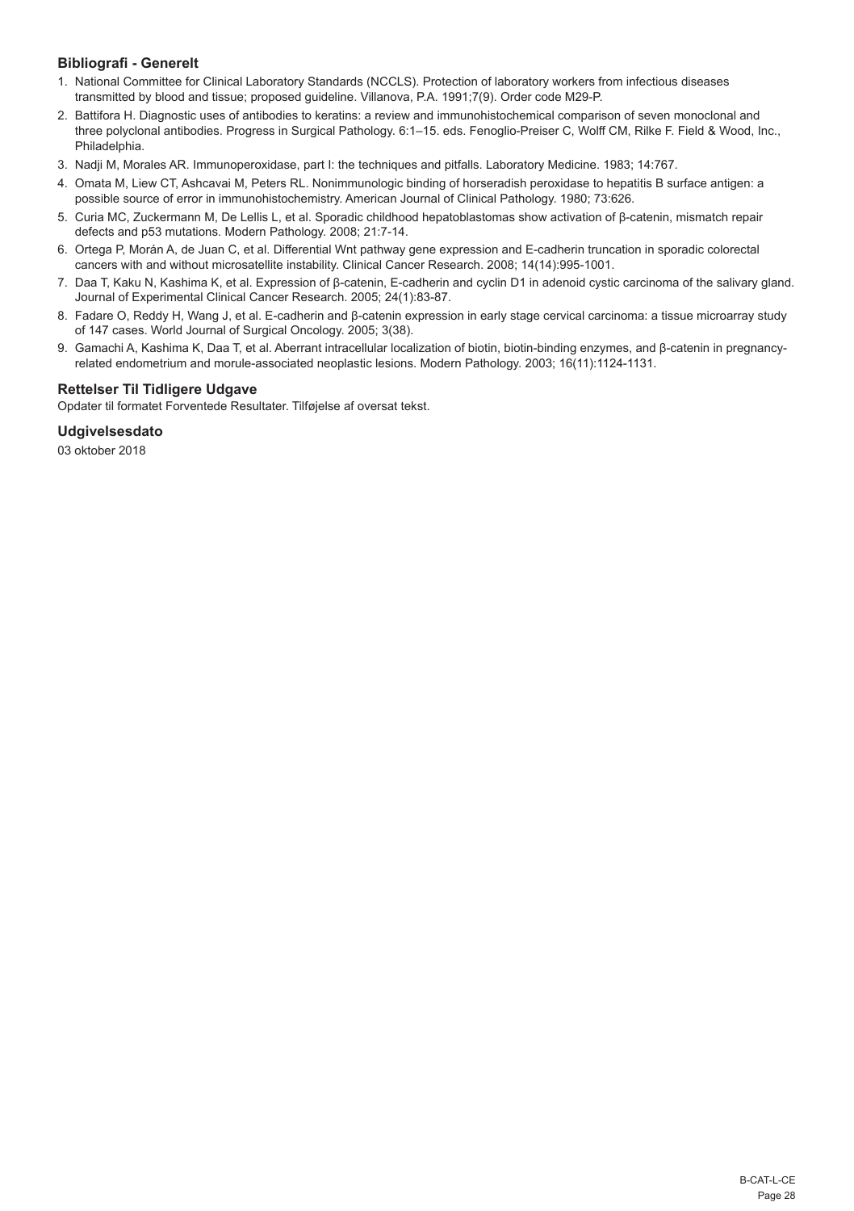### Bibliografi - Generelt

1. National Committee for Clinical Laboratory Standards (NCCLS). Protection of laboratory workers from infectious diseases transmitted by blood and tissue; proposed guideline. Villanova, P.A. 1991;7(9). Order code M29-P.
2. Battifora H. Diagnostic uses of antibodies to keratins: a review and immunohistochemical comparison of seven monoclonal and three polyclonal antibodies. Progress in Surgical Pathology. 6:1–15. eds. Fenoglio-Preiser C, Wolff CM, Rilke F. Field & Wood, Inc., Philadelphia.
3. Nadji M, Morales AR. Immunoperoxidase, part I: the techniques and pitfalls. Laboratory Medicine. 1983; 14:767.
4. Omata M, Liew CT, Ashcavai M, Peters RL. Nonimmunologic binding of horseradish peroxidase to hepatitis B surface antigen: a possible source of error in immunohistochemistry. American Journal of Clinical Pathology. 1980; 73:626.
5. Curia MC, Zuckermann M, De Lellis L, et al. Sporadic childhood hepatoblastomas show activation of β-catenin, mismatch repair defects and p53 mutations. Modern Pathology. 2008; 21:7-14.
6. Ortega P, Morán A, de Juan C, et al. Differential Wnt pathway gene expression and E-cadherin truncation in sporadic colorectal cancers with and without microsatellite instability. Clinical Cancer Research. 2008; 14(14):995-1001.
7. Daa T, Kaku N, Kashima K, et al. Expression of β-catenin, E-cadherin and cyclin D1 in adenoid cystic carcinoma of the salivary gland. Journal of Experimental Clinical Cancer Research. 2005; 24(1):83-87.
8. Fadare O, Reddy H, Wang J, et al. E-cadherin and β-catenin expression in early stage cervical carcinoma: a tissue microarray study of 147 cases. World Journal of Surgical Oncology. 2005; 3(38).
9. Gamachi A, Kashima K, Daa T, et al. Aberrant intracellular localization of biotin, biotin-binding enzymes, and β-catenin in pregnancy-related endometrium and morule-associated neoplastic lesions. Modern Pathology. 2003; 16(11):1124-1131.

### Rettelser Til Tidligere Udgave

Opdater til formatet Forventede Resultater. Tilføjelse af oversat tekst.

### Udgivelsesdato

03 oktober 2018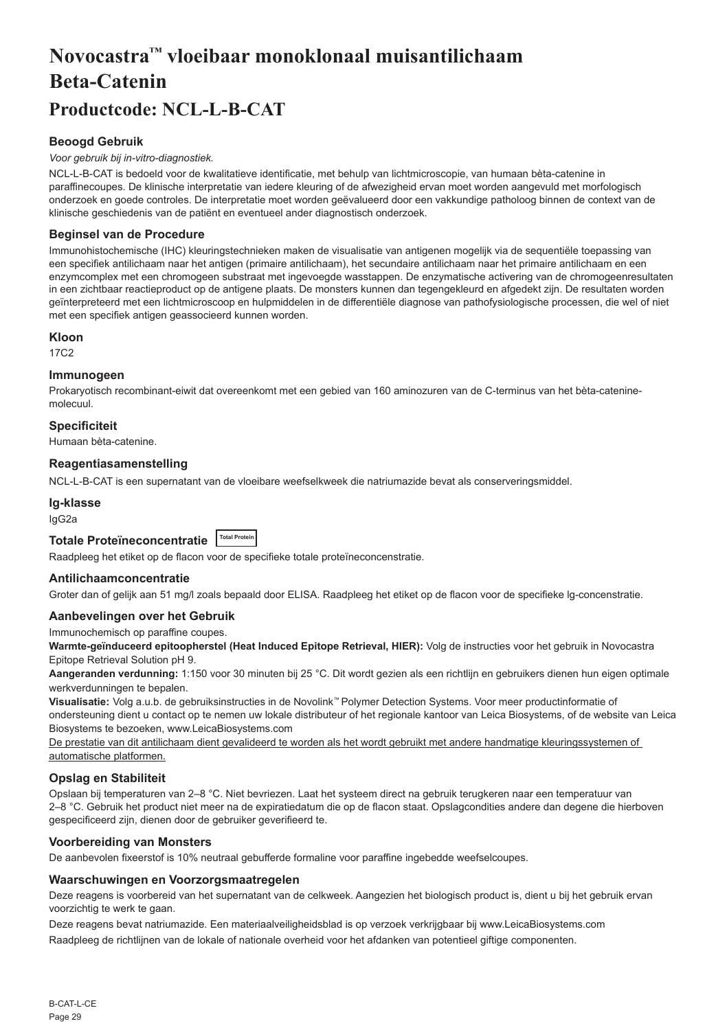# Novocastra™ vloeibaar monoklonaal muisantilichaam Beta-Catenin

## Productcode: NCL-L-B-CAT

### Beoogd Gebruik

*Voor gebruik bij in-vitro-diagnostiek.*

NCL-L-B-CAT is bedoeld voor de kwalitatieve identificatie, met behulp van lichtmicroscopie, van humaan bèta-catenine in paraffinecoupes. De klinische interpretatie van iedere kleuring of de afwezigheid ervan moet worden aangevuld met morfologisch onderzoek en goede controles. De interpretatie moet worden geëvalueerd door een vakkundige patholoog binnen de context van de klinische geschiedenis van de patiënt en eventueel ander diagnostisch onderzoek.

### Beginsel van de Procedure

Immunohistochemische (IHC) kleuringstechnieken maken de visualisatie van antigenen mogelijk via de sequentiële toepassing van een specifiek antilichaam naar het antigen (primaire antilichaam), het secundaire antilichaam naar het primaire antilichaam en een enzymcomplex met een chromogeen substraat met ingevoegde wasstappen. De enzymatische activering van de chromogeenresultaten in een zichtbaar reactieproduct op de antigene plaats. De monsters kunnen dan tegengekleurd en afgedekt zijn. De resultaten worden geïnterpreteerd met een lichtmicroscoop en hulpmiddelen in de differentiële diagnose van pathofysiologische processen, die wel of niet met een specifiek antigen geassocieerd kunnen worden.

### Kloon

17C2

### Immunogeen

Prokaryotisch recombinant-eiwit dat overeenkomt met een gebied van 160 aminozuren van de C-terminus van het bèta-catenine-molecuul.

### Specificiteit

Humaan bèta-catenine.

### Reagentiasamenstelling

NCL-L-B-CAT is een supernatant van de vloeibare weefselkweek die natriumazide bevat als conserveringsmiddel.

### Ig-klasse

IgG2a

### Totale Proteïneconcentratie Total Protein

Raadpleeg het etiket op de flacon voor de specifieke totale proteïneconcentratie.

### Antilichaamconcentratie

Groter dan of gelijk aan 51 mg/l zoals bepaald door ELISA. Raadpleeg het etiket op de flacon voor de specifieke lg-concentratie.

### Aanbevelingen over het Gebruik

Immunochemisch op paraffine coupes.

**Warmte-geïnduceerd epitoopherstel (Heat Induced Epitope Retrieval, HIER):** Volg de instructies voor het gebruik in Novocastra Epitope Retrieval Solution pH 9.

**Aangeranden verdunning:** 1:150 voor 30 minuten bij 25 °C. Dit wordt gezien als een richtlijn en gebruikers dienen hun eigen optimale werkverdunningen te bepalen.

**Visualisatie:** Volg a.u.b. de gebruiksinstructies in de Novolink™ Polymer Detection Systems. Voor meer productinformatie of ondersteuning dient u contact op te nemen uw lokale distributeur of het regionale kantoor van Leica Biosystems, of de website van Leica Biosystems te bezoeken, www.LeicaBiosystems.com

De prestatie van dit antilichaam dient gevalideerd te worden als het wordt gebruikt met andere handmatige kleuringssystemen of automatische platformen.

### Opslag en Stabiliteit

Opslaan bij temperaturen van 2–8 °C. Niet bevriezen. Laat het systeem direct na gebruik terugkeren naar een temperatuur van 2–8 °C. Gebruik het product niet meer na de expiratiedatum die op de flacon staat. Opslagcondities andere dan degene die hierboven gespecificeerd zijn, dienen door de gebruiker geverifieerd te.

### Voorbereiding van Monsters

De aanbevolen fixeerstof is 10% neutraal gebufferde formaline voor paraffine ingebedde weefselcoupes.

### Waarschuwingen en Voorzorgsmaatregelen

Deze reagens is voorbereid van het supernatant van de celkweek. Aangezien het biologisch product is, dient u bij het gebruik ervan voorzichtig te werk te gaan.

Deze reagens bevat natriumazide. Een materiaalveiligheidsblad is op verzoek verkrijgbaar bij www.LeicaBiosystems.com

Raadpleeg de richtlijnen van de lokale of nationale overheid voor het afdanken van potentieel giftige componenten.

B-CAT-L-CE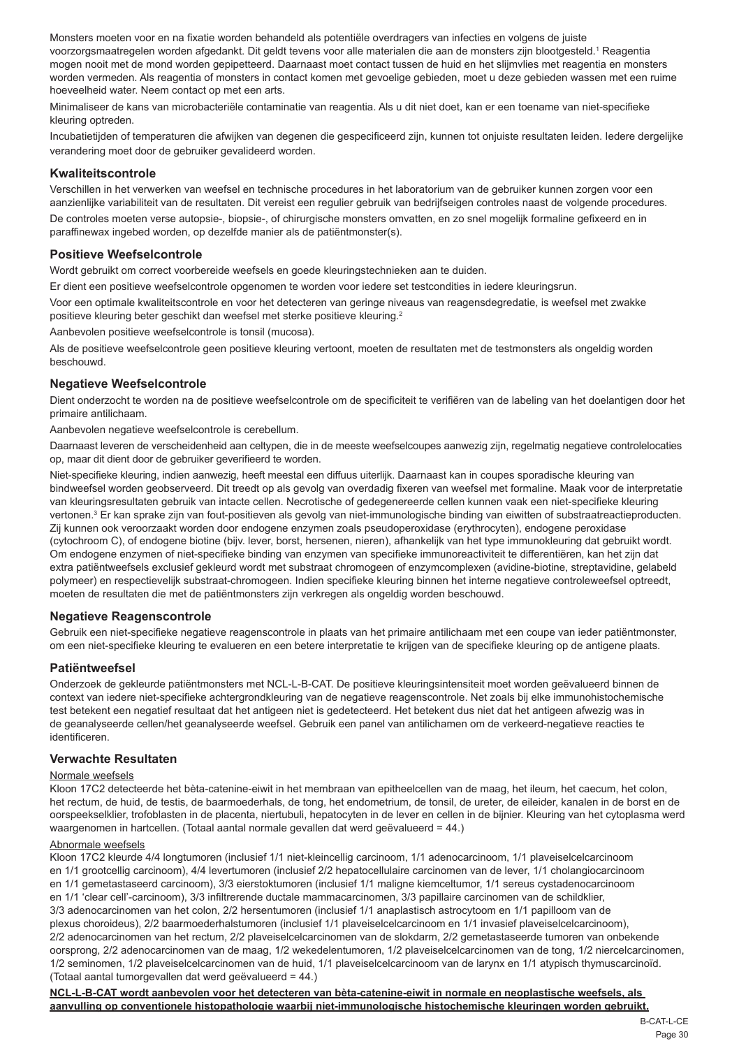Monsters moeten voor en na fixatie worden behandeld als potentiële overdragers van infecties en volgens de juiste voorzorgsmaatregelen worden afgedankt. Dit geldt tevens voor alle materialen die aan de monsters zijn blootgesteld.[1] Reagentia mogen nooit met de mond worden gepipetteerd. Daarnaast moet contact tussen de huid en het slijmvlies met reagentia en monsters worden vermeden. Als reagentia of monsters in contact komen met gevoelige gebieden, moet u deze gebieden wassen met een ruime hoeveelheid water. Neem contact op met een arts.

Minimaliseer de kans van microbacteriële contaminatie van reagentia. Als u dit niet doet, kan er een toename van niet-specifieke kleuring optreden.

Incubatietijden of temperaturen die afwijken van degenen die gespecificeerd zijn, kunnen tot onjuiste resultaten leiden. Iedere dergelijke verandering moet door de gebruiker gevalideerd worden.

### Kwaliteitscontrole

Verschillen in het verwerken van weefsel en technische procedures in het laboratorium van de gebruiker kunnen zorgen voor een aanzienlijke variabiliteit van de resultaten. Dit vereist een regulier gebruik van bedrijfseigen controles naast de volgende procedures.

De controles moeten verse autopsie-, biopsie-, of chirurgische monsters omvatten, en zo snel mogelijk formaline gefixeerd en in paraffinewax ingebed worden, op dezelfde manier als de patiëntmonster(s).

### Positieve Weefselcontrole

Wordt gebruikt om correct voorbereide weefsels en goede kleuringstechnieken aan te duiden.

Er dient een positieve weefselcontrole opgenomen te worden voor iedere set testcondities in iedere kleuringsrun.

Voor een optimale kwaliteitscontrole en voor het detecteren van geringe niveaus van reagensdegradatie, is weefsel met zwakke positieve kleuring beter geschikt dan weefsel met sterke positieve kleuring.[2]

Aanbevolen positieve weefselcontrole is tonsil (mucosa).

Als de positieve weefselcontrole geen positieve kleuring vertoont, moeten de resultaten met de testmonsters als ongeldig worden beschouwd.

### Negatieve Weefselcontrole

Dient onderzocht te worden na de positieve weefselcontrole om de specificiteit te verifiëren van de labeling van het doelantigen door het primaire antilichaam.

Aanbevolen negatieve weefselcontrole is cerebellum.

Daarnaast leveren de verscheidenheid aan celtypen, die in de meeste weefselcoupes aanwezig zijn, regelmatig negatieve controlelocaties op, maar dit dient door de gebruiker geverifieerd te worden.

Niet-specifieke kleuring, indien aanwezig, heeft meestal een diffuus uiterlijk. Daarnaast kan in coupes sporadische kleuring van bindweefsel worden geobserveerd. Dit treedt op als gevolg van overdadig fixeren van weefsel met formaline. Maak voor de interpretatie van kleuringsresultaten gebruik van intacte cellen. Necrotische of gedegenereerde cellen kunnen vaak een niet-specifieke kleuring vertonen.[3] Er kan sprake zijn van fout-positieven als gevolg van niet-immunologische binding van eiwitten of substraatreactieproducten. Zij kunnen ook veroorzaakt worden door endogene enzymen zoals pseudoperoxidase (erythrocyten), endogene peroxidase (cytochroom C), of endogene biotine (bijv. lever, borst, hersenen, nieren), afhankelijk van het type immunokleuring dat gebruikt wordt. Om endogene enzymen of niet-specifieke binding van enzymen van specifieke immunoreactiviteit te differentiëren, kan het zijn dat extra patiëntweefsels exclusief gekleurd wordt met substraat chromogeen of enzymcomplexen (avidine-biotine, streptavidine, gelabeld polymeer) en respectievelijk substraat-chromogeen. Indien specifieke kleuring binnen het interne negatieve controleweefsel optreedt, moeten de resultaten die met de patiëntmonsters zijn verkregen als ongeldig worden beschouwd.

### Negatieve Reagenscontrole

Gebruik een niet-specifieke negatieve reagenscontrole in plaats van het primaire antilichaam met een coupe van ieder patiëntmonster, om een niet-specifieke kleuring te evalueren en een betere interpretatie te krijgen van de specifieke kleuring op de antigene plaats.

### Patiëntweefsel

Onderzoek de gekleurde patiëntmonsters met NCL-L-B-CAT. De positieve kleuringsintensiteit moet worden geëvalueerd binnen de context van iedere niet-specifieke achtergrondkleuring van de negatieve reagenscontrole. Net zoals bij elke immunohistochemische test betekent een negatief resultaat dat het antigeen niet is gedetecteerd. Het betekent dus niet dat het antigeen afwezig was in de geanalyseerde cellen/het geanalyseerde weefsel. Gebruik een panel van antilichamen om de verkeerd-negatieve reacties te identificeren.

### Verwachte Resultaten

Normale weefsels

Kloon 17C2 detecteerde het bèta-catenine-eiwit in het membraan van epitheelcellen van de maag, het ileum, het caecum, het colon, het rectum, de huid, de testis, de baarmoederhals, de tong, het endometrium, de tonsil, de ureter, de eileider, kanalen in de borst en de oorspeekselklier, trofoblasten in de placenta, niertubuli, hepatocyten in de lever en cellen in de bijnier. Kleuring van het cytoplasma werd waargenomen in hartcellen. (Totaal aantal normale gevallen dat werd geëvalueerd = 44.)

Abnormale weefsels

Kloon 17C2 kleurde 4/4 longtumoren (inclusief 1/1 niet-kleincellig carcinoom, 1/1 adenocarcinoom, 1/1 plaveiselcelcarcinoom en 1/1 grootcellig carcinoom), 4/4 levertumoren (inclusief 2/2 hepatocellulaire carcinomen van de lever, 1/1 cholangiocarcinoom en 1/1 gemetastaseerd carcinoom), 3/3 eierstoktumoren (inclusief 1/1 maligne kiemceltumor, 1/1 sereus cystadenocarcinoom en 1/1 'clear cell'-carcinoom), 3/3 infiltrerende ductale mammacarcinomen, 3/3 papillaire carcinomen van de schildklier, 3/3 adenocarcinomen van het colon, 2/2 hersentumoren (inclusief 1/1 anaplastisch astrocytoom en 1/1 papilloom van de plexus choroideus), 2/2 baarmoederhalstumoren (inclusief 1/1 plaveiselcelcarcinoom en 1/1 invasief plaveiselcelcarcinoom), 2/2 adenocarcinomen van het rectum, 2/2 plaveiselcelcarcinomen van de slokdarm, 2/2 gemetastaseerde tumoren van onbekende oorsprong, 2/2 adenocarcinomen van de maag, 1/2 wekedelentumoren, 1/2 plaveiselcelcarcinomen van de tong, 1/2 niercelcarcinomen, 1/2 seminomen, 1/2 plaveiselcelcarcinomen van de huid, 1/1 plaveiselcelcarcinoom van de larynx en 1/1 atypisch thymuscarcinoïd. (Totaal aantal tumorgevallen dat werd geëvalueerd = 44.)

**NCL-L-B-CAT wordt aanbevolen voor het detecteren van bèta-catenine-eiwit in normale en neoplastische weefsels, als aanvulling op conventionele histopathologie waarbij niet-immunologische histochemische kleuringen worden gebruikt.**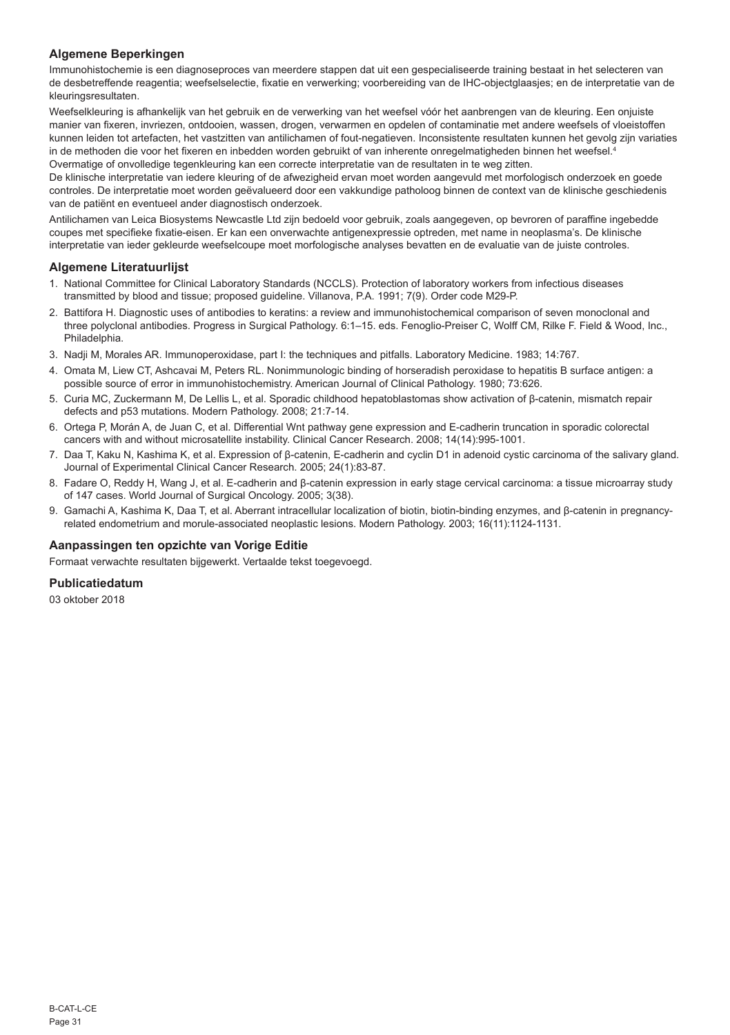## Algemene Beperkingen

Immunohistochemie is een diagnoseproces van meerdere stappen dat uit een gespecialiseerde training bestaat in het selecteren van de desbetreffende reagentia; weefselselectie, fixatie en verwerking; voorbereiding van de IHC-objectglaasjes; en de interpretatie van de kleuringsresultaten.

Weefselkleuring is afhankelijk van het gebruik en de verwerking van het weefsel vóór het aanbrengen van de kleuring. Een onjuiste manier van fixeren, invriezen, ontdooien, wassen, drogen, verwarmen en opdelen of contaminatie met andere weefsels of vloeistoffen kunnen leiden tot artefacten, het vastzitten van antilichamen of fout-negatieven. Inconsistente resultaten kunnen het gevolg zijn variaties in de methoden die voor het fixeren en inbedden worden gebruikt of van inherente onregelmatigheden binnen het weefsel.[4]

Overmatige of onvolledige tegenkleuring kan een correcte interpretatie van de resultaten in te weg zitten.

De klinische interpretatie van iedere kleuring of de afwezigheid ervan moet worden aangevuld met morfologisch onderzoek en goede controles. De interpretatie moet worden geëvalueerd door een vakkundige patholoog binnen de context van de klinische geschiedenis van de patiënt en eventueel ander diagnostisch onderzoek.

Antilichamen van Leica Biosystems Newcastle Ltd zijn bedoeld voor gebruik, zoals aangegeven, op bevroren of paraffine ingebedde coupes met specifieke fixatie-eisen. Er kan een onverwachte antigenexpressie optreden, met name in neoplasma's. De klinische interpretatie van ieder gekleurde weefselcoupe moet morfologische analyses bevatten en de evaluatie van de juiste controles.

## Algemene Literatuurlijst

1. National Committee for Clinical Laboratory Standards (NCCLS). Protection of laboratory workers from infectious diseases transmitted by blood and tissue; proposed guideline. Villanova, P.A. 1991; 7(9). Order code M29-P.
2. Battifora H. Diagnostic uses of antibodies to keratins: a review and immunohistochemical comparison of seven monoclonal and three polyclonal antibodies. Progress in Surgical Pathology. 6:1–15. eds. Fenoglio-Preiser C, Wolff CM, Rilke F. Field & Wood, Inc., Philadelphia.
3. Nadji M, Morales AR. Immunoperoxidase, part I: the techniques and pitfalls. Laboratory Medicine. 1983; 14:767.
4. Omata M, Liew CT, Ashcavai M, Peters RL. Nonimmunologic binding of horseradish peroxidase to hepatitis B surface antigen: a possible source of error in immunohistochemistry. American Journal of Clinical Pathology. 1980; 73:626.
5. Curia MC, Zuckermann M, De Lellis L, et al. Sporadic childhood hepatoblastomas show activation of β-catenin, mismatch repair defects and p53 mutations. Modern Pathology. 2008; 21:7-14.
6. Ortega P, Morán A, de Juan C, et al. Differential Wnt pathway gene expression and E-cadherin truncation in sporadic colorectal cancers with and without microsatellite instability. Clinical Cancer Research. 2008; 14(14):995-1001.
7. Daa T, Kaku N, Kashima K, et al. Expression of β-catenin, E-cadherin and cyclin D1 in adenoid cystic carcinoma of the salivary gland. Journal of Experimental Clinical Cancer Research. 2005; 24(1):83-87.
8. Fadare O, Reddy H, Wang J, et al. E-cadherin and β-catenin expression in early stage cervical carcinoma: a tissue microarray study of 147 cases. World Journal of Surgical Oncology. 2005; 3(38).
9. Gamachi A, Kashima K, Daa T, et al. Aberrant intracellular localization of biotin, biotin-binding enzymes, and β-catenin in pregnancy-related endometrium and morule-associated neoplastic lesions. Modern Pathology. 2003; 16(11):1124-1131.

## Aanpassingen ten opzichte van Vorige Editie

Formaat verwachte resultaten bijgewerkt. Vertaalde tekst toegevoegd.

## Publicatiedatum

03 oktober 2018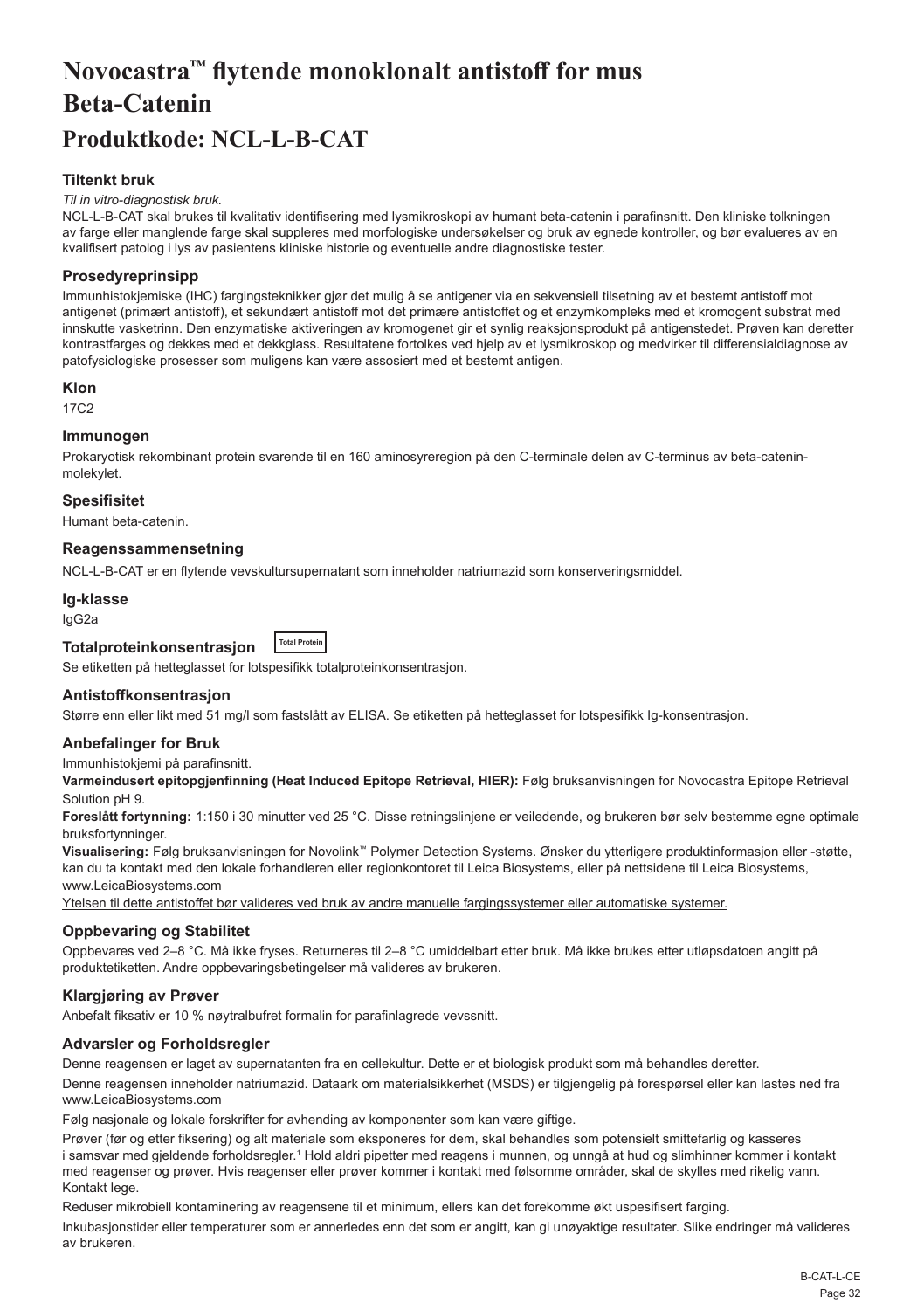# Novocastra™ flytende monoklonalt antistoff for mus Beta-Catenin

# Produktkode: NCL-L-B-CAT

### Tiltenkt bruk

*Til in vitro-diagnostisk bruk.*

NCL-L-B-CAT skal brukes til kvalitativ identifisering med lysmikroskopi av humant beta-catenin i parafinsnitt. Den kliniske tolkningen av farge eller manglende farge skal suppleres med morfologiske undersøkelser og bruk av egnede kontroller, og bør evalueres av en kvalifisert patolog i lys av pasientens kliniske historie og eventuelle andre diagnostiske tester.

### Prosedyreprinsipp

Immunhistokjemiske (IHC) fargingsteknikker gjør det mulig å se antigener via en sekvensiell tilsetning av et bestemt antistoff mot antigenet (primært antistoff), et sekundært antistoff mot det primære antistoffet og et enzymkompleks med et kromogent substrat med innskutte vasketrinn. Den enzymatiske aktiveringen av kromogenet gir et synlig reaksjonsprodukt på antigenstedet. Prøven kan deretter kontrastfarges og dekkes med et dekkglass. Resultatene fortolkes ved hjelp av et lysmikroskop og medvirker til differensialdiagnose av patofysiologiske prosesser som muligens kan være assosiert med et bestemt antigen.

### Klon

17C2

### Immunogen

Prokaryotisk rekombinant protein svarende til en 160 aminosyreregion på den C-terminale delen av C-terminus av beta-catenin-molekylet.

### Spesifisitet

Humant beta-catenin.

### Reagenssammensetning

NCL-L-B-CAT er en flytende vevskultursupernatant som inneholder natriumazid som konserveringsmiddel.

### Ig-klasse

IgG2a

### Totalproteinkonsentrasjon

Total Protein

Se etiketten på hetteglasset for lotspesifikk totalproteinkonsentrasjon.

### Antistoffkonsentrasjon

Større enn eller likt med 51 mg/l som fastslått av ELISA. Se etiketten på hetteglasset for lotspesifikk Ig-konsentrasjon.

### Anbefalinger for Bruk

Immunhistokjemi på parafinsnitt.

**Varmeindusert epitopgjenfinning (Heat Induced Epitope Retrieval, HIER):** Følg bruksanvisningen for Novocastra Epitope Retrieval Solution pH 9.

**Foreslått fortynning:** 1:150 i 30 minutter ved 25 °C. Disse retningslinjene er veiledende, og brukeren bør selv bestemme egne optimale bruksfortynninger.

**Visualisering:** Følg bruksanvisningen for Novolink™ Polymer Detection Systems. Ønsker du ytterligere produktinformasjon eller -støtte, kan du ta kontakt med den lokale forhandleren eller regionkontoret til Leica Biosystems, eller på nettsidene til Leica Biosystems, www.LeicaBiosystems.com

Ytelsen til dette antistoffet bør valideres ved bruk av andre manuelle fargingssystemer eller automatiske systemer.

### Oppbevaring og Stabilitet

Oppbevares ved 2–8 °C. Må ikke fryses. Returneres til 2–8 °C umiddelbart etter bruk. Må ikke brukes etter utløpsdatoen angitt på produktetiketten. Andre oppbevaringsbetingelser må valideres av brukeren.

### Klargjøring av Prøver

Anbefalt fiksativ er 10 % nøytralbufret formalin for parafinlagrede vevssnitt.

### Advarsler og Forholdsregler

Denne reagensen er laget av supernatanten fra en cellekultur. Dette er et biologisk produkt som må behandles deretter.

Denne reagensen inneholder natriumazid. Dataark om materialsikkerhet (MSDS) er tilgjengelig på forespørsel eller kan lastes ned fra www.LeicaBiosystems.com

Følg nasjonale og lokale forskrifter for avhending av komponenter som kan være giftige.

Prøver (før og etter fiksering) og alt materiale som eksponeres for dem, skal behandles som potensielt smittefarlig og kasseres i samsvar med gjeldende forholdsregler.[1] Hold aldri pipetter med reagens i munnen, og unngå at hud og slimhinner kommer i kontakt med reagenser og prøver. Hvis reagenser eller prøver kommer i kontakt med følsomme områder, skal de skylles med rikelig vann. Kontakt lege.

Reduser mikrobiell kontaminering av reagensene til et minimum, ellers kan det forekomme økt uspesifisert farging.

Inkubasjonstider eller temperaturer som er annerledes enn det som er angitt, kan gi unøyaktige resultater. Slike endringer må valideres av brukeren.

B-CAT-L-CE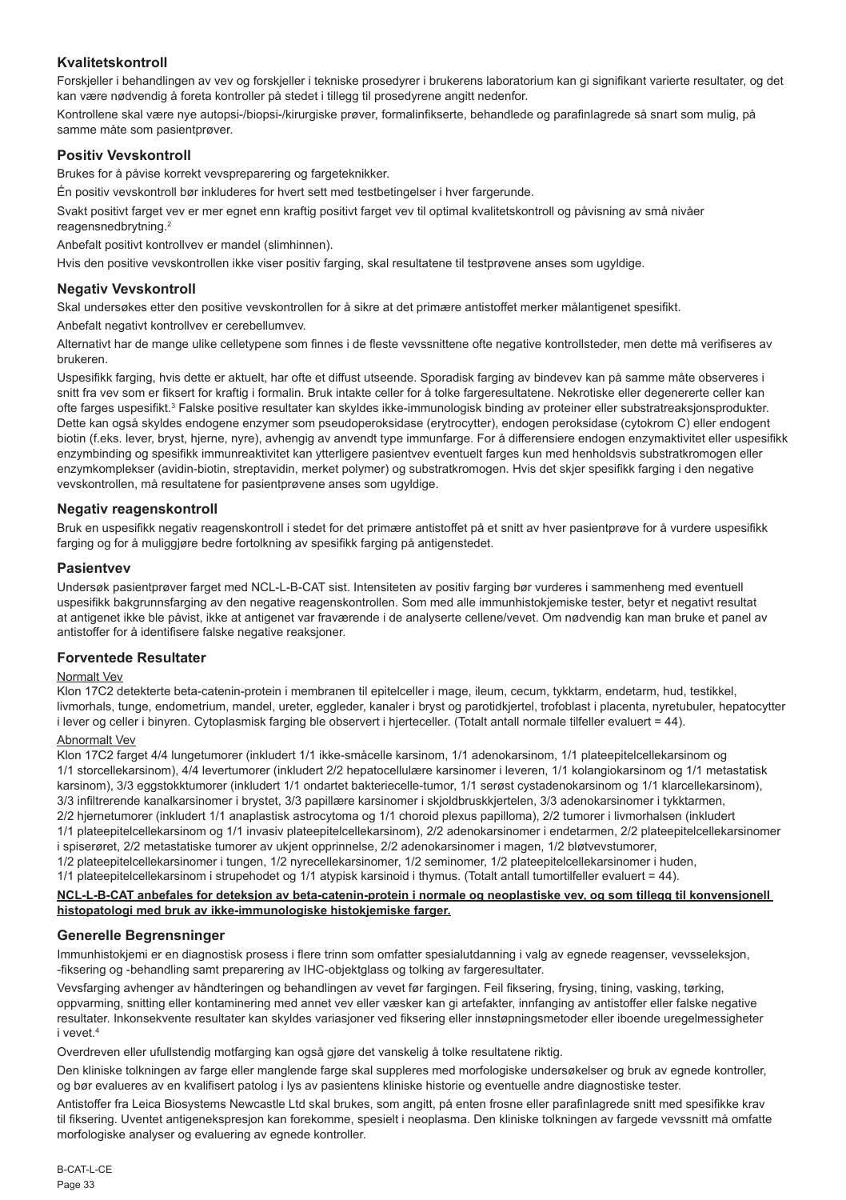## Kvalitetskontroll

Forskjeller i behandlingen av vev og forskjeller i tekniske prosedyrer i brukerens laboratorium kan gi signifikant varierte resultater, og det kan være nødvendig å foreta kontroller på stedet i tillegg til prosedyrene angitt nedenfor.

Kontrollene skal være nye autopsi-/biopsi-/kirurgiske prøver, formalinfikserte, behandlede og parafinlagrede så snart som mulig, på samme måte som pasientprøver.

## Positiv Vevskontroll

Brukes for å påvise korrekt vevspreparering og fargeteknikker.

Én positiv vevskontroll bør inkluderes for hvert sett med testbetingelser i hver fargerunde.

Svakt positivt farget vev er mer egnet enn kraftig positivt farget vev til optimal kvalitetskontroll og påvisning av små nivåer reagensnedbrytning.[2]

Anbefalt positivt kontrollvev er mandel (slimhinnen).

Hvis den positive vevskontrollen ikke viser positiv farging, skal resultatene til testprøvene anses som ugyldige.

## Negativ Vevskontroll

Skal undersøkes etter den positive vevskontrollen for å sikre at det primære antistoffet merker målantigenet spesifikt.

Anbefalt negativt kontrollvev er cerebellumvev.

Alternativt har de mange ulike celletypene som finnes i de fleste vevssnittene ofte negative kontrollsteder, men dette må verifiseres av brukeren.

Uspesifikk farging, hvis dette er aktuelt, har ofte et diffust utseende. Sporadisk farging av bindevev kan på samme måte observeres i snitt fra vev som er fiksert for kraftig i formalin. Bruk intakte celler for å tolke fargeresultatene. Nekrotiske eller degenererte celler kan ofte farges uspesifikt.[3] Falske positive resultater kan skyldes ikke-immunologisk binding av proteiner eller substratreaksjonsprodukter. Dette kan også skyldes endogene enzymer som pseudoperoksidase (erytrocytter), endogen peroksidase (cytokrom C) eller endogent biotin (f.eks. lever, bryst, hjerne, nyre), avhengig av anvendt type immunfarge. For å differensiere endogen enzymaktivitet eller uspesifikk enzymbinding og spesifikk immunreaktivitet kan ytterligere pasientvev eventuelt farges kun med henholdsvis substratkromogen eller enzymkomplekser (avidin-biotin, streptavidin, merket polymer) og substratkromogen. Hvis det skjer spesifikk farging i den negative vevskontrollen, må resultatene for pasientprøvene anses som ugyldige.

## Negativ reagenskontroll

Bruk en uspesifikk negativ reagenskontroll i stedet for det primære antistoffet på et snitt av hver pasientprøve for å vurdere uspesifikk farging og for å muliggjøre bedre fortolkning av spesifikk farging på antigenstedet.

## Pasientvev

Undersøk pasientprøver farget med NCL-L-B-CAT sist. Intensiteten av positiv farging bør vurderes i sammenheng med eventuell uspesifikk bakgrunnsfarging av den negative reagenskontrollen. Som med alle immunhistokjemiske tester, betyr et negativt resultat at antigenet ikke ble påvist, ikke at antigenet var fraværende i de analyserte cellene/vevet. Om nødvendig kan man bruke et panel av antistoffer for å identifisere falske negative reaksjoner.

## Forventede Resultater

Normalt Vev

Klon 17C2 detekterte beta-catenin-protein i membranen til epitelceller i mage, ileum, cecum, tykktarm, endetarm, hud, testikkel, livmorhals, tunge, endometrium, mandel, ureter, eggleder, kanaler i bryst og parotidkjertel, trofoblast i placenta, nyretubuler, hepatocytter i lever og celler i binyren. Cytoplasmisk farging ble observert i hjerteceller. (Totalt antall normale tilfeller evaluert = 44).

Abnormalt Vev

Klon 17C2 farget 4/4 lungetumorer (inkludert 1/1 ikke-småcelle karsinom, 1/1 adenokarsinom, 1/1 plateepitelcellekarsinom og 1/1 storcellekarsinom), 4/4 levertumorer (inkludert 2/2 hepatocellulære karsinomer i leveren, 1/1 kolangiokarsinom og 1/1 metastatisk karsinom), 3/3 eggstokktumorer (inkludert 1/1 ondartet bakteriecelle-tumor, 1/1 serøst cystadenokarsinom og 1/1 klarcellekarsinom), 3/3 infiltrerende kanalkarsinomer i brystet, 3/3 papillære karsinomer i skjoldbruskkjertelen, 3/3 adenokarsinomer i tykktarmen, 2/2 hjernetumorer (inkludert 1/1 anaplastisk astrocytoma og 1/1 choroid plexus papilloma), 2/2 tumorer i livmorhalsen (inkludert 1/1 plateepitelcellekarsinom og 1/1 invasiv plateepitelcellekarsinom), 2/2 adenokarsinomer i endetarmen, 2/2 plateepitelcellekarsinomer i spiserøret, 2/2 metastatiske tumorer av ukjent opprinnelse, 2/2 adenokarsinomer i magen, 1/2 bløtvevstumorer, 1/2 plateepitelcellekarsinomer i tungen, 1/2 nyrecellekarsinomer, 1/2 seminomer, 1/2 plateepitelcellekarsinomer i huden, 1/1 plateepitelcellekarsinom i strupehodet og 1/1 atypisk karsinoid i thymus. (Totalt antall tumortilfeller evaluert = 44).

**NCL-L-B-CAT anbefales for deteksjon av beta-catenin-protein i normale og neoplastiske vev, og som tillegg til konvensjonell histopatologi med bruk av ikke-immunologiske histokjemiske farger.**

## Generelle Begrensninger

Immunhistokjemi er en diagnostisk prosess i flere trinn som omfatter spesialutdanning i valg av egnede reagenser, vevsseleksjon, -fiksering og -behandling samt preparering av IHC-objektglass og tolking av fargeresultater.

Vevsfarging avhenger av håndteringen og behandlingen av vevet før fargingen. Feil fiksering, frysing, tining, vasking, tørking, oppvarming, snitting eller kontaminering med annet vev eller væsker kan gi artefakter, innfanging av antistoffer eller falske negative resultater. Inkonsekvente resultater kan skyldes variasjoner ved fiksering eller innstøpningsmetoder eller iboende uregelmessigheter i vevet.[4]

Overdreven eller ufullstendig motfarging kan også gjøre det vanskelig å tolke resultatene riktig.

Den kliniske tolkningen av farge eller manglende farge skal suppleres med morfologiske undersøkelser og bruk av egnede kontroller, og bør evalueres av en kvalifisert patolog i lys av pasientens kliniske historie og eventuelle andre diagnostiske tester.

Antistoffer fra Leica Biosystems Newcastle Ltd skal brukes, som angitt, på enten frosne eller parafinlagrede snitt med spesifikke krav til fiksering. Uventet antigenekspresjon kan forekomme, spesielt i neoplasma. Den kliniske tolkningen av fargede vevssnitt må omfatte morfologiske analyser og evaluering av egnede kontroller.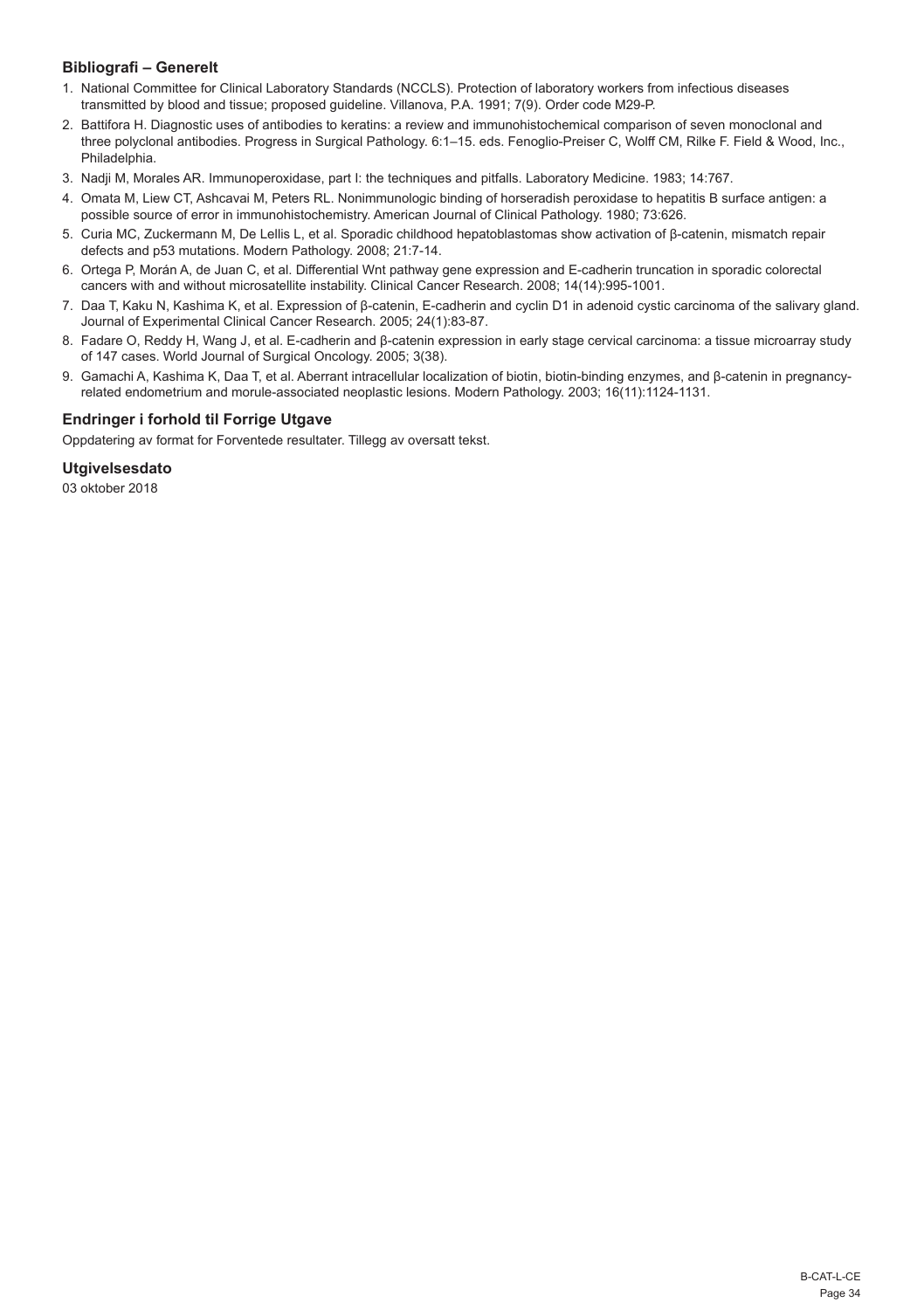### Bibliografi – Generelt

1. National Committee for Clinical Laboratory Standards (NCCLS). Protection of laboratory workers from infectious diseases transmitted by blood and tissue; proposed guideline. Villanova, P.A. 1991; 7(9). Order code M29-P.
2. Battifora H. Diagnostic uses of antibodies to keratins: a review and immunohistochemical comparison of seven monoclonal and three polyclonal antibodies. Progress in Surgical Pathology. 6:1–15. eds. Fenoglio-Preiser C, Wolff CM, Rilke F. Field & Wood, Inc., Philadelphia.
3. Nadji M, Morales AR. Immunoperoxidase, part I: the techniques and pitfalls. Laboratory Medicine. 1983; 14:767.
4. Omata M, Liew CT, Ashcavai M, Peters RL. Nonimmunologic binding of horseradish peroxidase to hepatitis B surface antigen: a possible source of error in immunohistochemistry. American Journal of Clinical Pathology. 1980; 73:626.
5. Curia MC, Zuckermann M, De Lellis L, et al. Sporadic childhood hepatoblastomas show activation of β-catenin, mismatch repair defects and p53 mutations. Modern Pathology. 2008; 21:7-14.
6. Ortega P, Morán A, de Juan C, et al. Differential Wnt pathway gene expression and E-cadherin truncation in sporadic colorectal cancers with and without microsatellite instability. Clinical Cancer Research. 2008; 14(14):995-1001.
7. Daa T, Kaku N, Kashima K, et al. Expression of β-catenin, E-cadherin and cyclin D1 in adenoid cystic carcinoma of the salivary gland. Journal of Experimental Clinical Cancer Research. 2005; 24(1):83-87.
8. Fadare O, Reddy H, Wang J, et al. E-cadherin and β-catenin expression in early stage cervical carcinoma: a tissue microarray study of 147 cases. World Journal of Surgical Oncology. 2005; 3(38).
9. Gamachi A, Kashima K, Daa T, et al. Aberrant intracellular localization of biotin, biotin-binding enzymes, and β-catenin in pregnancy-related endometrium and morule-associated neoplastic lesions. Modern Pathology. 2003; 16(11):1124-1131.

### Endringer i forhold til Forrige Utgave

Oppdatering av format for Forventede resultater. Tillegg av oversatt tekst.

### Utgivelsesdato

03 oktober 2018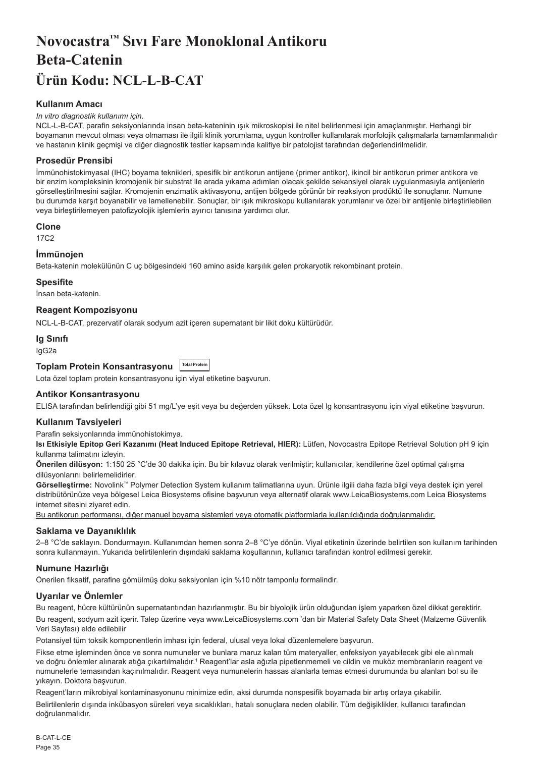# Novocastra™ Sıvı Fare Monoklonal Antikoru Beta-Catenin

# Ürün Kodu: NCL-L-B-CAT

### Kullanım Amacı

*In vitro diagnostik kullanımı için.*

NCL-L-B-CAT, parafin seksiyonlarında insan beta-kateninin ışık mikroskopisi ile nitel belirlenmesi için amaçlanmıştır. Herhangi bir boyamanın mevcut olması veya olmaması ile ilgili klinik yorumlama, uygun kontroller kullanılarak morfolojik çalışmalarla tamamlanmalıdır ve hastanın klinik geçmişi ve diğer diagnostik testler kapsamında kalifiye bir patolojist tarafından değerlendirilmelidir.

### Prosedür Prensibi

İmmünohistokimyasal (IHC) boyama teknikleri, spesifik bir antikorun antijene (primer antikor), ikincil bir antikorun primer antikora ve bir enzim kompleksinin kromojenik bir substrat ile arada yıkama adımları olacak şekilde sekansiyel olarak uygulanmasıyla antijenlerin görselleştirilmesini sağlar. Kromojenin enzimatik aktivasyonu, antijen bölgede görünür bir reaksiyon prodüktü ile sonuçlanır. Numune bu durumda karşıt boyanabilir ve lamellenebilir. Sonuçlar, bir ışık mikroskopu kullanılarak yorumlanır ve özel bir antijenle birleştirilebilen veya birleştirilemeyen patofizyolojik işlemlerin ayırıcı tanısına yardımcı olur.

### Clone

17C2

### İmmünojen

Beta-katenin molekülünün C uç bölgesindeki 160 amino aside karşılık gelen prokaryotik rekombinant protein.

### Spesifite

İnsan beta-katenin.

### Reagent Kompozisyonu

NCL-L-B-CAT, prezervatif olarak sodyum azit içeren supernatant bir likit doku kültürüdür.

### Ig Sınıfı

IgG2a

### Toplam Protein Konsantrasyonu Total Protein

Lota özel toplam protein konsantrasyonu için viyal etiketine başvurun.

### Antikor Konsantrasyonu

ELISA tarafından belirlendiği gibi 51 mg/L'ye eşit veya bu değerden yüksek. Lota özel Ig konsantrasyonu için viyal etiketine başvurun.

### Kullanım Tavsiyeleri

Parafin seksiyonlarında immünohistokimya.

**Isı Etkisiyle Epitop Geri Kazanımı (Heat Induced Epitope Retrieval, HIER):** Lütfen, Novocastra Epitope Retrieval Solution pH 9 için kullanma talimatını izleyin.

**Önerilen dilüsyon:** 1:150 25 °C'de 30 dakika için. Bu bir kılavuz olarak verilmiştir; kullanıcılar, kendilerine özel optimal çalışma dilüsyonlarını belirlemelidirler.

**Görselleştirme:** Novolink™ Polymer Detection System kullanım talimatlarına uyun. Ürünle ilgili daha fazla bilgi veya destek için yerel distribütörünüze veya bölgesel Leica Biosystems ofisine başvurun veya alternatif olarak www.LeicaBiosystems.com Leica Biosystems internet sitesini ziyaret edin.

<u>Bu antikorun performansı, diğer manuel boyama sistemleri veya otomatik platformlarla kullanıldığında doğrulanmalıdır.</u>

### Saklama ve Dayanıklılık

2–8 °C'de saklayın. Dondurmayın. Kullanımdan hemen sonra 2–8 °C'ye dönün. Viyal etiketinin üzerinde belirtilen son kullanım tarihinden sonra kullanmayın. Yukarıda belirtilenlerin dışındaki saklama koşullarının, kullanıcı tarafından kontrol edilmesi gerekir.

### Numune Hazırlığı

Önerilen fiksatif, parafine gömülmüş doku seksiyonları için %10 nötr tamponlu formalindir.

### Uyarılar ve Önlemler

Bu reagent, hücre kültürünün supernatantından hazırlanmıştır. Bu bir biyolojik ürün olduğundan işlem yaparken özel dikkat gerektirir.

Bu reagent, sodyum azit içerir. Talep üzerine veya www.LeicaBiosystems.com 'dan bir Material Safety Data Sheet (Malzeme Güvenlik Veri Sayfası) elde edilebilir

Potansiyel tüm toksik komponentlerin imhası için federal, ulusal veya lokal düzenlemelere başvurun.

Fikse etme işleminden önce ve sonra numuneler ve bunlara maruz kalan tüm materyaller, enfeksiyon yayabilecek gibi ele alınmalı ve doğru önlemler alınarak atığa çıkartılmalıdır.[1] Reagent'lar asla ağızla pipetlenmemeli ve cildin ve muköz membranların reagent ve numunelerle temasından kaçınılmalıdır. Reagent veya numunelerin hassas alanlarla temas etmesi durumunda bu alanları bol su ile yıkayın. Doktora başvurun.

Reagent'ların mikrobiyal kontaminasyonunu minimize edin, aksi durumda nonspesifik boyamada bir artış ortaya çıkabilir.

Belirtilenlerin dışında inkübasyon süreleri veya sıcaklıkları, hatalı sonuçlara neden olabilir. Tüm değişiklikler, kullanıcı tarafından doğrulanmalıdır.

B-CAT-L-CE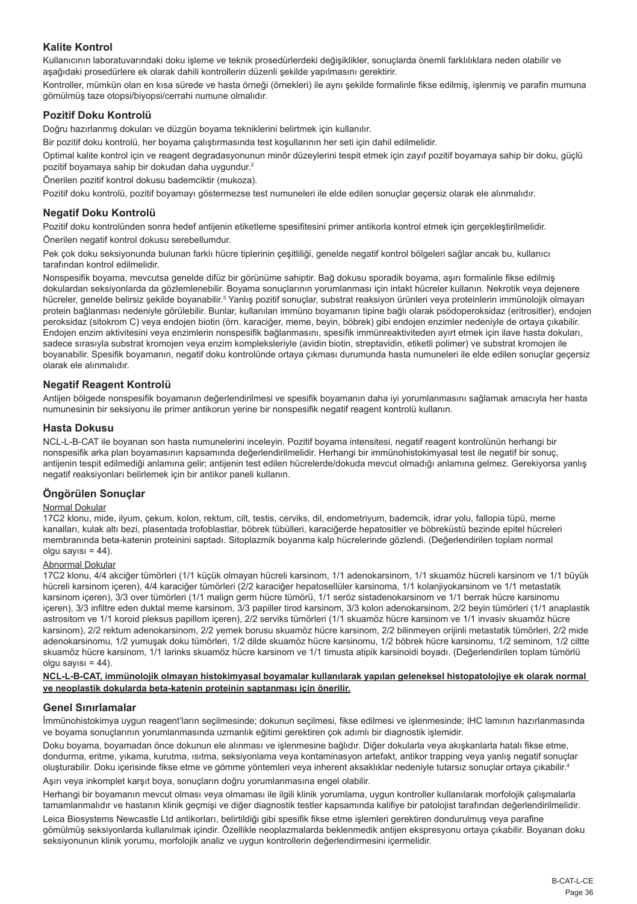## Kalite Kontrol

Kullanıcının laboratuvarındaki doku işleme ve teknik prosedürlerdeki değişiklikler, sonuçlarda önemli farklılıklara neden olabilir ve aşağıdaki prosedürlere ek olarak dahili kontrollerin düzenli şekilde yapılmasını gerektirir.

Kontroller, mümkün olan en kısa sürede ve hasta örneği (örnekleri) ile aynı şekilde formalinle fikse edilmiş, işlenmiş ve parafin mumuna gömülmüş taze otopsi/biyopsi/cerrahi numune olmalıdır.

## Pozitif Doku Kontrolü

Doğru hazırlanmış dokuları ve düzgün boyama tekniklerini belirtmek için kullanılır.

Bir pozitif doku kontrolü, her boyama çalıştırmasında test koşullarının her seti için dahil edilmelidir.

Optimal kalite kontrol için ve reagent degradasyonunun minör düzeylerini tespit etmek için zayıf pozitif boyamaya sahip bir doku, güçlü pozitif boyamaya sahip bir dokudan daha uygundur.[2]

Önerilen pozitif kontrol dokusu bademciktir (mukoza).

Pozitif doku kontrolü, pozitif boyamayı göstermezse test numuneleri ile elde edilen sonuçlar geçersiz olarak ele alınmalıdır.

## Negatif Doku Kontrolü

Pozitif doku kontrolünden sonra hedef antijenin etiketleme spesifitesini primer antikorla kontrol etmek için gerçekleştirilmelidir.

Önerilen negatif kontrol dokusu serebellumdur.

Pek çok doku seksiyonunda bulunan farklı hücre tiplerinin çeşitliliği, genelde negatif kontrol bölgeleri sağlar ancak bu, kullanıcı tarafından kontrol edilmelidir.

Nonspesifik boyama, mevcutsa genelde difüz bir görünüme sahiptir. Bağ dokusu sporadik boyama, aşırı formalinle fikse edilmiş dokulardan seksiyonlarda da gözlemlenebilir. Boyama sonuçlarının yorumlanması için intakt hücreler kullanın. Nekrotik veya dejenere hücreler, genelde belirsiz şekilde boyanabilir.[3] Yanlış pozitif sonuçlar, substrat reaksiyon ürünleri veya proteinlerin immünolojik olmayan protein bağlanması nedeniyle görülebilir. Bunlar, kullanılan immüno boyamanın tipine bağlı olarak psödoperoksidaz (eritrositler), endojen peroksidaz (sitokrom C) veya endojen biotin (örn. karaciğer, meme, beyin, böbrek) gibi endojen enzimler nedeniyle de ortaya çıkabilir. Endojen enzim aktivitesini veya enzimlerin nonspesifik bağlanmasını, spesifik immünreaktiviteden ayırt etmek için ilave hasta dokuları, sadece sırasıyla substrat kromojen veya enzim kompleksleriyle (avidin biotin, streptavidin, etiketli polimer) ve substrat kromojen ile boyanabilir. Spesifik boyamanın, negatif doku kontrolünde ortaya çıkması durumunda hasta numuneleri ile elde edilen sonuçlar geçersiz olarak ele alınmalıdır.

## Negatif Reagent Kontrolü

Antijen bölgede nonspesifik boyamanın değerlendirilmesi ve spesifik boyamanın daha iyi yorumlanmasını sağlamak amacıyla her hasta numunesinin bir seksiyonu ile primer antikorun yerine bir nonspesifik negatif reagent kontrolü kullanın.

## Hasta Dokusu

NCL-L-B-CAT ile boyanan son hasta numunelerini inceleyin. Pozitif boyama intensitesi, negatif reagent kontrolünün herhangi bir nonspesifik arka plan boyamasının kapsamında değerlendirilmelidir. Herhangi bir immünohistokimyasal test ile negatif bir sonuç, antijenin tespit edilmediği anlamına gelir; antijenin test edilen hücrelerde/dokuda mevcut olmadığı anlamına gelmez. Gerekiyorsa yanlış negatif reaksiyonları belirlemek için bir antikor paneli kullanın.

## Öngörülen Sonuçlar

### Normal Dokular

17C2 klonu, mide, ilyum, çekum, kolon, rektum, cilt, testis, cerviks, dil, endometriyum, bademcik, idrar yolu, fallopia tüpü, meme kanalları, kulak altı bezi, plasentada trofoblastlar, böbrek tübülleri, karaciğerde hepatositler ve böbreküstü bezinde epitel hücreleri membranında beta-katenin proteinini saptadı. Sitoplazmik boyanma kalp hücrelerinde gözlendi. (Değerlendirilen toplam normal olgu sayısı = 44).

### Abnormal Dokular

17C2 klonu, 4/4 akciğer tümörleri (1/1 küçük olmayan hücreli karsinom, 1/1 adenokarsinom, 1/1 skuamöz hücreli karsinom ve 1/1 büyük hücreli karsinom içeren), 4/4 karaciğer tümörleri (2/2 karaciğer hepatosellüler karsinoma, 1/1 kolanjiyokarsinom ve 1/1 metastatik karsinom içeren), 3/3 over tümörleri (1/1 malign germ hücre tümörü, 1/1 seröz sistadenokarsinom ve 1/1 berrak hücre karsinomu içeren), 3/3 infiltre eden duktal meme karsinom, 3/3 papiller tirod karsinom, 3/3 kolon adenokarsinom, 2/2 beyin tümörleri (1/1 anaplastik astrositom ve 1/1 koroid pleksus papillom içeren), 2/2 serviks tümörleri (1/1 skuamöz hücre karsinom ve 1/1 invasiv skuamöz hücre karsinom), 2/2 rektum adenokarsinom, 2/2 yemek borusu skuamöz hücre karsinom, 2/2 bilinmeyen orijinli metastatik tümörleri, 2/2 mide adenokarsinomu, 1/2 yumuşak doku tümörleri, 1/2 dilde skuamöz hücre karsinomu, 1/2 böbrek hücre karsinomu, 1/2 seminom, 1/2 ciltte skuamöz hücre karsinom, 1/1 larinks skuamöz hücre karsinom ve 1/1 timusta atipik karsinoidi boyadı. (Değerlendirilen toplam tümörlü olgu sayısı = 44).

**NCL-L-B-CAT, immünolojik olmayan histokimyasal boyamalar kullanılarak yapılan geleneksel histopatolojiye ek olarak normal ve neoplastik dokularda beta-katenin proteinin saptanması için önerilir.**

## Genel Sınırlamalar

İmmünohistokimya uygun reagent'ların seçilmesinde; dokunun seçilmesi, fikse edilmesi ve işlenmesinde; IHC lamının hazırlanmasında ve boyama sonuçlarının yorumlanmasında uzmanlık eğitimi gerektiren çok adımlı bir diagnostik işlemidir.

Doku boyama, boyamadan önce dokunun ele alınması ve işlenmesine bağlıdır. Diğer dokularla veya akışkanlarla hatalı fikse etme, dondurma, eritme, yıkama, kurutma, ısıtma, seksiyonlama veya kontaminasyon artefakt, antikor trapping veya yanlış negatif sonuçlar oluşturabilir. Doku içerisinde fikse etme ve gömme yöntemleri veya inherent aksaklıklar nedeniyle tutarsız sonuçlar ortaya çıkabilir.[4]

Aşırı veya inkomplet karşıt boya, sonuçların doğru yorumlanmasına engel olabilir.

Herhangi bir boyamanın mevcut olması veya olmaması ile ilgili klinik yorumlama, uygun kontroller kullanılarak morfolojik çalışmalarla tamamlanmalıdır ve hastanın klinik geçmişi ve diğer diagnostik testler kapsamında kalifiye bir patolojist tarafından değerlendirilmelidir.

Leica Biosystems Newcastle Ltd antikorları, belirtildiği gibi spesifik fikse etme işlemleri gerektiren dondurulmuş veya parafine gömülmüş seksiyonlarda kullanılmak içindir. Özellikle neoplazmalarda beklenmedik antijen ekspresyonu ortaya çıkabilir. Boyanan doku seksiyonunun klinik yorumu, morfolojik analiz ve uygun kontrollerin değerlendirmesini içermelidir.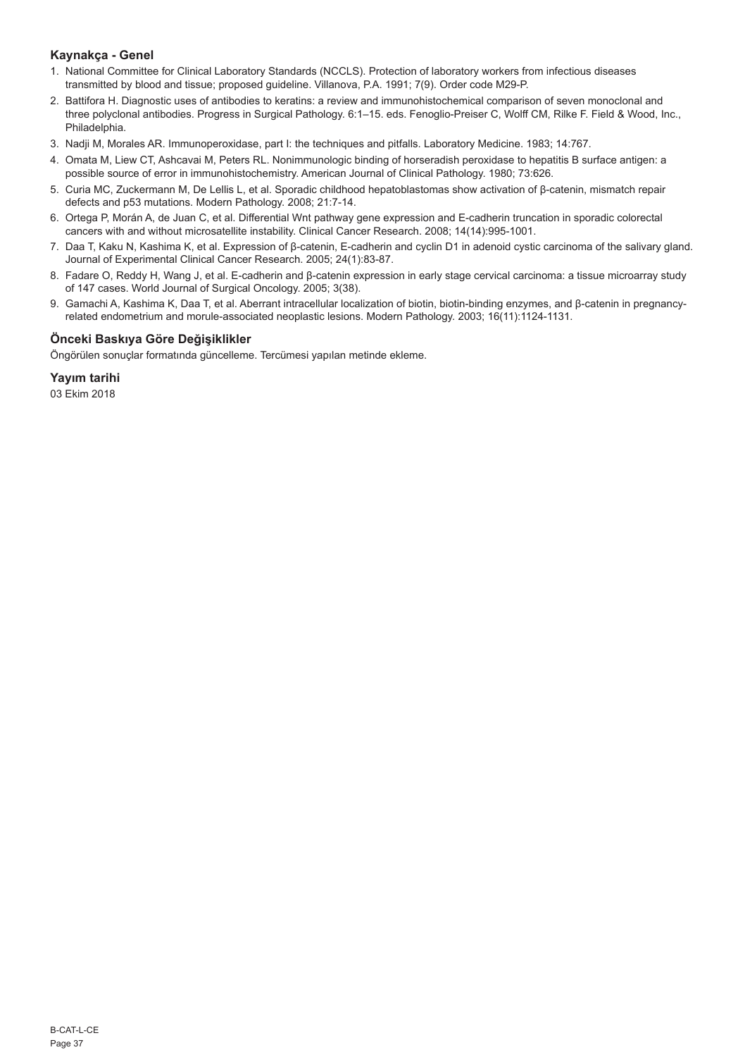## Kaynakça - Genel

1. National Committee for Clinical Laboratory Standards (NCCLS). Protection of laboratory workers from infectious diseases transmitted by blood and tissue; proposed guideline. Villanova, P.A. 1991; 7(9). Order code M29-P.
2. Battifora H. Diagnostic uses of antibodies to keratins: a review and immunohistochemical comparison of seven monoclonal and three polyclonal antibodies. Progress in Surgical Pathology. 6:1–15. eds. Fenoglio-Preiser C, Wolff CM, Rilke F. Field & Wood, Inc., Philadelphia.
3. Nadji M, Morales AR. Immunoperoxidase, part I: the techniques and pitfalls. Laboratory Medicine. 1983; 14:767.
4. Omata M, Liew CT, Ashcavai M, Peters RL. Nonimmunologic binding of horseradish peroxidase to hepatitis B surface antigen: a possible source of error in immunohistochemistry. American Journal of Clinical Pathology. 1980; 73:626.
5. Curia MC, Zuckermann M, De Lellis L, et al. Sporadic childhood hepatoblastomas show activation of β-catenin, mismatch repair defects and p53 mutations. Modern Pathology. 2008; 21:7-14.
6. Ortega P, Morán A, de Juan C, et al. Differential Wnt pathway gene expression and E-cadherin truncation in sporadic colorectal cancers with and without microsatellite instability. Clinical Cancer Research. 2008; 14(14):995-1001.
7. Daa T, Kaku N, Kashima K, et al. Expression of β-catenin, E-cadherin and cyclin D1 in adenoid cystic carcinoma of the salivary gland. Journal of Experimental Clinical Cancer Research. 2005; 24(1):83-87.
8. Fadare O, Reddy H, Wang J, et al. E-cadherin and β-catenin expression in early stage cervical carcinoma: a tissue microarray study of 147 cases. World Journal of Surgical Oncology. 2005; 3(38).
9. Gamachi A, Kashima K, Daa T, et al. Aberrant intracellular localization of biotin, biotin-binding enzymes, and β-catenin in pregnancy-related endometrium and morule-associated neoplastic lesions. Modern Pathology. 2003; 16(11):1124-1131.

## Önceki Baskıya Göre Değişiklikler

Öngörülen sonuçlar formatında güncelleme. Tercümesi yapılan metinde ekleme.

## Yayım tarihi

03 Ekim 2018

B-CAT-L-CE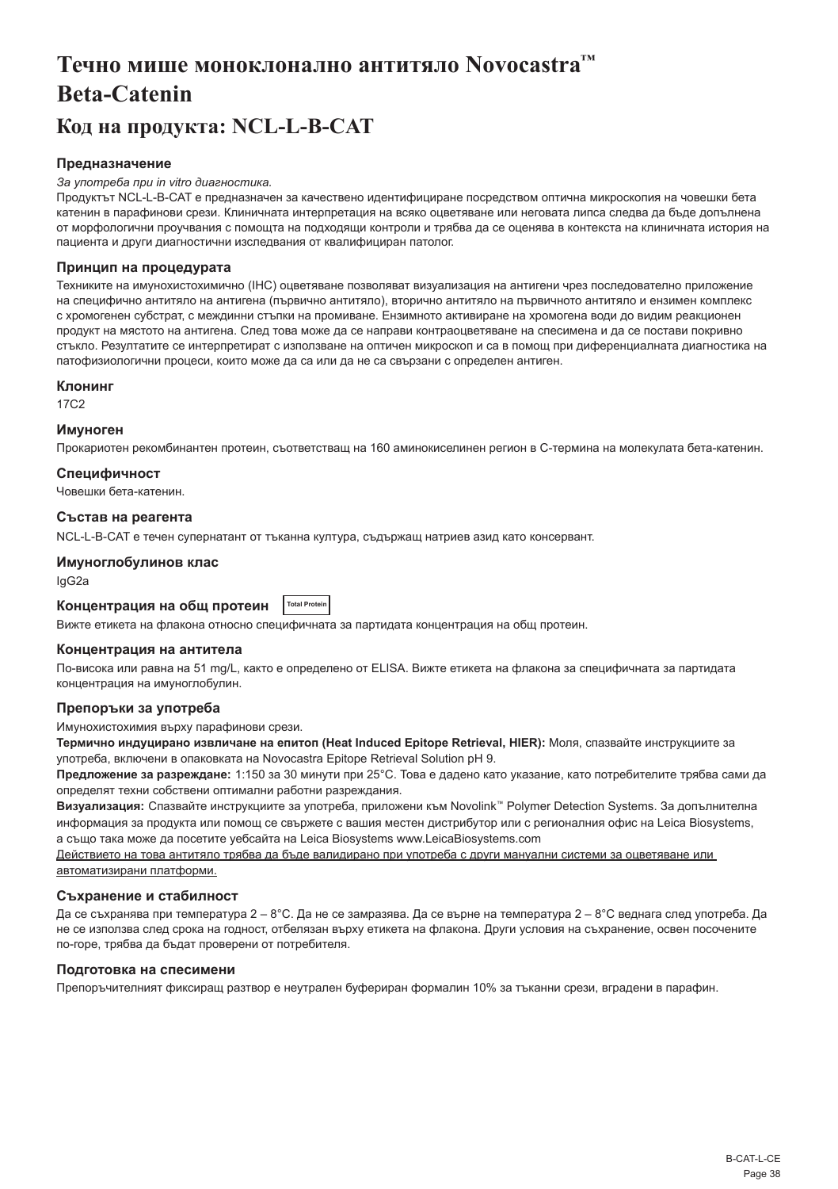# Течно мише моноклонално антитяло Novocastra™ Beta-Catenin

## Код на продукта: NCL-L-B-CAT

### Предназначение

*За употреба при in vitro диагностика.*

Продуктът NCL-L-B-CAT е предназначен за качествено идентифициране посредством оптична микроскопия на човешки бета катенин в парафинови срези. Клиничната интерпретация на всяко оцветяване или неговата липса следва да бъде допълнена от морфологични проучвания с помощта на подходящи контроли и трябва да се оценява в контекста на клиничната история на пациента и други диагностични изследвания от квалифициран патолог.

### Принцип на процедурата

Техниките на имунохистохимично (IHC) оцветяване позволяват визуализация на антигени чрез последователно приложение на специфично антитяло на антигена (първично антитяло), вторично антитяло на първичното антитяло и ензимен комплекс с хромогенен субстрат, с междинни стъпки на промиване. Ензимното активиране на хромогена води до видим реакционен продукт на мястото на антигена. След това може да се направи контраоцветяване на спесимена и да се постави покривно стъкло. Резултатите се интерпретират с използване на оптичен микроскоп и са в помощ при диференциалната диагностика на патофизиологични процеси, които може да са или да не са свързани с определен антиген.

### Клонинг

17C2

### Имуноген

Прокариотен рекомбинантен протеин, съответстващ на 160 аминокиселинен регион в C-термина на молекулата бета-катенин.

### Специфичност

Човешки бета-катенин.

### Състав на реагента

NCL-L-B-CAT е течен супернатант от тъканна култура, съдържащ натриев азид като консервант.

### Имуноглобулинов клас

IgG2a

### Концентрация на общ протеин Total Protein

Вижте етикета на флакона относно специфичната за партидата концентрация на общ протеин.

### Концентрация на антитела

По-висока или равна на 51 mg/L, както е определено от ELISA. Вижте етикета на флакона за специфичната за партидата концентрация на имуноглобулин.

### Препоръки за употреба

Имунохистохимия върху парафинови срези.

**Термично индуцирано извличане на епитоп (Heat Induced Epitope Retrieval, HIER):** Моля, спазвайте инструкциите за употреба, включени в опаковката на Novocastra Epitope Retrieval Solution pH 9.

**Предложение за разреждане:** 1:150 за 30 минути при 25°C. Това е дадено като указание, като потребителите трябва сами да определят техни собствени оптимални работни разреждания.

**Визуализация:** Спазвайте инструкциите за употреба, приложени към Novolink™ Polymer Detection Systems. За допълнителна информация за продукта или помощ се свържете с вашия местен дистрибутор или с регионалния офис на Leica Biosystems, а също така може да посетите уебсайта на Leica Biosystems www.LeicaBiosystems.com

<u>Действието на това антитяло трябва да бъде валидирано при употреба с други мануални системи за оцветяване или автоматизирани платформи.</u>

### Съхранение и стабилност

Да се съхранява при температура 2 – 8°C. Да не се замразява. Да се върне на температура 2 – 8°C веднага след употреба. Да не се използва след срока на годност, отбелязан върху етикета на флакона. Други условия на съхранение, освен посочените по-горе, трябва да бъдат проверени от потребителя.

### Подготовка на спесимени

Препоръчителният фиксиращ разтвор е неутрален буфериран формалин 10% за тъканни срези, вградени в парафин.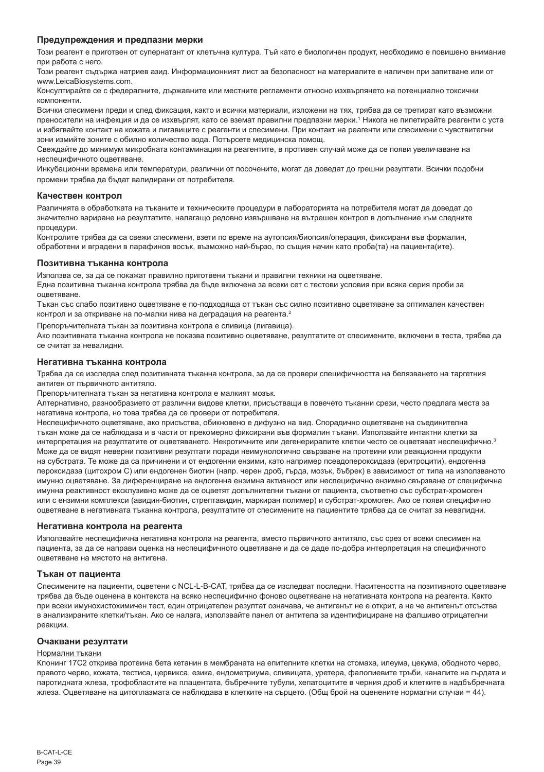## Предупреждения и предпазни мерки

Този реагент е приготвен от супернатант от клетъчна култура. Тъй като е биологичен продукт, необходимо е повишено внимание при работа с него.

Този реагент съдържа натриев азид. Информационният лист за безопасност на материалите е наличен при запитване или от www.LeicaBiosystems.com.

Консултирайте се с федералните, държавните или местните регламенти относно изхвърлянето на потенциално токсични компоненти.

Всички спесимени преди и след фиксация, както и всички материали, изложени на тях, трябва да се третират като възможни преносители на инфекция и да се изхвърлят, като се вземат правилни предпазни мерки.[1] Никога не пипетирайте реагенти с уста и избягвайте контакт на кожата и лигавиците с реагенти и спесимени. При контакт на реагенти или спесимени с чувствителни зони измийте зоните с обилно количество вода. Потърсете медицинска помощ.

Свеждайте до минимум микробната контаминация на реагентите, в противен случай може да се появи увеличаване на неспецифичното оцветяване.

Инкубационни времена или температури, различни от посочените, могат да доведат до грешни резултати. Всички подобни промени трябва да бъдат валидирани от потребителя.

## Качествен контрол

Различията в обработката на тъканите и технически процедури в лабораторията на потребителя могат да доведат до значително вариране на резултатите, налагащо редовно извършване на вътрешен контрол в допълнение към следните процедури.

Контролите трябва да са свежи спесимени, взети по време на аутопсия/биопсия/операция, фиксирани във формалин, обработени и вградени в парафинов восък, възможно най-бързо, по същия начин като проба(та) на пациента(ите).

## Позитивна тъканна контрола

Използва се, за да се покажат правилно приготвени тъкани и правилни техники на оцветяване.

Една позитивна тъканна контрола трябва да бъде включена за всеки сет с тестови условия при всяка серия проби за оцветяване.

Тъкан със слабо позитивно оцветяване е по-подходяща от тъкан със силно позитивно оцветяване за оптимален качествен контрол и за откриване на по-малки нива на деградация на реагента.[2]

Препоръчителната тъкан за позитивна контрола е сливица (лигавица).

Ако позитивната тъканна контрола не показва позитивно оцветяване, резултатите от спесимените, включени в теста, трябва да се считат за невалидни.

## Негативна тъканна контрола

Трябва да се изследва след позитивната тъканна контрола, за да се провери специфичността на белязването на таргетния антиген от първичното антитяло.

Препоръчителната тъкан за негативна контрола е малкият мозък.

Алтернативно, разнообразието от различни видове клетки, присъстващи в повечето тъканни срези, често предлага места за негативна контрола, но това трябва да се провери от потребителя.

Неспецифичното оцветяване, ако присъства, обикновено е дифузно на вид. Спорадично оцветяване на съединителна тъкан може да се наблюдава и в части от прекомерно фиксирани във формалин тъкани. Използвайте интактни клетки за интерпретация на резултатите от оцветяването. Некротичните или дегенериралите клетки често се оцветяват неспецифично.[3] Може да се видят неверни позитивни резултати поради неимунологично свързване на протеини или реакционни продукти на субстрата. Те може да са причинени и от ендогенни ензими, като например псевдопероксидаза (еритроцити), ендогенна пероксидаза (цитохром С) или ендогенен биотин (напр. черен дроб, гърда, мозък, бъбрек) в зависимост от типа на използваното имунно оцветяване. За диференциране на ендогенна ензимна активност или неспецифично ензимно свързване от специфична имунна реактивност ексклузивно може да се оцветят допълнителни тъкани от пациента, съответно със субстрат-хромоген или с ензимни комплекси (авидин-биотин, стрептавидин, маркиран полимер) и субстрат-хромоген. Ако се появи специфично оцветяване в негативната тъканна контрола, резултатите от спесимените на пациентите трябва да се считат за невалидни.

## Негативна контрола на реагента

Използвайте неспецифична негативна контрола на реагента, вместо първичното антитяло, със срез от всеки спесимен на пациента, за да се направи оценка на неспецифичното оцветяване и да се даде по-добра интерпретация на специфичното оцветяване на мястото на антигена.

## Тъкан от пациента

Спесимените на пациенти, оцветени с NCL-L-B-CAT, трябва да се изследват последни. Наситеността на позитивното оцветяване трябва да бъде оценена в контекста на всяко неспецифично фоново оцветяване на негативната контрола на реагента. Както при всеки имунохистохимичен тест, един отрицателен резултат означава, че антигенът не е открит, а не че антигенът отсъства в анализираните клетки/тъкан. Ако се налага, използвайте панел от антитела за идентифициране на фалшиво отрицателни реакции.

## Очаквани резултати

Нормални тъкани

Клонинг 17C2 открива протеина бета кетанин в мембраната на епителните клетки на стомаха, илеума, цекума, ободното черво, правото черво, кожата, тестиса, цервикса, езика, ендометриума, сливицата, уретера, фалопиевите тръби, каналите на гърдата и паротидната жлеза, трофобластите на плацентата, бъбречните тубули, хепатоцитите в черния дроб и клетките в надбъбречната жлеза. Оцветяване на цитоплазмата се наблюдава в клетките на сърцето. (Общ брой на оценените нормални случаи = 44).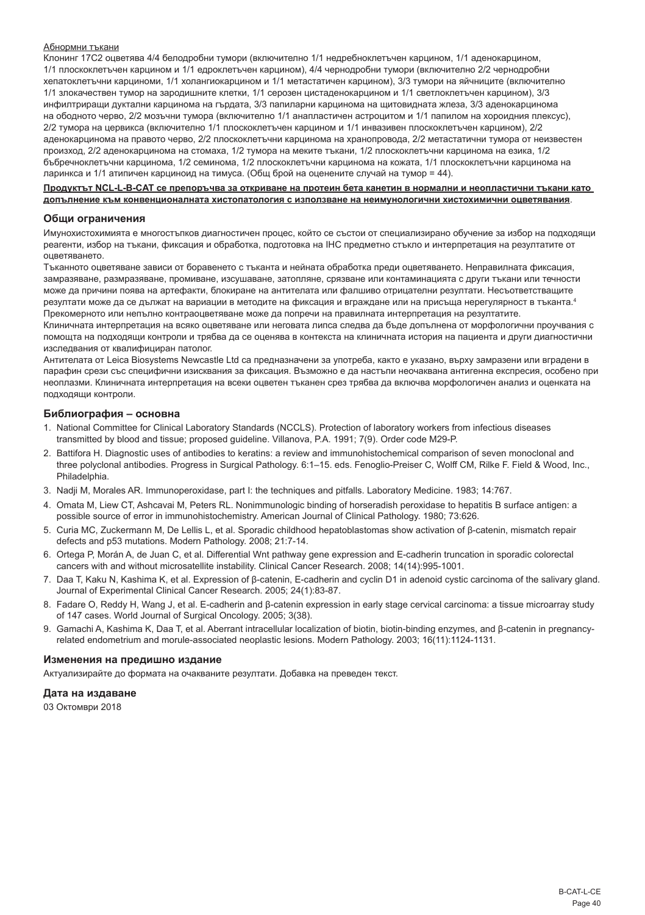Абнормни тъкани

Клонинг 17C2 оцветява 4/4 белодробни тумори (включително 1/1 недребноклетъчен карцином, 1/1 аденокарцином, 1/1 плоскоклетъчен карцином и 1/1 едроклетъчен карцином), 4/4 чернодробни тумори (включително 2/2 чернодробни хепатоклетъчни карциноми, 1/1 холангиокарцином и 1/1 метастатичен карцином), 3/3 тумори на яйчниците (включително 1/1 злокачествен тумор на зародишните клетки, 1/1 серозен цистаденокарцином и 1/1 светлоклетъчен карцином), 3/3 инфилтриращи дуктални карцинома на гърдата, 3/3 папиларни карцинома на щитовидната жлеза, 3/3 аденокарцинома на ободното черво, 2/2 мозъчни тумора (включително 1/1 анапластичен астроцитом и 1/1 папилом на хороидния плексус), 2/2 тумора на цервикса (включително 1/1 плоскоклетъчен карцином и 1/1 инвазивен плоскоклетъчен карцином), 2/2 аденокарцинома на правото черво, 2/2 плоскоклетъчни карцинома на хранопровода, 2/2 метастатични тумора от неизвестен произход, 2/2 аденокарцинома на стомаха, 1/2 тумора на меките тъкани, 1/2 плоскоклетъчни карцинома на езика, 1/2 бъбречноклетъчни карцинома, 1/2 семинома, 1/2 плоскоклетъчни карцинома на кожата, 1/1 плоскоклетъчни карцинома на ларинкса и 1/1 атипичен карциноид на тимуса. (Общ брой на оценените случаи на тумор = 44).

**Продуктът NCL-L-B-CAT се препоръчва за откриване на протеин бета канетин в нормални и неопластични тъкани като допълнение към конвенционалната хистопатология с използване на неимунологични хистохимични оцветявания**.

## Общи ограничения

Имунохистохимията е многостъпков диагностичен процес, който се състои от специализирано обучение за избор на подходящи реагенти, избор на тъкани, фиксация и обработка, подготовка на IHC предметно стъкло и интерпретация на резултатите от оцветяването.

Тъканното оцветяване зависи от боравенето с тъканта и нейната обработка преди оцветяването. Неправилната фиксация, замразяване, размразяване, промиване, изсушаване, затопляне, срязване или контаминацията с други тъкани или течности може да причини поява на артефакти, блокиране на антителата или фалшиво отрицателни резултати. Несъответстващите резултати може да се дължат на вариации в методите на фиксация и вграждане или на присъща нерегулярност в тъканта.[4]

Прекомерното или непълно контраоцветяване може да попречи на правилната интерпретация на резултатите.

Клиничната интерпретация на всяко оцветяване или неговата липса следва да бъде допълнена от морфологични проучвания с помощта на подходящи контроли и трябва да се оценява в контекста на клиничната история на пациента и други диагностични изследвания от квалифициран патолог.

Антителата от Leica Biosystems Newcastle Ltd са предназначени за употреба, както е указано, върху замразени или вградени в парафин срези със специфични изисквания за фиксация. Възможно е да настъпи неочаквана антигенна експресия, особено при неоплазми. Клиничната интерпретация на всеки оцветен тъканен срез трябва да включва морфологичен анализ и оценката на подходящи контроли.

## Библиография – основна

1. National Committee for Clinical Laboratory Standards (NCCLS). Protection of laboratory workers from infectious diseases transmitted by blood and tissue; proposed guideline. Villanova, P.A. 1991; 7(9). Order code M29-P.
2. Battifora H. Diagnostic uses of antibodies to keratins: a review and immunohistochemical comparison of seven monoclonal and three polyclonal antibodies. Progress in Surgical Pathology. 6:1–15. eds. Fenoglio-Preiser C, Wolff CM, Rilke F. Field & Wood, Inc., Philadelphia.
3. Nadji M, Morales AR. Immunoperoxidase, part I: the techniques and pitfalls. Laboratory Medicine. 1983; 14:767.
4. Omata M, Liew CT, Ashcavai M, Peters RL. Nonimmunologic binding of horseradish peroxidase to hepatitis B surface antigen: a possible source of error in immunohistochemistry. American Journal of Clinical Pathology. 1980; 73:626.
5. Curia MC, Zuckermann M, De Lellis L, et al. Sporadic childhood hepatoblastomas show activation of β-catenin, mismatch repair defects and p53 mutations. Modern Pathology. 2008; 21:7-14.
6. Ortega P, Morán A, de Juan C, et al. Differential Wnt pathway gene expression and E-cadherin truncation in sporadic colorectal cancers with and without microsatellite instability. Clinical Cancer Research. 2008; 14(14):995-1001.
7. Daa T, Kaku N, Kashima K, et al. Expression of β-catenin, E-cadherin and cyclin D1 in adenoid cystic carcinoma of the salivary gland. Journal of Experimental Clinical Cancer Research. 2005; 24(1):83-87.
8. Fadare O, Reddy H, Wang J, et al. E-cadherin and β-catenin expression in early stage cervical carcinoma: a tissue microarray study of 147 cases. World Journal of Surgical Oncology. 2005; 3(38).
9. Gamachi A, Kashima K, Daa T, et al. Aberrant intracellular localization of biotin, biotin-binding enzymes, and β-catenin in pregnancy-related endometrium and morule-associated neoplastic lesions. Modern Pathology. 2003; 16(11):1124-1131.

## Изменения на предишно издание

Актуализирайте до формата на очакваните резултати. Добавка на преведен текст.

## Дата на издаване

03 Октомври 2018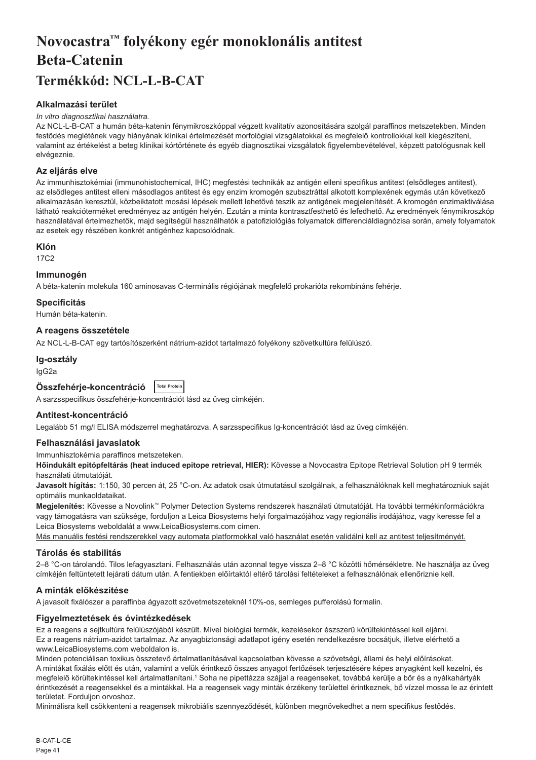# Novocastra™ folyékony egér monoklonális antitest Beta-Catenin

## Termékkód: NCL-L-B-CAT

### Alkalmazási terület

*In vitro diagnosztikai használatra.*

Az NCL-L-B-CAT a humán béta-katenin fénymikroszkóppal végzett kvalitatív azonosítására szolgál paraffinos metszetekben. Minden festődés meglétének vagy hiányának klinikai értelmezését morfológiai vizsgálatokkal és megfelelő kontrollokkal kell kiegészíteni, valamint az értékelést a beteg klinikai kórtörténete és egyéb diagnosztikai vizsgálatok figyelembevételével, képzett patológusnak kell elvégeznie.

### Az eljárás elve

Az immunhisztokémiai (immunohistochemical, IHC) megfestési technikák az antigén elleni specifikus antitest (elsődleges antitest), az elsődleges antitest elleni másodlagos antitest és egy enzim kromogén szubsztráttal alkotott komplexének egymás után következő alkalmazásán keresztül, közbeiktatott mosási lépések mellett lehetővé teszik az antigének megjelenítését. A kromogén enzimaktiválása látható reakcióterméket eredményez az antigén helyén. Ezután a minta kontrasztfesthető és lefedhető. Az eredmények fénymikroszkóp használatával értelmezhetők, majd segítségül használhatók a patofiziológiás folyamatok differenciáldiagnózisa során, amely folyamatok az esetek egy részében konkrét antigénhez kapcsolódnak.

### Klón

17C2

### Immunogén

A béta-katenin molekula 160 aminosavas C-terminális régiójának megfelelő prokarióta rekombináns fehérje.

### Specificitás

Humán béta-katenin.

### A reagens összetétele

Az NCL-L-B-CAT egy tartósítószerként nátrium-azidot tartalmazó folyékony szövetkultúra felülúszó.

### Ig-osztály

IgG2a

### Összfehérje-koncentráció Total Protein

A sarzsspecifikus összfehérje-koncentrációt lásd az üveg címkéjén.

### Antitest-koncentráció

Legalább 51 mg/l ELISA módszerrel meghatározva. A sarzsspecifikus Ig-koncentrációt lásd az üveg címkéjén.

### Felhasználási javaslatok

Immunhisztokémia paraffinos metszeteken.

**Hőindukált epitópfeltárás (heat induced epitope retrieval, HIER):** Kövesse a Novocastra Epitope Retrieval Solution pH 9 termék használati útmutatóját.

**Javasolt hígítás:** 1:150, 30 percen át, 25 °C-on. Az adatok csak útmutatásul szolgálnak, a felhasználóknak kell meghatározniuk saját optimális munkaoldataikat.

**Megjelenítés:** Kövesse a Novolink™ Polymer Detection Systems rendszerek használati útmutatóját. Ha további termékinformációkra vagy támogatásra van szüksége, forduljon a Leica Biosystems helyi forgalmazójához vagy regionális irodájához, vagy keresse fel a Leica Biosystems weboldalát a www.LeicaBiosystems.com címen.

Más manuális festési rendszerekkel vagy automata platformokkal való használat esetén validálni kell az antitest teljesítményét.

### Tárolás és stabilitás

2–8 °C-on tárolandó. Tilos lefagyasztani. Felhasználás után azonnal tegye vissza 2–8 °C közötti hőmérsékletre. Ne használja az üveg címkéjén feltüntetett lejárati dátum után. A fentiekben előírtaktól eltérő tárolási feltételeket a felhasználónak ellenőriznie kell.

### A minták előkészítése

A javasolt fixálószer a paraffinba ágyazott szövetmetszeteknél 10%-os, semleges pufferolású formalin.

### Figyelmeztetések és óvintézkedések

Ez a reagens a sejtkultúra felülúszójából készült. Mivel biológiai termék, kezelésekor észszerű körültekintéssel kell eljárni.

Ez a reagens nátrium-azidot tartalmaz. Az anyagbiztonsági adatlapot igény esetén rendelkezésre bocsátjuk, illetve elérhető a www.LeicaBiosystems.com weboldalon is.

Minden potenciálisan toxikus összetevő ártalmatlanításával kapcsolatban kövesse a szövetségi, állami és helyi előírásokat.

A mintákat fixálás előtt és után, valamint a velük érintkező összes anyagot fertőzések terjesztésére képes anyagként kell kezelni, és megfelelő körültekintéssel kell ártalmatlanítani.[1] Soha ne pipettázza szájjal a reagenseket, továbbá kerülje a bőr és a nyálkahártyák érintkezését a reagensekkel és a mintákkal. Ha a reagensek vagy minták érzékeny területtel érintkeznek, bő vízzel mossa le az érintett területet. Forduljon orvoshoz.

Minimálisra kell csökkenteni a reagensek mikrobiális szennyeződését, különben megnövekedhet a nem specifikus festődés.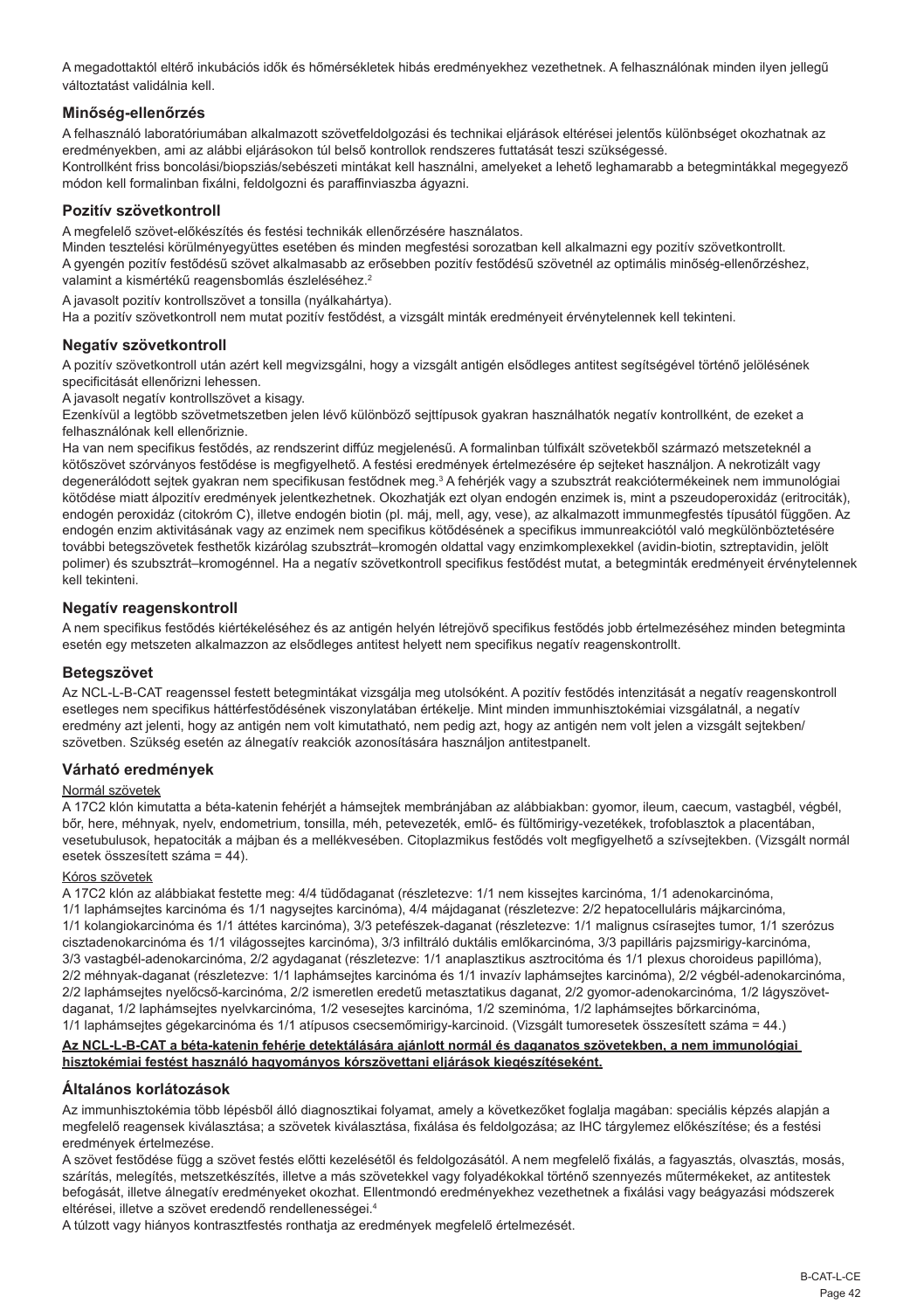A megadottaktól eltérő inkubációs idők és hőmérsékletek hibás eredményekhez vezethetnek. A felhasználónak minden ilyen jellegű változtatást validálnia kell.

## Minőség-ellenőrzés

A felhasználó laboratóriumában alkalmazott szövetfeldolgozási és technikai eljárások eltérései jelentős különbséget okozhatnak az eredményekben, ami az alábbi eljárásokon túl belső kontrollok rendszeres futtatását teszi szükségessé.
Kontrollként friss boncolási/biopsziás/sebészeti mintákat kell használni, amelyeket a lehető leghamarabb a betegmintákkal megegyező módon kell formalinban fixálni, feldolgozni és paraffinviaszba ágyazni.

## Pozitív szövetkontroll

A megfelelő szövet-előkészítés és festési technikák ellenőrzésére használatos.
Minden tesztelési körülményegyüttes esetében és minden megfestési sorozatban kell alkalmazni egy pozitív szövetkontrollt.
A gyengén pozitív festődésű szövet alkalmasabb az erősebben pozitív festődésű szövetnél az optimális minőség-ellenőrzéshez, valamint a kismértékű reagensbomlás észleléséhez.[2]

A javasolt pozitív kontrollszövet a tonsilla (nyálkahártya).
Ha a pozitív szövetkontroll nem mutat pozitív festődést, a vizsgált minták eredményeit érvénytelennek kell tekinteni.

## Negatív szövetkontroll

A pozitív szövetkontroll után azért kell megvizsgálni, hogy a vizsgált antigén elsődleges antitest segítségével történő jelölésének specificitását ellenőrizni lehessen.
A javasolt negatív kontrollszövet a kisagy.
Ezenkívül a legtöbb szövetmetszetben jelen lévő különböző sejttípusok gyakran használhatók negatív kontrollként, de ezeket a felhasználónak kell ellenőriznie.
Ha van nem specifikus festődés, az rendszerint diffúz megjelenésű. A formalinban túlfixált szövetekből származó metszeteknél a kötőszövet szórványos festődése is megfigyelhető. A festési eredmények értelmezésére ép sejteket használjon. A nekrotizált vagy degenerálódott sejtek gyakran nem specifikusan festődnek meg.[3] A fehérjék vagy a szubsztrát reakciótermékeinek nem immunológiai kötődése miatt álpozitív eredmények jelentkezhetnek. Okozhatják ezt olyan endogén enzimek is, mint a pszeudoperoxidáz (eritrociták), endogén peroxidáz (citokróm C), illetve endogén biotin (pl. máj, mell, agy, vese), az alkalmazott immunmegfestés típusától függően. Az endogén enzim aktivitásának vagy az enzimek nem specifikus kötődésének a specifikus immunreakciótól való megkülönböztetésére további betegszövetek festhetők kizárólag szubsztrát–kromogén oldattal vagy enzimkomplexekkel (avidin-biotin, sztreptavidin, jelölt polimer) és szubsztrát–kromogénnel. Ha a negatív szövetkontroll specifikus festődést mutat, a betegminták eredményeit érvénytelennek kell tekinteni.

## Negatív reagenskontroll

A nem specifikus festődés kiértékeléséhez és az antigén helyén létrejövő specifikus festődés jobb értelmezéséhez minden betegminta esetén egy metszeten alkalmazzon az elsődleges antitest helyett nem specifikus negatív reagenskontrollt.

## Betegszövet

Az NCL-L-B-CAT reagenssel festett betegmintákat vizsgálja meg utolsóként. A pozitív festődés intenzitását a negatív reagenskontroll esetleges nem specifikus háttérfestődésének viszonylatában értékelje. Mint minden immunhisztokémiai vizsgálatnál, a negatív eredmény azt jelenti, hogy az antigén nem volt kimutatható, nem pedig azt, hogy az antigén nem volt jelen a vizsgált sejtekben/ szövetben. Szükség esetén az álnegatív reakciók azonosítására használjon antitestpanelt.

## Várható eredmények

Normál szövetek

A 17C2 klón kimutatta a béta-katenin fehérjét a hámsejtek membránjában az alábbiakban: gyomor, ileum, caecum, vastagbél, végbél, bőr, here, méhnyak, nyelv, endometrium, tonsilla, méh, petevezeték, emlő- és fültőmirigy-vezetékek, trofoblasztok a placentában, vesetubulusok, hepatociták a májban és a mellékvesében. Citoplazmikus festődés volt megfigyelhető a szívsejtekben. (Vizsgált normál esetek összesített száma = 44).

Kóros szövetek

A 17C2 klón az alábbiakat festette meg: 4/4 tüdődaganat (részletezve: 1/1 nem kissejtes karcinóma, 1/1 adenokarcinóma, 1/1 laphámsejtes karcinóma és 1/1 nagysejtes karcinóma), 4/4 májdaganat (részletezve: 2/2 hepatocelluláris májkarcinóma, 1/1 kolangiokarcinóma és 1/1 áttétes karcinóma), 3/3 petefészek-daganat (részletezve: 1/1 malignus csírasejtes tumor, 1/1 szerózus cisztadenokarcinóma és 1/1 világossejtes karcinóma), 3/3 infiltráló duktális emlőkarcinóma, 3/3 papilláris pajzsmirigy-karcinóma, 3/3 vastagbél-adenokarcinóma, 2/2 agydaganat (részletezve: 1/1 anaplasztikus asztrocitóma és 1/1 plexus choroideus papillóma), 2/2 méhnyak-daganat (részletezve: 1/1 laphámsejtes karcinóma és 1/1 invazív laphámsejtes karcinóma), 2/2 végbél-adenokarcinóma, 2/2 laphámsejtes nyelőcső-karcinóma, 2/2 ismeretlen eredetű metasztatikus daganat, 2/2 gyomor-adenokarcinóma, 1/2 lágyszövet-daganat, 1/2 laphámsejtes nyelvkarcinóma, 1/2 vesesejtes karcinóma, 1/2 szeminóma, 1/2 laphámsejtes bőrkarcinóma, 1/1 laphámsejtes gégekarcinóma és 1/1 atípusos csecsemőmirigy-karcinoid. (Vizsgált tumoresetek összesített száma = 44.)

**Az NCL-L-B-CAT a béta-katenin fehérje detektálására ajánlott normál és daganatos szövetekben, a nem immunológiai hisztokémiai festést használó hagyományos kórszövettani eljárások kiegészítéseként.**

## Általános korlátozások

Az immunhisztokémia több lépésből álló diagnosztikai folyamat, amely a következőket foglalja magában: speciális képzés alapján a megfelelő reagensek kiválasztása; a szövetek kiválasztása, fixálása és feldolgozása; az IHC tárgylemez előkészítése; és a festési eredmények értelmezése.
A szövet festődése függ a szövet festés előtti kezelésétől és feldolgozásától. A nem megfelelő fixálás, a fagyasztás, olvasztás, mosás, szárítás, melegítés, metszetkészítés, illetve a más szövetekkel vagy folyadékokkal történő szennyeződés műtermékeket, az antitestek befogását, illetve álnegatív eredményeket okozhat. Ellentmondó eredményekhez vezethetnek a fixálási vagy beágyazási módszerek eltérései, illetve a szövet eredendő rendellenességei.[4]
A túlzott vagy hiányos kontrasztfestés ronthatja az eredmények megfelelő értelmezését.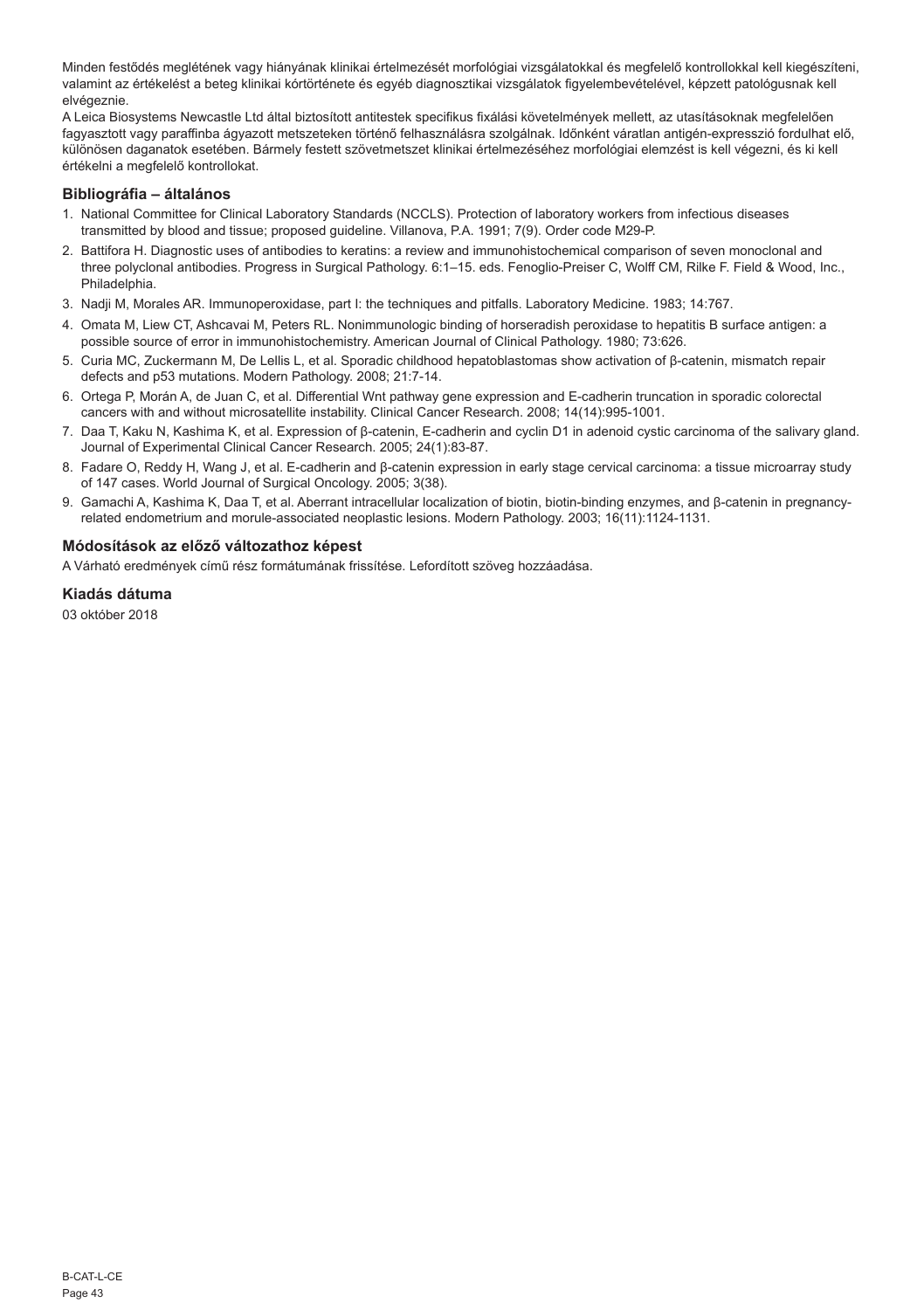Minden festődés meglétének vagy hiányának klinikai értelmezését morfológiai vizsgálatokkal és megfelelő kontrollokkal kell kiegészíteni, valamint az értékelést a beteg klinikai kórtörténete és egyéb diagnosztikai vizsgálatok figyelembevételével, képzett patológusnak kell elvégeznie.

A Leica Biosystems Newcastle Ltd által biztosított antitestek specifikus fixálási követelmények mellett, az utasításoknak megfelelően fagyasztott vagy paraffinba ágyazott metszeteken történő felhasználásra szolgálnak. Időnként váratlan antigén-expresszió fordulhat elő, különösen daganatok esetében. Bármely festett szövetmetszet klinikai értelmezéséhez morfológiai elemzést is kell végezni, és ki kell értékelni a megfelelő kontrollokat.

## Bibliográfia – általános

1. National Committee for Clinical Laboratory Standards (NCCLS). Protection of laboratory workers from infectious diseases transmitted by blood and tissue; proposed guideline. Villanova, P.A. 1991; 7(9). Order code M29-P.
2. Battifora H. Diagnostic uses of antibodies to keratins: a review and immunohistochemical comparison of seven monoclonal and three polyclonal antibodies. Progress in Surgical Pathology. 6:1–15. eds. Fenoglio-Preiser C, Wolff CM, Rilke F. Field & Wood, Inc., Philadelphia.
3. Nadji M, Morales AR. Immunoperoxidase, part I: the techniques and pitfalls. Laboratory Medicine. 1983; 14:767.
4. Omata M, Liew CT, Ashcavai M, Peters RL. Nonimmunologic binding of horseradish peroxidase to hepatitis B surface antigen: a possible source of error in immunohistochemistry. American Journal of Clinical Pathology. 1980; 73:626.
5. Curia MC, Zuckermann M, De Lellis L, et al. Sporadic childhood hepatoblastomas show activation of β-catenin, mismatch repair defects and p53 mutations. Modern Pathology. 2008; 21:7-14.
6. Ortega P, Morán A, de Juan C, et al. Differential Wnt pathway gene expression and E-cadherin truncation in sporadic colorectal cancers with and without microsatellite instability. Clinical Cancer Research. 2008; 14(14):995-1001.
7. Daa T, Kaku N, Kashima K, et al. Expression of β-catenin, E-cadherin and cyclin D1 in adenoid cystic carcinoma of the salivary gland. Journal of Experimental Clinical Cancer Research. 2005; 24(1):83-87.
8. Fadare O, Reddy H, Wang J, et al. E-cadherin and β-catenin expression in early stage cervical carcinoma: a tissue microarray study of 147 cases. World Journal of Surgical Oncology. 2005; 3(38).
9. Gamachi A, Kashima K, Daa T, et al. Aberrant intracellular localization of biotin, biotin-binding enzymes, and β-catenin in pregnancy-related endometrium and morule-associated neoplastic lesions. Modern Pathology. 2003; 16(11):1124-1131.

## Módosítások az előző változathoz képest

A Várható eredmények című rész formátumának frissítése. Lefordított szöveg hozzáadása.

## Kiadás dátuma

03 október 2018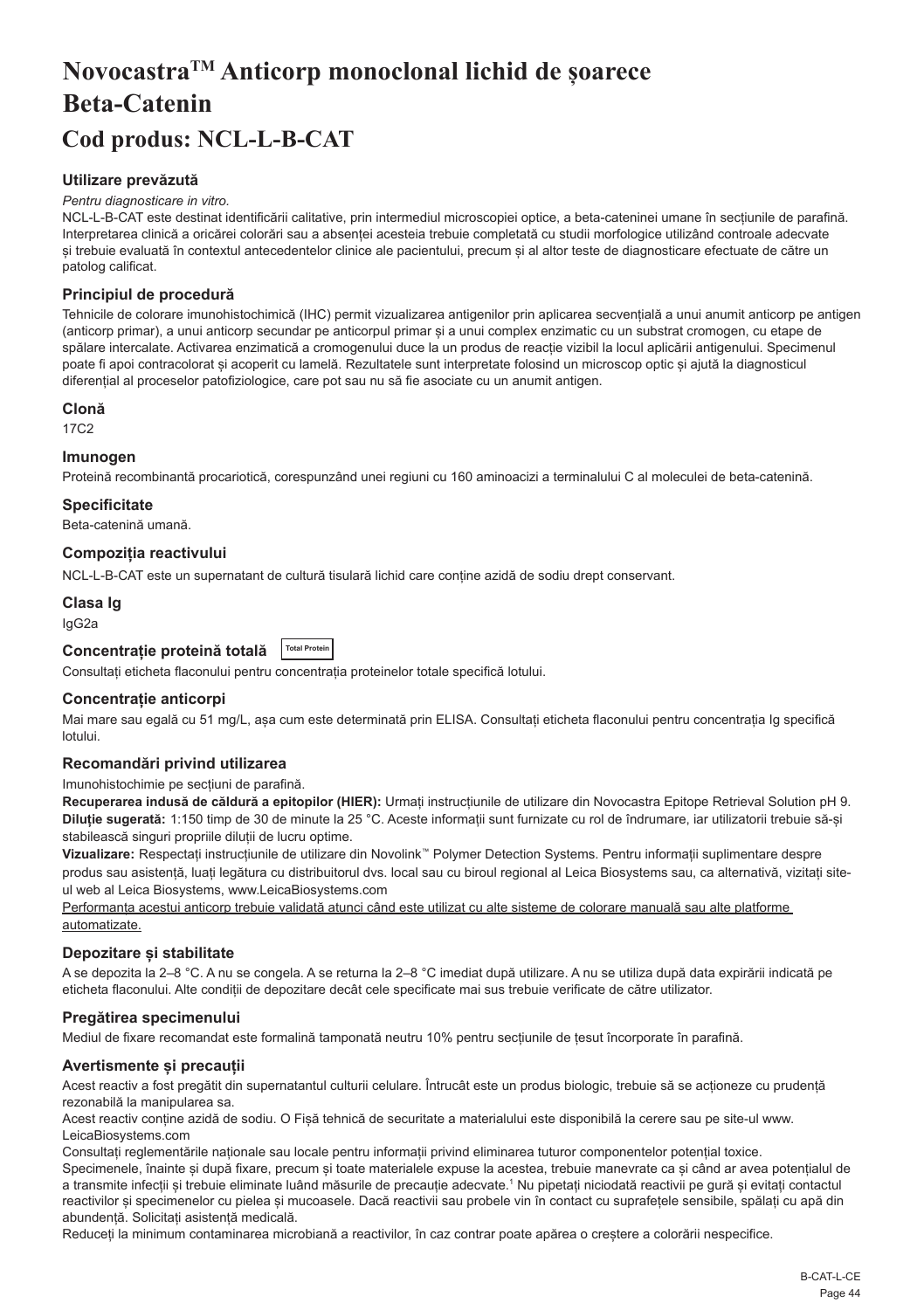# Novocastra™ Anticorp monoclonal lichid de șoarece Beta-Catenin

## Cod produs: NCL-L-B-CAT

### Utilizare prevăzută

*Pentru diagnosticare in vitro.*

NCL-L-B-CAT este destinat identificării calitative, prin intermediul microscopiei optice, a beta-cateninei umane în secțiunile de parafină. Interpretarea clinică a oricărei colorări sau a absenței acesteia trebuie completată cu studii morfologice utilizând controale adecvate și trebuie evaluată în contextul antecedentelor clinice ale pacientului, precum și al altor teste de diagnosticare efectuate de către un patolog calificat.

### Principiul de procedură

Tehnicile de colorare imunohistochimică (IHC) permit vizualizarea antigenilor prin aplicarea secvențială a unui anumit anticorp pe antigen (anticorp primar), a unui anticorp secundar pe anticorpul primar și a unui complex enzimatic cu un substrat cromogen, cu etape de spălare intercalate. Activarea enzimatică a cromogenului duce la un produs de reacție vizibil la locul aplicării antigenului. Specimenul poate fi apoi contracolorat și acoperit cu lamelă. Rezultatele sunt interpretate folosind un microscop optic și ajută la diagnosticul diferențial al proceselor patofiziologice, care pot sau nu să fie asociate cu un anumit antigen.

### Clonă

17C2

### Imunogen

Proteină recombinantă procariotică, corespunzând unei regiuni cu 160 aminoacizi a terminalului C al moleculei de beta-catenină.

### Specificitate

Beta-catenină umană.

### Compoziția reactivului

NCL-L-B-CAT este un supernatant de cultură tisulară lichid care conține azidă de sodiu drept conservant.

### Clasa Ig

IgG2a

### Concentrație proteină totală Total Protein

Consultați eticheta flaconului pentru concentrația proteinelor totale specifică lotului.

### Concentrație anticorpi

Mai mare sau egală cu 51 mg/L, așa cum este determinată prin ELISA. Consultați eticheta flaconului pentru concentrația Ig specifică lotului.

### Recomandări privind utilizarea

Imunohistochimie pe secțiuni de parafină.

**Recuperarea indusă de căldură a epitopilor (HIER):** Urmați instrucțiunile de utilizare din Novocastra Epitope Retrieval Solution pH 9.

**Diluție sugerată:** 1:150 timp de 30 de minute la 25 °C. Aceste informații sunt furnizate cu rol de îndrumare, iar utilizatorii trebuie să-și stabilească singuri propriile diluții de lucru optime.

**Vizualizare:** Respectați instrucțiunile de utilizare din Novolink™ Polymer Detection Systems. Pentru informații suplimentare despre produs sau asistență, luați legătura cu distribuitorul dvs. local sau cu biroul regional al Leica Biosystems sau, ca alternativă, vizitați site-ul web al Leica Biosystems, www.LeicaBiosystems.com

Performanța acestui anticorp trebuie validată atunci când este utilizat cu alte sisteme de colorare manuală sau alte platforme automatizate.

### Depozitare și stabilitate

A se depozita la 2–8 °C. A nu se congela. A se returna la 2–8 °C imediat după utilizare. A nu se utiliza după data expirării indicată pe eticheta flaconului. Alte condiții de depozitare decât cele specificate mai sus trebuie verificate de către utilizator.

### Pregătirea specimenului

Mediul de fixare recomandat este formalină tamponată neutru 10% pentru secțiunile de țesut încorporate în parafină.

### Avertismente și precauții

Acest reactiv a fost pregătit din supernatantul culturii celulare. Întrucât este un produs biologic, trebuie să se acționeze cu prudență rezonabilă la manipularea sa.

Acest reactiv conține azidă de sodiu. O Fișă tehnică de securitate a materialului este disponibilă la cerere sau pe site-ul www.LeicaBiosystems.com

Consultați reglementările naționale sau locale pentru informații privind eliminarea tuturor componentelor potențial toxice.

Specimenele, înainte și după fixare, precum și toate materialele expuse la acestea, trebuie manevrate ca și când ar avea potențialul de a transmite infecții și trebuie eliminate luând măsurile de precauție adecvate.[1] Nu pipetați niciodată reactivii pe gură și evitați contactul reactivilor și specimenelor cu pielea și mucoasele. Dacă reactivii sau probele vin în contact cu suprafețele sensibile, spălați cu apă din abundență. Solicitați asistență medicală.

Reduceți la minimum contaminarea microbiană a reactivilor, în caz contrar poate apărea o creștere a colorării nespecifice.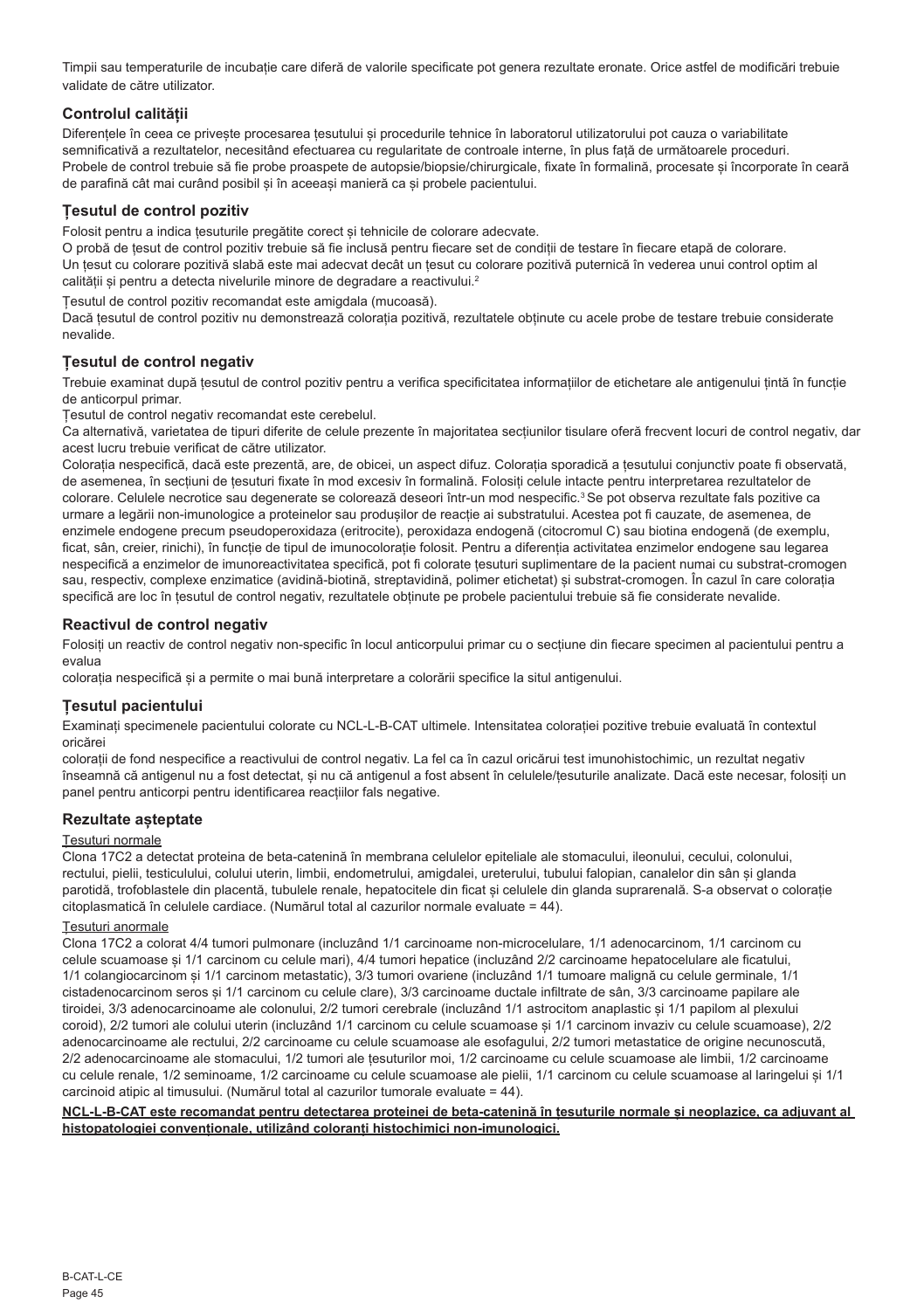Timpii sau temperaturile de incubație care diferă de valorile specificate pot genera rezultate eronate. Orice astfel de modificări trebuie validate de către utilizator.

### Controlul calității

Diferențele în ceea ce privește procesarea țesutului și procedurile tehnice în laboratorul utilizatorului pot cauza o variabilitate semnificativă a rezultatelor, necesitând efectuarea cu regularitate de controale interne, în plus față de următoarele proceduri.
Probele de control trebuie să fie probe proaspete de autopsie/biopsie/chirurgicale, fixate în formalină, procesate și încorporate în ceară de parafină cât mai curând posibil și în aceeași manieră ca și probele pacientului.

### Țesutul de control pozitiv

Folosit pentru a indica țesuturile pregătite corect și tehnicile de colorare adecvate.
O probă de țesut de control pozitiv trebuie să fie inclusă pentru fiecare set de condiții de testare în fiecare etapă de colorare.
Un țesut cu colorare pozitivă slabă este mai adecvat decât un țesut cu colorare pozitivă puternică în vederea unui control optim al calității și pentru a detecta nivelurile minore de degradare a reactivului.[2]

Țesutul de control pozitiv recomandat este amigdala (mucoasă).
Dacă țesutul de control pozitiv nu demonstrează colorația pozitivă, rezultatele obținute cu acele probe de testare trebuie considerate nevalide.

### Țesutul de control negativ

Trebuie examinat după țesutul de control pozitiv pentru a verifica specificitatea informațiilor de etichetare ale antigenului țintă în funcție de anticorpul primar.
Țesutul de control negativ recomandat este cerebelul.
Ca alternativă, varietatea de tipuri diferite de celule prezente în majoritatea secțiunilor tisulare oferă frecvent locuri de control negativ, dar acest lucru trebuie verificat de către utilizator.
Colorația nespecifică, dacă este prezentă, are, de obicei, un aspect difuz. Colorația sporadică a țesutului conjunctiv poate fi observată, de asemenea, în secțiuni de țesuturi fixate în mod excesiv în formalină. Folosiți celule intacte pentru interpretarea rezultatelor de colorare. Celulele necrotice sau degenerate se colorează deseori într-un mod nespecific.[3] Se pot observa rezultate fals pozitive ca urmare a legării non-imunologice a proteinelor sau produșilor de reacție ai substratului. Acestea pot fi cauzate, de asemenea, de enzimele endogene precum pseudoperoxidaza (eritrocite), peroxidaza endogenă (citocromul C) sau biotina endogenă (de exemplu, ficat, sân, creier, rinichi), în funcție de tipul de imunocolorație folosit. Pentru a diferenția activitatea enzimelor endogene sau legarea nespecifică a enzimelor de imunoreactivitatea specifică, pot fi colorate țesuturi suplimentare de la pacient numai cu substrat-cromogen sau, respectiv, complexe enzimatice (avidină-biotină, streptavidină, polimer etichetat) și substrat-cromogen. În cazul în care colorația specifică are loc în țesutul de control negativ, rezultatele obținute pe probele pacientului trebuie să fie considerate nevalide.

### Reactivul de control negativ

Folosiți un reactiv de control negativ non-specific în locul anticorpului primar cu o secțiune din fiecare specimen al pacientului pentru a evalua
colorația nespecifică și a permite o mai bună interpretare a colorării specifice la situl antigenului.

### Țesutul pacientului

Examinați specimenele pacientului colorate cu NCL-L-B-CAT ultimele. Intensitatea colorației pozitive trebuie evaluată în contextul oricărei
colorații de fond nespecifice a reactivului de control negativ. La fel ca în cazul oricărui test imunohistochimic, un rezultat negativ înseamnă că antigenul nu a fost detectat, și nu că antigenul a fost absent în celulele/țesuturile analizate. Dacă este necesar, folosiți un panel pentru anticorpi pentru identificarea reacțiilor fals negative.

### Rezultate așteptate

Țesuturi normale

Clona 17C2 a detectat proteina de beta-catenină în membrana celulelor epiteliale ale stomacului, ileonului, cecului, colonului, rectului, pielii, testiculului, colului uterin, limbii, endometrului, amigdalei, ureterului, tubului falopian, canalelor din sân și glanda parotidă, trofoblastele din placentă, tubulele renale, hepatocitele din ficat și celulele din glanda suprarenală. S-a observat o colorație citoplasmatică în celulele cardiace. (Numărul total al cazurilor normale evaluate = 44).

Țesuturi anormale

Clona 17C2 a colorat 4/4 tumori pulmonare (incluzând 1/1 carcinoame non-microcelulare, 1/1 adenocarcinom, 1/1 carcinom cu celule scuamoase și 1/1 carcinom cu celule mari), 4/4 tumori hepatice (incluzând 2/2 carcinoame hepatocelulare ale ficatului, 1/1 colangiocarcinom și 1/1 carcinom metastatic), 3/3 tumori ovariene (incluzând 1/1 tumoare malignă cu celule germinale, 1/1 cistadenocarcinom seros și 1/1 carcinom cu celule clare), 3/3 carcinoame ductale infiltrate de sân, 3/3 carcinoame papilare ale tiroidei, 3/3 adenocarcinoame ale colonului, 2/2 tumori cerebrale (incluzând 1/1 astrocitom anaplastic și 1/1 papilom al plexului coroid), 2/2 tumori ale colului uterin (incluzând 1/1 carcinom cu celule scuamoase și 1/1 carcinom invaziv cu celule scuamoase), 2/2 adenocarcinoame ale rectului, 2/2 carcinoame cu celule scuamoase ale esofagului, 2/2 tumori metastatice de origine necunoscută, 2/2 adenocarcinoame ale stomacului, 1/2 tumori ale țesuturilor moi, 1/2 carcinoame cu celule scuamoase ale limbii, 1/2 carcinoame cu celule renale, 1/2 seminoame, 1/2 carcinoame cu celule scuamoase ale pielii, 1/1 carcinom cu celule scuamoase al laringelui și 1/1 carcinoid atipic al timusului. (Numărul total al cazurilor tumorale evaluate = 44).

**NCL-L-B-CAT este recomandat pentru detectarea proteinei de beta-catenină în țesuturile normale și neoplazice, ca adjuvant al histopatologiei convenționale, utilizând coloranți histochimici non-imunologici.**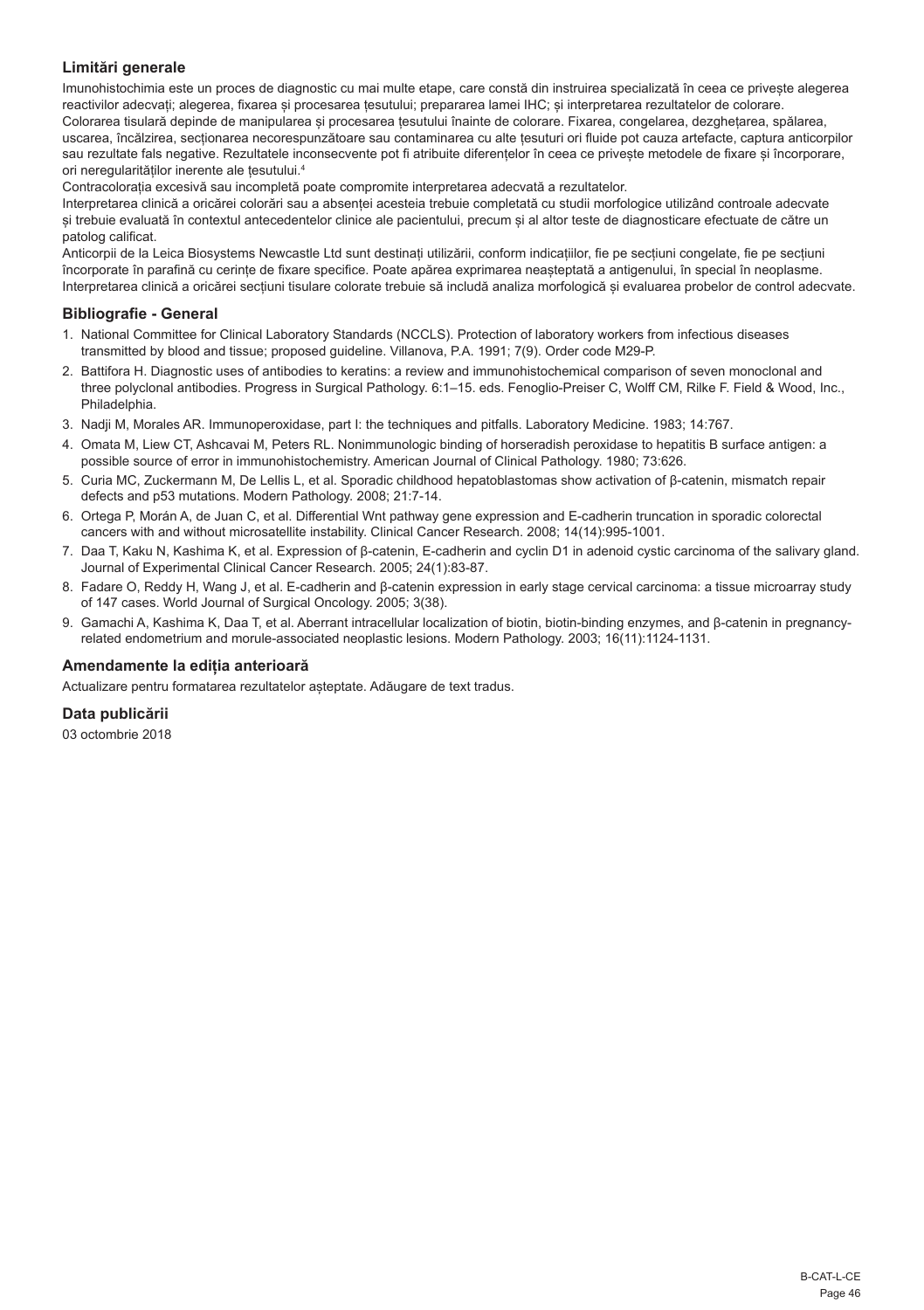## Limitări generale

Imunohistochimia este un proces de diagnostic cu mai multe etape, care constă din instruirea specializată în ceea ce privește alegerea reactivilor adecvați; alegerea, fixarea și procesarea țesutului; prepararea lamei IHC; și interpretarea rezultatelor de colorare.

Colorarea tisulară depinde de manipularea și procesarea țesutului înainte de colorare. Fixarea, congelarea, dezghețarea, spălarea, uscarea, încălzirea, secționarea necorespunzătoare sau contaminarea cu alte țesuturi ori fluide pot cauza artefacte, captura anticorpilor sau rezultate fals negative. Rezultatele inconsecvente pot fi atribuite diferențelor în ceea ce privește metodele de fixare și încorporare, ori neregularităților inerente ale țesutului.[4]

Contracolorația excesivă sau incompletă poate compromite interpretarea adecvată a rezultatelor.

Interpretarea clinică a oricărei colorări sau a absenței acesteia trebuie completată cu studii morfologice utilizând controale adecvate și trebuie evaluată în contextul antecedentelor clinice ale pacientului, precum și al altor teste de diagnosticare efectuate de către un patolog calificat.

Anticorpii de la Leica Biosystems Newcastle Ltd sunt destinați utilizării, conform indicațiilor, fie pe secțiuni congelate, fie pe secțiuni încorporate în parafină cu cerințe de fixare specifice. Poate apărea exprimarea neașteptată a antigenului, în special în neoplasme. Interpretarea clinică a oricărei secțiuni tisulare colorate trebuie să includă analiza morfologică și evaluarea probelor de control adecvate.

## Bibliografie - General

1. National Committee for Clinical Laboratory Standards (NCCLS). Protection of laboratory workers from infectious diseases transmitted by blood and tissue; proposed guideline. Villanova, P.A. 1991; 7(9). Order code M29-P.
2. Battifora H. Diagnostic uses of antibodies to keratins: a review and immunohistochemical comparison of seven monoclonal and three polyclonal antibodies. Progress in Surgical Pathology. 6:1–15. eds. Fenoglio-Preiser C, Wolff CM, Rilke F. Field & Wood, Inc., Philadelphia.
3. Nadji M, Morales AR. Immunoperoxidase, part I: the techniques and pitfalls. Laboratory Medicine. 1983; 14:767.
4. Omata M, Liew CT, Ashcavai M, Peters RL. Nonimmunologic binding of horseradish peroxidase to hepatitis B surface antigen: a possible source of error in immunohistochemistry. American Journal of Clinical Pathology. 1980; 73:626.
5. Curia MC, Zuckermann M, De Lellis L, et al. Sporadic childhood hepatoblastomas show activation of β-catenin, mismatch repair defects and p53 mutations. Modern Pathology. 2008; 21:7-14.
6. Ortega P, Morán A, de Juan C, et al. Differential Wnt pathway gene expression and E-cadherin truncation in sporadic colorectal cancers with and without microsatellite instability. Clinical Cancer Research. 2008; 14(14):995-1001.
7. Daa T, Kaku N, Kashima K, et al. Expression of β-catenin, E-cadherin and cyclin D1 in adenoid cystic carcinoma of the salivary gland. Journal of Experimental Clinical Cancer Research. 2005; 24(1):83-87.
8. Fadare O, Reddy H, Wang J, et al. E-cadherin and β-catenin expression in early stage cervical carcinoma: a tissue microarray study of 147 cases. World Journal of Surgical Oncology. 2005; 3(38).
9. Gamachi A, Kashima K, Daa T, et al. Aberrant intracellular localization of biotin, biotin-binding enzymes, and β-catenin in pregnancy-related endometrium and morule-associated neoplastic lesions. Modern Pathology. 2003; 16(11):1124-1131.

## Amendamente la ediția anterioară

Actualizare pentru formatarea rezultatelor așteptate. Adăugare de text tradus.

## Data publicării

03 octombrie 2018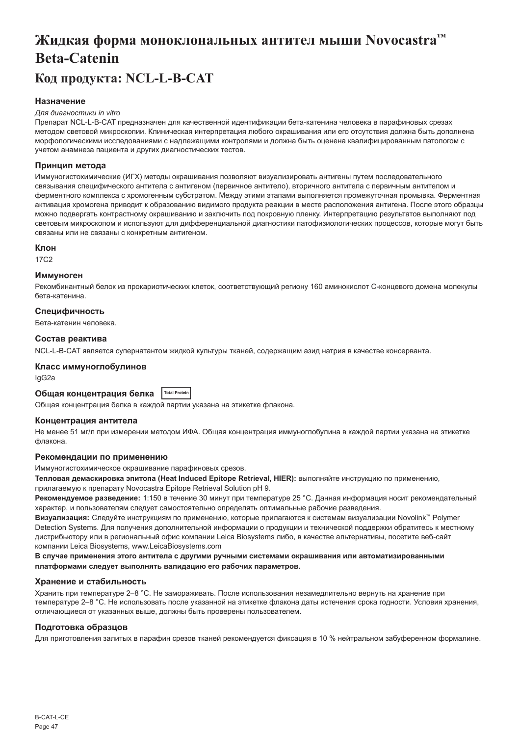# Жидкая форма моноклональных антител мыши Novocastra™ Beta-Catenin

## Код продукта: NCL-L-B-CAT

### Назначение

*Для диагностики in vitro*

Препарат NCL-L-B-CAT предназначен для качественной идентификации бета-катенина человека в парафиновых срезах методом световой микроскопии. Клиническая интерпретация любого окрашивания или его отсутствия должна быть дополнена морфологическими исследованиями с надлежащими контролями и должна быть оценена квалифицированным патологом с учетом анамнеза пациента и других диагностических тестов.

### Принцип метода

Иммуногистохимические (ИГХ) методы окрашивания позволяют визуализировать антигены путем последовательного связывания специфического антитела с антигеном (первичное антитело), вторичного антитела с первичным антителом и ферментного комплекса с хромогенным субстратом. Между этими этапами выполняется промежуточная промывка. Ферментная активация хромогена приводит к образованию видимого продукта реакции в месте расположения антигена. После этого образцы можно подвергать контрастному окрашиванию и заключить под покровную пленку. Интерпретацию результатов выполняют под световым микроскопом и используют для дифференциальной диагностики патофизиологических процессов, которые могут быть связаны или не связаны с конкретным антигеном.

### Клон

17C2

### Иммуноген

Рекомбинантный белок из прокариотических клеток, соответствующий региону 160 аминокислот С-концевого домена молекулы бета-катенина.

### Специфичность

Бета-катенин человека.

### Состав реактива

NCL-L-B-CAT является супернатантом жидкой культуры тканей, содержащим азид натрия в качестве консерванта.

### Класс иммуноглобулинов

IgG2a

### Общая концентрация белка Total Protein

Общая концентрация белка в каждой партии указана на этикетке флакона.

### Концентрация антитела

Не менее 51 мг/л при измерении методом ИФА. Общая концентрация иммуноглобулина в каждой партии указана на этикетке флакона.

### Рекомендации по применению

Иммуногистохимическое окрашивание парафиновых срезов.

**Тепловая демаскировка эпитопа (Heat Induced Epitope Retrieval, HIER):** выполняйте инструкцию по применению, прилагаемую к препарату Novocastra Epitope Retrieval Solution pH 9.

**Рекомендуемое разведение:** 1:150 в течение 30 минут при температуре 25 °C. Данная информация носит рекомендательный характер, и пользователям следует самостоятельно определять оптимальные рабочие разведения.

**Визуализация:** Следуйте инструкциям по применению, которые прилагаются к системам визуализации Novolink™ Polymer Detection Systems. Для получения дополнительной информации о продукции и технической поддержки обратитесь к местному дистрибьютору или в региональный офис компании Leica Biosystems либо, в качестве альтернативы, посетите веб-сайт компании Leica Biosystems, www.LeicaBiosystems.com

**В случае применения этого антитела с другими ручными системами окрашивания или автоматизированными платформами следует выполнять валидацию его рабочих параметров.**

### Хранение и стабильность

Хранить при температуре 2–8 °C. Не замораживать. После использования незамедлительно вернуть на хранение при температуре 2–8 °C. Не использовать после указанной на этикетке флакона даты истечения срока годности. Условия хранения, отличающиеся от указанных выше, должны быть проверены пользователем.

### Подготовка образцов

Для приготовления залитых в парафин срезов тканей рекомендуется фиксация в 10 % нейтральном забуференном формалине.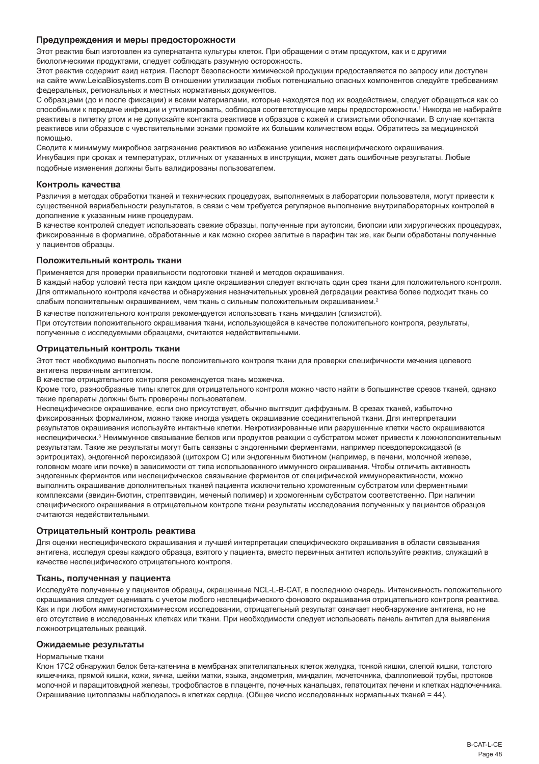## Предупреждения и меры предосторожности

Этот реактив был изготовлен из супернатанта культуры клеток. При обращении с этим продуктом, как и с другими биологическими продуктами, следует соблюдать разумную осторожность.

Этот реактив содержит азид натрия. Паспорт безопасности химической продукции предоставляется по запросу или доступен на сайте www.LeicaBiosystems.com В отношении утилизации любых потенциально опасных компонентов следуйте требованиям федеральных, региональных и местных нормативных документов.

С образцами (до и после фиксации) и всеми материалами, которые находятся под их воздействием, следует обращаться как со способными к передаче инфекции и утилизировать, соблюдая соответствующие меры предосторожности.[1] Никогда не набирайте реактивы в пипетку ртом и не допускайте контакта реактивов и образцов с кожей и слизистыми оболочками. В случае контакта реактивов или образцов с чувствительными зонами промойте их большим количеством воды. Обратитесь за медицинской помощью.

Сводите к минимуму микробное загрязнение реактивов во избежание усиления неспецифического окрашивания.

Инкубация при сроках и температурах, отличных от указанных в инструкции, может дать ошибочные результаты. Любые подобные изменения должны быть валидированы пользователем.

## Контроль качества

Различия в методах обработки тканей и технических процедурах, выполняемых в лаборатории пользователя, могут привести к существенной вариабельности результатов, в связи с чем требуется регулярное выполнение внутрилабораторных контролей в дополнение к указанным ниже процедурам.

В качестве контролей следует использовать свежие образцы, полученные при аутопсии, биопсии или хирургических процедурах, фиксированные в формалине, обработанные и как можно скорее залитые в парафин так же, как были обработаны полученные у пациентов образцы.

## Положительный контроль ткани

Применяется для проверки правильности подготовки тканей и методов окрашивания.

В каждый набор условий теста при каждом цикле окрашивания следует включать один срез ткани для положительного контроля. Для оптимального контроля качества и обнаружения незначительных уровней деградации реактива более подходит ткань со слабым положительным окрашиванием, чем ткань с сильным положительным окрашиванием.[2]

В качестве положительного контроля рекомендуется использовать ткань миндалин (слизистой).

При отсутствии положительного окрашивания ткани, использующейся в качестве положительного контроля, результаты, полученные с исследуемыми образцами, считаются недействительными.

## Отрицательный контроль ткани

Этот тест необходимо выполнять после положительного контроля ткани для проверки специфичности мечения целевого антигена первичным антителом.

В качестве отрицательного контроля рекомендуется ткань мозжечка.

Кроме того, разнообразные типы клеток для отрицательного контроля можно часто найти в большинстве срезов тканей, однако такие препараты должны быть проверены пользователем.

Неспецифическое окрашивание, если оно присутствует, обычно выглядит диффузным. В срезах тканей, избыточно фиксированных формалином, можно также иногда увидеть окрашивание соединительной ткани. Для интерпретации результатов окрашивания используйте интактные клетки. Некротизированные или разрушенные клетки часто окрашиваются неспецифически.[3] Неиммунное связывание белков или продуктов реакции с субстратом может привести к ложноположительным результатам. Такие же результаты могут быть связаны с эндогенными ферментами, например псевдопероксидазой (в эритроцитах), эндогенной пероксидазой (цитохром C) или эндогенным биотином (например, в печени, молочной железе, головном мозге или почке) в зависимости от типа использованного иммунного окрашивания. Чтобы отличить активность эндогенных ферментов или неспецифическое связывание ферментов от специфической иммунореактивности, можно выполнить окрашивание дополнительных тканей пациента исключительно хромогенным субстратом или ферментными комплексами (авидин-биотин, стрептавидин, меченый полимер) и хромогенным субстратом соответственно. При наличии специфического окрашивания в отрицательном контроле ткани результаты исследования полученных у пациентов образцов считаются недействительными.

## Отрицательный контроль реактива

Для оценки неспецифического окрашивания и лучшей интерпретации специфического окрашивания в области связывания антигена, исследуя срезы каждого образца, взятого у пациента, вместо первичных антител используйте реактив, служащий в качестве неспецифического отрицательного контроля.

## Ткань, полученная у пациента

Исследуйте полученные у пациентов образцы, окрашенные NCL-L-B-CAT, в последнюю очередь. Интенсивность положительного окрашивания следует оценивать с учетом любого неспецифического фонового окрашивания отрицательного контроля реактива. Как и при любом иммуногистохимическом исследовании, отрицательный результат означает необнаружение антигена, но не его отсутствие в исследованных клетках или ткани. При необходимости следует использовать панель антител для выявления ложноотрицательных реакций.

## Ожидаемые результаты

Нормальные ткани

Клон 17C2 обнаружил белок бета-катенина в мембранах эпителилальных клеток желудка, тонкой кишки, слепой кишки, толстого кишечника, прямой кишки, кожи, яичка, шейки матки, языка, эндометрия, миндалин, мочеточника, фаллопиевой трубы, протоков молочной и паращитовидной железы, трофобластов в плаценте, почечных канальцах, гепатоцитах печени и клетках надпочечника. Окрашивание цитоплазмы наблюдалось в клетках сердца. (Общее число исследованных нормальных тканей = 44).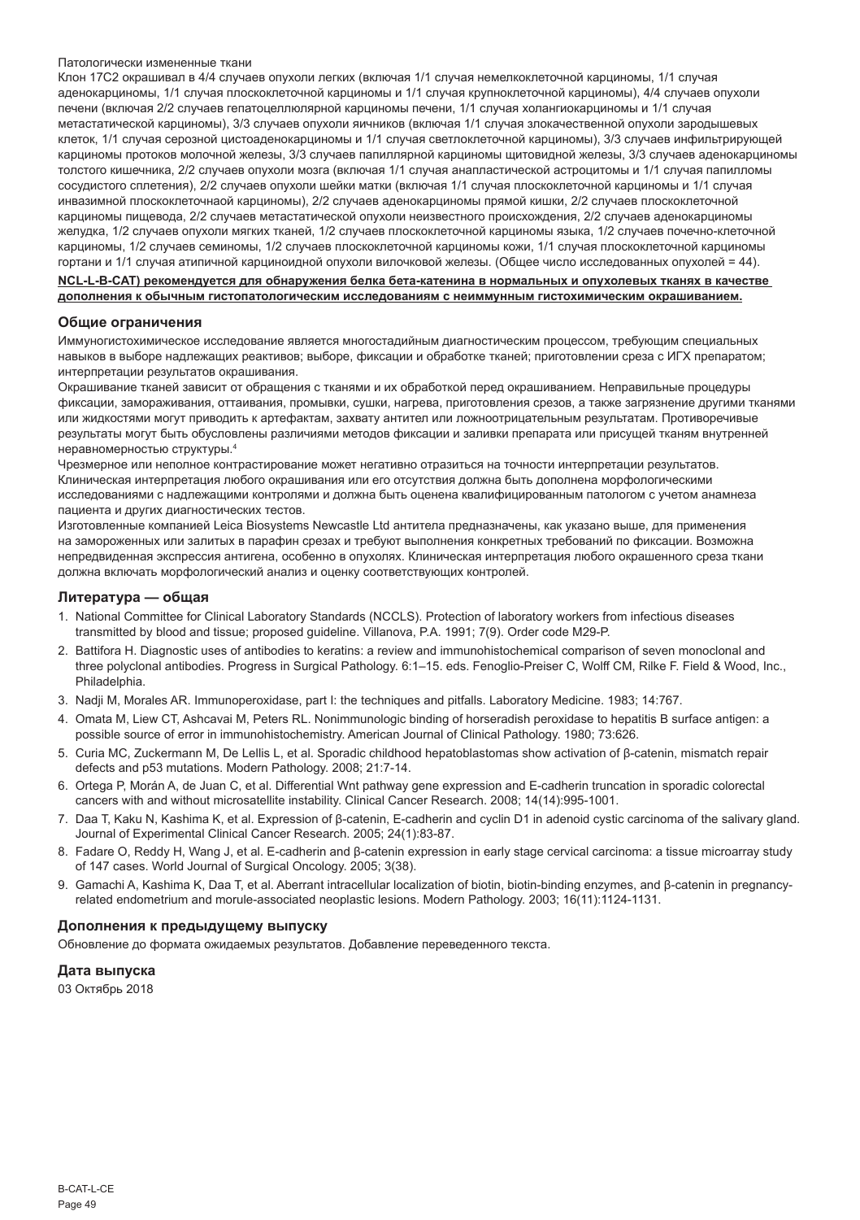Патологически измененные ткани

Клон 17C2 окрашивал в 4/4 случаев опухоли легких (включая 1/1 случая немелкоклеточной карциномы, 1/1 случая аденокарциномы, 1/1 случая плоскоклеточной карциномы и 1/1 случая крупноклеточной карциномы), 4/4 случаев опухоли печени (включая 2/2 случаев гепатоцеллюлярной карциномы печени, 1/1 случая холангиокарциномы и 1/1 случая метастатической карциномы), 3/3 случаев опухоли яичников (включая 1/1 случая злокачественной опухоли зародышевых клеток, 1/1 случая серозной цистоаденокарциномы и 1/1 случая светлоклеточной карциномы), 3/3 случаев инфильтрирующей карциномы протоков молочной железы, 3/3 случаев папиллярной карциномы щитовидной железы, 3/3 случаев аденокарциномы толстого кишечника, 2/2 случаев опухоли мозга (включая 1/1 случая анапластической астроцитомы и 1/1 случая папилломы сосудистого сплетения), 2/2 случаев опухоли шейки матки (включая 1/1 случая плоскоклеточной карциномы и 1/1 случая инвазимной плоскоклеточнаой карциномы), 2/2 случаев аденокарциномы прямой кишки, 2/2 случаев плоскоклеточной карциномы пищевода, 2/2 случаев метастатической опухоли неизвестного происхождения, 2/2 случаев аденокарциномы желудка, 1/2 случаев опухоли мягких тканей, 1/2 случаев плоскоклеточной карциномы языка, 1/2 случаев почечно-клеточной карциномы, 1/2 случаев семиномы, 1/2 случаев плоскоклеточной карциномы кожи, 1/1 случая плоскоклеточной карциномы гортани и 1/1 случая атипичной карциноидной опухоли вилочковой железы. (Общее число исследованных опухолей = 44).

**NCL-L-B-CAT) рекомендуется для обнаружения белка бета-катенина в нормальных и опухолевых тканях в качестве дополнения к обычным гистопатологическим исследованиям с неиммунным гистохимическим окрашиванием.**

## Общие ограничения

Иммуногистохимическое исследование является многостадийным диагностическим процессом, требующим специальных навыков в выборе надлежащих реактивов; выборе, фиксации и обработке тканей; приготовлении среза с ИГХ препаратом; интерпретации результатов окрашивания.

Окрашивание тканей зависит от обращения с тканями и их обработкой перед окрашиванием. Неправильные процедуры фиксации, замораживания, оттаивания, промывки, сушки, нагрева, приготовления срезов, а также загрязнение другими тканями или жидкостями могут приводить к артефактам, захвату антител или ложноотрицательным результатам. Противоречивые результаты могут быть обусловлены различиями методов фиксации и заливки препарата или присущей тканям внутренней неравномерностью структуры.[4]

Чрезмерное или неполное контрастирование может негативно отразиться на точности интерпретации результатов. Клиническая интерпретация любого окрашивания или его отсутствия должна быть дополнена морфологическими исследованиями с надлежащими контролями и должна быть оценена квалифицированным патологом с учетом анамнеза пациента и других диагностических тестов.

Изготовленные компанией Leica Biosystems Newcastle Ltd антитела предназначены, как указано выше, для применения на замороженных или залитых в парафин срезах и требуют выполнения конкретных требований по фиксации. Возможна непредвиденная экспрессия антигена, особенно в опухолях. Клиническая интерпретация любого окрашенного среза ткани должна включать морфологический анализ и оценку соответствующих контролей.

## Литература — общая

1. National Committee for Clinical Laboratory Standards (NCCLS). Protection of laboratory workers from infectious diseases transmitted by blood and tissue; proposed guideline. Villanova, P.A. 1991; 7(9). Order code M29-P.
2. Battifora H. Diagnostic uses of antibodies to keratins: a review and immunohistochemical comparison of seven monoclonal and three polyclonal antibodies. Progress in Surgical Pathology. 6:1–15. eds. Fenoglio-Preiser C, Wolff CM, Rilke F. Field & Wood, Inc., Philadelphia.
3. Nadji M, Morales AR. Immunoperoxidase, part I: the techniques and pitfalls. Laboratory Medicine. 1983; 14:767.
4. Omata M, Liew CT, Ashcavai M, Peters RL. Nonimmunologic binding of horseradish peroxidase to hepatitis B surface antigen: a possible source of error in immunohistochemistry. American Journal of Clinical Pathology. 1980; 73:626.
5. Curia MC, Zuckermann M, De Lellis L, et al. Sporadic childhood hepatoblastomas show activation of β-catenin, mismatch repair defects and p53 mutations. Modern Pathology. 2008; 21:7-14.
6. Ortega P, Morán A, de Juan C, et al. Differential Wnt pathway gene expression and E-cadherin truncation in sporadic colorectal cancers with and without microsatellite instability. Clinical Cancer Research. 2008; 14(14):995-1001.
7. Daa T, Kaku N, Kashima K, et al. Expression of β-catenin, E-cadherin and cyclin D1 in adenoid cystic carcinoma of the salivary gland. Journal of Experimental Clinical Cancer Research. 2005; 24(1):83-87.
8. Fadare O, Reddy H, Wang J, et al. E-cadherin and β-catenin expression in early stage cervical carcinoma: a tissue microarray study of 147 cases. World Journal of Surgical Oncology. 2005; 3(38).
9. Gamachi A, Kashima K, Daa T, et al. Aberrant intracellular localization of biotin, biotin-binding enzymes, and β-catenin in pregnancy-related endometrium and morule-associated neoplastic lesions. Modern Pathology. 2003; 16(11):1124-1131.

## Дополнения к предыдущему выпуску

Обновление до формата ожидаемых результатов. Добавление переведенного текста.

## Дата выпуска

03 Октябрь 2018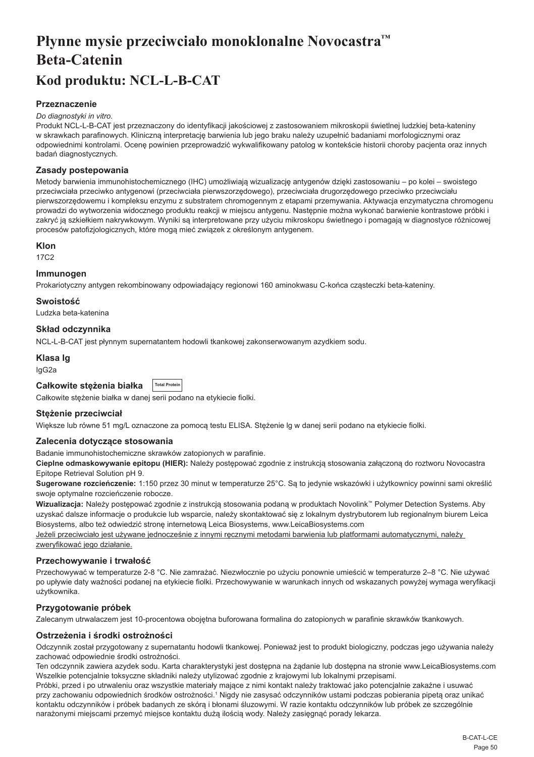# Płynne mysie przeciwciało monoklonalne Novocastra™ Beta-Catenin

# Kod produktu: NCL-L-B-CAT

## Przeznaczenie

*Do diagnostyki in vitro.*

Produkt NCL-L-B-CAT jest przeznaczony do identyfikacji jakościowej z zastosowaniem mikroskopii świetlnej ludzkiej beta-kateniny w skrawkach parafinowych. Kliniczną interpretację barwienia lub jego braku należy uzupełnić badaniami morfologicznymi oraz odpowiednimi kontrolami. Ocenę powinien przeprowadzić wykwalifikowany patolog w kontekście historii choroby pacjenta oraz innych badań diagnostycznych.

## Zasady postepowania

Metody barwienia immunohistochemicznego (IHC) umożliwiają wizualizację antygenów dzięki zastosowaniu – po kolei – swoistego przeciwciała przeciwko antygenowi (przeciwciała pierwszorzędowego), przeciwciała drugorzędowego przeciwko przeciwciału pierwszorzędowemu i kompleksu enzymu z substratem chromogennym z etapami przemywania. Aktywacja enzymatyczna chromogenu prowadzi do wytworzenia widocznego produktu reakcji w miejscu antygenu. Następnie można wykonać barwienie kontrastowe próbki i zakryć ją szkiełkiem nakrywkowym. Wyniki są interpretowane przy użyciu mikroskopu świetlnego i pomagają w diagnostyce różnicowej procesów patofizjologicznych, które mogą mieć związek z określonym antygenem.

## Klon

17C2

## Immunogen

Prokariotyczny antygen rekombinowany odpowiadający regionowi 160 aminokwasu C-końca cząsteczki beta-kateniny.

## Swoistość

Ludzka beta-katenina

## Skład odczynnika

NCL-L-B-CAT jest płynnym supernatantem hodowli tkankowej zakonserwowanym azydkiem sodu.

## Klasa Ig

IgG2a

## Całkowite stężenia białka Total Protein

Całkowite stężenie białka w danej serii podano na etykiecie fiolki.

## Stężenie przeciwciał

Większe lub równe 51 mg/L oznaczone za pomocą testu ELISA. Stężenie Ig w danej serii podano na etykiecie fiolki.

## Zalecenia dotyczące stosowania

Badanie immunohistochemiczne skrawków zatopionych w parafinie.

**Cieplne odmaskowywanie epitopu (HIER):** Należy postępować zgodnie z instrukcją stosowania załączoną do roztworu Novocastra Epitope Retrieval Solution pH 9.

**Sugerowane rozcieńczenie:** 1:150 przez 30 minut w temperaturze 25°C. Są to jedynie wskazówki i użytkownicy powinni sami określić swoje optymalne rozcieńczenie robocze.

**Wizualizacja:** Należy postępować zgodnie z instrukcją stosowania podaną w produktach Novolink™ Polymer Detection Systems. Aby uzyskać dalsze informacje o produkcie lub wsparcie, należy skontaktować się z lokalnym dystrybutorem lub regionalnym biurem Leica Biosystems, albo też odwiedzić stronę internetową Leica Biosystems, www.LeicaBiosystems.com

Jeżeli przeciwciało jest używane jednocześnie z innymi ręcznymi metodami barwienia lub platformami automatycznymi, należy zweryfikować jego działanie.

## Przechowywanie i trwałość

Przechowywać w temperaturze 2-8 °C. Nie zamrażać. Niezwłocznie po użyciu ponownie umieścić w temperaturze 2–8 °C. Nie używać po upływie daty ważności podanej na etykiecie fiolki. Przechowywanie w warunkach innych od wskazanych powyżej wymaga weryfikacji użytkownika.

## Przygotowanie próbek

Zalecanym utrwalaczem jest 10-procentowa obojętna buforowana formalina do zatopionych w parafinie skrawków tkankowych.

## Ostrzeżenia i środki ostrożności

Odczynnik został przygotowany z supernatantu hodowli tkankowej. Ponieważ jest to produkt biologiczny, podczas jego używania należy zachować odpowiednie środki ostrożności.

Ten odczynnik zawiera azydek sodu. Karta charakterystyki jest dostępna na żądanie lub dostępna na stronie www.LeicaBiosystems.com

Wszelkie potencjalnie toksyczne składniki należy utylizować zgodnie z krajowymi lub lokalnymi przepisami.

Próbki, przed i po utrwaleniu oraz wszystkie materiały mające z nimi kontakt należy traktować jako potencjalnie zakaźne i usuwać przy zachowaniu odpowiednich środków ostrożności.[1] Nigdy nie zasysać odczynników ustami podczas pobierania pipetą oraz unikać kontaktu odczynników i próbek badanych ze skórą i błonami śluzowymi. W razie kontaktu odczynników lub próbek ze szczególnie narażonymi miejscami przemyć miejsce kontaktu dużą ilością wody. Należy zasięgnąć porady lekarza.

B-CAT-L-CE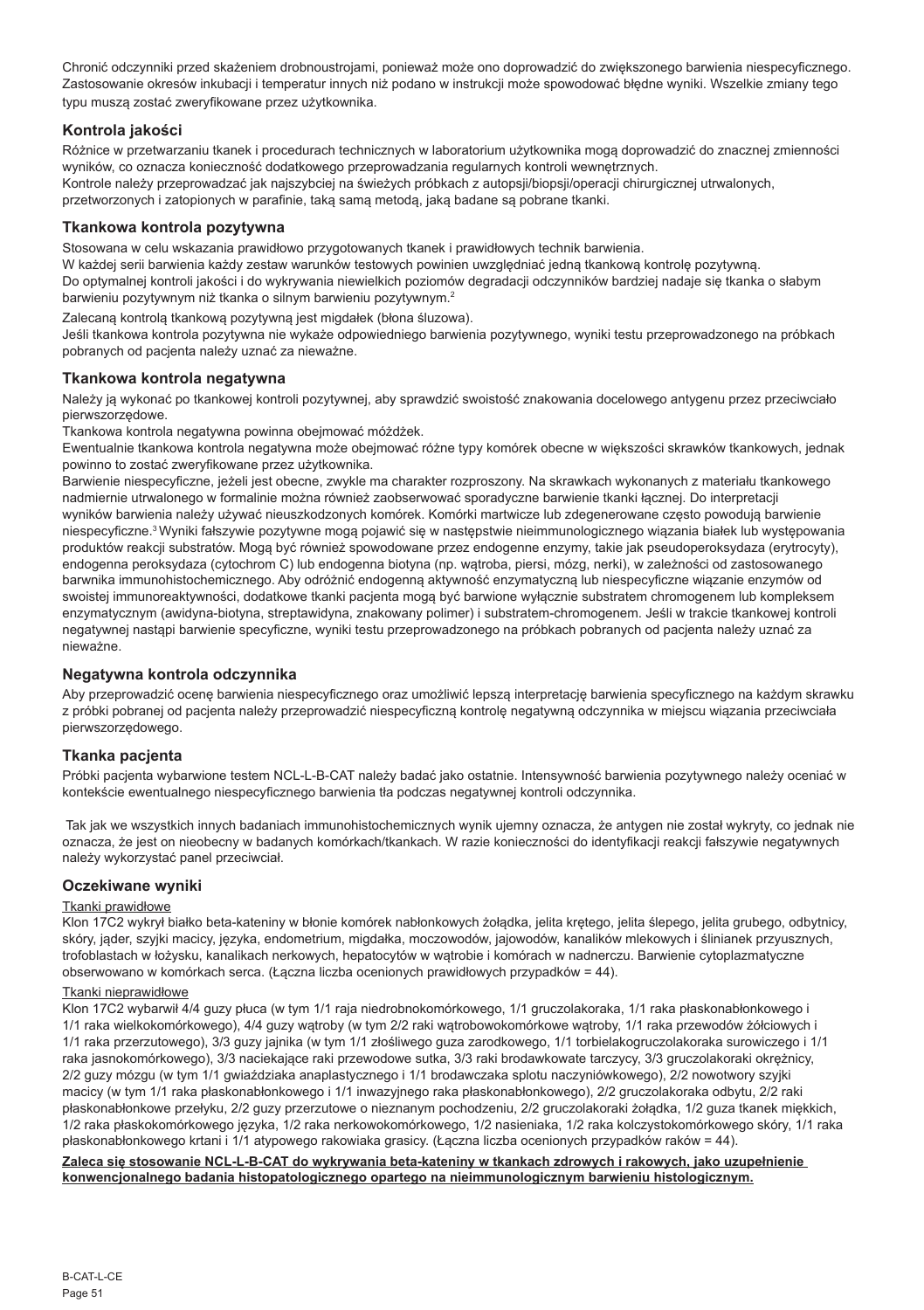Chronić odczynniki przed skażeniem drobnoustrojami, ponieważ może ono doprowadzić do zwiększonego barwienia niespecyficznego. Zastosowanie okresów inkubacji i temperatur innych niż podano w instrukcji może spowodować błędne wyniki. Wszelkie zmiany tego typu muszą zostać zweryfikowane przez użytkownika.

## Kontrola jakości

Różnice w przetwarzaniu tkanek i procedurach technicznych w laboratorium użytkownika mogą doprowadzić do znacznej zmienności wyników, co oznacza konieczność dodatkowego przeprowadzania regularnych kontroli wewnętrznych.
Kontrole należy przeprowadzać jak najszybciej na świeżych próbkach z autopsji/biopsji/operacji chirurgicznej utrwalonych, przetworzonych i zatopionych w parafinie, taką samą metodą, jaką badane są pobrane tkanki.

## Tkankowa kontrola pozytywna

Stosowana w celu wskazania prawidłowo przygotowanych tkanek i prawidłowych technik barwienia.
W każdej serii barwienia każdy zestaw warunków testowych powinien uwzględniać jedną tkankową kontrolę pozytywną.
Do optymalnej kontroli jakości i do wykrywania niewielkich poziomów degradacji odczynników bardziej nadaje się tkanka o słabym barwieniu pozytywnym niż tkanka o silnym barwieniu pozytywnym.[2]

Zalecaną kontrolą tkankową pozytywną jest migdałek (błona śluzowa).
Jeśli tkankowa kontrola pozytywna nie wykaże odpowiedniego barwienia pozytywnego, wyniki testu przeprowadzonego na próbkach pobranych od pacjenta należy uznać za nieważne.

## Tkankowa kontrola negatywna

Należy ją wykonać po tkankowej kontroli pozytywnej, aby sprawdzić swoistość znakowania docelowego antygenu przez przeciwciało pierwszorzędowe.
Tkankowa kontrola negatywna powinna obejmować móżdżek.
Ewentualnie tkankowa kontrola negatywna może obejmować różne typy komórek obecne w większości skrawków tkankowych, jednak powinno to zostać zweryfikowane przez użytkownika.
Barwienie niespecyficzne, jeżeli jest obecne, zwykle ma charakter rozproszony. Na skrawkach wykonanych z materiału tkankowego nadmiernie utrwalonego w formalinie można również zaobserwować sporadyczne barwienie tkanki łącznej. Do interpretacji wyników barwienia należy używać nieuszkodzonych komórek. Komórki martwicze lub zdegenerowane często powodują barwienie niespecyficzne.[3] Wyniki fałszywie pozytywne mogą pojawić się w następstwie nieimmunologicznego wiązania białek lub występowania produktów reakcji substratów. Mogą być również spowodowane przez endogenne enzymy, takie jak pseudoperoksydaza (erytrocyty), endogenna peroksydaza (cytochrom C) lub endogenna biotyna (np. wątroba, piersi, mózg, nerki), w zależności od zastosowanego barwnika immunohistochemicznego. Aby odróżnić endogenną aktywność enzymatyczną lub niespecyficzne wiązanie enzymów od swoistej immunoreaktywności, dodatkowe tkanki pacjenta mogą być barwione wyłącznie substratem chromogenem lub kompleksem enzymatycznym (awidyna-biotyna, streptawidyna, znakowany polimer) i substratem-chromogenem. Jeśli w trakcie tkankowej kontroli negatywnej nastąpi barwienie specyficzne, wyniki testu przeprowadzonego na próbkach pobranych od pacjenta należy uznać za nieważne.

## Negatywna kontrola odczynnika

Aby przeprowadzić ocenę barwienia niespecyficznego oraz umożliwić lepszą interpretację barwienia specyficznego na każdym skrawku z próbki pobranej od pacjenta należy przeprowadzić niespecyficzną kontrolę negatywną odczynnika w miejscu wiązania przeciwciała pierwszorzędowego.

## Tkanka pacjenta

Próbki pacjenta wybarwione testem NCL-L-B-CAT należy badać jako ostatnie. Intensywność barwienia pozytywnego należy oceniać w kontekście ewentualnego niespecyficznego barwienia tła podczas negatywnej kontroli odczynnika.

Tak jak we wszystkich innych badaniach immunohistochemicznych wynik ujemny oznacza, że antygen nie został wykryty, co jednak nie oznacza, że jest on nieobecny w badanych komórkach/tkankach. W razie konieczności do identyfikacji reakcji fałszywie negatywnych należy wykorzystać panel przeciwciał.

## Oczekiwane wyniki

Tkanki prawidłowe

Klon 17C2 wykrył białko beta-kateniny w błonie komórek nabłonkowych żołądka, jelita krętego, jelita ślepego, jelita grubego, odbytnicy, skóry, jąder, szyjki macicy, języka, endometrium, migdałka, moczowodów, jajowodów, kanalików mlekowych i ślinianek przyusznych, trofoblastach w łożysku, kanalikach nerkowych, hepatocytów w wątrobie i komórkach w nadnerczu. Barwienie cytoplazmatyczne obserwowano w komórkach serca. (Łączna liczba ocenionych prawidłowych przypadków = 44).

Tkanki nieprawidłowe

Klon 17C2 wybarwił 4/4 guzy płuca (w tym 1/1 raja niedrobnokomórkowego, 1/1 gruczolakoraka, 1/1 raka płaskonabłonkowego i 1/1 raka wielkokomórkowego), 4/4 guzy wątroby (w tym 2/2 raki wątrobowokomórkowe wątroby, 1/1 raka przewodów żółciowych i 1/1 raka przerzutowego), 3/3 guzy jajnika (w tym 1/1 złośliwego guza zarodkowego, 1/1 torbielakogruczolakoraka surowiczego i 1/1 raka jasnokomórkowego), 3/3 naciekające raki przewodowe sutka, 3/3 raki brodawkowate tarczycy, 3/3 gruczolakoraki okrężnicy, 2/2 guzy mózgu (w tym 1/1 gwiaździaka anaplastycznego i 1/1 brodawczaka splotu naczyniówkowego), 2/2 nowotwory szyjki macicy (w tym 1/1 raka płaskonabłonkowego i 1/1 inwazyjnego raka płaskonabłonkowego), 2/2 gruczolakoraka odbytu, 2/2 raki płaskonabłonkowe przełyku, 2/2 guzy przerzutowe o nieznanym pochodzeniu, 2/2 gruczolakoraki żołądka, 1/2 guza tkanek miękkich, 1/2 raka płaskokomórkowego języka, 1/2 raka nerkowokomórkowego, 1/2 nasieniaka, 1/2 raka kolczystokomórkowego skóry, 1/1 raka płaskonabłonkowego krtani i 1/1 atypowego rakowiaka grasicy. (Łączna liczba ocenionych przypadków raków = 44).

**Zaleca się stosowanie NCL-L-B-CAT do wykrywania beta-kateniny w tkankach zdrowych i rakowych, jako uzupełnienie konwencjonalnego badania histopatologicznego opartego na nieimmunologicznym barwieniu histologicznym.**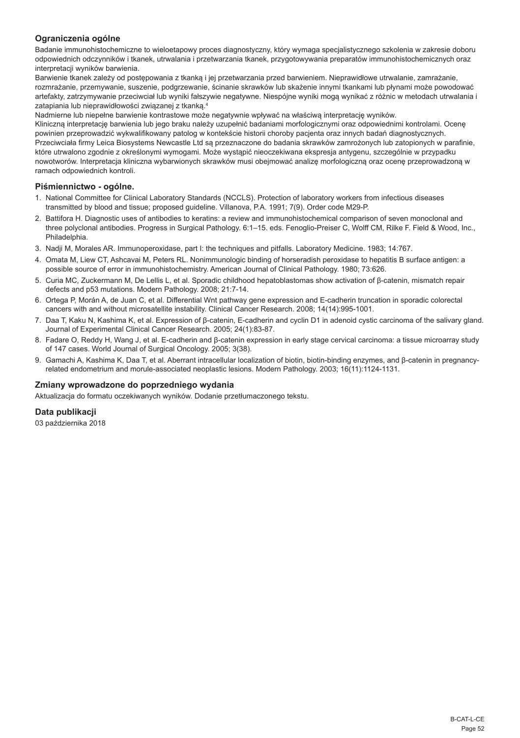### Ograniczenia ogólne

Badanie immunohistochemiczne to wieloetapowy proces diagnostyczny, który wymaga specjalistycznego szkolenia w zakresie doboru odpowiednich odczynników i tkanek, utrwalania i przetwarzania tkanek, przygotowywania preparatów immunohistochemicznych oraz interpretacji wyników barwienia.

Barwienie tkanek zależy od postępowania z tkanką i jej przetwarzania przed barwieniem. Nieprawidłowe utrwalanie, zamrażanie, rozmrażanie, przemywanie, suszenie, podgrzewanie, ścinanie skrawków lub skażenie innymi tkankami lub płynami może powodować artefakty, zatrzymywanie przeciwciał lub wyniki fałszywie negatywne. Niespójne wyniki mogą wynikać z różnic w metodach utrwalania i zatapiania lub nieprawidłowości związanej z tkanką.[4]

Nadmierne lub niepełne barwienie kontrastowe może negatywnie wpływać na właściwą interpretację wyników.

Kliniczną interpretację barwienia lub jego braku należy uzupełnić badaniami morfologicznymi oraz odpowiednimi kontrolami. Ocenę powinien przeprowadzić wykwalifikowany patolog w kontekście historii choroby pacjenta oraz innych badań diagnostycznych.

Przeciwciała firmy Leica Biosystems Newcastle Ltd są przeznaczone do badania skrawków zamrożonych lub zatopionych w parafinie, które utrwalono zgodnie z określonymi wymogami. Może wystąpić nieoczekiwana ekspresja antygenu, szczególnie w przypadku nowotworów. Interpretacja kliniczna wybarwionych skrawków musi obejmować analizę morfologiczną oraz ocenę przeprowadzoną w ramach odpowiednich kontroli.

### Piśmiennictwo - ogólne.

1. National Committee for Clinical Laboratory Standards (NCCLS). Protection of laboratory workers from infectious diseases transmitted by blood and tissue; proposed guideline. Villanova, P.A. 1991; 7(9). Order code M29-P.
2. Battifora H. Diagnostic uses of antibodies to keratins: a review and immunohistochemical comparison of seven monoclonal and three polyclonal antibodies. Progress in Surgical Pathology. 6:1–15. eds. Fenoglio-Preiser C, Wolff CM, Rilke F. Field & Wood, Inc., Philadelphia.
3. Nadji M, Morales AR. Immunoperoxidase, part I: the techniques and pitfalls. Laboratory Medicine. 1983; 14:767.
4. Omata M, Liew CT, Ashcavai M, Peters RL. Nonimmunologic binding of horseradish peroxidase to hepatitis B surface antigen: a possible source of error in immunohistochemistry. American Journal of Clinical Pathology. 1980; 73:626.
5. Curia MC, Zuckermann M, De Lellis L, et al. Sporadic childhood hepatoblastomas show activation of β-catenin, mismatch repair defects and p53 mutations. Modern Pathology. 2008; 21:7-14.
6. Ortega P, Morán A, de Juan C, et al. Differential Wnt pathway gene expression and E-cadherin truncation in sporadic colorectal cancers with and without microsatellite instability. Clinical Cancer Research. 2008; 14(14):995-1001.
7. Daa T, Kaku N, Kashima K, et al. Expression of β-catenin, E-cadherin and cyclin D1 in adenoid cystic carcinoma of the salivary gland. Journal of Experimental Clinical Cancer Research. 2005; 24(1):83-87.
8. Fadare O, Reddy H, Wang J, et al. E-cadherin and β-catenin expression in early stage cervical carcinoma: a tissue microarray study of 147 cases. World Journal of Surgical Oncology. 2005; 3(38).
9. Gamachi A, Kashima K, Daa T, et al. Aberrant intracellular localization of biotin, biotin-binding enzymes, and β-catenin in pregnancy-related endometrium and morule-associated neoplastic lesions. Modern Pathology. 2003; 16(11):1124-1131.

### Zmiany wprowadzone do poprzedniego wydania

Aktualizacja do formatu oczekiwanych wyników. Dodanie przetłumaczonego tekstu.

### Data publikacji

03 października 2018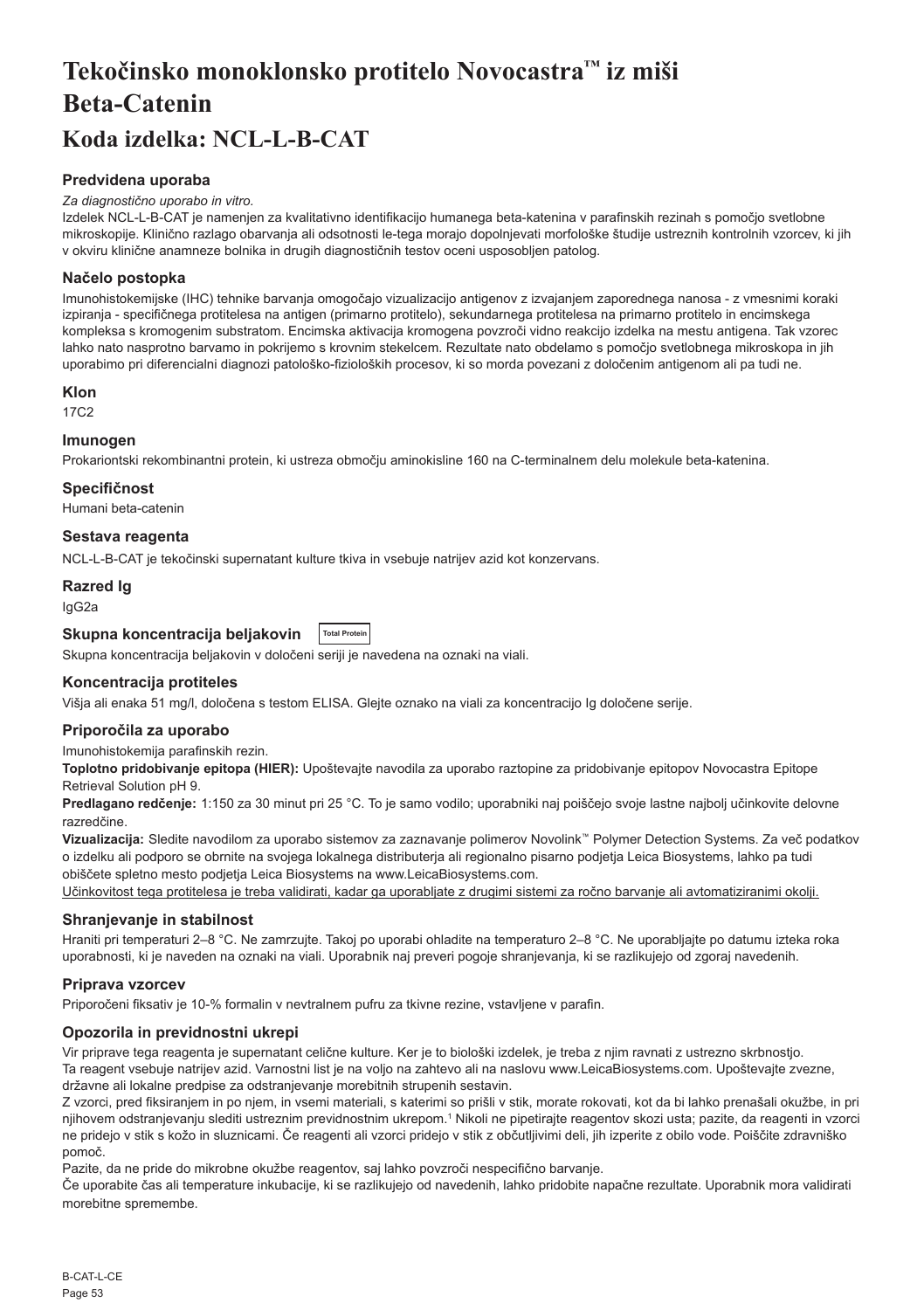# Tekočinsko monoklonsko protitelo Novocastra™ iz miši Beta-Catenin

## Koda izdelka: NCL-L-B-CAT

### Predvidena uporaba

*Za diagnostično uporabo in vitro.*

Izdelek NCL-L-B-CAT je namenjen za kvalitativno identifikacijo humanega beta-katenina v parafinskih rezinah s pomočjo svetlobne mikroskopije. Klinično razlago obarvanja ali odsotnosti le-tega morajo dopolnjevati morfološke študije ustreznih kontrolnih vzorcev, ki jih v okviru klinične anamneze bolnika in drugih diagnostičnih testov oceni usposobljen patolog.

### Načelo postopka

Imunohistokemijske (IHC) tehnike barvanja omogočajo vizualizacijo antigenov z izvajanjem zaporednega nanosa - z vmesnimi koraki izpiranja - specifičnega protitelesa na antigen (primarno protitelo), sekundarnega protitelesa na primarno protitelo in encimskega kompleksa s kromogenim substratom. Encimska aktivacija kromogena povzroči vidno reakcijo izdelka na mestu antigena. Tak vzorec lahko nato nasprotno barvamo in pokrijemo s krovnim stekelcem. Rezultate nato obdelamo s pomočjo svetlobnega mikroskopa in jih uporabimo pri diferencialni diagnozi patološko-fizioloških procesov, ki so morda povezani z določenim antigenom ali pa tudi ne.

### Klon

17C2

### Imunogen

Prokariontski rekombinantni protein, ki ustreza območju aminokisline 160 na C-terminalnem delu molekule beta-katenina.

### Specifičnost

Humani beta-catenin

### Sestava reagenta

NCL-L-B-CAT je tekočinski supernatant kulture tkiva in vsebuje natrijev azid kot konzervans.

### Razred Ig

IgG2a

### Skupna koncentracija beljakovin

Total Protein

Skupna koncentracija beljakovin v določeni seriji je navedena na oznaki na viali.

### Koncentracija protiteles

Višja ali enaka 51 mg/l, določena s testom ELISA. Glejte oznako na viali za koncentracijo Ig določene serije.

### Priporočila za uporabo

Imunohistokemija parafinskih rezin.

**Toplotno pridobivanje epitopa (HIER):** Upoštevajte navodila za uporabo raztopine za pridobivanje epitopov Novocastra Epitope Retrieval Solution pH 9.

**Predlagano redčenje:** 1:150 za 30 minut pri 25 °C. To je samo vodilo; uporabniki naj poiščejo svoje lastne najbolj učinkovite delovne razredčine.

**Vizualizacija:** Sledite navodilom za uporabo sistemov za zaznavanje polimerov Novolink™ Polymer Detection Systems. Za več podatkov o izdelku ali podporo se obrnite na svojega lokalnega distributerja ali regionalno pisarno podjetja Leica Biosystems, lahko pa tudi obiščete spletno mesto podjetja Leica Biosystems na www.LeicaBiosystems.com.

Učinkovitost tega protitelesa je treba validirati, kadar ga uporabljate z drugimi sistemi za ročno barvanje ali avtomatiziranimi okolji.

### Shranjevanje in stabilnost

Hraniti pri temperaturi 2–8 °C. Ne zamrzujte. Takoj po uporabi ohladite na temperaturo 2–8 °C. Ne uporabljajte po datumu izteka roka uporabnosti, ki je naveden na oznaki na viali. Uporabnik naj preveri pogoje shranjevanja, ki se razlikujejo od zgoraj navedenih.

### Priprava vzorcev

Priporočeni fiksativ je 10-% formalin v nevtralnem pufru za tkivne rezine, vstavljene v parafin.

### Opozorila in previdnostni ukrepi

Vir priprave tega reagenta je supernatant celične kulture. Ker je to biološki izdelek, je treba z njim ravnati z ustrezno skrbnostjo.

Ta reagent vsebuje natrijev azid. Varnostni list je na voljo na zahtevo ali na naslovu www.LeicaBiosystems.com. Upoštevajte zvezne, državne ali lokalne predpise za odstranjevanje morebitnih strupenih sestavin.

Z vzorci, pred fiksiranjem in po njem, in vsemi materiali, s katerimi so prišli v stik, morate rokovati, kot da bi lahko prenašali okužbe, in pri njihovem odstranjevanju slediti ustreznim previdnostnim ukrepom.[1] Nikoli ne pipetirajte reagentov skozi usta; pazite, da reagenti in vzorci ne pridejo v stik s kožo in sluznicami. Če reagenti ali vzorci pridejo v stik z občutljivimi deli, jih izperite z obilo vode. Poiščite zdravniško pomoč.

Pazite, da ne pride do mikrobne okužbe reagentov, saj lahko povzroči nespecifično barvanje.

Če uporabite čas ali temperature inkubacije, ki se razlikujejo od navedenih, lahko pridobite napačne rezultate. Uporabnik mora validirati morebitne spremembe.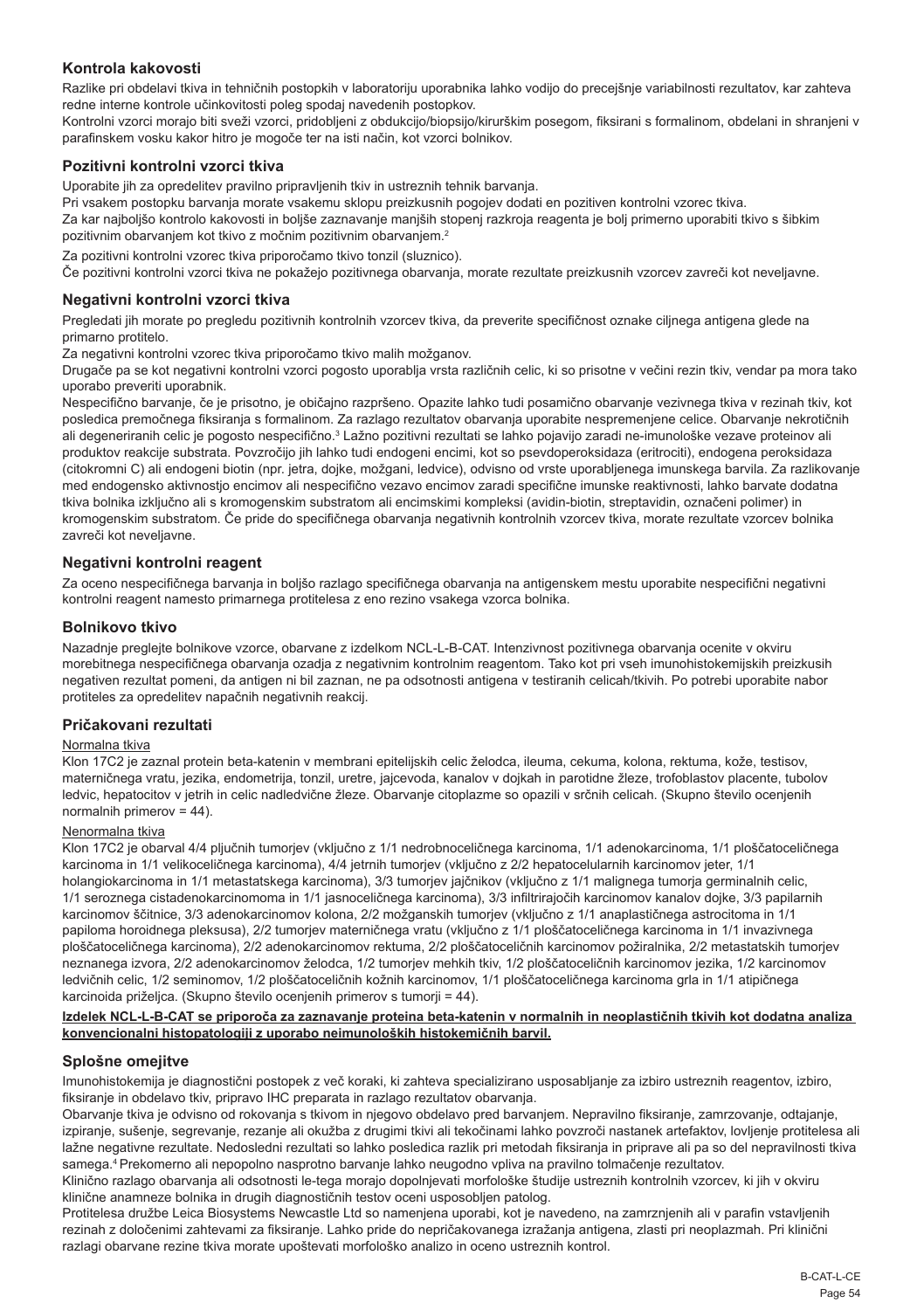## Kontrola kakovosti

Razlike pri obdelavi tkiva in tehničnih postopkih v laboratoriju uporabnika lahko vodijo do precejšnje variabilnosti rezultatov, kar zahteva redne interne kontrole učinkovitosti poleg spodaj navedenih postopkov.

Kontrolni vzorci morajo biti sveži vzorci, pridobljeni z obdukcijo/biopsijo/kirurškim posegom, fiksirani s formalinom, obdelani in shranjeni v parafinskem vosku kakor hitro je mogoče ter na isti način, kot vzorci bolnikov.

## Pozitivni kontrolni vzorci tkiva

Uporabite jih za opredelitev pravilno pripravljenih tkiv in ustreznih tehnik barvanja.

Pri vsakem postopku barvanja morate vsakemu sklopu preizkusnih pogojev dodati en pozitiven kontrolni vzorec tkiva.

Za kar najboljšo kontrolo kakovosti in boljše zaznavanje manjših stopenj razkroja reagenta je bolj primerno uporabiti tkivo s šibkim pozitivnim obarvanjem kot tkivo z močnim pozitivnim obarvanjem.[2]

Za pozitivni kontrolni vzorec tkiva priporočamo tkivo tonzil (sluznico).

Če pozitivni kontrolni vzorci tkiva ne pokažejo pozitivnega obarvanja, morate rezultate preizkusnih vzorcev zavreči kot neveljavne.

## Negativni kontrolni vzorci tkiva

Pregledati jih morate po pregledu pozitivnih kontrolnih vzorcev tkiva, da preverite specifičnost oznake ciljnega antigena glede na primarno protitelo.

Za negativni kontrolni vzorec tkiva priporočamo tkivo malih možganov.

Drugače pa se kot negativni kontrolni vzorci pogosto uporablja vrsta različnih celic, ki so prisotne v večini rezin tkiv, vendar pa mora tako uporabo preveriti uporabnik.

Nespecifično barvanje, če je prisotno, je običajno razpršeno. Opazite lahko tudi posamično obarvanje vezivnega tkiva v rezinah tkiv, kot posledica premočnega fiksiranja s formalinom. Za razlago rezultatov obarvanja uporabite nespremenjene celice. Obarvanje nekrotičnih ali degeneriranih celic je pogosto nespecifično.[3] Lažno pozitivni rezultati se lahko pojavijo zaradi ne-imunološke vezave proteinov ali produktov reakcije substrata. Povzročijo jih lahko tudi endogeni encimi, kot so psevdoperoksidaza (eritrociti), endogena peroksidaza (citokromi C) ali endogeni biotin (npr. jetra, dojke, možgani, ledvice), odvisno od vrste uporabljenega imunskega barvila. Za razlikovanje med endogensko aktivnostjo encimov ali nespecifično vezavo encimov zaradi specifične imunske reaktivnosti, lahko barvate dodatna tkiva bolnika izključno ali s kromogenskim substratom ali encimskimi kompleksi (avidin-biotin, streptavidin, označeni polimer) in kromogenskim substratom. Če pride do specifičnega obarvanja negativnih kontrolnih vzorcev tkiva, morate rezultate vzorcev bolnika zavreči kot neveljavne.

## Negativni kontrolni reagent

Za oceno nespecifičnega barvanja in boljšo razlago specifičnega obarvanja na antigenskem mestu uporabite nespecifični negativni kontrolni reagent namesto primarnega protitelesa z eno rezino vsakega vzorca bolnika.

## Bolnikovo tkivo

Nazadnje preglejte bolnikove vzorce, obarvane z izdelkom NCL-L-B-CAT. Intenzivnost pozitivnega obarvanja ocenite v okviru morebitnega nespecifičnega obarvanja ozadja z negativnim kontrolnim reagentom. Tako kot pri vseh imunohistokemijskih preizkusih negativen rezultat pomeni, da antigen ni bil zaznan, ne pa odsotnosti antigena v testiranih celicah/tkivih. Po potrebi uporabite nabor protiteles za opredelitev napačnih negativnih reakcij.

## Pričakovani rezultati

Normalna tkiva

Klon 17C2 je zaznal protein beta-katenin v membrani epitelijskih celic želodca, ileuma, cekuma, kolona, rektuma, kože, testisov, materničnega vratu, jezika, endometrija, tonzil, uretre, jajcevoda, kanalov v dojkah in parotidne žleze, trofoblastov placente, tubolov ledvic, hepatocitov v jetrih in celic nadledvične žleze. Obarvanje citoplazme so opazili v srčnih celicah. (Skupno število ocenjenih normalnih primerov = 44).

Nenormalna tkiva

Klon 17C2 je obarval 4/4 pljučnih tumorjev (vključno z 1/1 nedrobnoceličnega karcinoma, 1/1 adenokarcinoma, 1/1 ploščatoceličnega karcinoma in 1/1 velikoceličnega karcinoma), 4/4 jetrnih tumorjev (vključno z 2/2 hepatocelularnih karcinomov jeter, 1/1 holangiokarcinoma in 1/1 metastatskega karcinoma), 3/3 tumorjev jajčnikov (vključno z 1/1 malignega tumorja germinalnih celic, 1/1 seroznega cistadenokarcinomoma in 1/1 jasnoceličnega karcinoma), 3/3 infiltrirajočih karcinomov kanalov dojke, 3/3 papilarnih karcinomov ščitnice, 3/3 adenokarcinomov kolona, 2/2 možganskih tumorjev (vključno z 1/1 anaplastičnega astrocitoma in 1/1 papiloma horoidnega pleksusa), 2/2 tumorjev materničnega vratu (vključno z 1/1 ploščatoceličnega karcinoma in 1/1 invazivnega ploščatoceličnega karcinoma), 2/2 adenokarcinomov rektuma, 2/2 ploščatoceličnih karcinomov požiralnika, 2/2 metastatskih tumorjev neznanega izvora, 2/2 adenokarcinomov želodca, 1/2 tumorjev mehkih tkiv, 1/2 ploščatoceličnih karcinomov jezika, 1/2 karcinomov ledvičnih celic, 1/2 seminomov, 1/2 ploščatoceličnih kožnih karcinomov, 1/1 ploščatoceličnega karcinoma grla in 1/1 atipičnega karcinoida priželjca. (Skupno število ocenjenih primerov s tumorji = 44).

**Izdelek NCL-L-B-CAT se priporoča za zaznavanje proteina beta-katenin v normalnih in neoplastičnih tkivih kot dodatna analiza konvencionalni histopatologiji z uporabo neimunoloških histokemičnih barvil.**

## Splošne omejitve

Imunohistokemija je diagnostični postopek z več koraki, ki zahteva specializirano usposabljanje za izbiro ustreznih reagentov, izbiro, fiksiranje in obdelavo tkiv, pripravo IHC preparata in razlago rezultatov obarvanja.

Obarvanje tkiva je odvisno od rokovanja s tkivom in njegovo obdelavo pred barvanjem. Nepravilno fiksiranje, zamrzovanje, odtajanje, izpiranje, sušenje, segrevanje, rezanje ali okužba z drugimi tkivi ali tekočinami lahko povzroči nastanek artefaktov, lovljenje protitelesa ali lažne negativne rezultate. Nedosledni rezultati so lahko posledica razlik pri metodah fiksiranja in priprave ali pa so del nepravilnosti tkiva samega.[4] Prekomerno ali nepopolno nasprotno barvanje lahko neugodno vpliva na pravilno tolmačenje rezultatov.

Klinično razlago obarvanja ali odsotnosti le-tega morajo dopolnjevati morfološke študije ustreznih kontrolnih vzorcev, ki jih v okviru klinične anamneze bolnika in drugih diagnostičnih testov oceni usposobljen patolog.

Protitelesa družbe Leica Biosystems Newcastle Ltd so namenjena uporabi, kot je navedeno, na zamrznjenih ali v parafin vstavljenih rezinah z določenimi zahtevami za fiksiranje. Lahko pride do nepričakovanega izražanja antigena, zlasti pri neoplazmah. Pri klinični razlagi obarvane rezine tkiva morate upoštevati morfološko analizo in oceno ustreznih kontrol.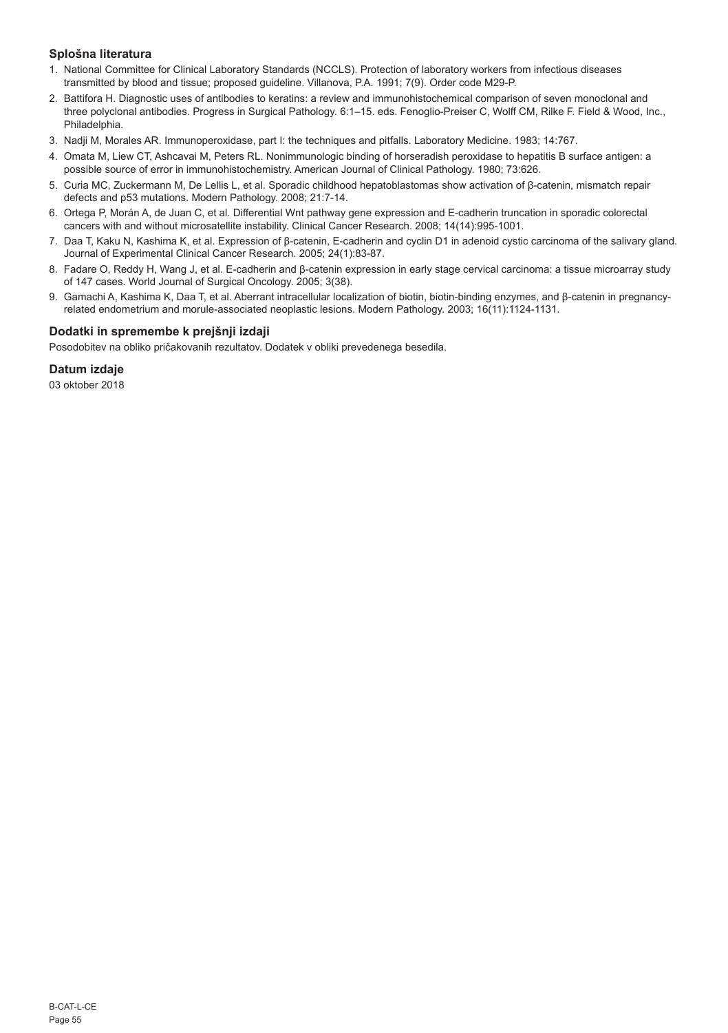## Splošna literatura

1. National Committee for Clinical Laboratory Standards (NCCLS). Protection of laboratory workers from infectious diseases transmitted by blood and tissue; proposed guideline. Villanova, P.A. 1991; 7(9). Order code M29-P.
2. Battifora H. Diagnostic uses of antibodies to keratins: a review and immunohistochemical comparison of seven monoclonal and three polyclonal antibodies. Progress in Surgical Pathology. 6:1–15. eds. Fenoglio-Preiser C, Wolff CM, Rilke F. Field & Wood, Inc., Philadelphia.
3. Nadji M, Morales AR. Immunoperoxidase, part I: the techniques and pitfalls. Laboratory Medicine. 1983; 14:767.
4. Omata M, Liew CT, Ashcavai M, Peters RL. Nonimmunologic binding of horseradish peroxidase to hepatitis B surface antigen: a possible source of error in immunohistochemistry. American Journal of Clinical Pathology. 1980; 73:626.
5. Curia MC, Zuckermann M, De Lellis L, et al. Sporadic childhood hepatoblastomas show activation of β-catenin, mismatch repair defects and p53 mutations. Modern Pathology. 2008; 21:7-14.
6. Ortega P, Morán A, de Juan C, et al. Differential Wnt pathway gene expression and E-cadherin truncation in sporadic colorectal cancers with and without microsatellite instability. Clinical Cancer Research. 2008; 14(14):995-1001.
7. Daa T, Kaku N, Kashima K, et al. Expression of β-catenin, E-cadherin and cyclin D1 in adenoid cystic carcinoma of the salivary gland. Journal of Experimental Clinical Cancer Research. 2005; 24(1):83-87.
8. Fadare O, Reddy H, Wang J, et al. E-cadherin and β-catenin expression in early stage cervical carcinoma: a tissue microarray study of 147 cases. World Journal of Surgical Oncology. 2005; 3(38).
9. Gamachi A, Kashima K, Daa T, et al. Aberrant intracellular localization of biotin, biotin-binding enzymes, and β-catenin in pregnancy-related endometrium and morule-associated neoplastic lesions. Modern Pathology. 2003; 16(11):1124-1131.

## Dodatki in spremembe k prejšnji izdaji

Posodobitev na obliko pričakovanih rezultatov. Dodatek v obliki prevedenega besedila.

## Datum izdaje

03 oktober 2018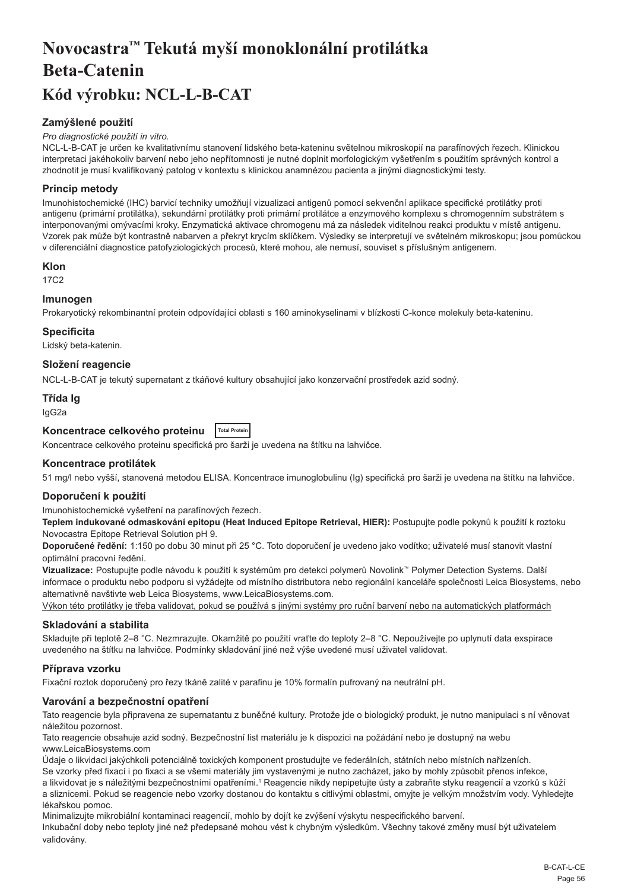# Novocastra™ Tekutá myší monoklonální protilátka Beta-Catenin

# Kód výrobku: NCL-L-B-CAT

### Zamýšlené použití

*Pro diagnostické použití in vitro.*

NCL-L-B-CAT je určen ke kvalitativnímu stanovení lidského beta-kateninu světelnou mikroskopií na parafínových řezech. Klinickou interpretaci jakéhokoliv barvení nebo jeho nepřítomnosti je nutné doplnit morfologickým vyšetřením s použitím správných kontrol a zhodnotit je musí kvalifikovaný patolog v kontextu s klinickou anamnézou pacienta a jinými diagnostickými testy.

### Princip metody

Imunohistochemické (IHC) barvicí techniky umožňují vizualizaci antigenů pomocí sekvenční aplikace specifické protilátky proti antigenu (primární protilátka), sekundární protilátky proti primární protilátce a enzymového komplexu s chromogenním substrátem s interponovanými omývacími kroky. Enzymatická aktivace chromogenu má za následek viditelnou reakci produktu v místě antigenu. Vzorek pak může být kontrastně nabarven a překryt krycím sklíčkem. Výsledky se interpretují ve světelném mikroskopu; jsou pomůckou v diferenciální diagnostice patofyziologických procesů, které mohou, ale nemusí, souviset s příslušným antigenem.

### Klon

17C2

### Imunogen

Prokaryotický rekombinantní protein odpovídající oblasti s 160 aminokyselinami v blízkosti C-konce molekuly beta-kateninu.

### Specificita

Lidský beta-katenin.

### Složení reagencie

NCL-L-B-CAT je tekutý supernatant z tkáňové kultury obsahující jako konzervační prostředek azid sodný.

### Třída Ig

IgG2a

### Koncentrace celkového proteinu Total Protein

Koncentrace celkového proteinu specifická pro šarži je uvedena na štítku na lahvičce.

### Koncentrace protilátek

51 mg/l nebo vyšší, stanovená metodou ELISA. Koncentrace imunoglobulinu (Ig) specifická pro šarži je uvedena na štítku na lahvičce.

### Doporučení k použití

Imunohistochemické vyšetření na parafínových řezech.

**Teplem indukované odmaskování epitopu (Heat Induced Epitope Retrieval, HIER):** Postupujte podle pokynů k použití k roztoku Novocastra Epitope Retrieval Solution pH 9.

**Doporučené ředění:** 1:150 po dobu 30 minut při 25 °C. Toto doporučení je uvedeno jako vodítko; uživatelé musí stanovit vlastní optimální pracovní ředění.

**Vizualizace:** Postupujte podle návodu k použití k systémům pro detekci polymerů Novolink™ Polymer Detection Systems. Další informace o produktu nebo podporu si vyžádejte od místního distributora nebo regionální kanceláře společnosti Leica Biosystems, nebo alternativně navštivte web Leica Biosystems, www.LeicaBiosystems.com.

<u>Výkon této protilátky je třeba validovat, pokud se používá s jinými systémy pro ruční barvení nebo na automatických platformách</u>

### Skladování a stabilita

Skladujte při teplotě 2–8 °C. Nezmrazujte. Okamžitě po použití vraťte do teploty 2–8 °C. Nepoužívejte po uplynutí data exspirace uvedeného na štítku na lahvičce. Podmínky skladování jiné než výše uvedené musí uživatel validovat.

### Příprava vzorku

Fixační roztok doporučený pro řezy tkáně zalité v parafinu je 10% formalín pufrovaný na neutrální pH.

### Varování a bezpečnostní opatření

Tato reagencie byla připravena ze supernatantu z buněčné kultury. Protože jde o biologický produkt, je nutno manipulaci s ní věnovat náležitou pozornost.

Tato reagencie obsahuje azid sodný. Bezpečnostní list materiálu je k dispozici na požádání nebo je dostupný na webu www.LeicaBiosystems.com

Údaje o likvidaci jakýchkoli potenciálně toxických komponent prostudujte ve federálních, státních nebo místních nařízeních.

Se vzorky před fixací i po fixaci a se všemi materiály jim vystavenými je nutno zacházet, jako by mohly způsobit přenos infekce, a likvidovat je s náležitými bezpečnostními opatřeními.[1] Reagencie nikdy nepipetujte ústy a zabraňte styku reagencií a vzorků s kůží a sliznicemi. Pokud se reagencie nebo vzorky dostanou do kontaktu s citlivými oblastmi, omyjte je velkým množstvím vody. Vyhledejte lékařskou pomoc.

Minimalizujte mikrobiální kontaminaci reagencií, mohlo by dojít ke zvýšení výskytu nespecifického barvení.

Inkubační doby nebo teploty jiné než předepsané mohou vést k chybným výsledkům. Všechny takové změny musí být uživatelem validovány.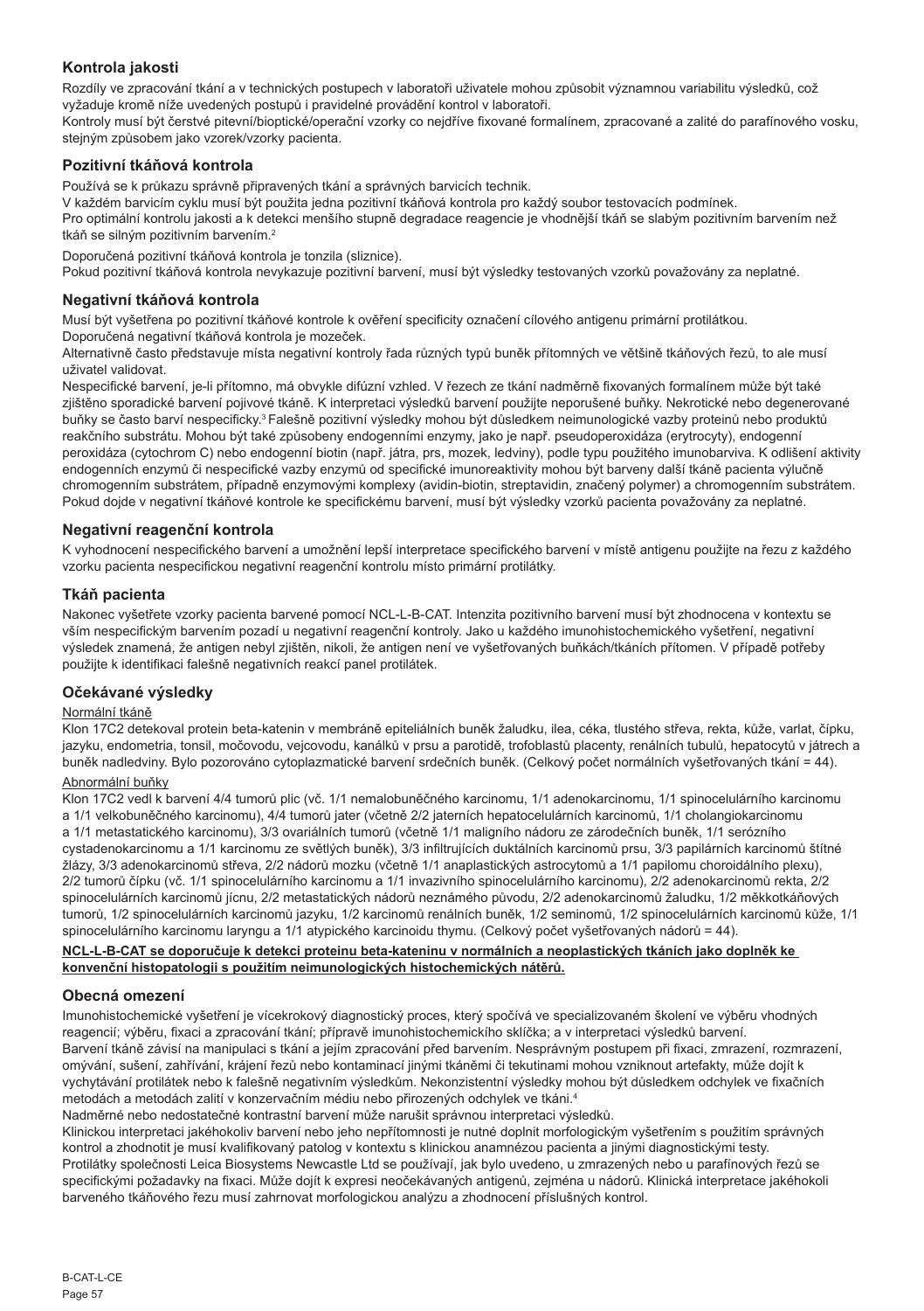## Kontrola jakosti

Rozdíly ve zpracování tkání a v technických postupech v laboratoři uživatele mohou způsobit významnou variabilitu výsledků, což vyžaduje kromě níže uvedených postupů i pravidelné provádění kontrol v laboratoři.
Kontroly musí být čerstvé pitevní/bioptické/operační vzorky co nejdříve fixované formalínem, zpracované a zalité do parafínového vosku, stejným způsobem jako vzorek/vzorky pacienta.

## Pozitivní tkáňová kontrola

Používá se k průkazu správně připravených tkání a správných barvicích technik.
V každém barvicím cyklu musí být použita jedna pozitivní tkáňová kontrola pro každý soubor testovacích podmínek.
Pro optimální kontrolu jakosti a k detekci menšího stupně degradace reagencie je vhodnější tkáň se slabým pozitivním barvením než tkáň se silným pozitivním barvením.[2]

Doporučená pozitivní tkáňová kontrola je tonzila (sliznice).
Pokud pozitivní tkáňová kontrola nevykazuje pozitivní barvení, musí být výsledky testovaných vzorků považovány za neplatné.

## Negativní tkáňová kontrola

Musí být vyšetřena po pozitivní tkáňové kontrole k ověření specificity označení cílového antigenu primární protilátkou.
Doporučená negativní tkáňová kontrola je mozeček.
Alternativně často představuje místa negativní kontroly řada různých typů buněk přítomných ve většině tkáňových řezů, to ale musí uživatel validovat.
Nespecifické barvení, je-li přítomno, má obvykle difúzní vzhled. V řezech ze tkání nadměrně fixovaných formalínem může být také zjištěno sporadické barvení pojivové tkáně. K interpretaci výsledků barvení použijte neporušené buňky. Nekrotické nebo degenerované buňky se často barví nespecificky.[3] Falešně pozitivní výsledky mohou být důsledkem neimunologické vazby proteinů nebo produktů reakčního substrátu. Mohou být také způsobeny endogenními enzymy, jako je např. pseudoperoxidáza (erytrocyty), endogenní peroxidáza (cytochrom C) nebo endogenní biotin (např. játra, prs, mozek, ledviny), podle typu použitého imunobarviva. K odlišení aktivity endogenních enzymů či nespecifické vazby enzymů od specifické imunoreaktivity mohou být barveny další tkáně pacienta výlučně chromogenním substrátem, případně enzymovými komplexy (avidin-biotin, streptavidin, značený polymer) a chromogenním substrátem. Pokud dojde v negativní tkáňové kontrole ke specifickému barvení, musí být výsledky vzorků pacienta považovány za neplatné.

## Negativní reagenční kontrola

K vyhodnocení nespecifického barvení a umožnění lepší interpretace specifického barvení v místě antigenu použijte na řezu z každého vzorku pacienta nespecifickou negativní reagenční kontrolu místo primární protilátky.

## Tkáň pacienta

Nakonec vyšetřete vzorky pacienta barvené pomocí NCL-L-B-CAT. Intenzita pozitivního barvení musí být zhodnocena v kontextu se vším nespecifickým barvením pozadí u negativní reagenční kontroly. Jako u každého imunohistochemického vyšetření, negativní výsledek znamená, že antigen nebyl zjištěn, nikoli, že antigen není ve vyšetřovaných buňkách/tkáních přítomen. V případě potřeby použijte k identifikaci falešně negativních reakcí panel protilátek.

## Očekávané výsledky

Normální tkáně

Klon 17C2 detekoval protein beta-katenin v membráně epiteliálních buněk žaludku, ilea, céka, tlustého střeva, rekta, kůže, varlat, čípku, jazyku, endometria, tonsil, močovodu, vejcovodu, kanálků v prsu a parotidě, trofoblastů placenty, renálních tubulů, hepatocytů v játrech a buněk nadledviny. Bylo pozorováno cytoplazmatické barvení srdečních buněk. (Celkový počet normálních vyšetřovaných tkání = 44).

Abnormální buňky

Klon 17C2 vedl k barvení 4/4 tumorů plic (vč. 1/1 nemalobuněčného karcinomu, 1/1 adenokarcinomu, 1/1 spinocelulárního karcinomu a 1/1 velkobuněčného karcinomu), 4/4 tumorů jater (včetně 2/2 jaterních hepatocelulárních karcinomů, 1/1 cholangiokarcinomu a 1/1 metastatického karcinomu), 3/3 ovariálních tumorů (včetně 1/1 maligního nádoru ze zárodečních buněk, 1/1 serózního cystadenokarcinomu a 1/1 karcinomu ze světlých buněk), 3/3 infiltrujících duktálních karcinomů prsu, 3/3 papilárních karcinomů štítné žlázy, 3/3 adenokarcinomů střeva, 2/2 nádorů mozku (včetně 1/1 anaplastických astrocytomů a 1/1 papilomu choroidálního plexu), 2/2 tumorů čípku (vč. 1/1 spinocelulárního karcinomu a 1/1 invazivního spinocelulárního karcinomu), 2/2 adenokarcinomů rekta, 2/2 spinocelulárních karcinomů jícnu, 2/2 metastatických nádorů neznámého původu, 2/2 adenokarcinomů žaludku, 1/2 měkkotkáňových tumorů, 1/2 spinocelulárních karcinomů jazyku, 1/2 karcinomů renálních buněk, 1/2 seminomů, 1/2 spinocelulárních karcinomů kůže, 1/1 spinocelulárního karcinomu laryngu a 1/1 atypického karcinoidu thymu. (Celkový počet vyšetřovaných nádorů = 44).

**NCL-L-B-CAT se doporučuje k detekci proteinu beta-kateninu v normálních a neoplastických tkáních jako doplněk ke konvenční histopatologii s použitím neimunologických histochemických nátěrů.**

## Obecná omezení

Imunohistochemické vyšetření je vícekrokový diagnostický proces, který spočívá ve specializovaném školení ve výběru vhodných reagencií; výběru, fixaci a zpracování tkání; přípravě imunohistochemického sklíčka; a v interpretaci výsledků barvení.
Barvení tkáně závisí na manipulaci s tkání a jejím zpracování před barvením. Nesprávným postupem při fixaci, zmrazení, rozmrazení, omývání, sušení, zahřívání, krájení řezů nebo kontaminací jinými tkáněmi či tekutinami mohou vzniknout artefakty, může dojít k vychytávání protilátek nebo k falešně negativním výsledkům. Nekonzistentní výsledky mohou být důsledkem odchylek ve fixačních metodách a metodách zalití v konzervačním médiu nebo přirozených odchylek ve tkáni.[4]
Nadměrné nebo nedostatečné kontrastní barvení může narušit správnou interpretaci výsledků.
Klinickou interpretaci jakéhokoliv barvení nebo jeho nepřítomnosti je nutné doplnit morfologickým vyšetřením s použitím správných kontrol a zhodnotit je musí kvalifikovaný patolog v kontextu s klinickou anamnézou pacienta a jinými diagnostickými testy.
Protilátky společnosti Leica Biosystems Newcastle Ltd se používají, jak bylo uvedeno, u zmrazených nebo u parafínových řezů se specifickými požadavky na fixaci. Může dojít k expresi neočekávaných antigenů, zejména u nádorů. Klinická interpretace jakéhokoli barveného tkáňového řezu musí zahrnovat morfologickou analýzu a zhodnocení příslušných kontrol.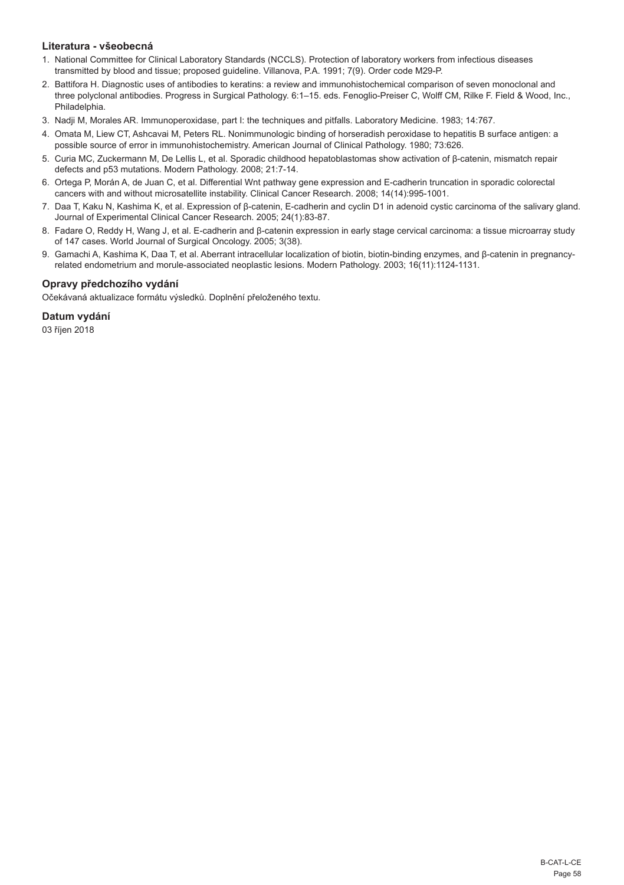## Literatura - všeobecná

1. National Committee for Clinical Laboratory Standards (NCCLS). Protection of laboratory workers from infectious diseases transmitted by blood and tissue; proposed guideline. Villanova, P.A. 1991; 7(9). Order code M29-P.
2. Battifora H. Diagnostic uses of antibodies to keratins: a review and immunohistochemical comparison of seven monoclonal and three polyclonal antibodies. Progress in Surgical Pathology. 6:1–15. eds. Fenoglio-Preiser C, Wolff CM, Rilke F. Field & Wood, Inc., Philadelphia.
3. Nadji M, Morales AR. Immunoperoxidase, part I: the techniques and pitfalls. Laboratory Medicine. 1983; 14:767.
4. Omata M, Liew CT, Ashcavai M, Peters RL. Nonimmunologic binding of horseradish peroxidase to hepatitis B surface antigen: a possible source of error in immunohistochemistry. American Journal of Clinical Pathology. 1980; 73:626.
5. Curia MC, Zuckermann M, De Lellis L, et al. Sporadic childhood hepatoblastomas show activation of β-catenin, mismatch repair defects and p53 mutations. Modern Pathology. 2008; 21:7-14.
6. Ortega P, Morán A, de Juan C, et al. Differential Wnt pathway gene expression and E-cadherin truncation in sporadic colorectal cancers with and without microsatellite instability. Clinical Cancer Research. 2008; 14(14):995-1001.
7. Daa T, Kaku N, Kashima K, et al. Expression of β-catenin, E-cadherin and cyclin D1 in adenoid cystic carcinoma of the salivary gland. Journal of Experimental Clinical Cancer Research. 2005; 24(1):83-87.
8. Fadare O, Reddy H, Wang J, et al. E-cadherin and β-catenin expression in early stage cervical carcinoma: a tissue microarray study of 147 cases. World Journal of Surgical Oncology. 2005; 3(38).
9. Gamachi A, Kashima K, Daa T, et al. Aberrant intracellular localization of biotin, biotin-binding enzymes, and β-catenin in pregnancy-related endometrium and morule-associated neoplastic lesions. Modern Pathology. 2003; 16(11):1124-1131.

## Opravy předchozího vydání

Očekávaná aktualizace formátu výsledků. Doplnění přeloženého textu.

## Datum vydání

03 říjen 2018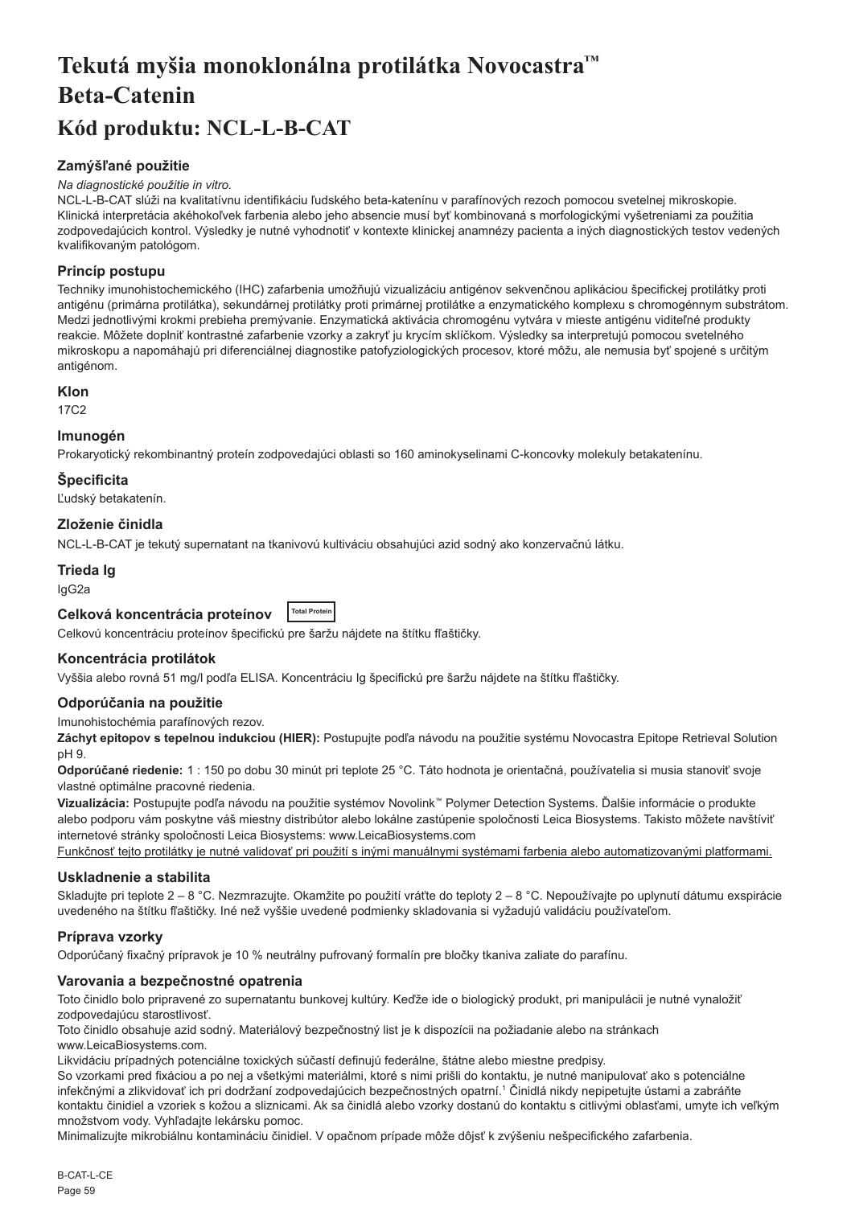# Tekutá myšia monoklonálna protilátka Novocastra™ Beta-Catenin

## Kód produktu: NCL-L-B-CAT

### Zamýšľané použitie

*Na diagnostické použitie in vitro.*

NCL-L-B-CAT slúži na kvalitatívnu identifikáciu ľudského beta-katenínu v parafínových rezoch pomocou svetelnej mikroskopie. Klinická interpretácia akéhokoľvek farbenia alebo jeho absencie musí byť kombinovaná s morfologickými vyšetreniami za použitia zodpovedajúcich kontrol. Výsledky je nutné vyhodnotiť v kontexte klinickej anamnézy pacienta a iných diagnostických testov vedených kvalifikovaným patológom.

### Princíp postupu

Techniky imunohistochemického (IHC) zafarbenia umožňujú vizualizáciu antigénov sekvenčnou aplikáciou špecifickej protilátky proti antigénu (primárna protilátka), sekundárnej protilátky proti primárnej protilátke a enzymatického komplexu s chromogénnym substrátom. Medzi jednotlivými krokmi prebieha premývanie. Enzymatická aktivácia chromogénu vytvára v mieste antigénu viditeľné produkty reakcie. Môžete doplniť kontrastné zafarbenie vzorky a zakryť ju krycím sklíčkom. Výsledky sa interpretujú pomocou svetelného mikroskopu a napomáhajú pri diferenciálnej diagnostike patofyziologických procesov, ktoré môžu, ale nemusia byť spojené s určitým antigénom.

### Klon

17C2

### Imunogén

Prokaryotický rekombinantný proteín zodpovedajúci oblasti so 160 aminokyselinami C-koncovky molekuly betakatenínu.

### Špecificita

Ľudský betakatenín.

### Zloženie činidla

NCL-L-B-CAT je tekutý supernatant na tkanivovú kultiváciu obsahujúci azid sodný ako konzervačnú látku.

### Trieda Ig

IgG2a

### Celková koncentrácia proteínov Total Protein

Celkovú koncentráciu proteínov špecifickú pre šaržu nájdete na štítku fľaštičky.

### Koncentrácia protilátok

Vyššia alebo rovná 51 mg/l podľa ELISA. Koncentráciu Ig špecifickú pre šaržu nájdete na štítku fľaštičky.

### Odporúčania na použitie

Imunohistochémia parafínových rezov.

**Záchyt epitopov s tepelnou indukciou (HIER):** Postupujte podľa návodu na použitie systému Novocastra Epitope Retrieval Solution pH 9.

**Odporúčané riedenie:** 1 : 150 po dobu 30 minút pri teplote 25 °C. Táto hodnota je orientačná, používatelia si musia stanoviť svoje vlastné optimálne pracovné riedenia.

**Vizualizácia:** Postupujte podľa návodu na použitie systémov Novolink™ Polymer Detection Systems. Ďalšie informácie o produkte alebo podporu vám poskytne váš miestny distribútor alebo lokálne zastúpenie spoločnosti Leica Biosystems. Takisto môžete navštíviť internetové stránky spoločnosti Leica Biosystems: www.LeicaBiosystems.com

Funkčnosť tejto protilátky je nutné validovať pri použití s inými manuálnymi systémami farbenia alebo automatizovanými platformami.

### Uskladnenie a stabilita

Skladujte pri teplote 2 – 8 °C. Nezmrazujte. Okamžite po použití vráťte do teploty 2 – 8 °C. Nepoužívajte po uplynutí dátumu exspirácie uvedeného na štítku fľaštičky. Iné než vyššie uvedené podmienky skladovania si vyžadujú validáciu používateľom.

### Príprava vzorky

Odporúčaný fixačný prípravok je 10 % neutrálny pufrovaný formalín pre bločky tkaniva zaliate do parafínu.

### Varovania a bezpečnostné opatrenia

Toto činidlo bolo pripravené zo supernatantu bunkovej kultúry. Keďže ide o biologický produkt, pri manipulácii je nutné vynaložiť zodpovedajúcu starostlivosť.

Toto činidlo obsahuje azid sodný. Materiálový bezpečnostný list je k dispozícii na požiadanie alebo na stránkach www.LeicaBiosystems.com.

Likvidáciu prípadných potenciálne toxických súčastí definujú federálne, štátne alebo miestne predpisy.

So vzorkami pred fixáciou a po nej a všetkými materiálmi, ktoré s nimi prišli do kontaktu, je nutné manipulovať ako s potenciálne infekčnými a zlikvidovať ich pri dodržaní zodpovedajúcich bezpečnostných opatrní.[1] Činidlá nikdy nepipetujte ústami a zabráňte kontaktu činidiel a vzoriek s kožou a sliznicami. Ak sa činidlá alebo vzorky dostanú do kontaktu s citlivými oblasťami, umyte ich veľkým množstvom vody. Vyhľadajte lekársku pomoc.

Minimalizujte mikrobiálnu kontamináciu činidiel. V opačnom prípade môže dôjsť k zvýšeniu nešpecifického zafarbenia.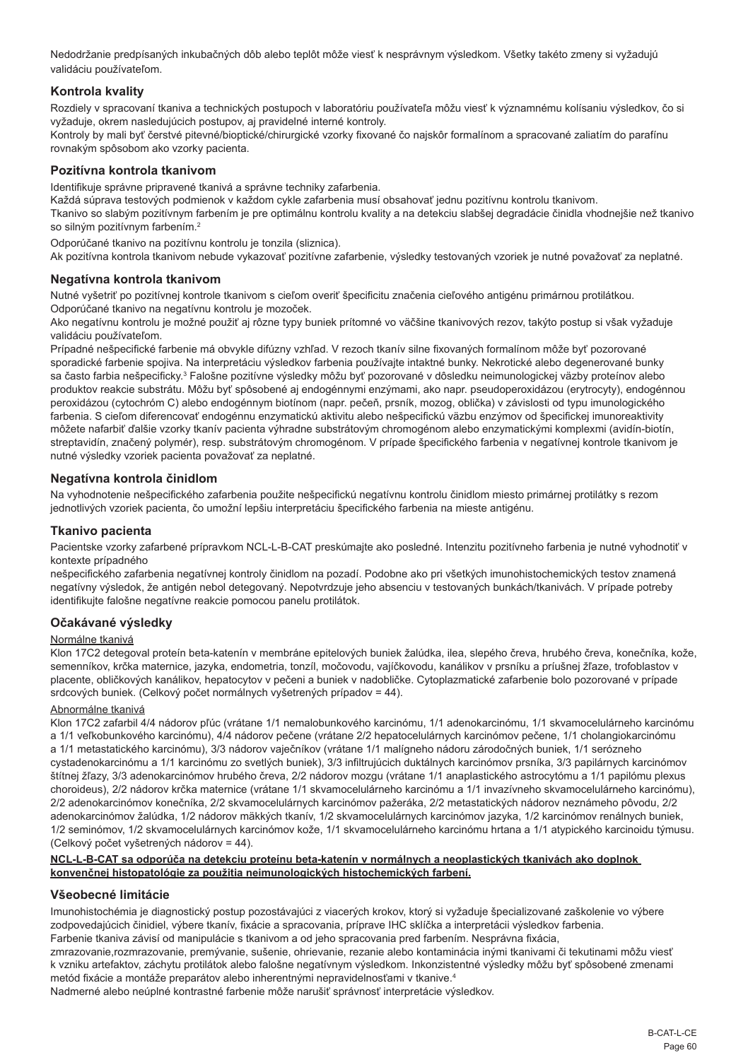Nedodržanie predpísaných inkubačných dôb alebo teplôt môže viesť k nesprávnym výsledkom. Všetky takéto zmeny si vyžadujú validáciu používateľom.

## Kontrola kvality

Rozdiely v spracovaní tkaniva a technických postupoch v laboratóriu používateľa môžu viesť k významnému kolísaniu výsledkov, čo si vyžaduje, okrem nasledujúcich postupov, aj pravidelné interné kontroly.
Kontroly by mali byť čerstvé pitevné/bioptické/chirurgické vzorky fixované čo najskôr formalínom a spracované zaliatím do parafínu rovnakým spôsobom ako vzorky pacienta.

## Pozitívna kontrola tkanivom

Identifikuje správne pripravené tkanivá a správne techniky zafarbenia.
Každá súprava testových podmienok v každom cykle zafarbenia musí obsahovať jednu pozitívnu kontrolu tkanivom.
Tkanivo so slabým pozitívnym farbením je pre optimálnu kontrolu kvality a na detekciu slabšej degradácie činidla vhodnejšie než tkanivo so silným pozitívnym farbením.[2]

Odporúčané tkanivo na pozitívnu kontrolu je tonzila (sliznica).
Ak pozitívna kontrola tkanivom nebude vykazovať pozitívne zafarbenie, výsledky testovaných vzoriek je nutné považovať za neplatné.

## Negatívna kontrola tkanivom

Nutné vyšetriť po pozitívnej kontrole tkanivom s cieľom overiť špecificitu značenia cieľového antigénu primárnou protilátkou.
Odporúčané tkanivo na negatívnu kontrolu je mozoček.
Ako negatívnu kontrolu je možné použiť aj rôzne typy buniek prítomné vo väčšine tkanivových rezov, takýto postup si však vyžaduje validáciu používateľom.
Prípadné nešpecifické farbenie má obvykle difúzny vzhľad. V rezoch tkanív silne fixovaných formalínom môže byť pozorované sporadické farbenie spojiva. Na interpretáciu výsledkov farbenia používajte intaktné bunky. Nekrotické alebo degenerované bunky sa často farbia nešpecificky.[3] Falošne pozitívne výsledky môžu byť pozorované v dôsledku neimunologickej väzby proteínov alebo produktov reakcie substrátu. Môžu byť spôsobené aj endogénnymi enzýmami, ako napr. pseudoperoxidázou (erytrocyty), endogénnou peroxidázou (cytochróm C) alebo endogénnym biotínom (napr. pečeň, prsník, mozog, oblička) v závislosti od typu imunologického farbenia. S cieľom diferencovať endogénnu enzymatickú aktivitu alebo nešpecifickú väzbu enzýmov od špecifickej imunoreaktivity môžete nafarbiť ďalšie vzorky tkanív pacienta výhradne substrátovým chromogénom alebo enzymatickými komplexmi (avidín-biotín, streptavidín, značený polymér), resp. substrátovým chromogénom. V prípade špecifického farbenia v negatívnej kontrole tkanivom je nutné výsledky vzoriek pacienta považovať za neplatné.

## Negatívna kontrola činidlom

Na vyhodnotenie nešpecifického zafarbenia použite nešpecifickú negatívnu kontrolu činidlom miesto primárnej protilátky s rezom jednotlivých vzoriek pacienta, čo umožní lepšiu interpretáciu špecifického farbenia na mieste antigénu.

## Tkanivo pacienta

Pacientske vzorky zafarbené prípravkom NCL-L-B-CAT preskúmajte ako posledné. Intenzitu pozitívneho farbenia je nutné vyhodnotiť v kontexte prípadného
nešpecifického zafarbenia negatívnej kontroly činidlom na pozadí. Podobne ako pri všetkých imunohistochemických testov znamená negatívny výsledok, že antigén nebol detegovaný. Nepotvrdzuje jeho absenciu v testovaných bunkách/tkanivách. V prípade potreby identifikujte falošne negatívne reakcie pomocou panelu protilátok.

## Očakávané výsledky

Normálne tkanivá

Klon 17C2 detegoval proteín beta-katenín v membráne epitelových buniek žalúdka, ilea, slepého čreva, hrubého čreva, konečníka, kože, semenníkov, krčka maternice, jazyka, endometria, tonzíl, močovodu, vajíčkovodu, kanálikov v prsníku a príušnej žľaze, trofoblastov v placente, obličkových kanálikov, hepatocytov v pečeni a buniek v nadobličke. Cytoplazmatické zafarbenie bolo pozorované v prípade srdcových buniek. (Celkový počet normálnych vyšetrených prípadov = 44).

Abnormálne tkanivá

Klon 17C2 zafarbil 4/4 nádorov pľúc (vrátane 1/1 nemalobunkového karcinómu, 1/1 adenokarcinómu, 1/1 skvamocelulárneho karcinómu a 1/1 veľkobunkového karcinómu), 4/4 nádorov pečene (vrátane 2/2 hepatocelulárnych karcinómov pečene, 1/1 cholangiokarcinómu a 1/1 metastatického karcinómu), 3/3 nádorov vaječníkov (vrátane 1/1 malígneho nádoru zárodočných buniek, 1/1 serózneho cystadenokarcinómu a 1/1 karcinómu zo svetlých buniek), 3/3 infiltrujúcich duktálnych karcinómov prsníka, 3/3 papilárnych karcinómov štítnej žľazy, 3/3 adenokarcinómov hrubého čreva, 2/2 nádorov mozgu (vrátane 1/1 anaplastického astrocytómu a 1/1 papilómu plexus choroideus), 2/2 nádorov krčka maternice (vrátane 1/1 skvamocelulárneho karcinómu a 1/1 invazívneho skvamocelulárneho karcinómu), 2/2 adenokarcinómov konečníka, 2/2 skvamocelulárnych karcinómov pažeráka, 2/2 metastatických nádorov neznámeho pôvodu, 2/2 adenokarcinómov žalúdka, 1/2 nádorov mäkkých tkanív, 1/2 skvamocelulárnych karcinómov jazyka, 1/2 karcinómov renálnych buniek, 1/2 seminómov, 1/2 skvamocelulárnych karcinómov kože, 1/1 skvamocelulárneho karcinómu hrtana a 1/1 atypického karcinoidu týmusu. (Celkový počet vyšetrených nádorov = 44).

**NCL-L-B-CAT sa odporúča na detekciu proteínu beta-katenín v normálnych a neoplastických tkanivách ako doplnok konvenčnej histopatológie za použitia neimunologických histochemických farbení.**

## Všeobecné limitácie

Imunohistochémia je diagnostický postup pozostávajúci z viacerých krokov, ktorý si vyžaduje špecializované zaškolenie vo výbere zodpovedajúcich činidiel, výbere tkanív, fixácie a spracovania, príprave IHC sklíčka a interpretácii výsledkov farbenia.
Farbenie tkaniva závisí od manipulácie s tkanivom a od jeho spracovania pred farbením. Nesprávna fixácia, zmrazovanie,rozmrazovanie, premývanie, sušenie, ohrievanie, rezanie alebo kontaminácia inými tkanivami či tekutinami môžu viesť k vzniku artefaktov, záchytu protilátok alebo falošne negatívnym výsledkom. Inkonzistentné výsledky môžu byť spôsobené zmenami metód fixácie a montáže preparátov alebo inherentnými nepravidelnosťami v tkanive.[4]
Nadmerné alebo neúplné kontrastné farbenie môže narušiť správnosť interpretácie výsledkov.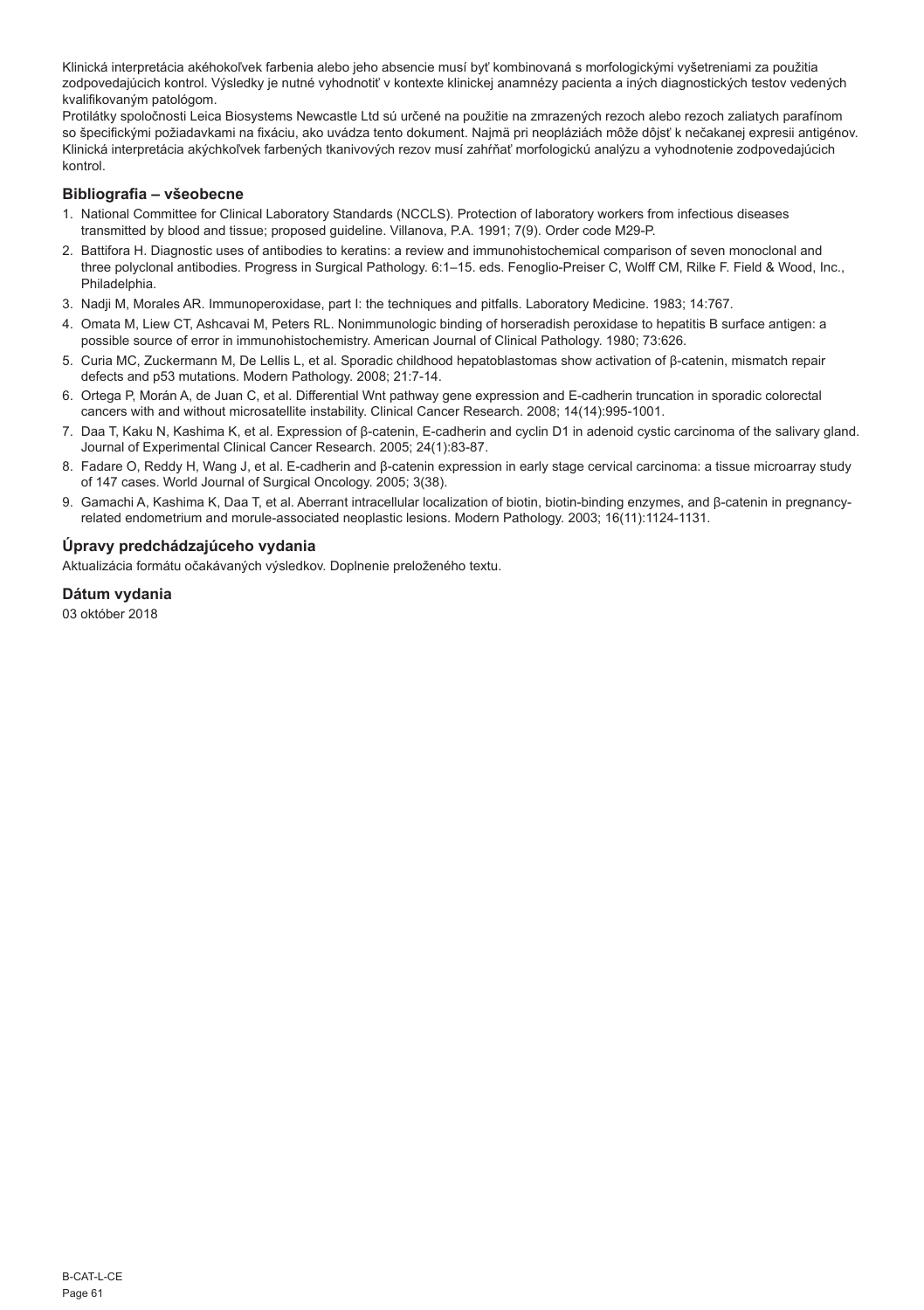Klinická interpretácia akéhokoľvek farbenia alebo jeho absencie musí byť kombinovaná s morfologickými vyšetreniami za použitia zodpovedajúcich kontrol. Výsledky je nutné vyhodnotiť v kontexte klinickej anamnézy pacienta a iných diagnostických testov vedených kvalifikovaným patológom.

Protilátky spoločnosti Leica Biosystems Newcastle Ltd sú určené na použitie na zmrazených rezoch alebo rezoch zaliatych parafínom so špecifickými požiadavkami na fixáciu, ako uvádza tento dokument. Najmä pri neopláziách môže dôjsť k nečakanej expresii antigénov. Klinická interpretácia akýchkoľvek farbených tkanivových rezov musí zahŕňať morfologickú analýzu a vyhodnotenie zodpovedajúcich kontrol.

## Bibliografia – všeobecne

1. National Committee for Clinical Laboratory Standards (NCCLS). Protection of laboratory workers from infectious diseases transmitted by blood and tissue; proposed guideline. Villanova, P.A. 1991; 7(9). Order code M29-P.
2. Battifora H. Diagnostic uses of antibodies to keratins: a review and immunohistochemical comparison of seven monoclonal and three polyclonal antibodies. Progress in Surgical Pathology. 6:1–15. eds. Fenoglio-Preiser C, Wolff CM, Rilke F. Field & Wood, Inc., Philadelphia.
3. Nadji M, Morales AR. Immunoperoxidase, part I: the techniques and pitfalls. Laboratory Medicine. 1983; 14:767.
4. Omata M, Liew CT, Ashcavai M, Peters RL. Nonimmunologic binding of horseradish peroxidase to hepatitis B surface antigen: a possible source of error in immunohistochemistry. American Journal of Clinical Pathology. 1980; 73:626.
5. Curia MC, Zuckermann M, De Lellis L, et al. Sporadic childhood hepatoblastomas show activation of β-catenin, mismatch repair defects and p53 mutations. Modern Pathology. 2008; 21:7-14.
6. Ortega P, Morán A, de Juan C, et al. Differential Wnt pathway gene expression and E-cadherin truncation in sporadic colorectal cancers with and without microsatellite instability. Clinical Cancer Research. 2008; 14(14):995-1001.
7. Daa T, Kaku N, Kashima K, et al. Expression of β-catenin, E-cadherin and cyclin D1 in adenoid cystic carcinoma of the salivary gland. Journal of Experimental Clinical Cancer Research. 2005; 24(1):83-87.
8. Fadare O, Reddy H, Wang J, et al. E-cadherin and β-catenin expression in early stage cervical carcinoma: a tissue microarray study of 147 cases. World Journal of Surgical Oncology. 2005; 3(38).
9. Gamachi A, Kashima K, Daa T, et al. Aberrant intracellular localization of biotin, biotin-binding enzymes, and β-catenin in pregnancy-related endometrium and morule-associated neoplastic lesions. Modern Pathology. 2003; 16(11):1124-1131.

## Úpravy predchádzajúceho vydania

Aktualizácia formátu očakávaných výsledkov. Doplnenie preloženého textu.

## Dátum vydania

03 október 2018

B-CAT-L-CE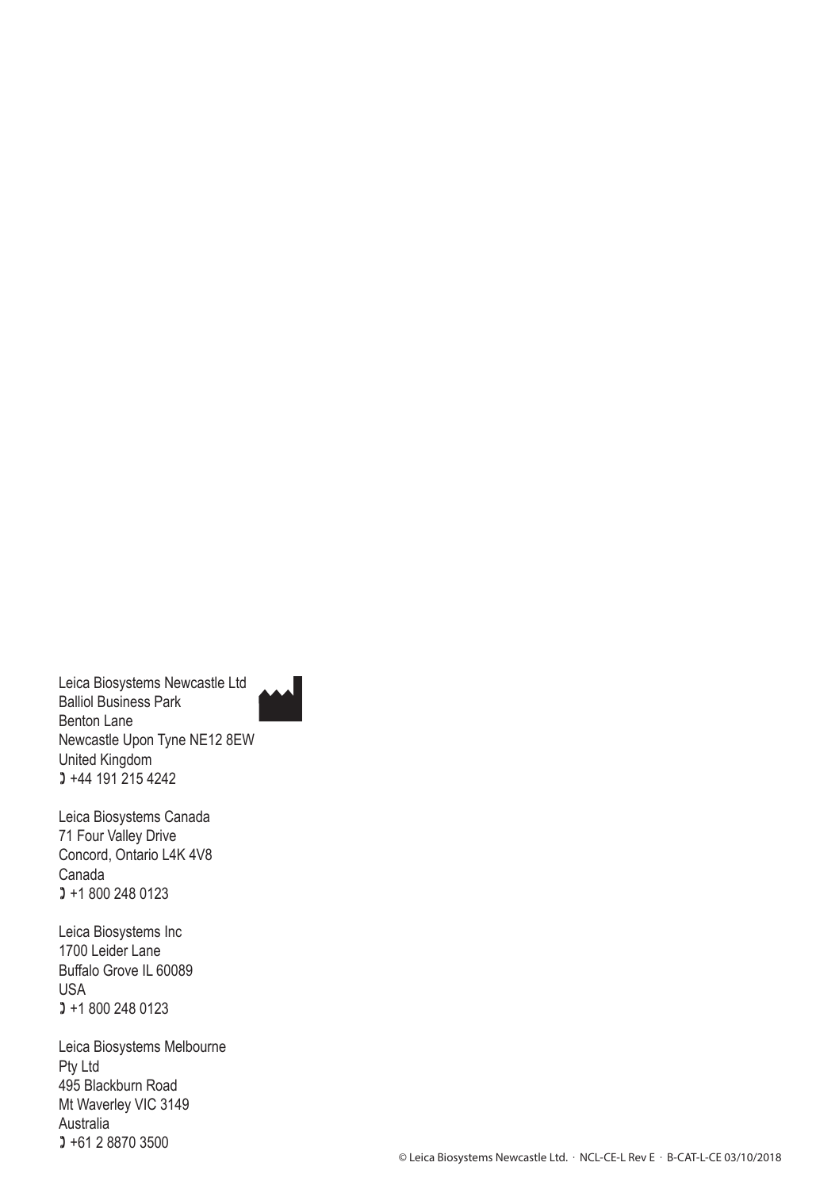Leica Biosystems Newcastle Ltd
Balliol Business Park
Benton Lane
Newcastle Upon Tyne NE12 8EW
United Kingdom
☎ +44 191 215 4242

Leica Biosystems Canada
71 Four Valley Drive
Concord, Ontario L4K 4V8
Canada
☎ +1 800 248 0123

Leica Biosystems Inc
1700 Leider Lane
Buffalo Grove IL 60089
USA
☎ +1 800 248 0123

Leica Biosystems Melbourne
Pty Ltd
495 Blackburn Road
Mt Waverley VIC 3149
Australia
☎ +61 2 8870 3500

© Leica Biosystems Newcastle Ltd. · NCL-CE-L Rev E · B-CAT-L-CE 03/10/2018